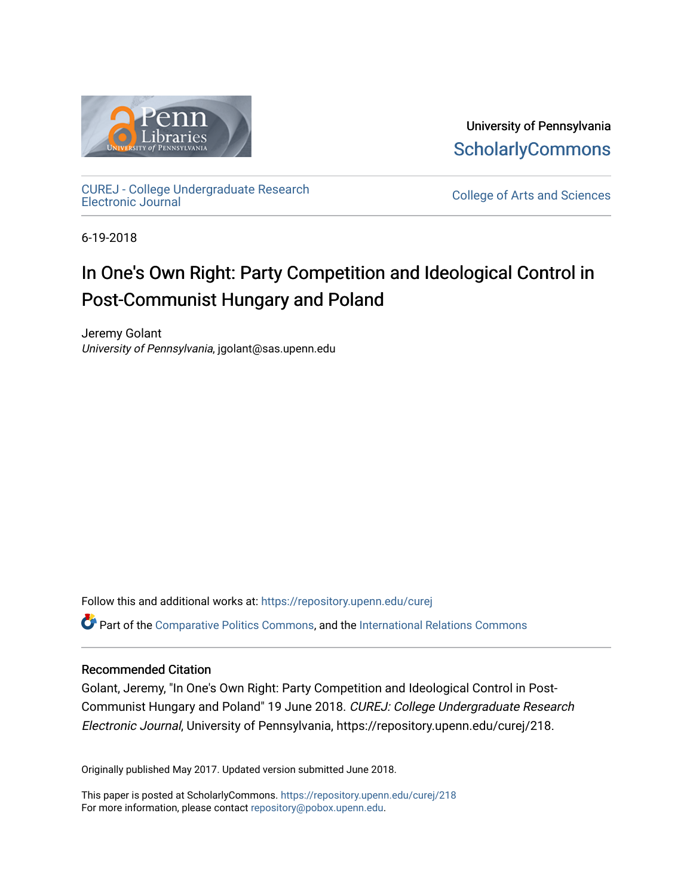University of Pennsylvania
**ScholarlyCommons**

CUREJ - College Undergraduate Research Electronic Journal

College of Arts and Sciences

6-19-2018

# In One's Own Right: Party Competition and Ideological Control in Post-Communist Hungary and Poland

Jeremy Golant
*University of Pennsylvania*, jgolant@sas.upenn.edu

Follow this and additional works at: https://repository.upenn.edu/curej

Part of the Comparative Politics Commons, and the International Relations Commons

## Recommended Citation

Golant, Jeremy, "In One's Own Right: Party Competition and Ideological Control in Post-Communist Hungary and Poland" 19 June 2018. *CUREJ: College Undergraduate Research Electronic Journal*, University of Pennsylvania, https://repository.upenn.edu/curej/218.

Originally published May 2017. Updated version submitted June 2018.

This paper is posted at ScholarlyCommons. https://repository.upenn.edu/curej/218
For more information, please contact repository@pobox.upenn.edu.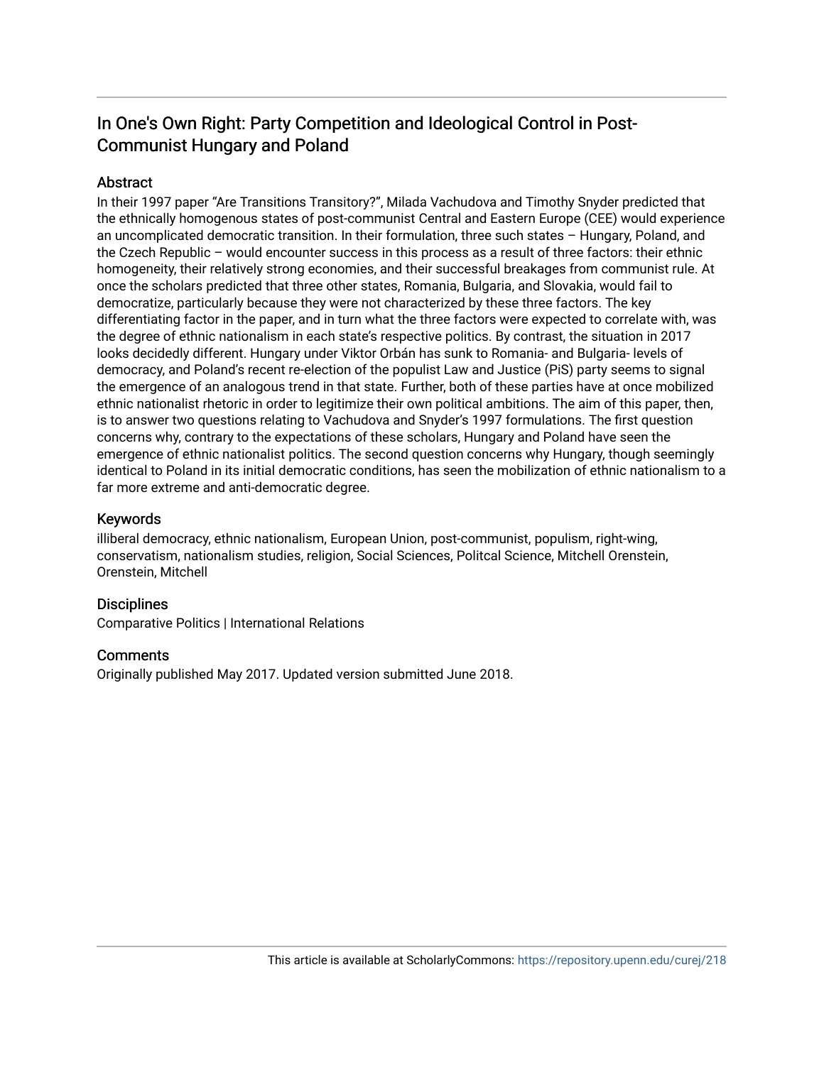# In One's Own Right: Party Competition and Ideological Control in Post-Communist Hungary and Poland

## Abstract

In their 1997 paper "Are Transitions Transitory?", Milada Vachudova and Timothy Snyder predicted that the ethnically homogenous states of post-communist Central and Eastern Europe (CEE) would experience an uncomplicated democratic transition. In their formulation, three such states – Hungary, Poland, and the Czech Republic – would encounter success in this process as a result of three factors: their ethnic homogeneity, their relatively strong economies, and their successful breakages from communist rule. At once the scholars predicted that three other states, Romania, Bulgaria, and Slovakia, would fail to democratize, particularly because they were not characterized by these three factors. The key differentiating factor in the paper, and in turn what the three factors were expected to correlate with, was the degree of ethnic nationalism in each state's respective politics. By contrast, the situation in 2017 looks decidedly different. Hungary under Viktor Orbán has sunk to Romania- and Bulgaria- levels of democracy, and Poland's recent re-election of the populist Law and Justice (PiS) party seems to signal the emergence of an analogous trend in that state. Further, both of these parties have at once mobilized ethnic nationalist rhetoric in order to legitimize their own political ambitions. The aim of this paper, then, is to answer two questions relating to Vachudova and Snyder's 1997 formulations. The first question concerns why, contrary to the expectations of these scholars, Hungary and Poland have seen the emergence of ethnic nationalist politics. The second question concerns why Hungary, though seemingly identical to Poland in its initial democratic conditions, has seen the mobilization of ethnic nationalism to a far more extreme and anti-democratic degree.

## Keywords

illiberal democracy, ethnic nationalism, European Union, post-communist, populism, right-wing, conservatism, nationalism studies, religion, Social Sciences, Politcal Science, Mitchell Orenstein, Orenstein, Mitchell

## Disciplines

Comparative Politics | International Relations

## Comments

Originally published May 2017. Updated version submitted June 2018.

This article is available at ScholarlyCommons: https://repository.upenn.edu/curej/218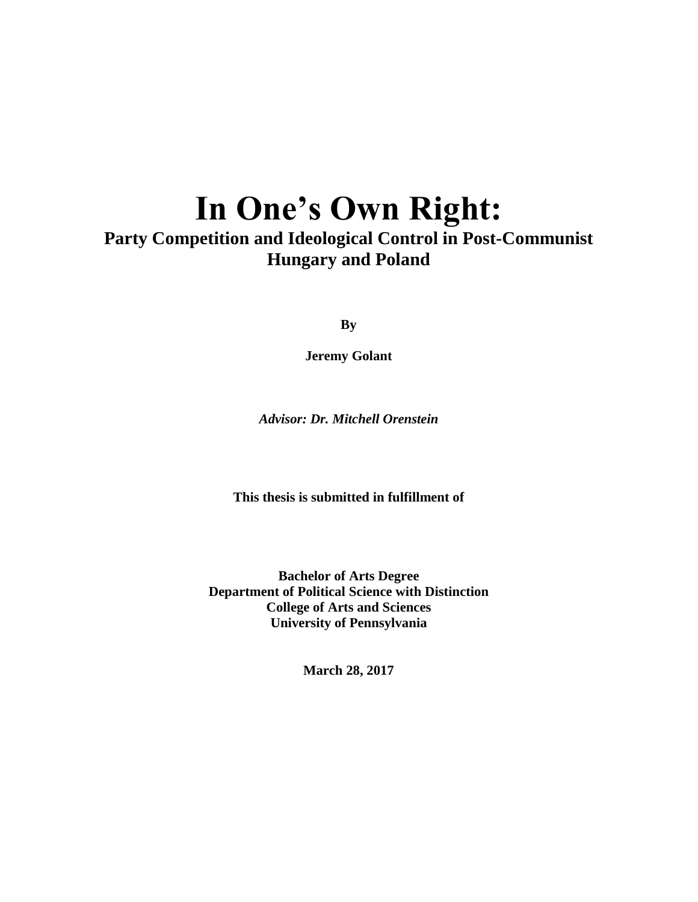# In One's Own Right:

## Party Competition and Ideological Control in Post-Communist Hungary and Poland

**By**

**Jeremy Golant**

***Advisor: Dr. Mitchell Orenstein***

**This thesis is submitted in fulfillment of**

**Bachelor of Arts Degree**
**Department of Political Science with Distinction**
**College of Arts and Sciences**
**University of Pennsylvania**

**March 28, 2017**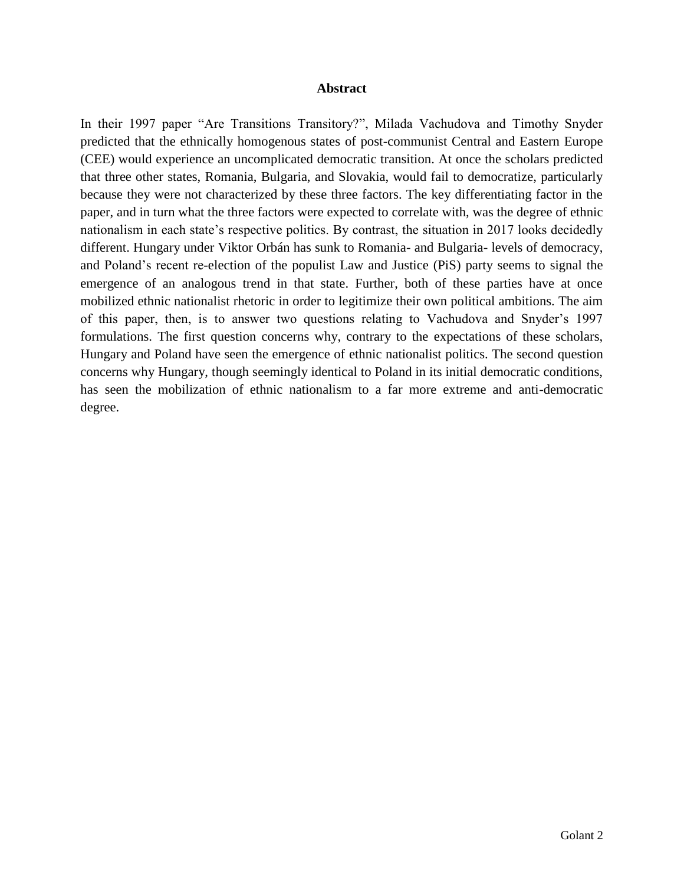## Abstract

In their 1997 paper "Are Transitions Transitory?", Milada Vachudova and Timothy Snyder predicted that the ethnically homogenous states of post-communist Central and Eastern Europe (CEE) would experience an uncomplicated democratic transition. At once the scholars predicted that three other states, Romania, Bulgaria, and Slovakia, would fail to democratize, particularly because they were not characterized by these three factors. The key differentiating factor in the paper, and in turn what the three factors were expected to correlate with, was the degree of ethnic nationalism in each state's respective politics. By contrast, the situation in 2017 looks decidedly different. Hungary under Viktor Orbán has sunk to Romania- and Bulgaria- levels of democracy, and Poland's recent re-election of the populist Law and Justice (PiS) party seems to signal the emergence of an analogous trend in that state. Further, both of these parties have at once mobilized ethnic nationalist rhetoric in order to legitimize their own political ambitions. The aim of this paper, then, is to answer two questions relating to Vachudova and Snyder's 1997 formulations. The first question concerns why, contrary to the expectations of these scholars, Hungary and Poland have seen the emergence of ethnic nationalist politics. The second question concerns why Hungary, though seemingly identical to Poland in its initial democratic conditions, has seen the mobilization of ethnic nationalism to a far more extreme and anti-democratic degree.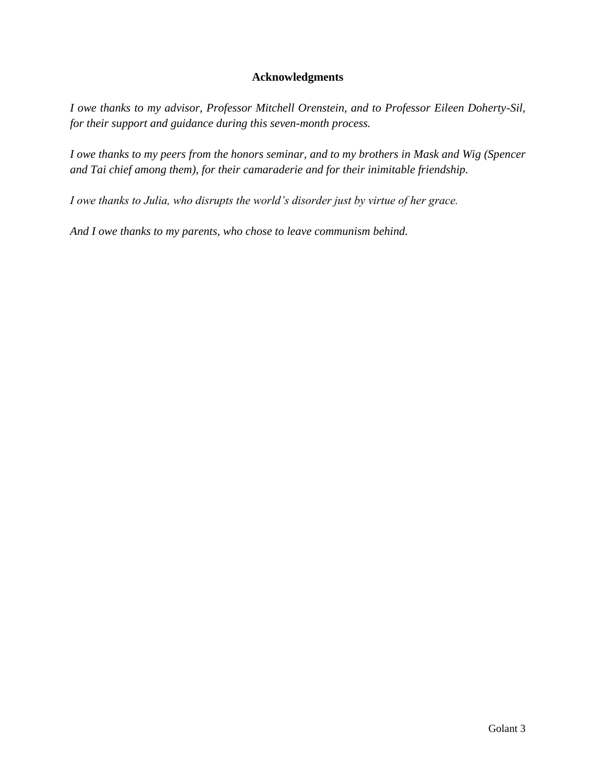## Acknowledgments

*I owe thanks to my advisor, Professor Mitchell Orenstein, and to Professor Eileen Doherty-Sil, for their support and guidance during this seven-month process.*

*I owe thanks to my peers from the honors seminar, and to my brothers in Mask and Wig (Spencer and Tai chief among them), for their camaraderie and for their inimitable friendship.*

*I owe thanks to Julia, who disrupts the world's disorder just by virtue of her grace.*

*And I owe thanks to my parents, who chose to leave communism behind.*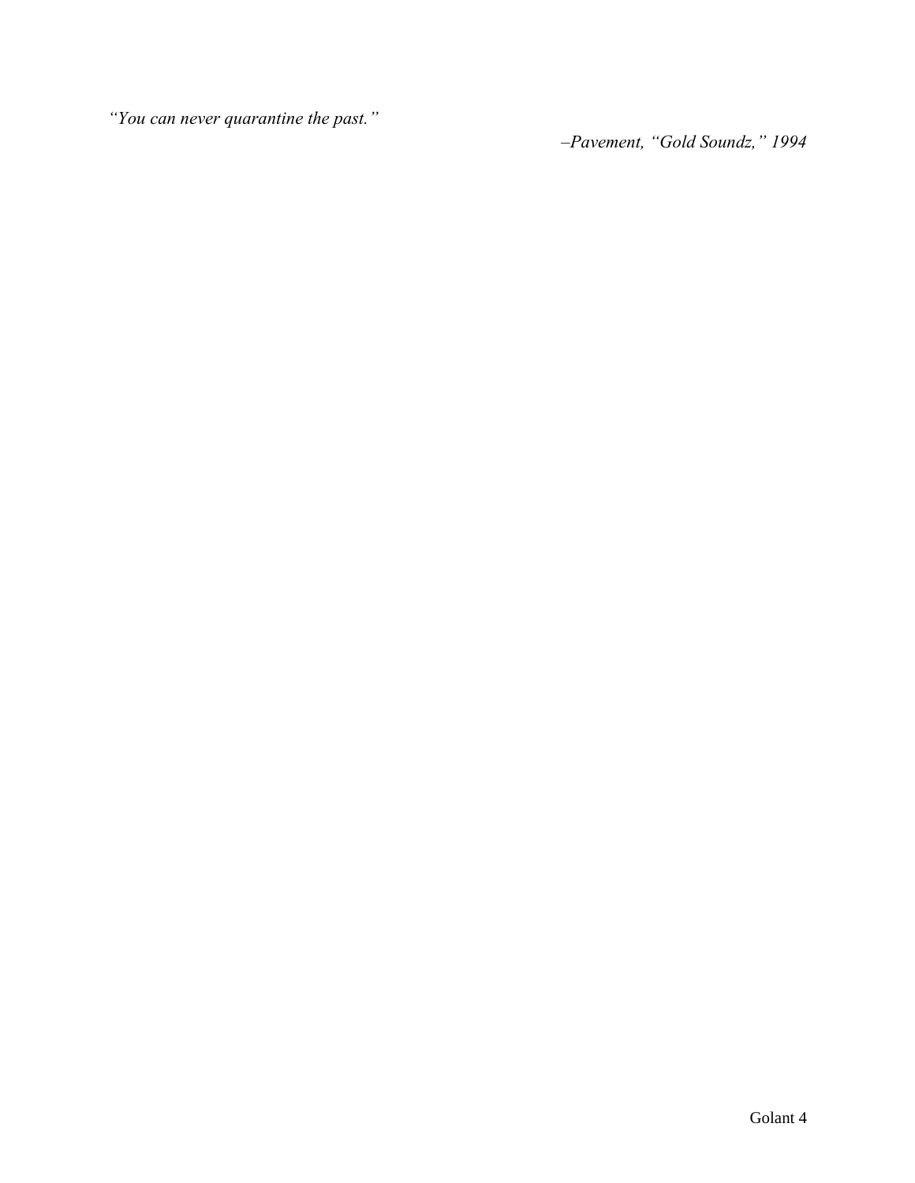*"You can never quarantine the past."*

*–Pavement, "Gold Soundz," 1994*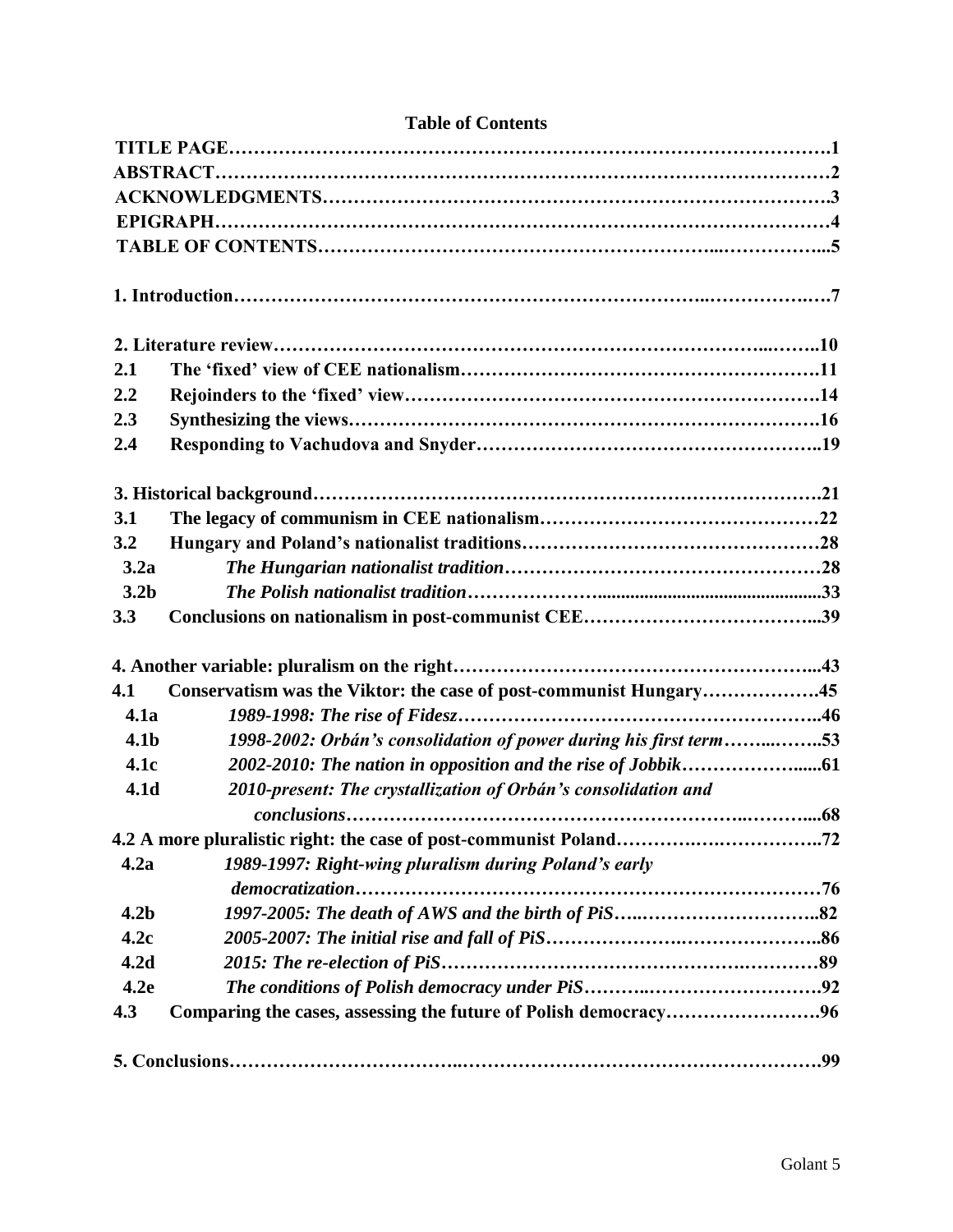# Table of Contents

**TITLE PAGE……………………………………………………………………………………1**
**ABSTRACT……………………………………………………………………………………2**
**ACKNOWLEDGMENTS…………………………………………………………………….3**
**EPIGRAPH……………………………………………………………………………………4**
**TABLE OF CONTENTS………………………………………………...……………...5**

**1. Introduction……………………………………………………………..……………..…7**

**2. Literature review…………………………………………………………………...……..10**
**2.1 The 'fixed' view of CEE nationalism……………………………………………….11**
**2.2 Rejoinders to the 'fixed' view……………………………………………………….14**
**2.3 Synthesizing the views……………………………………………………………….16**
**2.4 Responding to Vachudova and Snyder……………………………………………..19**

**3. Historical background………………………………………………………………….21**
**3.1 The legacy of communism in CEE nationalism…………………………………22**
**3.2 Hungary and Poland's nationalist traditions……………………………………28**
**3.2a** ***The Hungarian nationalist tradition*……………………………………28**
**3.2b** ***The Polish nationalist tradition*……………………..................................33**
**3.3 Conclusions on nationalism in post-communist CEE………………………...39**

**4. Another variable: pluralism on the right…………………………………………...43**
**4.1 Conservatism was the Viktor: the case of post-communist Hungary……………….45**
**4.1a** ***1989-1998: The rise of Fidesz*…………………………………………………..46**
**4.1b** ***1998-2002: Orbán's consolidation of power during his first term*……..……..53**
**4.1c** ***2002-2010: The nation in opposition and the rise of Jobbik*……………….....61**
**4.1d** ***2010-present: The crystallization of Orbán's consolidation and conclusions*…………………………………………………..………....68**
**4.2 A more pluralistic right: the case of post-communist Poland…………….…………..72**
**4.2a** ***1989-1997: Right-wing pluralism during Poland's early democratization*……………………………………………………………76**
**4.2b** ***1997-2005: The death of AWS and the birth of PiS*…..………………………..82**
**4.2c** ***2005-2007: The initial rise and fall of PiS*………………….…………………..86**
**4.2d** ***2015: The re-election of PiS*………………………………………….…………89**
**4.2e** ***The conditions of Polish democracy under PiS*……….………………………92**
**4.3 Comparing the cases, assessing the future of Polish democracy…………………….96**

**5. Conclusions……………………………..……………………………………………….99**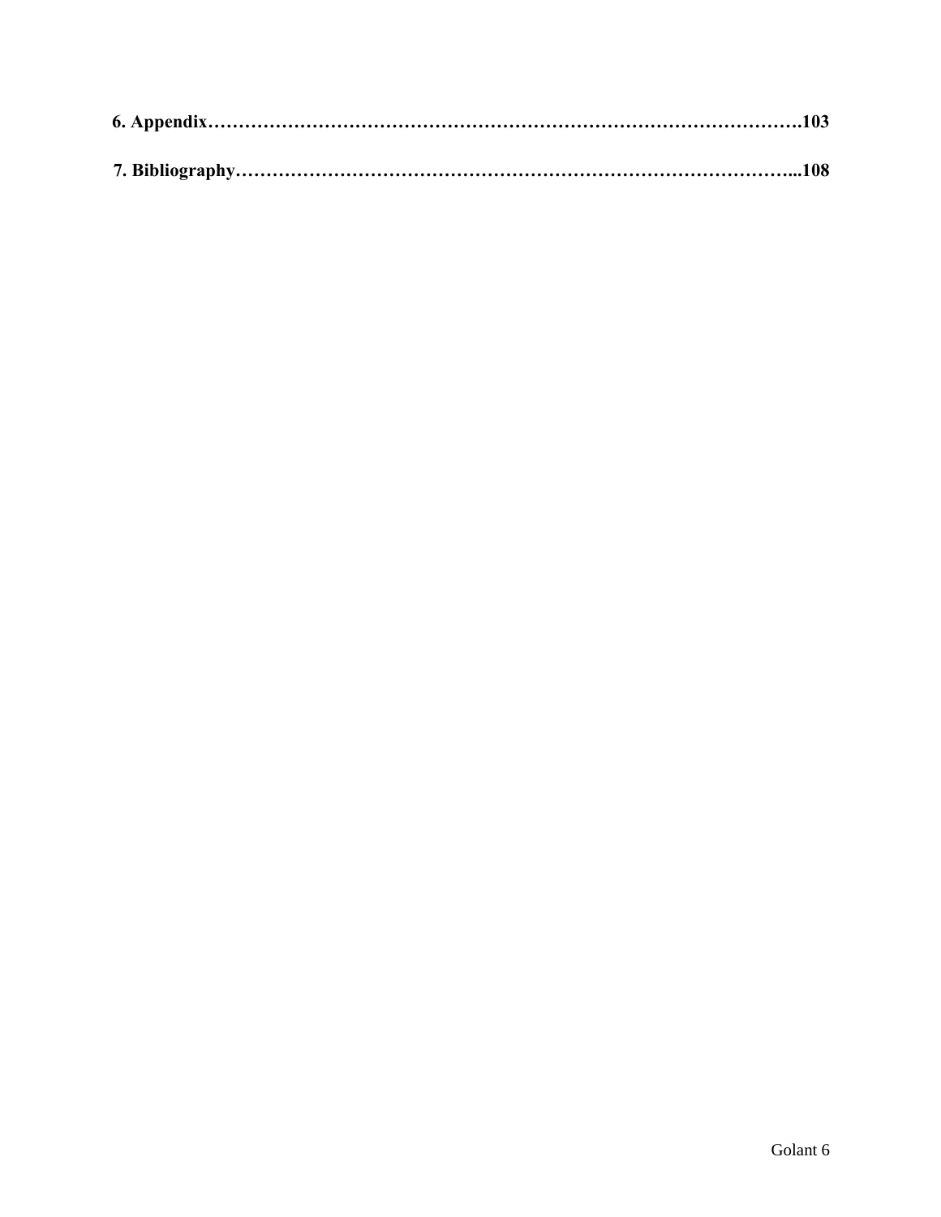**6. Appendix……………………………………………………………………………………….103**

**7. Bibliography……………………………………………………………………………...108**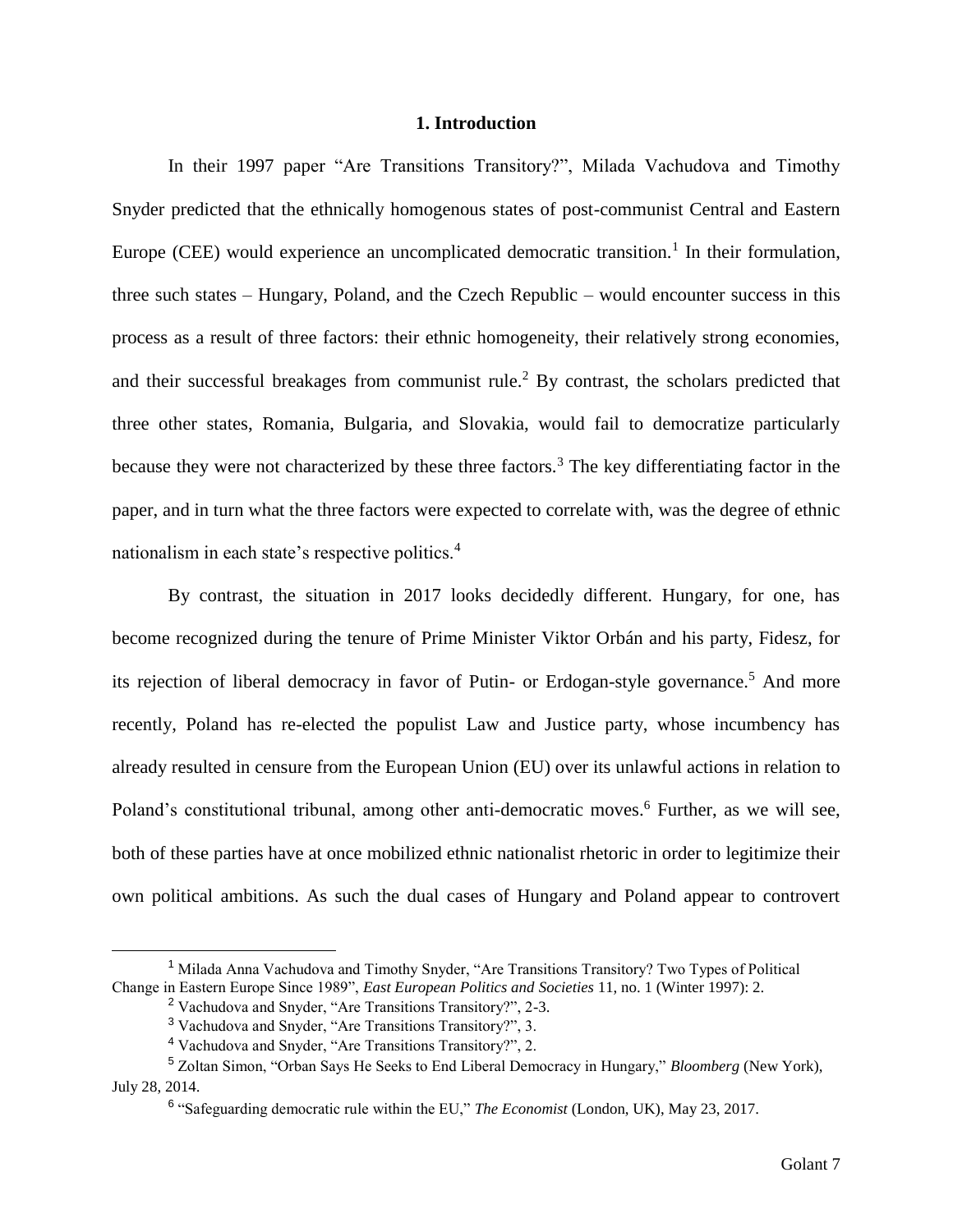## 1. Introduction

In their 1997 paper "Are Transitions Transitory?", Milada Vachudova and Timothy Snyder predicted that the ethnically homogenous states of post-communist Central and Eastern Europe (CEE) would experience an uncomplicated democratic transition.[1] In their formulation, three such states – Hungary, Poland, and the Czech Republic – would encounter success in this process as a result of three factors: their ethnic homogeneity, their relatively strong economies, and their successful breakages from communist rule.[2] By contrast, the scholars predicted that three other states, Romania, Bulgaria, and Slovakia, would fail to democratize particularly because they were not characterized by these three factors.[3] The key differentiating factor in the paper, and in turn what the three factors were expected to correlate with, was the degree of ethnic nationalism in each state's respective politics.[4]

By contrast, the situation in 2017 looks decidedly different. Hungary, for one, has become recognized during the tenure of Prime Minister Viktor Orbán and his party, Fidesz, for its rejection of liberal democracy in favor of Putin- or Erdogan-style governance.[5] And more recently, Poland has re-elected the populist Law and Justice party, whose incumbency has already resulted in censure from the European Union (EU) over its unlawful actions in relation to Poland's constitutional tribunal, among other anti-democratic moves.[6] Further, as we will see, both of these parties have at once mobilized ethnic nationalist rhetoric in order to legitimize their own political ambitions. As such the dual cases of Hungary and Poland appear to controvert

---

[1] Milada Anna Vachudova and Timothy Snyder, "Are Transitions Transitory? Two Types of Political Change in Eastern Europe Since 1989", *East European Politics and Societies* 11, no. 1 (Winter 1997): 2.

[2] Vachudova and Snyder, "Are Transitions Transitory?", 2-3.

[3] Vachudova and Snyder, "Are Transitions Transitory?", 3.

[4] Vachudova and Snyder, "Are Transitions Transitory?", 2.

[5] Zoltan Simon, "Orban Says He Seeks to End Liberal Democracy in Hungary," *Bloomberg* (New York), July 28, 2014.

[6] "Safeguarding democratic rule within the EU," *The Economist* (London, UK), May 23, 2017.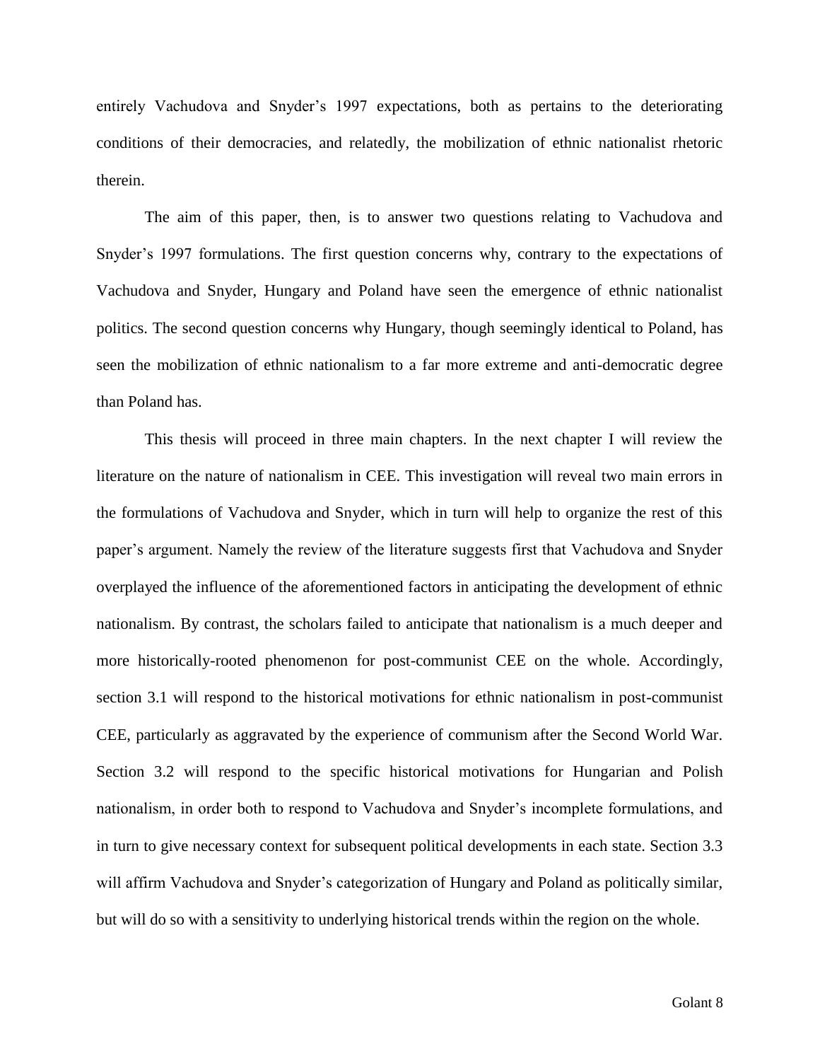entirely Vachudova and Snyder's 1997 expectations, both as pertains to the deteriorating conditions of their democracies, and relatedly, the mobilization of ethnic nationalist rhetoric therein.

The aim of this paper, then, is to answer two questions relating to Vachudova and Snyder's 1997 formulations. The first question concerns why, contrary to the expectations of Vachudova and Snyder, Hungary and Poland have seen the emergence of ethnic nationalist politics. The second question concerns why Hungary, though seemingly identical to Poland, has seen the mobilization of ethnic nationalism to a far more extreme and anti-democratic degree than Poland has.

This thesis will proceed in three main chapters. In the next chapter I will review the literature on the nature of nationalism in CEE. This investigation will reveal two main errors in the formulations of Vachudova and Snyder, which in turn will help to organize the rest of this paper's argument. Namely the review of the literature suggests first that Vachudova and Snyder overplayed the influence of the aforementioned factors in anticipating the development of ethnic nationalism. By contrast, the scholars failed to anticipate that nationalism is a much deeper and more historically-rooted phenomenon for post-communist CEE on the whole. Accordingly, section 3.1 will respond to the historical motivations for ethnic nationalism in post-communist CEE, particularly as aggravated by the experience of communism after the Second World War. Section 3.2 will respond to the specific historical motivations for Hungarian and Polish nationalism, in order both to respond to Vachudova and Snyder's incomplete formulations, and in turn to give necessary context for subsequent political developments in each state. Section 3.3 will affirm Vachudova and Snyder's categorization of Hungary and Poland as politically similar, but will do so with a sensitivity to underlying historical trends within the region on the whole.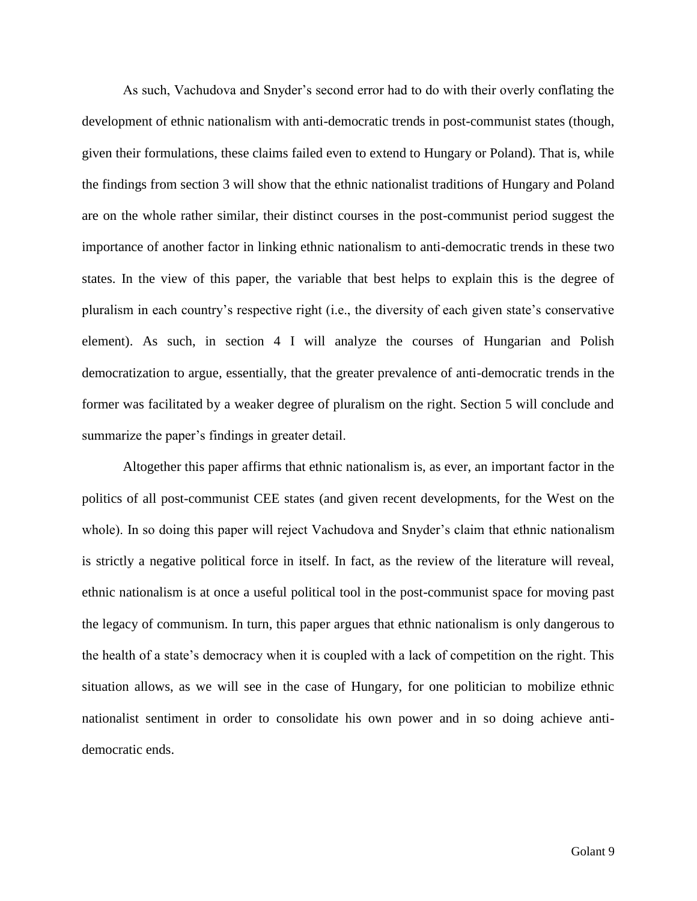As such, Vachudova and Snyder's second error had to do with their overly conflating the development of ethnic nationalism with anti-democratic trends in post-communist states (though, given their formulations, these claims failed even to extend to Hungary or Poland). That is, while the findings from section 3 will show that the ethnic nationalist traditions of Hungary and Poland are on the whole rather similar, their distinct courses in the post-communist period suggest the importance of another factor in linking ethnic nationalism to anti-democratic trends in these two states. In the view of this paper, the variable that best helps to explain this is the degree of pluralism in each country's respective right (i.e., the diversity of each given state's conservative element). As such, in section 4 I will analyze the courses of Hungarian and Polish democratization to argue, essentially, that the greater prevalence of anti-democratic trends in the former was facilitated by a weaker degree of pluralism on the right. Section 5 will conclude and summarize the paper's findings in greater detail.

Altogether this paper affirms that ethnic nationalism is, as ever, an important factor in the politics of all post-communist CEE states (and given recent developments, for the West on the whole). In so doing this paper will reject Vachudova and Snyder's claim that ethnic nationalism is strictly a negative political force in itself. In fact, as the review of the literature will reveal, ethnic nationalism is at once a useful political tool in the post-communist space for moving past the legacy of communism. In turn, this paper argues that ethnic nationalism is only dangerous to the health of a state's democracy when it is coupled with a lack of competition on the right. This situation allows, as we will see in the case of Hungary, for one politician to mobilize ethnic nationalist sentiment in order to consolidate his own power and in so doing achieve anti-democratic ends.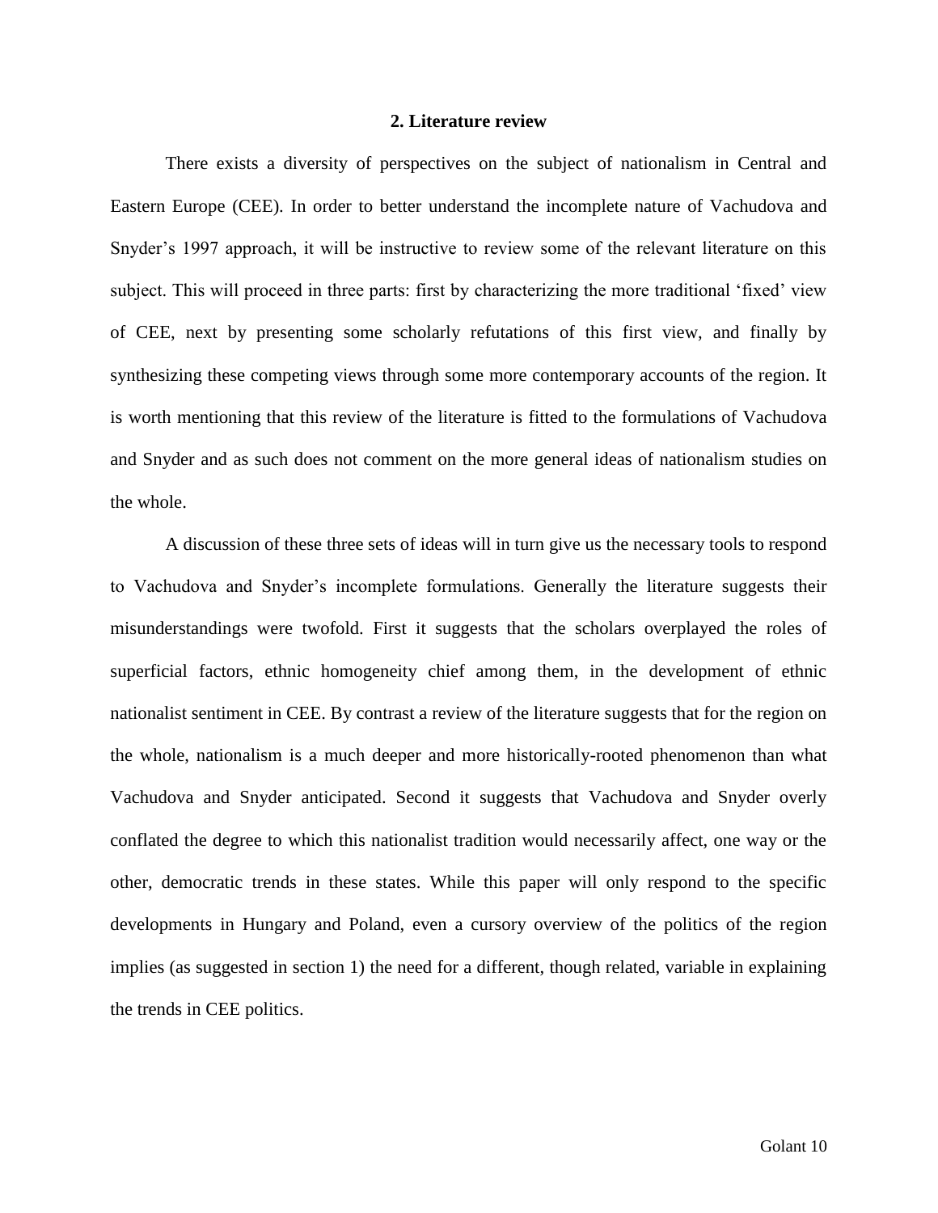## 2. Literature review

There exists a diversity of perspectives on the subject of nationalism in Central and Eastern Europe (CEE). In order to better understand the incomplete nature of Vachudova and Snyder's 1997 approach, it will be instructive to review some of the relevant literature on this subject. This will proceed in three parts: first by characterizing the more traditional 'fixed' view of CEE, next by presenting some scholarly refutations of this first view, and finally by synthesizing these competing views through some more contemporary accounts of the region. It is worth mentioning that this review of the literature is fitted to the formulations of Vachudova and Snyder and as such does not comment on the more general ideas of nationalism studies on the whole.

A discussion of these three sets of ideas will in turn give us the necessary tools to respond to Vachudova and Snyder's incomplete formulations. Generally the literature suggests their misunderstandings were twofold. First it suggests that the scholars overplayed the roles of superficial factors, ethnic homogeneity chief among them, in the development of ethnic nationalist sentiment in CEE. By contrast a review of the literature suggests that for the region on the whole, nationalism is a much deeper and more historically-rooted phenomenon than what Vachudova and Snyder anticipated. Second it suggests that Vachudova and Snyder overly conflated the degree to which this nationalist tradition would necessarily affect, one way or the other, democratic trends in these states. While this paper will only respond to the specific developments in Hungary and Poland, even a cursory overview of the politics of the region implies (as suggested in section 1) the need for a different, though related, variable in explaining the trends in CEE politics.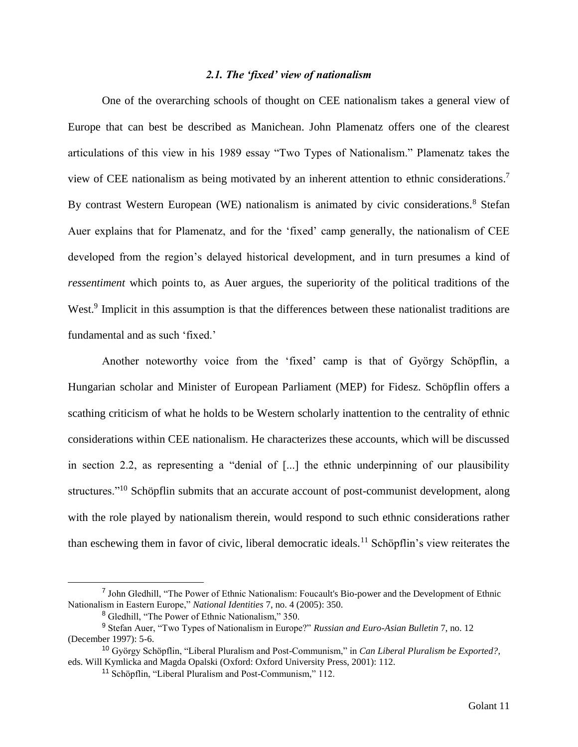### *2.1. The 'fixed' view of nationalism*

One of the overarching schools of thought on CEE nationalism takes a general view of Europe that can best be described as Manichean. John Plamenatz offers one of the clearest articulations of this view in his 1989 essay "Two Types of Nationalism." Plamenatz takes the view of CEE nationalism as being motivated by an inherent attention to ethnic considerations.[7] By contrast Western European (WE) nationalism is animated by civic considerations.[8] Stefan Auer explains that for Plamenatz, and for the 'fixed' camp generally, the nationalism of CEE developed from the region's delayed historical development, and in turn presumes a kind of *ressentiment* which points to, as Auer argues, the superiority of the political traditions of the West.[9] Implicit in this assumption is that the differences between these nationalist traditions are fundamental and as such 'fixed.'

Another noteworthy voice from the 'fixed' camp is that of György Schöpflin, a Hungarian scholar and Minister of European Parliament (MEP) for Fidesz. Schöpflin offers a scathing criticism of what he holds to be Western scholarly inattention to the centrality of ethnic considerations within CEE nationalism. He characterizes these accounts, which will be discussed in section 2.2, as representing a "denial of [...] the ethnic underpinning of our plausibility structures."[10] Schöpflin submits that an accurate account of post-communist development, along with the role played by nationalism therein, would respond to such ethnic considerations rather than eschewing them in favor of civic, liberal democratic ideals.[11] Schöpflin's view reiterates the

---

[7] John Gledhill, "The Power of Ethnic Nationalism: Foucault's Bio-power and the Development of Ethnic Nationalism in Eastern Europe," *National Identities* 7, no. 4 (2005): 350.

[8] Gledhill, "The Power of Ethnic Nationalism," 350.

[9] Stefan Auer, "Two Types of Nationalism in Europe?" *Russian and Euro-Asian Bulletin* 7, no. 12 (December 1997): 5-6.

[10] György Schöpflin, "Liberal Pluralism and Post-Communism," in *Can Liberal Pluralism be Exported?*, eds. Will Kymlicka and Magda Opalski (Oxford: Oxford University Press, 2001): 112.

[11] Schöpflin, "Liberal Pluralism and Post-Communism," 112.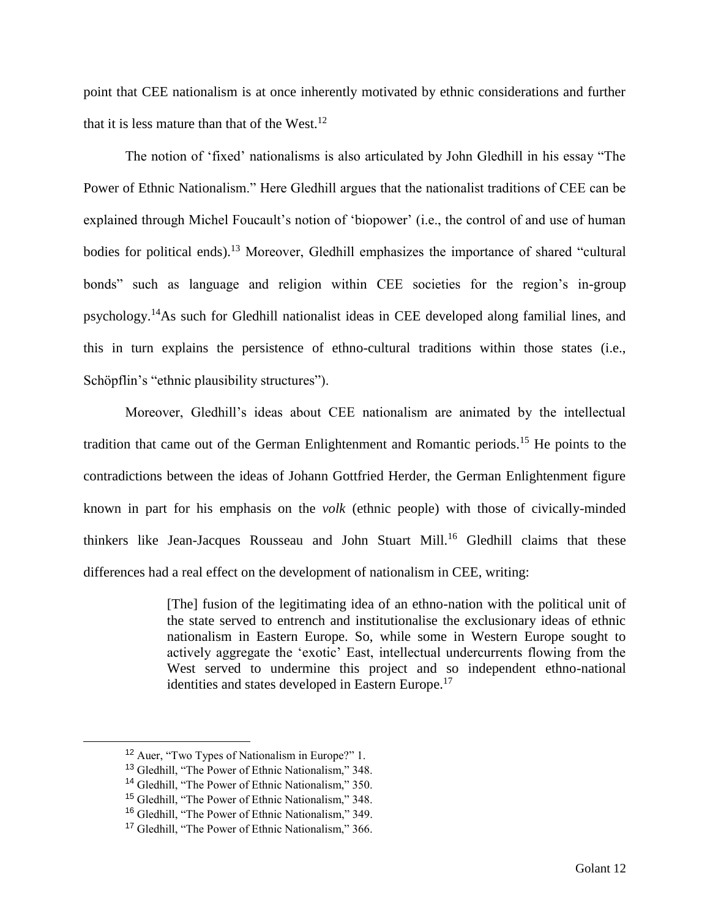point that CEE nationalism is at once inherently motivated by ethnic considerations and further that it is less mature than that of the West.[12]

The notion of 'fixed' nationalisms is also articulated by John Gledhill in his essay "The Power of Ethnic Nationalism." Here Gledhill argues that the nationalist traditions of CEE can be explained through Michel Foucault's notion of 'biopower' (i.e., the control of and use of human bodies for political ends).[13] Moreover, Gledhill emphasizes the importance of shared "cultural bonds" such as language and religion within CEE societies for the region's in-group psychology.[14] As such for Gledhill nationalist ideas in CEE developed along familial lines, and this in turn explains the persistence of ethno-cultural traditions within those states (i.e., Schöpflin's "ethnic plausibility structures").

Moreover, Gledhill's ideas about CEE nationalism are animated by the intellectual tradition that came out of the German Enlightenment and Romantic periods.[15] He points to the contradictions between the ideas of Johann Gottfried Herder, the German Enlightenment figure known in part for his emphasis on the *volk* (ethnic people) with those of civically-minded thinkers like Jean-Jacques Rousseau and John Stuart Mill.[16] Gledhill claims that these differences had a real effect on the development of nationalism in CEE, writing:

> [The] fusion of the legitimating idea of an ethno-nation with the political unit of the state served to entrench and institutionalise the exclusionary ideas of ethnic nationalism in Eastern Europe. So, while some in Western Europe sought to actively aggregate the 'exotic' East, intellectual undercurrents flowing from the West served to undermine this project and so independent ethno-national identities and states developed in Eastern Europe.[17]

---

[12] Auer, "Two Types of Nationalism in Europe?" 1.
[13] Gledhill, "The Power of Ethnic Nationalism," 348.
[14] Gledhill, "The Power of Ethnic Nationalism," 350.
[15] Gledhill, "The Power of Ethnic Nationalism," 348.
[16] Gledhill, "The Power of Ethnic Nationalism," 349.
[17] Gledhill, "The Power of Ethnic Nationalism," 366.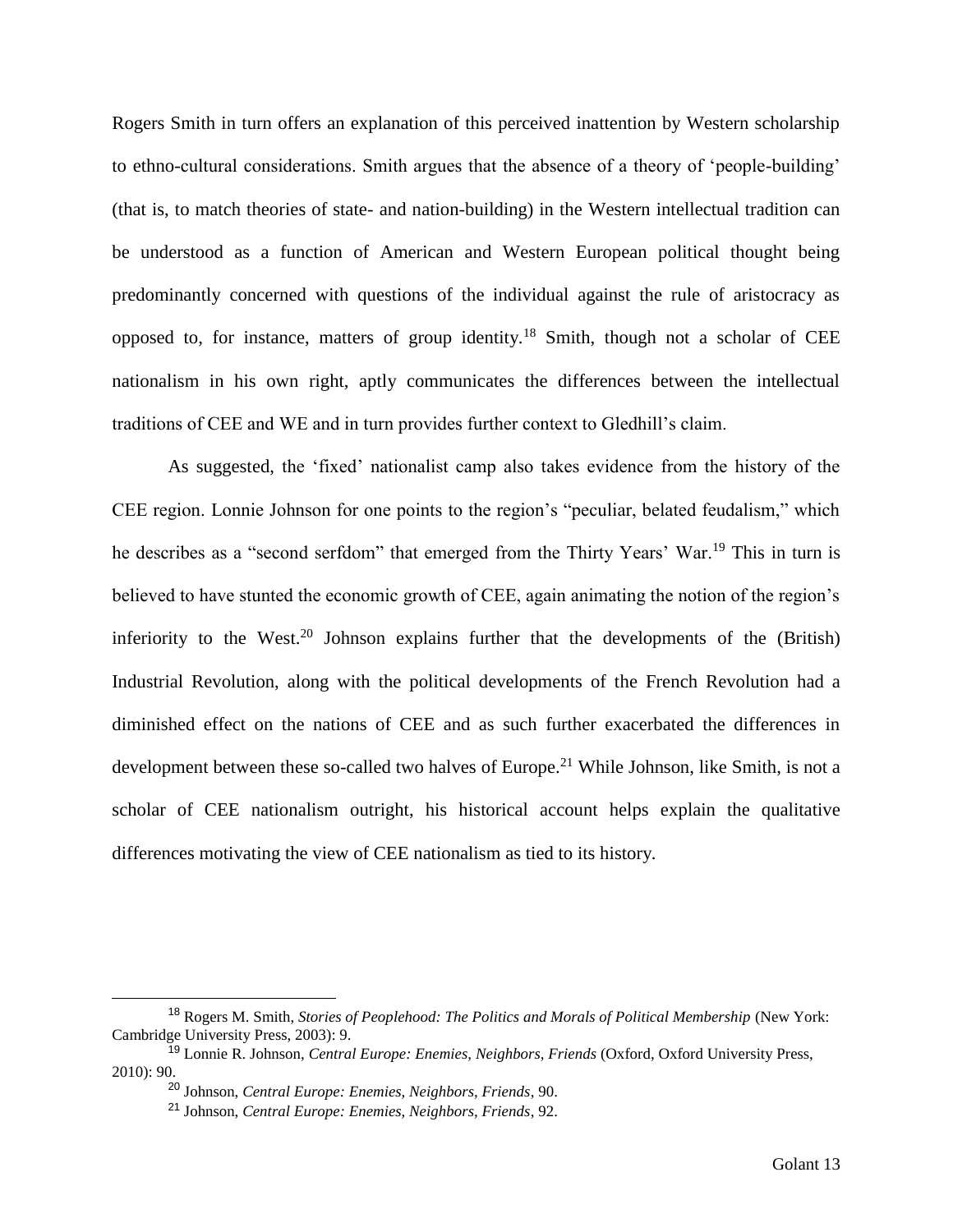Rogers Smith in turn offers an explanation of this perceived inattention by Western scholarship to ethno-cultural considerations. Smith argues that the absence of a theory of 'people-building' (that is, to match theories of state- and nation-building) in the Western intellectual tradition can be understood as a function of American and Western European political thought being predominantly concerned with questions of the individual against the rule of aristocracy as opposed to, for instance, matters of group identity.[18] Smith, though not a scholar of CEE nationalism in his own right, aptly communicates the differences between the intellectual traditions of CEE and WE and in turn provides further context to Gledhill's claim.

As suggested, the 'fixed' nationalist camp also takes evidence from the history of the CEE region. Lonnie Johnson for one points to the region's "peculiar, belated feudalism," which he describes as a "second serfdom" that emerged from the Thirty Years' War.[19] This in turn is believed to have stunted the economic growth of CEE, again animating the notion of the region's inferiority to the West.[20] Johnson explains further that the developments of the (British) Industrial Revolution, along with the political developments of the French Revolution had a diminished effect on the nations of CEE and as such further exacerbated the differences in development between these so-called two halves of Europe.[21] While Johnson, like Smith, is not a scholar of CEE nationalism outright, his historical account helps explain the qualitative differences motivating the view of CEE nationalism as tied to its history.

---

[18] Rogers M. Smith, *Stories of Peoplehood: The Politics and Morals of Political Membership* (New York: Cambridge University Press, 2003): 9.

[19] Lonnie R. Johnson, *Central Europe: Enemies, Neighbors, Friends* (Oxford, Oxford University Press, 2010): 90.

[20] Johnson, *Central Europe: Enemies, Neighbors, Friends*, 90.

[21] Johnson, *Central Europe: Enemies, Neighbors, Friends*, 92.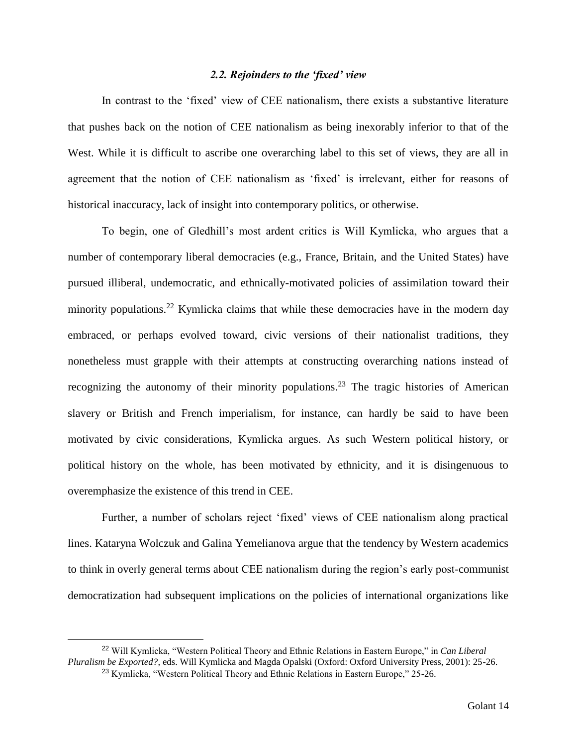### *2.2. Rejoinders to the 'fixed' view*

In contrast to the 'fixed' view of CEE nationalism, there exists a substantive literature that pushes back on the notion of CEE nationalism as being inexorably inferior to that of the West. While it is difficult to ascribe one overarching label to this set of views, they are all in agreement that the notion of CEE nationalism as 'fixed' is irrelevant, either for reasons of historical inaccuracy, lack of insight into contemporary politics, or otherwise.

To begin, one of Gledhill's most ardent critics is Will Kymlicka, who argues that a number of contemporary liberal democracies (e.g., France, Britain, and the United States) have pursued illiberal, undemocratic, and ethnically-motivated policies of assimilation toward their minority populations.[22] Kymlicka claims that while these democracies have in the modern day embraced, or perhaps evolved toward, civic versions of their nationalist traditions, they nonetheless must grapple with their attempts at constructing overarching nations instead of recognizing the autonomy of their minority populations.[23] The tragic histories of American slavery or British and French imperialism, for instance, can hardly be said to have been motivated by civic considerations, Kymlicka argues. As such Western political history, or political history on the whole, has been motivated by ethnicity, and it is disingenuous to overemphasize the existence of this trend in CEE.

Further, a number of scholars reject 'fixed' views of CEE nationalism along practical lines. Kataryna Wolczuk and Galina Yemelianova argue that the tendency by Western academics to think in overly general terms about CEE nationalism during the region's early post-communist democratization had subsequent implications on the policies of international organizations like

---

[22] Will Kymlicka, "Western Political Theory and Ethnic Relations in Eastern Europe," in *Can Liberal Pluralism be Exported?*, eds. Will Kymlicka and Magda Opalski (Oxford: Oxford University Press, 2001): 25-26.

[23] Kymlicka, "Western Political Theory and Ethnic Relations in Eastern Europe," 25-26.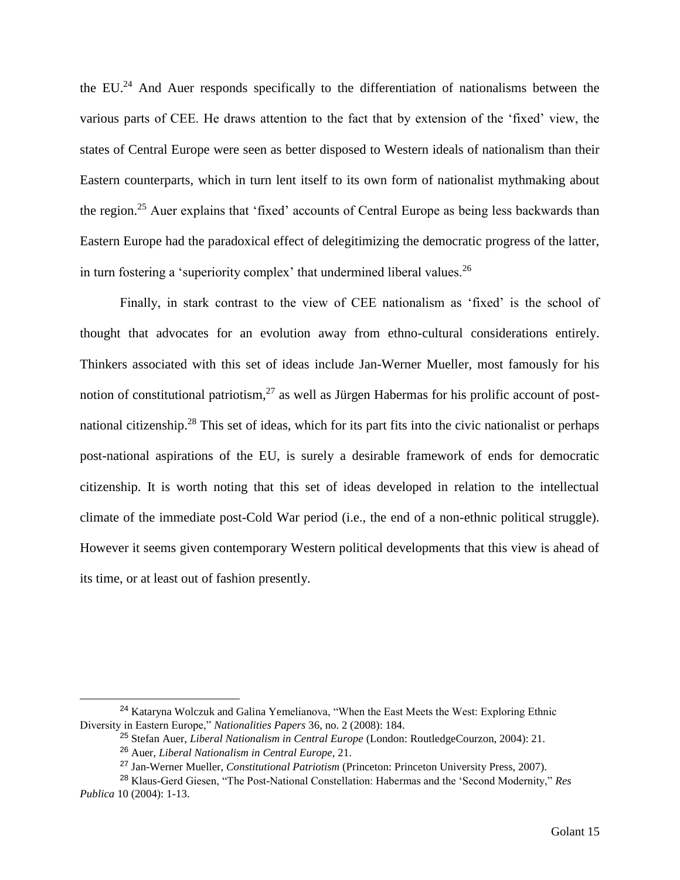the EU.[24] And Auer responds specifically to the differentiation of nationalisms between the various parts of CEE. He draws attention to the fact that by extension of the 'fixed' view, the states of Central Europe were seen as better disposed to Western ideals of nationalism than their Eastern counterparts, which in turn lent itself to its own form of nationalist mythmaking about the region.[25] Auer explains that 'fixed' accounts of Central Europe as being less backwards than Eastern Europe had the paradoxical effect of delegitimizing the democratic progress of the latter, in turn fostering a 'superiority complex' that undermined liberal values.[26]

Finally, in stark contrast to the view of CEE nationalism as 'fixed' is the school of thought that advocates for an evolution away from ethno-cultural considerations entirely. Thinkers associated with this set of ideas include Jan-Werner Mueller, most famously for his notion of constitutional patriotism,[27] as well as Jürgen Habermas for his prolific account of post-national citizenship.[28] This set of ideas, which for its part fits into the civic nationalist or perhaps post-national aspirations of the EU, is surely a desirable framework of ends for democratic citizenship. It is worth noting that this set of ideas developed in relation to the intellectual climate of the immediate post-Cold War period (i.e., the end of a non-ethnic political struggle). However it seems given contemporary Western political developments that this view is ahead of its time, or at least out of fashion presently.

---

[24] Kataryna Wolczuk and Galina Yemelianova, "When the East Meets the West: Exploring Ethnic Diversity in Eastern Europe," *Nationalities Papers* 36, no. 2 (2008): 184.

[25] Stefan Auer, *Liberal Nationalism in Central Europe* (London: RoutledgeCourzon, 2004): 21.

[26] Auer, *Liberal Nationalism in Central Europe*, 21.

[27] Jan-Werner Mueller, *Constitutional Patriotism* (Princeton: Princeton University Press, 2007).

[28] Klaus-Gerd Giesen, "The Post-National Constellation: Habermas and the 'Second Modernity,'" *Res Publica* 10 (2004): 1-13.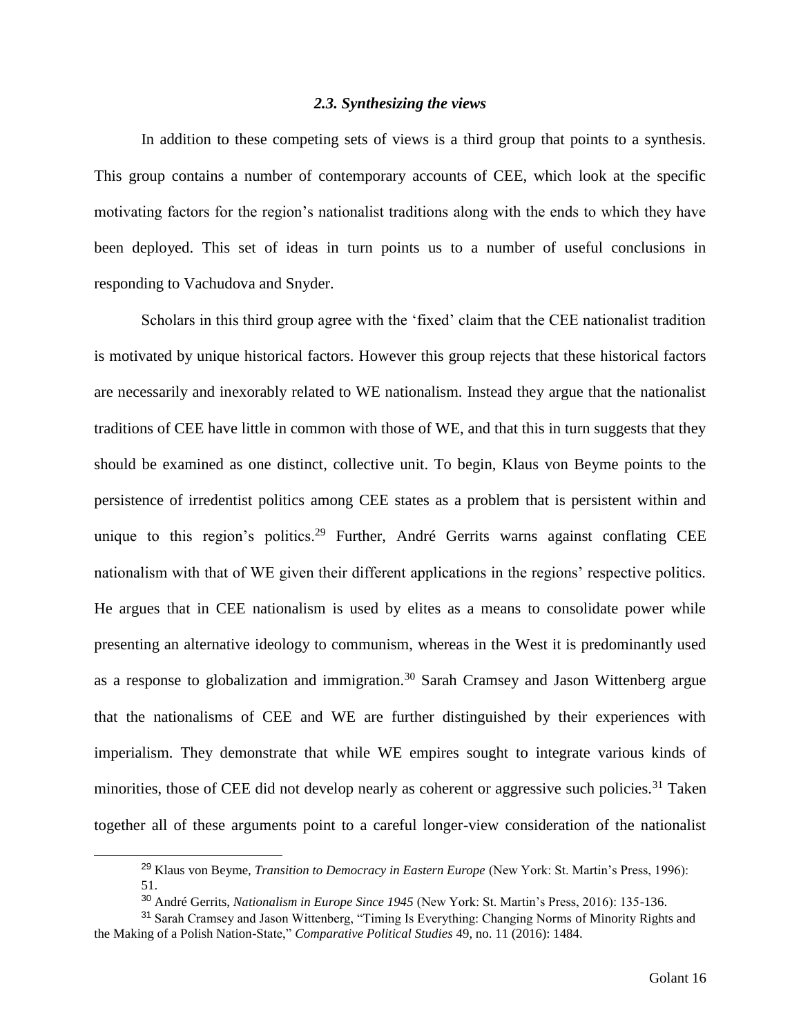### *2.3. Synthesizing the views*

In addition to these competing sets of views is a third group that points to a synthesis. This group contains a number of contemporary accounts of CEE, which look at the specific motivating factors for the region's nationalist traditions along with the ends to which they have been deployed. This set of ideas in turn points us to a number of useful conclusions in responding to Vachudova and Snyder.

Scholars in this third group agree with the 'fixed' claim that the CEE nationalist tradition is motivated by unique historical factors. However this group rejects that these historical factors are necessarily and inexorably related to WE nationalism. Instead they argue that the nationalist traditions of CEE have little in common with those of WE, and that this in turn suggests that they should be examined as one distinct, collective unit. To begin, Klaus von Beyme points to the persistence of irredentist politics among CEE states as a problem that is persistent within and unique to this region's politics.[29] Further, André Gerrits warns against conflating CEE nationalism with that of WE given their different applications in the regions' respective politics. He argues that in CEE nationalism is used by elites as a means to consolidate power while presenting an alternative ideology to communism, whereas in the West it is predominantly used as a response to globalization and immigration.[30] Sarah Cramsey and Jason Wittenberg argue that the nationalisms of CEE and WE are further distinguished by their experiences with imperialism. They demonstrate that while WE empires sought to integrate various kinds of minorities, those of CEE did not develop nearly as coherent or aggressive such policies.[31] Taken together all of these arguments point to a careful longer-view consideration of the nationalist

---

[29] Klaus von Beyme, *Transition to Democracy in Eastern Europe* (New York: St. Martin's Press, 1996): 51.

[30] André Gerrits, *Nationalism in Europe Since 1945* (New York: St. Martin's Press, 2016): 135-136.

[31] Sarah Cramsey and Jason Wittenberg, "Timing Is Everything: Changing Norms of Minority Rights and the Making of a Polish Nation-State," *Comparative Political Studies* 49, no. 11 (2016): 1484.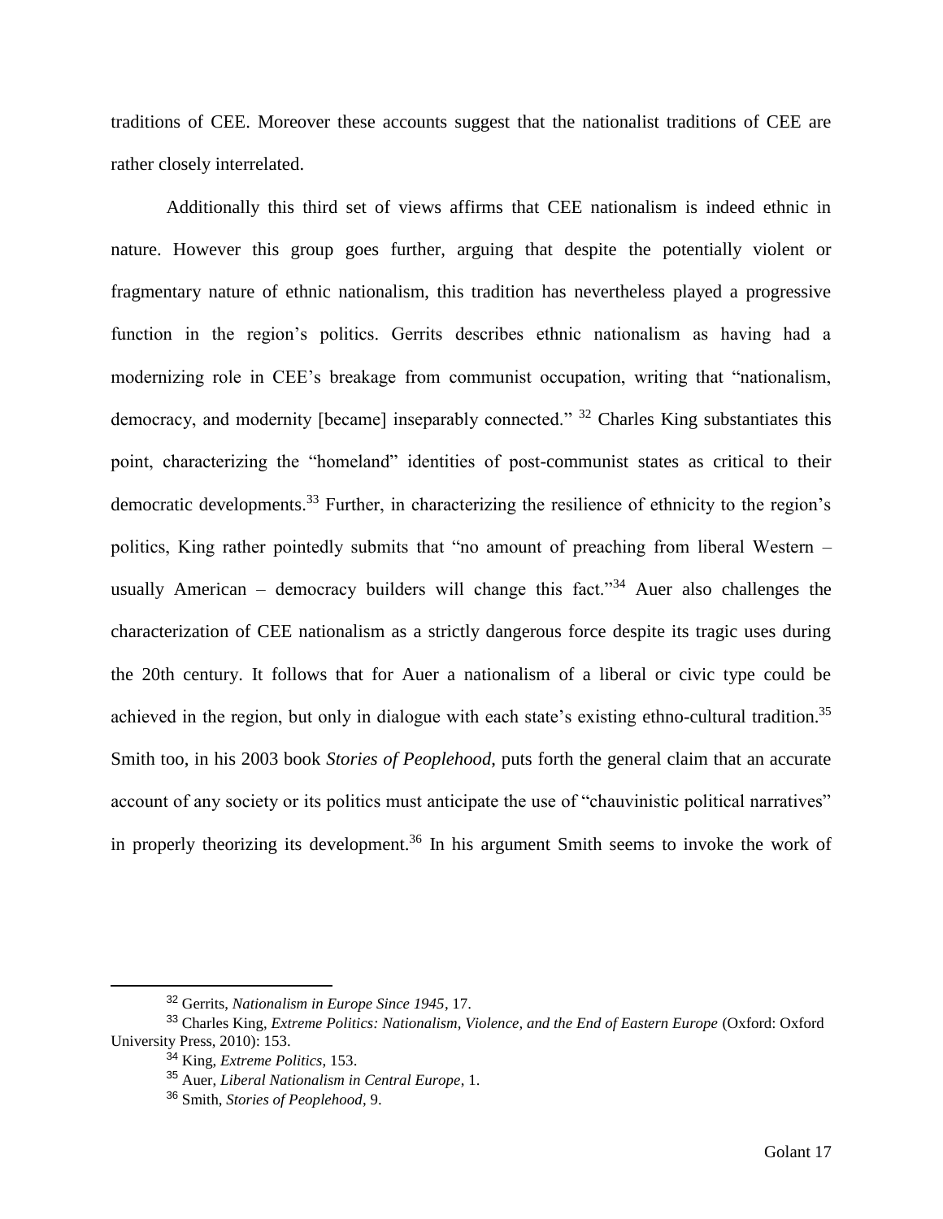traditions of CEE. Moreover these accounts suggest that the nationalist traditions of CEE are rather closely interrelated.

Additionally this third set of views affirms that CEE nationalism is indeed ethnic in nature. However this group goes further, arguing that despite the potentially violent or fragmentary nature of ethnic nationalism, this tradition has nevertheless played a progressive function in the region's politics. Gerrits describes ethnic nationalism as having had a modernizing role in CEE's breakage from communist occupation, writing that "nationalism, democracy, and modernity [became] inseparably connected." [32] Charles King substantiates this point, characterizing the "homeland" identities of post-communist states as critical to their democratic developments.[33] Further, in characterizing the resilience of ethnicity to the region's politics, King rather pointedly submits that "no amount of preaching from liberal Western – usually American – democracy builders will change this fact."[34] Auer also challenges the characterization of CEE nationalism as a strictly dangerous force despite its tragic uses during the 20th century. It follows that for Auer a nationalism of a liberal or civic type could be achieved in the region, but only in dialogue with each state's existing ethno-cultural tradition.[35] Smith too, in his 2003 book *Stories of Peoplehood*, puts forth the general claim that an accurate account of any society or its politics must anticipate the use of "chauvinistic political narratives" in properly theorizing its development.[36] In his argument Smith seems to invoke the work of

---

[32] Gerrits, *Nationalism in Europe Since 1945*, 17.

[33] Charles King, *Extreme Politics: Nationalism, Violence, and the End of Eastern Europe* (Oxford: Oxford University Press, 2010): 153.

[34] King, *Extreme Politics*, 153.

[35] Auer, *Liberal Nationalism in Central Europe*, 1.

[36] Smith, *Stories of Peoplehood*, 9.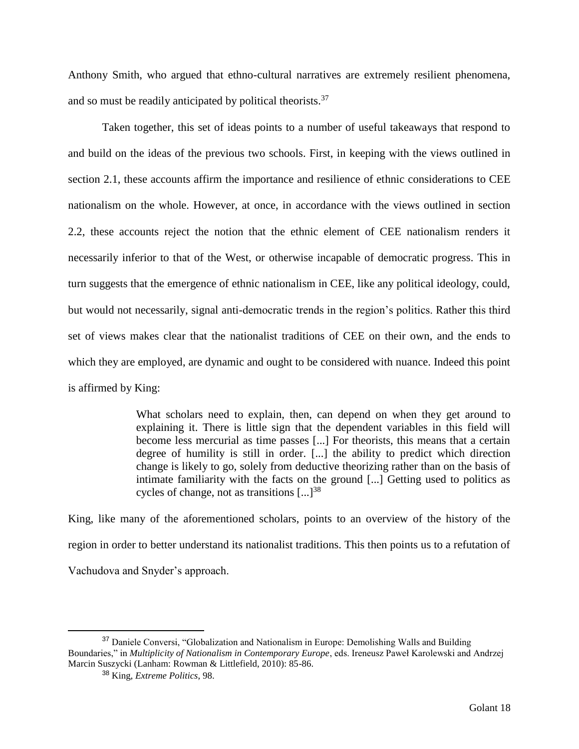Anthony Smith, who argued that ethno-cultural narratives are extremely resilient phenomena, and so must be readily anticipated by political theorists.[37]

Taken together, this set of ideas points to a number of useful takeaways that respond to and build on the ideas of the previous two schools. First, in keeping with the views outlined in section 2.1, these accounts affirm the importance and resilience of ethnic considerations to CEE nationalism on the whole. However, at once, in accordance with the views outlined in section 2.2, these accounts reject the notion that the ethnic element of CEE nationalism renders it necessarily inferior to that of the West, or otherwise incapable of democratic progress. This in turn suggests that the emergence of ethnic nationalism in CEE, like any political ideology, could, but would not necessarily, signal anti-democratic trends in the region's politics. Rather this third set of views makes clear that the nationalist traditions of CEE on their own, and the ends to which they are employed, are dynamic and ought to be considered with nuance. Indeed this point is affirmed by King:

> What scholars need to explain, then, can depend on when they get around to explaining it. There is little sign that the dependent variables in this field will become less mercurial as time passes [...] For theorists, this means that a certain degree of humility is still in order. [...] the ability to predict which direction change is likely to go, solely from deductive theorizing rather than on the basis of intimate familiarity with the facts on the ground [...] Getting used to politics as cycles of change, not as transitions [...][38]

King, like many of the aforementioned scholars, points to an overview of the history of the region in order to better understand its nationalist traditions. This then points us to a refutation of Vachudova and Snyder's approach.

---

[37] Daniele Conversi, "Globalization and Nationalism in Europe: Demolishing Walls and Building Boundaries," in *Multiplicity of Nationalism in Contemporary Europe*, eds. Ireneusz Paweł Karolewski and Andrzej Marcin Suszycki (Lanham: Rowman & Littlefield, 2010): 85-86.

[38] King, *Extreme Politics*, 98.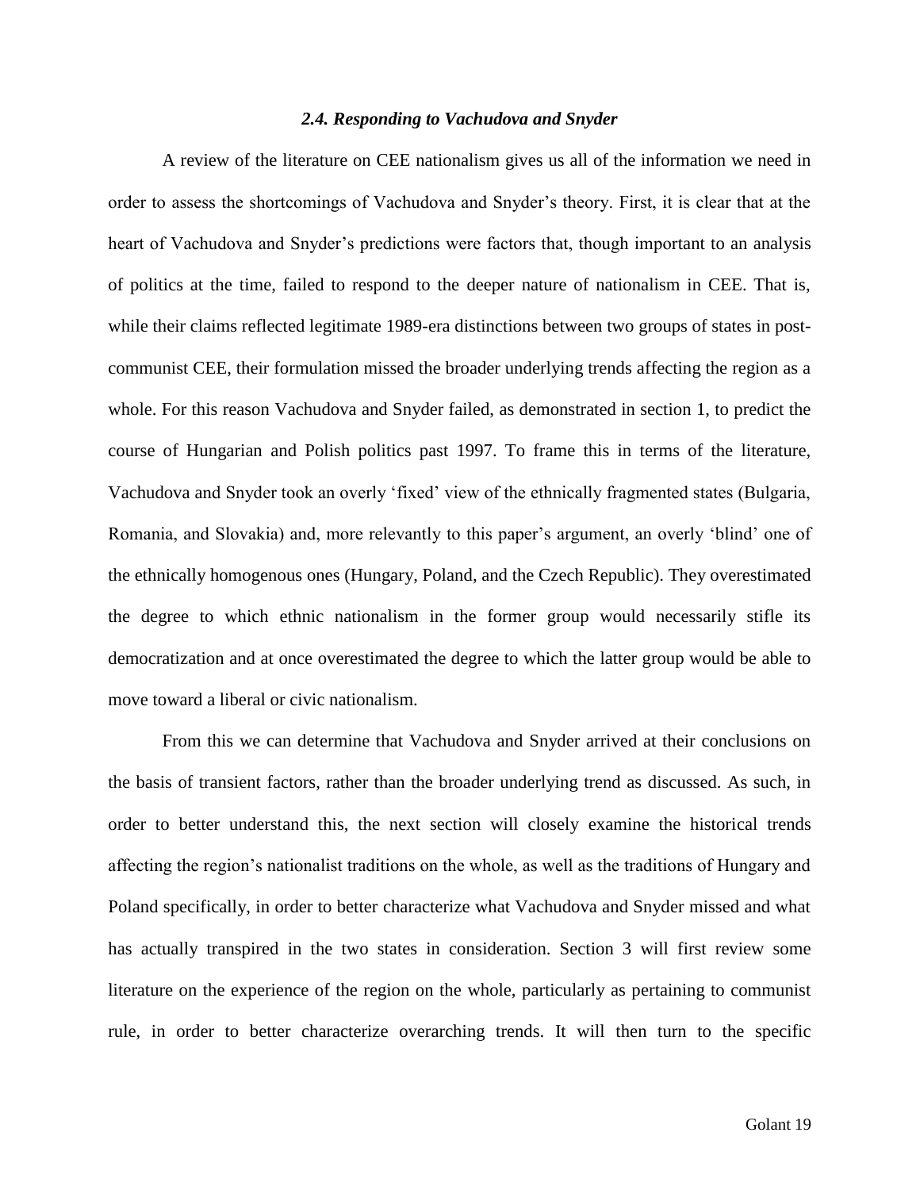### *2.4. Responding to Vachudova and Snyder*

A review of the literature on CEE nationalism gives us all of the information we need in order to assess the shortcomings of Vachudova and Snyder's theory. First, it is clear that at the heart of Vachudova and Snyder's predictions were factors that, though important to an analysis of politics at the time, failed to respond to the deeper nature of nationalism in CEE. That is, while their claims reflected legitimate 1989-era distinctions between two groups of states in post-communist CEE, their formulation missed the broader underlying trends affecting the region as a whole. For this reason Vachudova and Snyder failed, as demonstrated in section 1, to predict the course of Hungarian and Polish politics past 1997. To frame this in terms of the literature, Vachudova and Snyder took an overly 'fixed' view of the ethnically fragmented states (Bulgaria, Romania, and Slovakia) and, more relevantly to this paper's argument, an overly 'blind' one of the ethnically homogenous ones (Hungary, Poland, and the Czech Republic). They overestimated the degree to which ethnic nationalism in the former group would necessarily stifle its democratization and at once overestimated the degree to which the latter group would be able to move toward a liberal or civic nationalism.

From this we can determine that Vachudova and Snyder arrived at their conclusions on the basis of transient factors, rather than the broader underlying trend as discussed. As such, in order to better understand this, the next section will closely examine the historical trends affecting the region's nationalist traditions on the whole, as well as the traditions of Hungary and Poland specifically, in order to better characterize what Vachudova and Snyder missed and what has actually transpired in the two states in consideration. Section 3 will first review some literature on the experience of the region on the whole, particularly as pertaining to communist rule, in order to better characterize overarching trends. It will then turn to the specific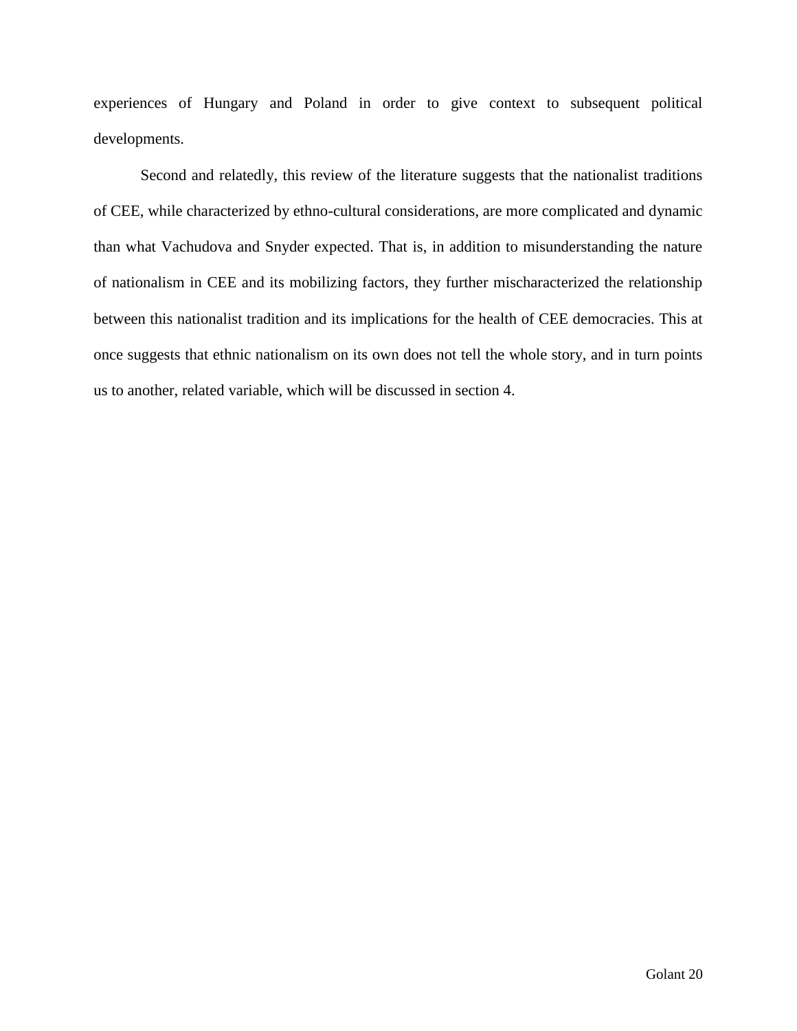experiences of Hungary and Poland in order to give context to subsequent political developments.

Second and relatedly, this review of the literature suggests that the nationalist traditions of CEE, while characterized by ethno-cultural considerations, are more complicated and dynamic than what Vachudova and Snyder expected. That is, in addition to misunderstanding the nature of nationalism in CEE and its mobilizing factors, they further mischaracterized the relationship between this nationalist tradition and its implications for the health of CEE democracies. This at once suggests that ethnic nationalism on its own does not tell the whole story, and in turn points us to another, related variable, which will be discussed in section 4.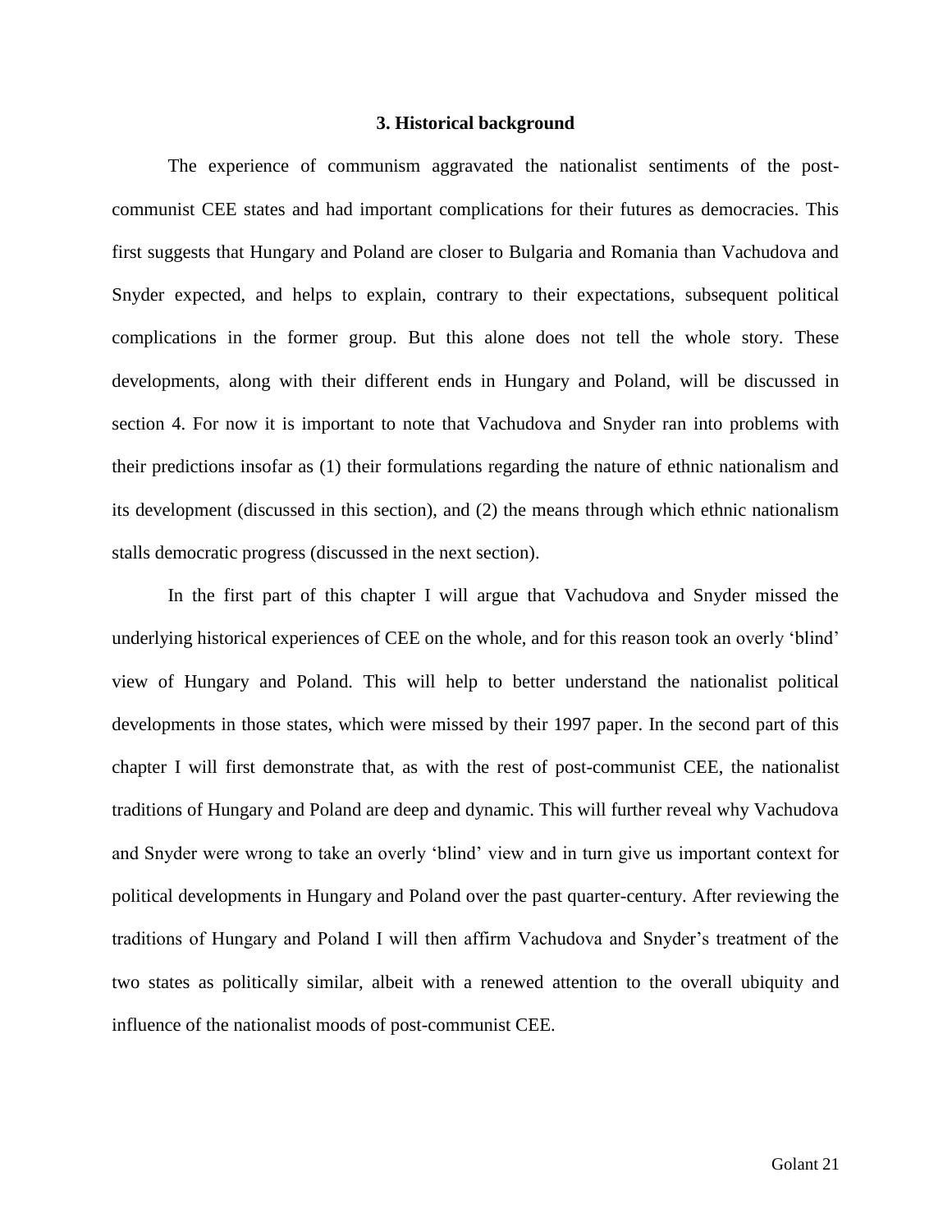### 3. Historical background

The experience of communism aggravated the nationalist sentiments of the post-communist CEE states and had important complications for their futures as democracies. This first suggests that Hungary and Poland are closer to Bulgaria and Romania than Vachudova and Snyder expected, and helps to explain, contrary to their expectations, subsequent political complications in the former group. But this alone does not tell the whole story. These developments, along with their different ends in Hungary and Poland, will be discussed in section 4. For now it is important to note that Vachudova and Snyder ran into problems with their predictions insofar as (1) their formulations regarding the nature of ethnic nationalism and its development (discussed in this section), and (2) the means through which ethnic nationalism stalls democratic progress (discussed in the next section).

In the first part of this chapter I will argue that Vachudova and Snyder missed the underlying historical experiences of CEE on the whole, and for this reason took an overly 'blind' view of Hungary and Poland. This will help to better understand the nationalist political developments in those states, which were missed by their 1997 paper. In the second part of this chapter I will first demonstrate that, as with the rest of post-communist CEE, the nationalist traditions of Hungary and Poland are deep and dynamic. This will further reveal why Vachudova and Snyder were wrong to take an overly 'blind' view and in turn give us important context for political developments in Hungary and Poland over the past quarter-century. After reviewing the traditions of Hungary and Poland I will then affirm Vachudova and Snyder's treatment of the two states as politically similar, albeit with a renewed attention to the overall ubiquity and influence of the nationalist moods of post-communist CEE.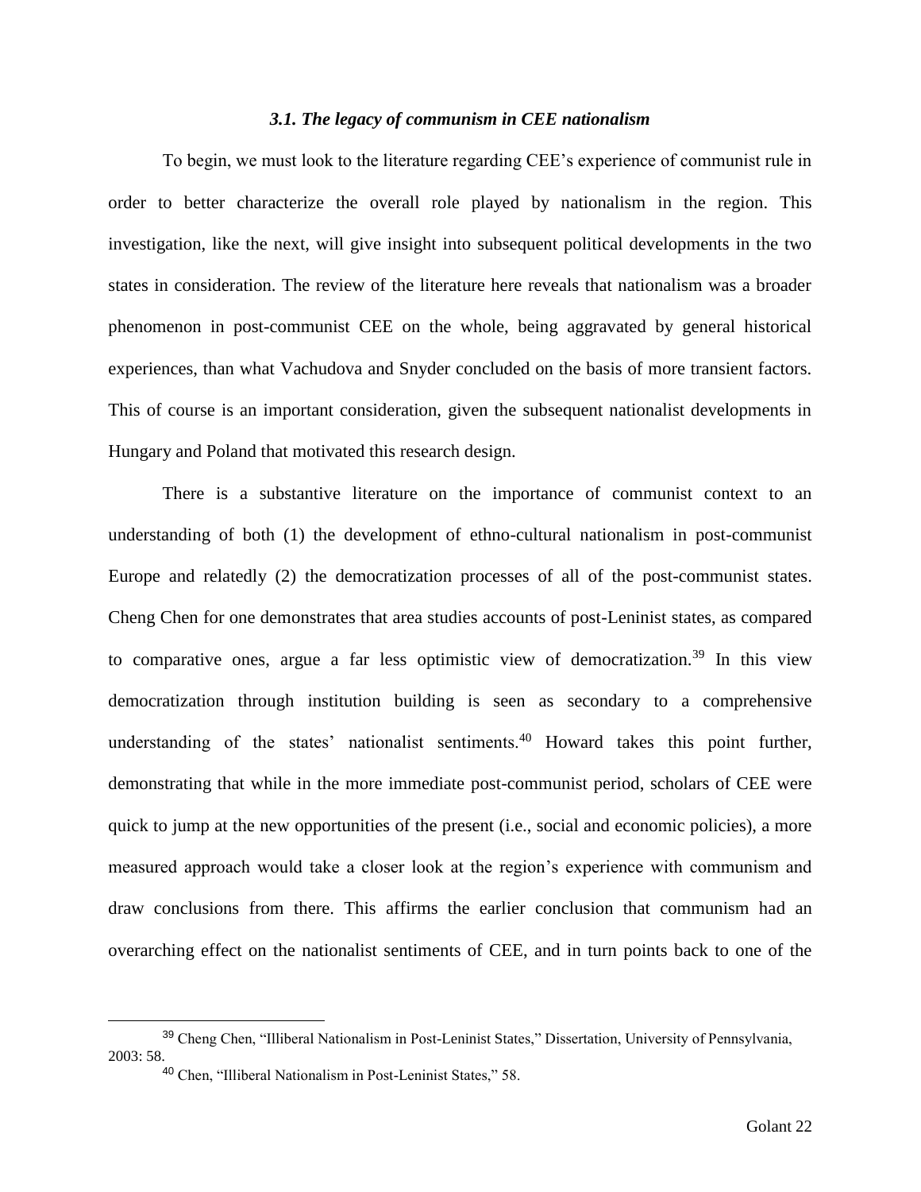### *3.1. The legacy of communism in CEE nationalism*

To begin, we must look to the literature regarding CEE's experience of communist rule in order to better characterize the overall role played by nationalism in the region. This investigation, like the next, will give insight into subsequent political developments in the two states in consideration. The review of the literature here reveals that nationalism was a broader phenomenon in post-communist CEE on the whole, being aggravated by general historical experiences, than what Vachudova and Snyder concluded on the basis of more transient factors. This of course is an important consideration, given the subsequent nationalist developments in Hungary and Poland that motivated this research design.

There is a substantive literature on the importance of communist context to an understanding of both (1) the development of ethno-cultural nationalism in post-communist Europe and relatedly (2) the democratization processes of all of the post-communist states. Cheng Chen for one demonstrates that area studies accounts of post-Leninist states, as compared to comparative ones, argue a far less optimistic view of democratization.[39] In this view democratization through institution building is seen as secondary to a comprehensive understanding of the states' nationalist sentiments.[40] Howard takes this point further, demonstrating that while in the more immediate post-communist period, scholars of CEE were quick to jump at the new opportunities of the present (i.e., social and economic policies), a more measured approach would take a closer look at the region's experience with communism and draw conclusions from there. This affirms the earlier conclusion that communism had an overarching effect on the nationalist sentiments of CEE, and in turn points back to one of the

---

[39] Cheng Chen, "Illiberal Nationalism in Post-Leninist States," Dissertation, University of Pennsylvania, 2003: 58.

[40] Chen, "Illiberal Nationalism in Post-Leninist States," 58.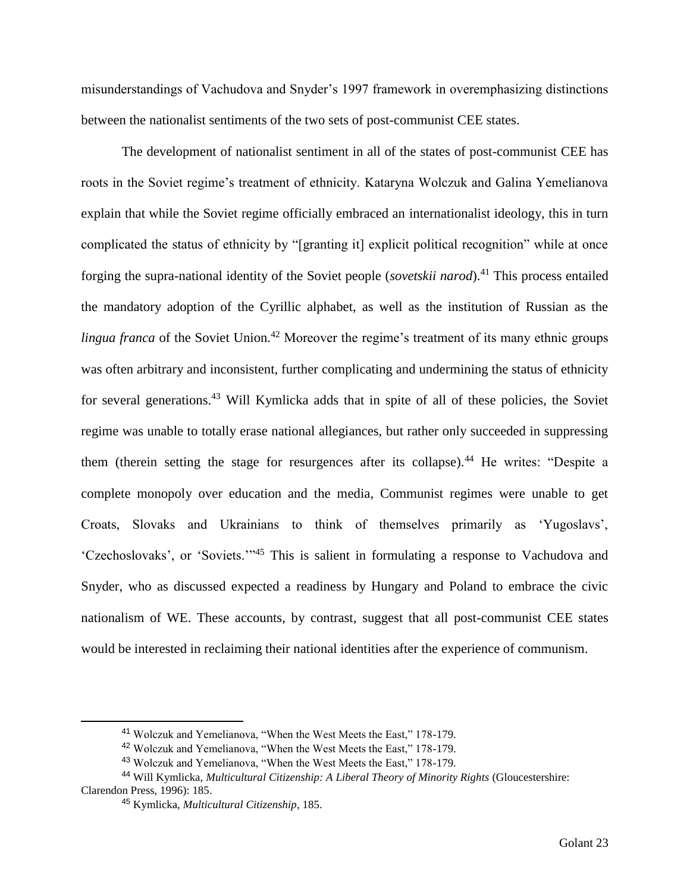misunderstandings of Vachudova and Snyder's 1997 framework in overemphasizing distinctions between the nationalist sentiments of the two sets of post-communist CEE states.

The development of nationalist sentiment in all of the states of post-communist CEE has roots in the Soviet regime's treatment of ethnicity. Kataryna Wolczuk and Galina Yemelianova explain that while the Soviet regime officially embraced an internationalist ideology, this in turn complicated the status of ethnicity by "[granting it] explicit political recognition" while at once forging the supra-national identity of the Soviet people (*sovetskii narod*).[41] This process entailed the mandatory adoption of the Cyrillic alphabet, as well as the institution of Russian as the *lingua franca* of the Soviet Union.[42] Moreover the regime's treatment of its many ethnic groups was often arbitrary and inconsistent, further complicating and undermining the status of ethnicity for several generations.[43] Will Kymlicka adds that in spite of all of these policies, the Soviet regime was unable to totally erase national allegiances, but rather only succeeded in suppressing them (therein setting the stage for resurgences after its collapse).[44] He writes: "Despite a complete monopoly over education and the media, Communist regimes were unable to get Croats, Slovaks and Ukrainians to think of themselves primarily as 'Yugoslavs', 'Czechoslovaks', or 'Soviets.'"[45] This is salient in formulating a response to Vachudova and Snyder, who as discussed expected a readiness by Hungary and Poland to embrace the civic nationalism of WE. These accounts, by contrast, suggest that all post-communist CEE states would be interested in reclaiming their national identities after the experience of communism.

---

[41] Wolczuk and Yemelianova, "When the West Meets the East," 178-179.

[42] Wolczuk and Yemelianova, "When the West Meets the East," 178-179.

[43] Wolczuk and Yemelianova, "When the West Meets the East," 178-179.

[44] Will Kymlicka, *Multicultural Citizenship: A Liberal Theory of Minority Rights* (Gloucestershire: Clarendon Press, 1996): 185.

[45] Kymlicka, *Multicultural Citizenship*, 185.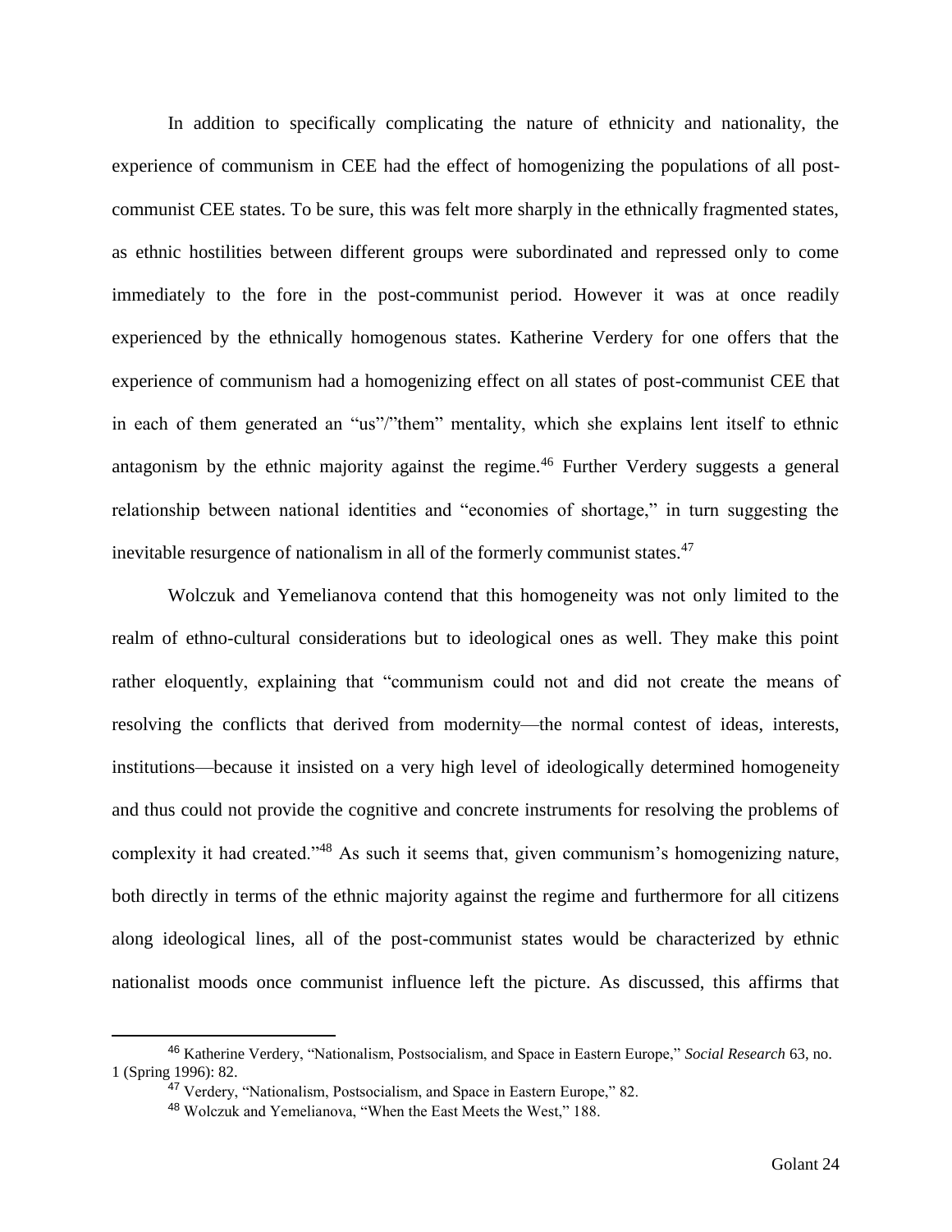In addition to specifically complicating the nature of ethnicity and nationality, the experience of communism in CEE had the effect of homogenizing the populations of all post-communist CEE states. To be sure, this was felt more sharply in the ethnically fragmented states, as ethnic hostilities between different groups were subordinated and repressed only to come immediately to the fore in the post-communist period. However it was at once readily experienced by the ethnically homogenous states. Katherine Verdery for one offers that the experience of communism had a homogenizing effect on all states of post-communist CEE that in each of them generated an "us"/"them" mentality, which she explains lent itself to ethnic antagonism by the ethnic majority against the regime.[46] Further Verdery suggests a general relationship between national identities and "economies of shortage," in turn suggesting the inevitable resurgence of nationalism in all of the formerly communist states.[47]

Wolczuk and Yemelianova contend that this homogeneity was not only limited to the realm of ethno-cultural considerations but to ideological ones as well. They make this point rather eloquently, explaining that "communism could not and did not create the means of resolving the conflicts that derived from modernity—the normal contest of ideas, interests, institutions—because it insisted on a very high level of ideologically determined homogeneity and thus could not provide the cognitive and concrete instruments for resolving the problems of complexity it had created."[48] As such it seems that, given communism's homogenizing nature, both directly in terms of the ethnic majority against the regime and furthermore for all citizens along ideological lines, all of the post-communist states would be characterized by ethnic nationalist moods once communist influence left the picture. As discussed, this affirms that

[46] Katherine Verdery, "Nationalism, Postsocialism, and Space in Eastern Europe," *Social Research* 63, no. 1 (Spring 1996): 82.

[47] Verdery, "Nationalism, Postsocialism, and Space in Eastern Europe," 82.

[48] Wolczuk and Yemelianova, "When the East Meets the West," 188.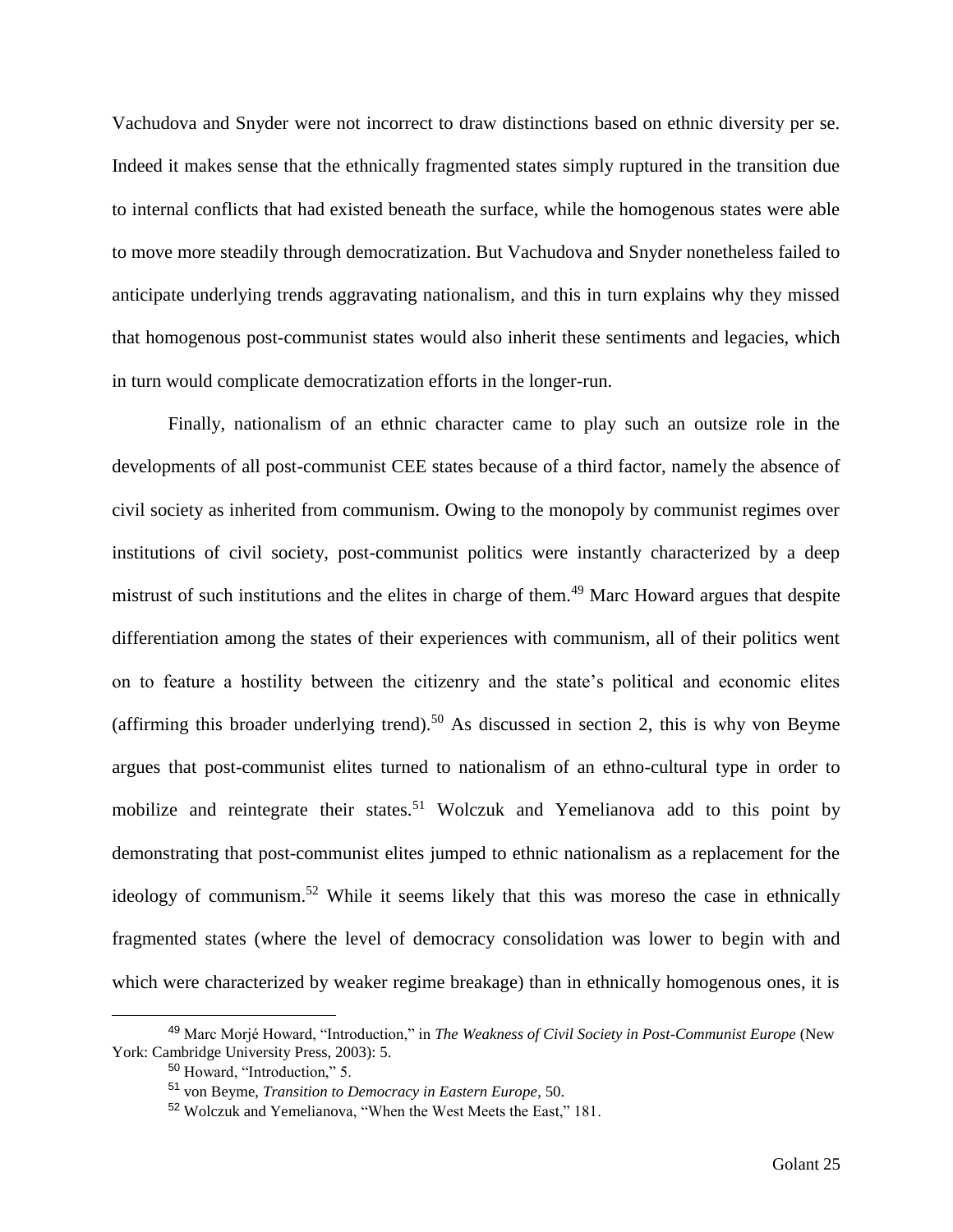Vachudova and Snyder were not incorrect to draw distinctions based on ethnic diversity per se. Indeed it makes sense that the ethnically fragmented states simply ruptured in the transition due to internal conflicts that had existed beneath the surface, while the homogenous states were able to move more steadily through democratization. But Vachudova and Snyder nonetheless failed to anticipate underlying trends aggravating nationalism, and this in turn explains why they missed that homogenous post-communist states would also inherit these sentiments and legacies, which in turn would complicate democratization efforts in the longer-run.

Finally, nationalism of an ethnic character came to play such an outsize role in the developments of all post-communist CEE states because of a third factor, namely the absence of civil society as inherited from communism. Owing to the monopoly by communist regimes over institutions of civil society, post-communist politics were instantly characterized by a deep mistrust of such institutions and the elites in charge of them.[49] Marc Howard argues that despite differentiation among the states of their experiences with communism, all of their politics went on to feature a hostility between the citizenry and the state's political and economic elites (affirming this broader underlying trend).[50] As discussed in section 2, this is why von Beyme argues that post-communist elites turned to nationalism of an ethno-cultural type in order to mobilize and reintegrate their states.[51] Wolczuk and Yemelianova add to this point by demonstrating that post-communist elites jumped to ethnic nationalism as a replacement for the ideology of communism.[52] While it seems likely that this was moreso the case in ethnically fragmented states (where the level of democracy consolidation was lower to begin with and which were characterized by weaker regime breakage) than in ethnically homogenous ones, it is

[49] Marc Morjé Howard, "Introduction," in *The Weakness of Civil Society in Post-Communist Europe* (New York: Cambridge University Press, 2003): 5.

[50] Howard, "Introduction," 5.

[51] von Beyme, *Transition to Democracy in Eastern Europe*, 50.

[52] Wolczuk and Yemelianova, "When the West Meets the East," 181.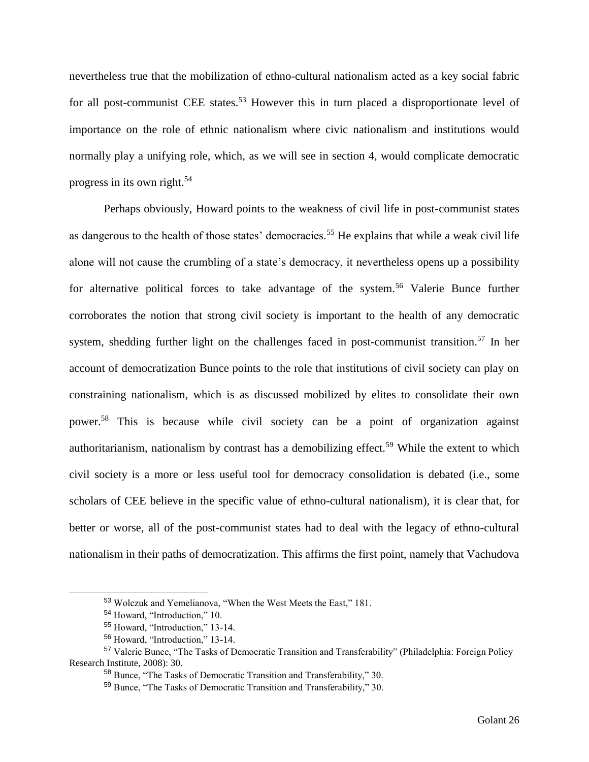nevertheless true that the mobilization of ethno-cultural nationalism acted as a key social fabric for all post-communist CEE states.[53] However this in turn placed a disproportionate level of importance on the role of ethnic nationalism where civic nationalism and institutions would normally play a unifying role, which, as we will see in section 4, would complicate democratic progress in its own right.[54]

Perhaps obviously, Howard points to the weakness of civil life in post-communist states as dangerous to the health of those states' democracies.[55] He explains that while a weak civil life alone will not cause the crumbling of a state's democracy, it nevertheless opens up a possibility for alternative political forces to take advantage of the system.[56] Valerie Bunce further corroborates the notion that strong civil society is important to the health of any democratic system, shedding further light on the challenges faced in post-communist transition.[57] In her account of democratization Bunce points to the role that institutions of civil society can play on constraining nationalism, which is as discussed mobilized by elites to consolidate their own power.[58] This is because while civil society can be a point of organization against authoritarianism, nationalism by contrast has a demobilizing effect.[59] While the extent to which civil society is a more or less useful tool for democracy consolidation is debated (i.e., some scholars of CEE believe in the specific value of ethno-cultural nationalism), it is clear that, for better or worse, all of the post-communist states had to deal with the legacy of ethno-cultural nationalism in their paths of democratization. This affirms the first point, namely that Vachudova

---

[53] Wolczuk and Yemelianova, "When the West Meets the East," 181.

[54] Howard, "Introduction," 10.

[55] Howard, "Introduction," 13-14.

[56] Howard, "Introduction," 13-14.

[57] Valerie Bunce, "The Tasks of Democratic Transition and Transferability" (Philadelphia: Foreign Policy Research Institute, 2008): 30.

[58] Bunce, "The Tasks of Democratic Transition and Transferability," 30.

[59] Bunce, "The Tasks of Democratic Transition and Transferability," 30.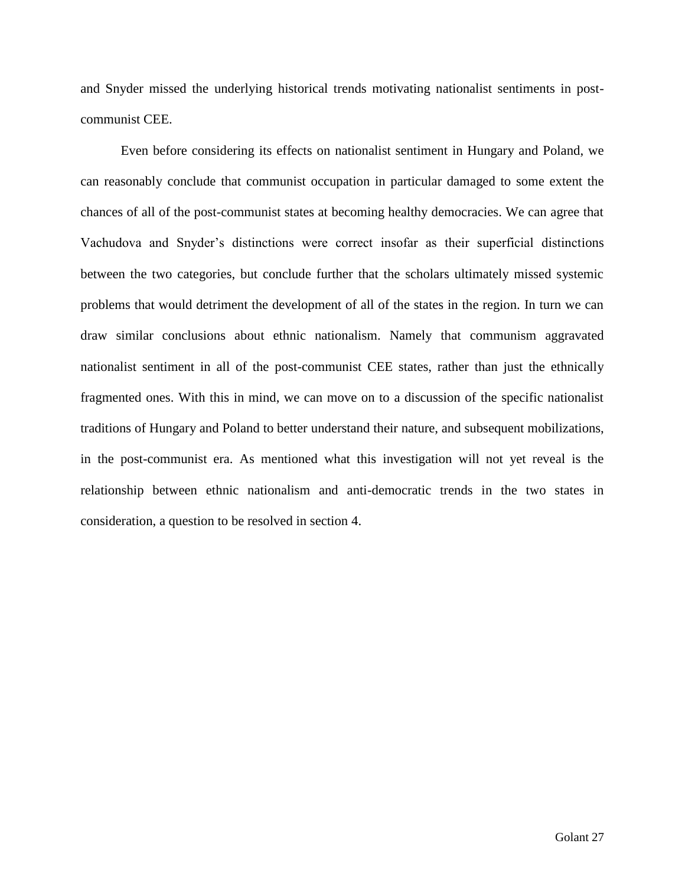and Snyder missed the underlying historical trends motivating nationalist sentiments in post-communist CEE.

Even before considering its effects on nationalist sentiment in Hungary and Poland, we can reasonably conclude that communist occupation in particular damaged to some extent the chances of all of the post-communist states at becoming healthy democracies. We can agree that Vachudova and Snyder's distinctions were correct insofar as their superficial distinctions between the two categories, but conclude further that the scholars ultimately missed systemic problems that would detriment the development of all of the states in the region. In turn we can draw similar conclusions about ethnic nationalism. Namely that communism aggravated nationalist sentiment in all of the post-communist CEE states, rather than just the ethnically fragmented ones. With this in mind, we can move on to a discussion of the specific nationalist traditions of Hungary and Poland to better understand their nature, and subsequent mobilizations, in the post-communist era. As mentioned what this investigation will not yet reveal is the relationship between ethnic nationalism and anti-democratic trends in the two states in consideration, a question to be resolved in section 4.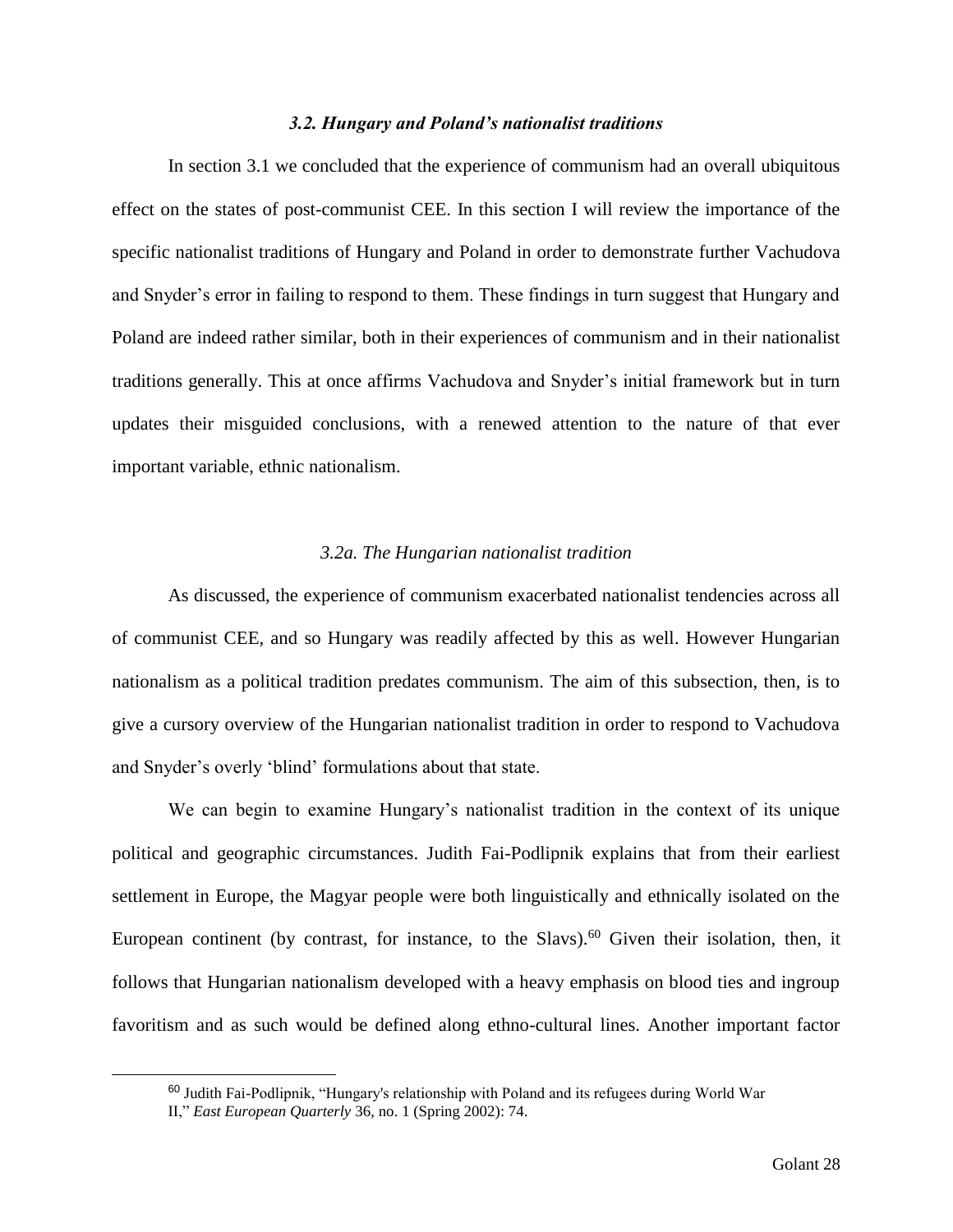### *3.2. Hungary and Poland's nationalist traditions*

In section 3.1 we concluded that the experience of communism had an overall ubiquitous effect on the states of post-communist CEE. In this section I will review the importance of the specific nationalist traditions of Hungary and Poland in order to demonstrate further Vachudova and Snyder's error in failing to respond to them. These findings in turn suggest that Hungary and Poland are indeed rather similar, both in their experiences of communism and in their nationalist traditions generally. This at once affirms Vachudova and Snyder's initial framework but in turn updates their misguided conclusions, with a renewed attention to the nature of that ever important variable, ethnic nationalism.

#### *3.2a. The Hungarian nationalist tradition*

As discussed, the experience of communism exacerbated nationalist tendencies across all of communist CEE, and so Hungary was readily affected by this as well. However Hungarian nationalism as a political tradition predates communism. The aim of this subsection, then, is to give a cursory overview of the Hungarian nationalist tradition in order to respond to Vachudova and Snyder's overly 'blind' formulations about that state.

We can begin to examine Hungary's nationalist tradition in the context of its unique political and geographic circumstances. Judith Fai-Podlipnik explains that from their earliest settlement in Europe, the Magyar people were both linguistically and ethnically isolated on the European continent (by contrast, for instance, to the Slavs).[60] Given their isolation, then, it follows that Hungarian nationalism developed with a heavy emphasis on blood ties and ingroup favoritism and as such would be defined along ethno-cultural lines. Another important factor

---

[60] Judith Fai-Podlipnik, "Hungary's relationship with Poland and its refugees during World War II," *East European Quarterly* 36, no. 1 (Spring 2002): 74.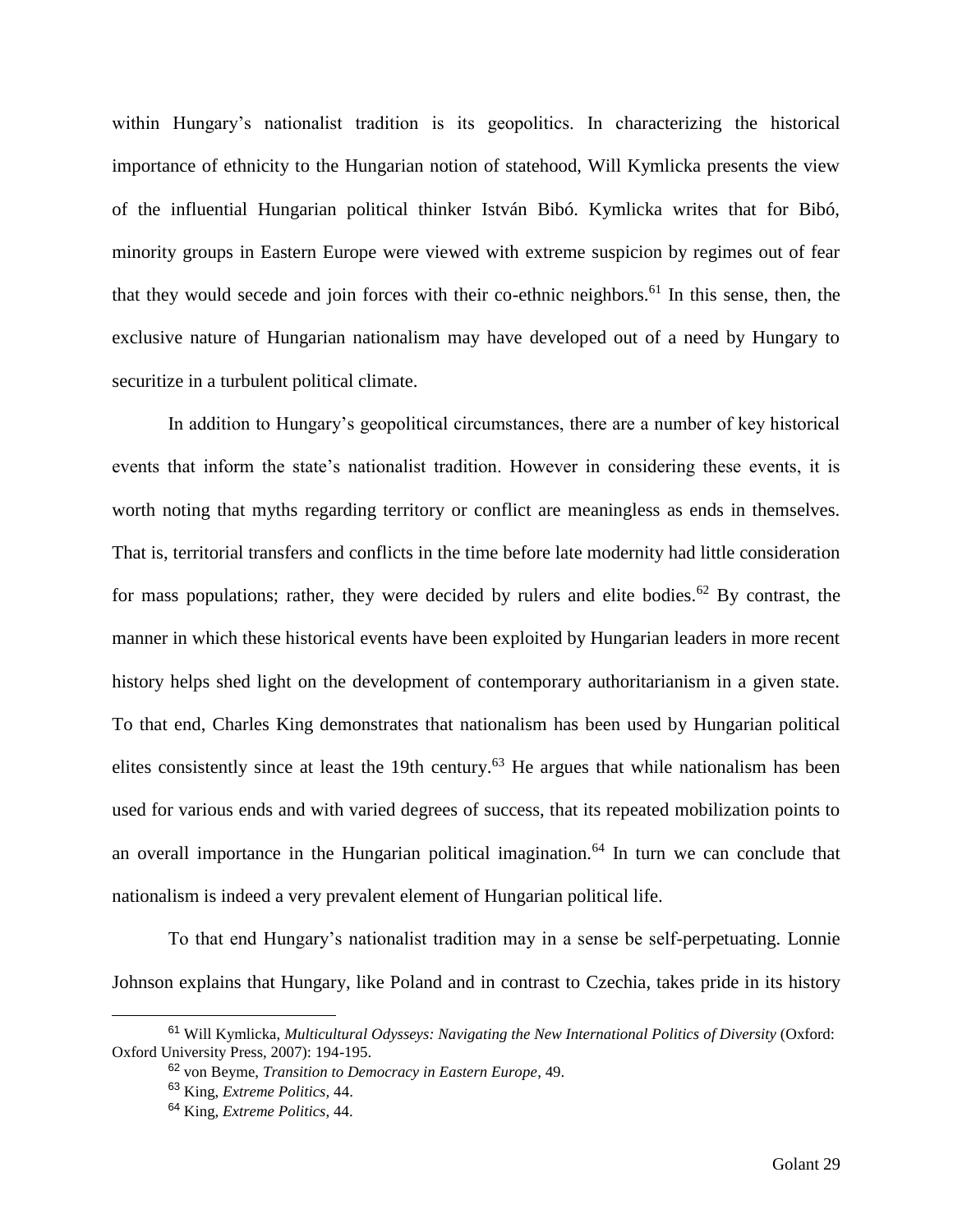within Hungary's nationalist tradition is its geopolitics. In characterizing the historical importance of ethnicity to the Hungarian notion of statehood, Will Kymlicka presents the view of the influential Hungarian political thinker István Bibó. Kymlicka writes that for Bibó, minority groups in Eastern Europe were viewed with extreme suspicion by regimes out of fear that they would secede and join forces with their co-ethnic neighbors.[61] In this sense, then, the exclusive nature of Hungarian nationalism may have developed out of a need by Hungary to securitize in a turbulent political climate.

In addition to Hungary's geopolitical circumstances, there are a number of key historical events that inform the state's nationalist tradition. However in considering these events, it is worth noting that myths regarding territory or conflict are meaningless as ends in themselves. That is, territorial transfers and conflicts in the time before late modernity had little consideration for mass populations; rather, they were decided by rulers and elite bodies.[62] By contrast, the manner in which these historical events have been exploited by Hungarian leaders in more recent history helps shed light on the development of contemporary authoritarianism in a given state. To that end, Charles King demonstrates that nationalism has been used by Hungarian political elites consistently since at least the 19th century.[63] He argues that while nationalism has been used for various ends and with varied degrees of success, that its repeated mobilization points to an overall importance in the Hungarian political imagination.[64] In turn we can conclude that nationalism is indeed a very prevalent element of Hungarian political life.

To that end Hungary's nationalist tradition may in a sense be self-perpetuating. Lonnie Johnson explains that Hungary, like Poland and in contrast to Czechia, takes pride in its history

---

[61] Will Kymlicka, *Multicultural Odysseys: Navigating the New International Politics of Diversity* (Oxford: Oxford University Press, 2007): 194-195.

[62] von Beyme, *Transition to Democracy in Eastern Europe*, 49.

[63] King, *Extreme Politics,* 44.

[64] King, *Extreme Politics*, 44.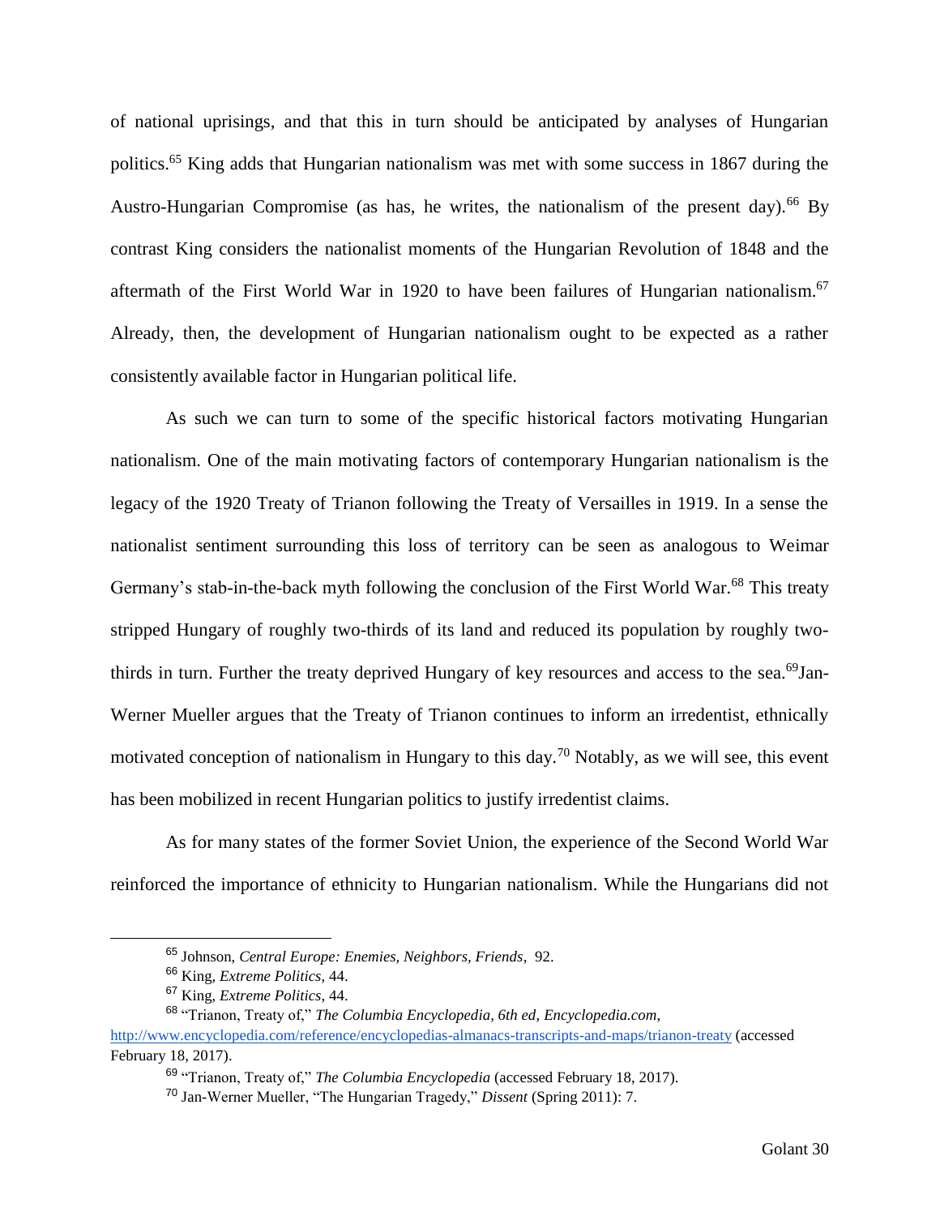of national uprisings, and that this in turn should be anticipated by analyses of Hungarian politics.[65] King adds that Hungarian nationalism was met with some success in 1867 during the Austro-Hungarian Compromise (as has, he writes, the nationalism of the present day).[66] By contrast King considers the nationalist moments of the Hungarian Revolution of 1848 and the aftermath of the First World War in 1920 to have been failures of Hungarian nationalism.[67] Already, then, the development of Hungarian nationalism ought to be expected as a rather consistently available factor in Hungarian political life.

As such we can turn to some of the specific historical factors motivating Hungarian nationalism. One of the main motivating factors of contemporary Hungarian nationalism is the legacy of the 1920 Treaty of Trianon following the Treaty of Versailles in 1919. In a sense the nationalist sentiment surrounding this loss of territory can be seen as analogous to Weimar Germany's stab-in-the-back myth following the conclusion of the First World War.[68] This treaty stripped Hungary of roughly two-thirds of its land and reduced its population by roughly two-thirds in turn. Further the treaty deprived Hungary of key resources and access to the sea.[69] Jan-Werner Mueller argues that the Treaty of Trianon continues to inform an irredentist, ethnically motivated conception of nationalism in Hungary to this day.[70] Notably, as we will see, this event has been mobilized in recent Hungarian politics to justify irredentist claims.

As for many states of the former Soviet Union, the experience of the Second World War reinforced the importance of ethnicity to Hungarian nationalism. While the Hungarians did not

---

[65] Johnson, *Central Europe: Enemies, Neighbors, Friends*, 92.

[66] King, *Extreme Politics*, 44.

[67] King, *Extreme Politics*, 44.

[68] "Trianon, Treaty of," *The Columbia Encyclopedia, 6th ed, Encyclopedia.com*, http://www.encyclopedia.com/reference/encyclopedias-almanacs-transcripts-and-maps/trianon-treaty (accessed February 18, 2017).

[69] "Trianon, Treaty of," *The Columbia Encyclopedia* (accessed February 18, 2017).

[70] Jan-Werner Mueller, "The Hungarian Tragedy," *Dissent* (Spring 2011): 7.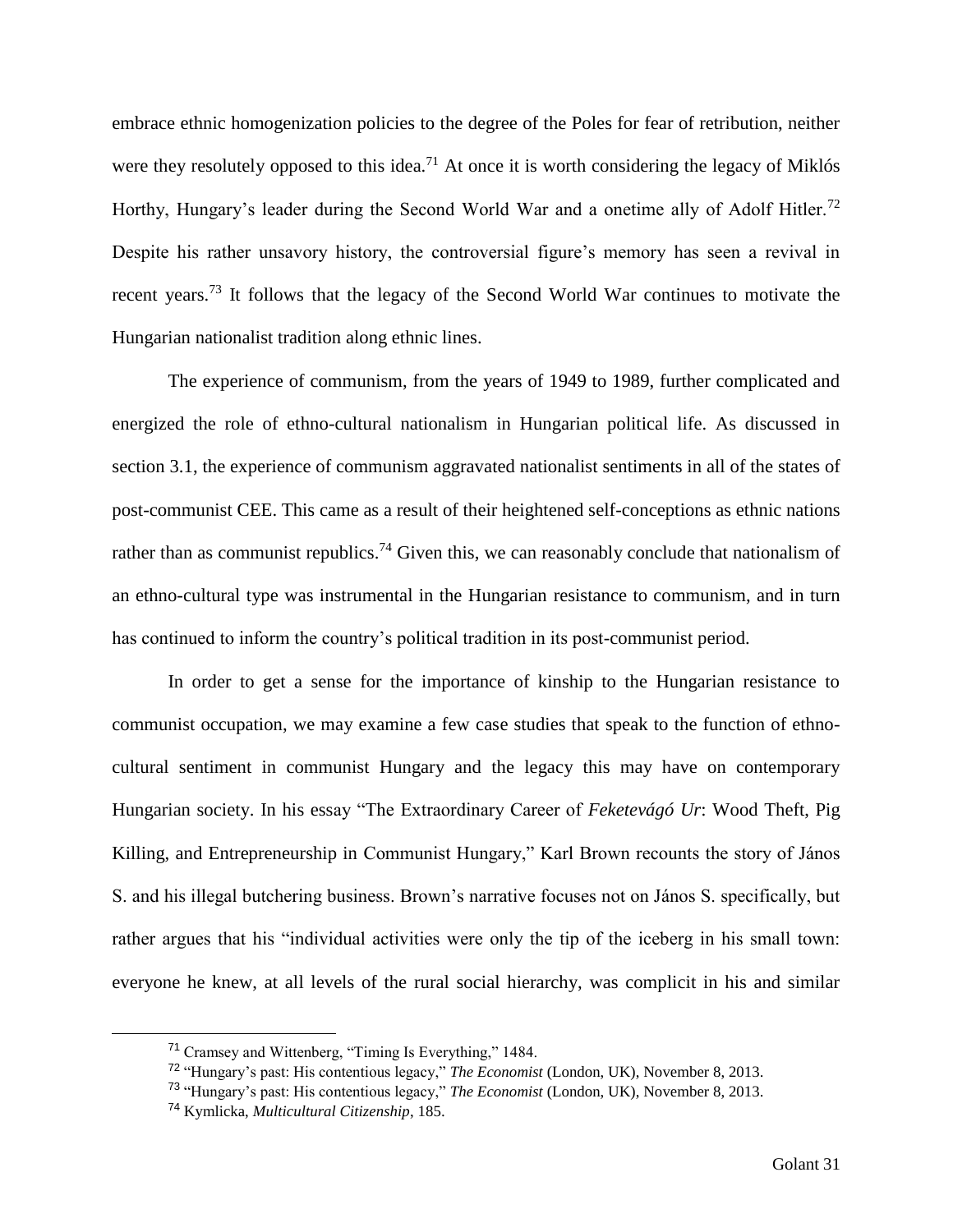embrace ethnic homogenization policies to the degree of the Poles for fear of retribution, neither were they resolutely opposed to this idea.[71] At once it is worth considering the legacy of Miklós Horthy, Hungary's leader during the Second World War and a onetime ally of Adolf Hitler.[72] Despite his rather unsavory history, the controversial figure's memory has seen a revival in recent years.[73] It follows that the legacy of the Second World War continues to motivate the Hungarian nationalist tradition along ethnic lines.

The experience of communism, from the years of 1949 to 1989, further complicated and energized the role of ethno-cultural nationalism in Hungarian political life. As discussed in section 3.1, the experience of communism aggravated nationalist sentiments in all of the states of post-communist CEE. This came as a result of their heightened self-conceptions as ethnic nations rather than as communist republics.[74] Given this, we can reasonably conclude that nationalism of an ethno-cultural type was instrumental in the Hungarian resistance to communism, and in turn has continued to inform the country's political tradition in its post-communist period.

In order to get a sense for the importance of kinship to the Hungarian resistance to communist occupation, we may examine a few case studies that speak to the function of ethno-cultural sentiment in communist Hungary and the legacy this may have on contemporary Hungarian society. In his essay "The Extraordinary Career of *Feketevágó Ur*: Wood Theft, Pig Killing, and Entrepreneurship in Communist Hungary," Karl Brown recounts the story of János S. and his illegal butchering business. Brown's narrative focuses not on János S. specifically, but rather argues that his "individual activities were only the tip of the iceberg in his small town: everyone he knew, at all levels of the rural social hierarchy, was complicit in his and similar

---

[71] Cramsey and Wittenberg, "Timing Is Everything," 1484.

[72] "Hungary's past: His contentious legacy," *The Economist* (London, UK), November 8, 2013.

[73] "Hungary's past: His contentious legacy," *The Economist* (London, UK), November 8, 2013.

[74] Kymlicka, *Multicultural Citizenship*, 185.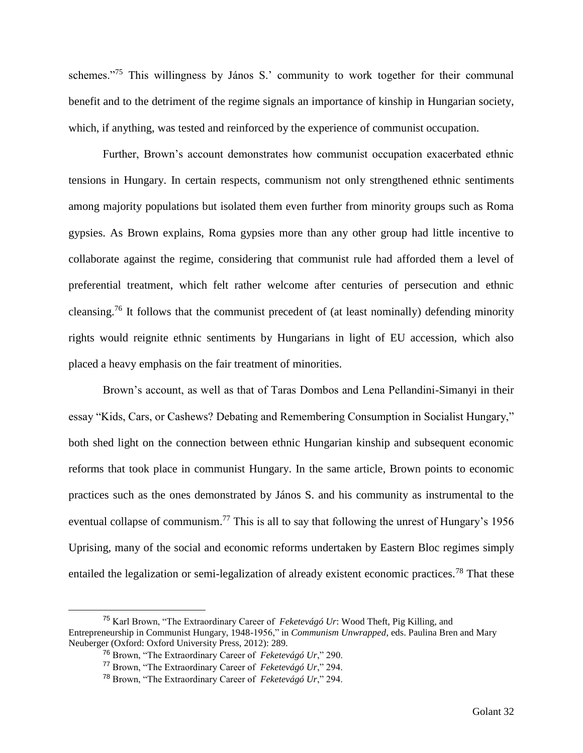schemes."[75] This willingness by János S.' community to work together for their communal benefit and to the detriment of the regime signals an importance of kinship in Hungarian society, which, if anything, was tested and reinforced by the experience of communist occupation.

Further, Brown's account demonstrates how communist occupation exacerbated ethnic tensions in Hungary. In certain respects, communism not only strengthened ethnic sentiments among majority populations but isolated them even further from minority groups such as Roma gypsies. As Brown explains, Roma gypsies more than any other group had little incentive to collaborate against the regime, considering that communist rule had afforded them a level of preferential treatment, which felt rather welcome after centuries of persecution and ethnic cleansing.[76] It follows that the communist precedent of (at least nominally) defending minority rights would reignite ethnic sentiments by Hungarians in light of EU accession, which also placed a heavy emphasis on the fair treatment of minorities.

Brown's account, as well as that of Taras Dombos and Lena Pellandini-Simanyi in their essay "Kids, Cars, or Cashews? Debating and Remembering Consumption in Socialist Hungary," both shed light on the connection between ethnic Hungarian kinship and subsequent economic reforms that took place in communist Hungary. In the same article, Brown points to economic practices such as the ones demonstrated by János S. and his community as instrumental to the eventual collapse of communism.[77] This is all to say that following the unrest of Hungary's 1956 Uprising, many of the social and economic reforms undertaken by Eastern Bloc regimes simply entailed the legalization or semi-legalization of already existent economic practices.[78] That these

---

[75] Karl Brown, "The Extraordinary Career of *Feketevágó Ur*: Wood Theft, Pig Killing, and Entrepreneurship in Communist Hungary, 1948-1956," in *Communism Unwrapped*, eds. Paulina Bren and Mary Neuberger (Oxford: Oxford University Press, 2012): 289.

[76] Brown, "The Extraordinary Career of *Feketevágó Ur*," 290.

[77] Brown, "The Extraordinary Career of *Feketevágó Ur*," 294.

[78] Brown, "The Extraordinary Career of *Feketevágó Ur*," 294.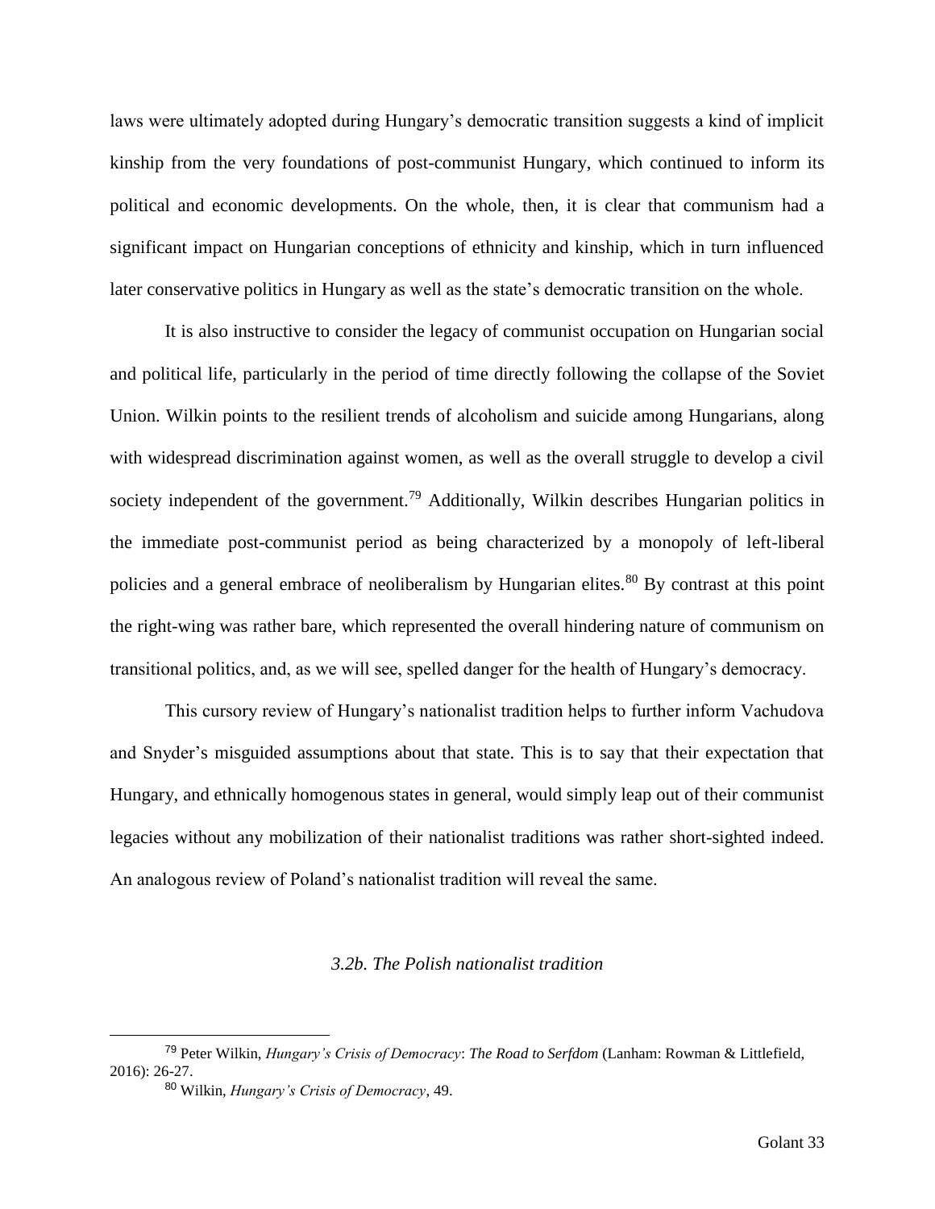laws were ultimately adopted during Hungary's democratic transition suggests a kind of implicit kinship from the very foundations of post-communist Hungary, which continued to inform its political and economic developments. On the whole, then, it is clear that communism had a significant impact on Hungarian conceptions of ethnicity and kinship, which in turn influenced later conservative politics in Hungary as well as the state's democratic transition on the whole.

It is also instructive to consider the legacy of communist occupation on Hungarian social and political life, particularly in the period of time directly following the collapse of the Soviet Union. Wilkin points to the resilient trends of alcoholism and suicide among Hungarians, along with widespread discrimination against women, as well as the overall struggle to develop a civil society independent of the government.[79] Additionally, Wilkin describes Hungarian politics in the immediate post-communist period as being characterized by a monopoly of left-liberal policies and a general embrace of neoliberalism by Hungarian elites.[80] By contrast at this point the right-wing was rather bare, which represented the overall hindering nature of communism on transitional politics, and, as we will see, spelled danger for the health of Hungary's democracy.

This cursory review of Hungary's nationalist tradition helps to further inform Vachudova and Snyder's misguided assumptions about that state. This is to say that their expectation that Hungary, and ethnically homogenous states in general, would simply leap out of their communist legacies without any mobilization of their nationalist traditions was rather short-sighted indeed. An analogous review of Poland's nationalist tradition will reveal the same.

### *3.2b. The Polish nationalist tradition*

---

[79] Peter Wilkin, *Hungary's Crisis of Democracy*: *The Road to Serfdom* (Lanham: Rowman & Littlefield, 2016): 26-27.

[80] Wilkin, *Hungary's Crisis of Democracy*, 49.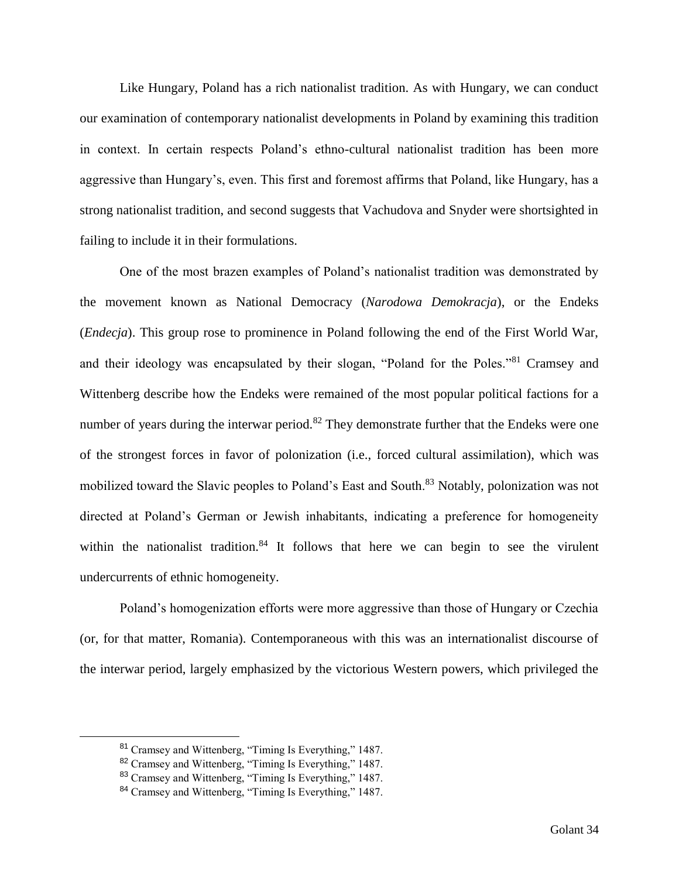Like Hungary, Poland has a rich nationalist tradition. As with Hungary, we can conduct our examination of contemporary nationalist developments in Poland by examining this tradition in context. In certain respects Poland's ethno-cultural nationalist tradition has been more aggressive than Hungary's, even. This first and foremost affirms that Poland, like Hungary, has a strong nationalist tradition, and second suggests that Vachudova and Snyder were shortsighted in failing to include it in their formulations.

One of the most brazen examples of Poland's nationalist tradition was demonstrated by the movement known as National Democracy (*Narodowa Demokracja*), or the Endeks (*Endecja*). This group rose to prominence in Poland following the end of the First World War, and their ideology was encapsulated by their slogan, "Poland for the Poles."[81] Cramsey and Wittenberg describe how the Endeks were remained of the most popular political factions for a number of years during the interwar period.[82] They demonstrate further that the Endeks were one of the strongest forces in favor of polonization (i.e., forced cultural assimilation), which was mobilized toward the Slavic peoples to Poland's East and South.[83] Notably, polonization was not directed at Poland's German or Jewish inhabitants, indicating a preference for homogeneity within the nationalist tradition.[84] It follows that here we can begin to see the virulent undercurrents of ethnic homogeneity.

Poland's homogenization efforts were more aggressive than those of Hungary or Czechia (or, for that matter, Romania). Contemporaneous with this was an internationalist discourse of the interwar period, largely emphasized by the victorious Western powers, which privileged the

---

[81] Cramsey and Wittenberg, "Timing Is Everything," 1487.

[82] Cramsey and Wittenberg, "Timing Is Everything," 1487.

[83] Cramsey and Wittenberg, "Timing Is Everything," 1487.

[84] Cramsey and Wittenberg, "Timing Is Everything," 1487.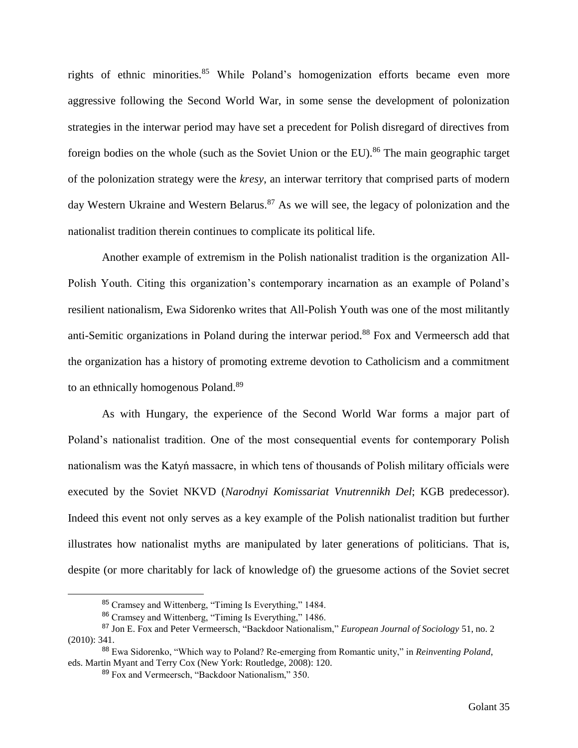rights of ethnic minorities.[85] While Poland's homogenization efforts became even more aggressive following the Second World War, in some sense the development of polonization strategies in the interwar period may have set a precedent for Polish disregard of directives from foreign bodies on the whole (such as the Soviet Union or the EU).[86] The main geographic target of the polonization strategy were the *kresy*, an interwar territory that comprised parts of modern day Western Ukraine and Western Belarus.[87] As we will see, the legacy of polonization and the nationalist tradition therein continues to complicate its political life.

Another example of extremism in the Polish nationalist tradition is the organization All-Polish Youth. Citing this organization's contemporary incarnation as an example of Poland's resilient nationalism, Ewa Sidorenko writes that All-Polish Youth was one of the most militantly anti-Semitic organizations in Poland during the interwar period.[88] Fox and Vermeersch add that the organization has a history of promoting extreme devotion to Catholicism and a commitment to an ethnically homogenous Poland.[89]

As with Hungary, the experience of the Second World War forms a major part of Poland's nationalist tradition. One of the most consequential events for contemporary Polish nationalism was the Katyń massacre, in which tens of thousands of Polish military officials were executed by the Soviet NKVD (*Narodnyi Komissariat Vnutrennikh Del*; KGB predecessor). Indeed this event not only serves as a key example of the Polish nationalist tradition but further illustrates how nationalist myths are manipulated by later generations of politicians. That is, despite (or more charitably for lack of knowledge of) the gruesome actions of the Soviet secret

---

[85] Cramsey and Wittenberg, "Timing Is Everything," 1484.

[86] Cramsey and Wittenberg, "Timing Is Everything," 1486.

[87] Jon E. Fox and Peter Vermeersch, "Backdoor Nationalism," *European Journal of Sociology* 51, no. 2 (2010): 341.

[88] Ewa Sidorenko, "Which way to Poland? Re-emerging from Romantic unity," in *Reinventing Poland*, eds. Martin Myant and Terry Cox (New York: Routledge, 2008): 120.

[89] Fox and Vermeersch, "Backdoor Nationalism," 350.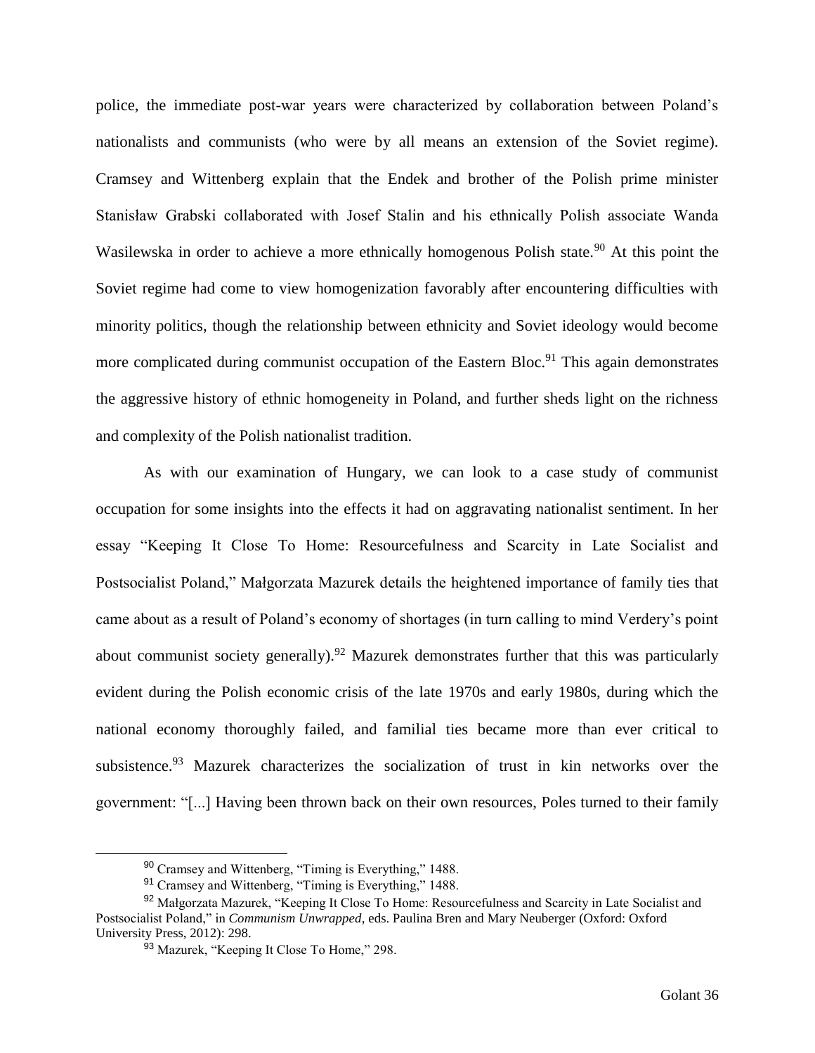police, the immediate post-war years were characterized by collaboration between Poland's nationalists and communists (who were by all means an extension of the Soviet regime). Cramsey and Wittenberg explain that the Endek and brother of the Polish prime minister Stanisław Grabski collaborated with Josef Stalin and his ethnically Polish associate Wanda Wasilewska in order to achieve a more ethnically homogenous Polish state.[90] At this point the Soviet regime had come to view homogenization favorably after encountering difficulties with minority politics, though the relationship between ethnicity and Soviet ideology would become more complicated during communist occupation of the Eastern Bloc.[91] This again demonstrates the aggressive history of ethnic homogeneity in Poland, and further sheds light on the richness and complexity of the Polish nationalist tradition.

As with our examination of Hungary, we can look to a case study of communist occupation for some insights into the effects it had on aggravating nationalist sentiment. In her essay "Keeping It Close To Home: Resourcefulness and Scarcity in Late Socialist and Postsocialist Poland," Małgorzata Mazurek details the heightened importance of family ties that came about as a result of Poland's economy of shortages (in turn calling to mind Verdery's point about communist society generally).[92] Mazurek demonstrates further that this was particularly evident during the Polish economic crisis of the late 1970s and early 1980s, during which the national economy thoroughly failed, and familial ties became more than ever critical to subsistence.[93] Mazurek characterizes the socialization of trust in kin networks over the government: "[...] Having been thrown back on their own resources, Poles turned to their family

---

[90] Cramsey and Wittenberg, "Timing is Everything," 1488.

[91] Cramsey and Wittenberg, "Timing is Everything," 1488.

[92] Małgorzata Mazurek, "Keeping It Close To Home: Resourcefulness and Scarcity in Late Socialist and Postsocialist Poland," in *Communism Unwrapped*, eds. Paulina Bren and Mary Neuberger (Oxford: Oxford University Press, 2012): 298.

[93] Mazurek, "Keeping It Close To Home," 298.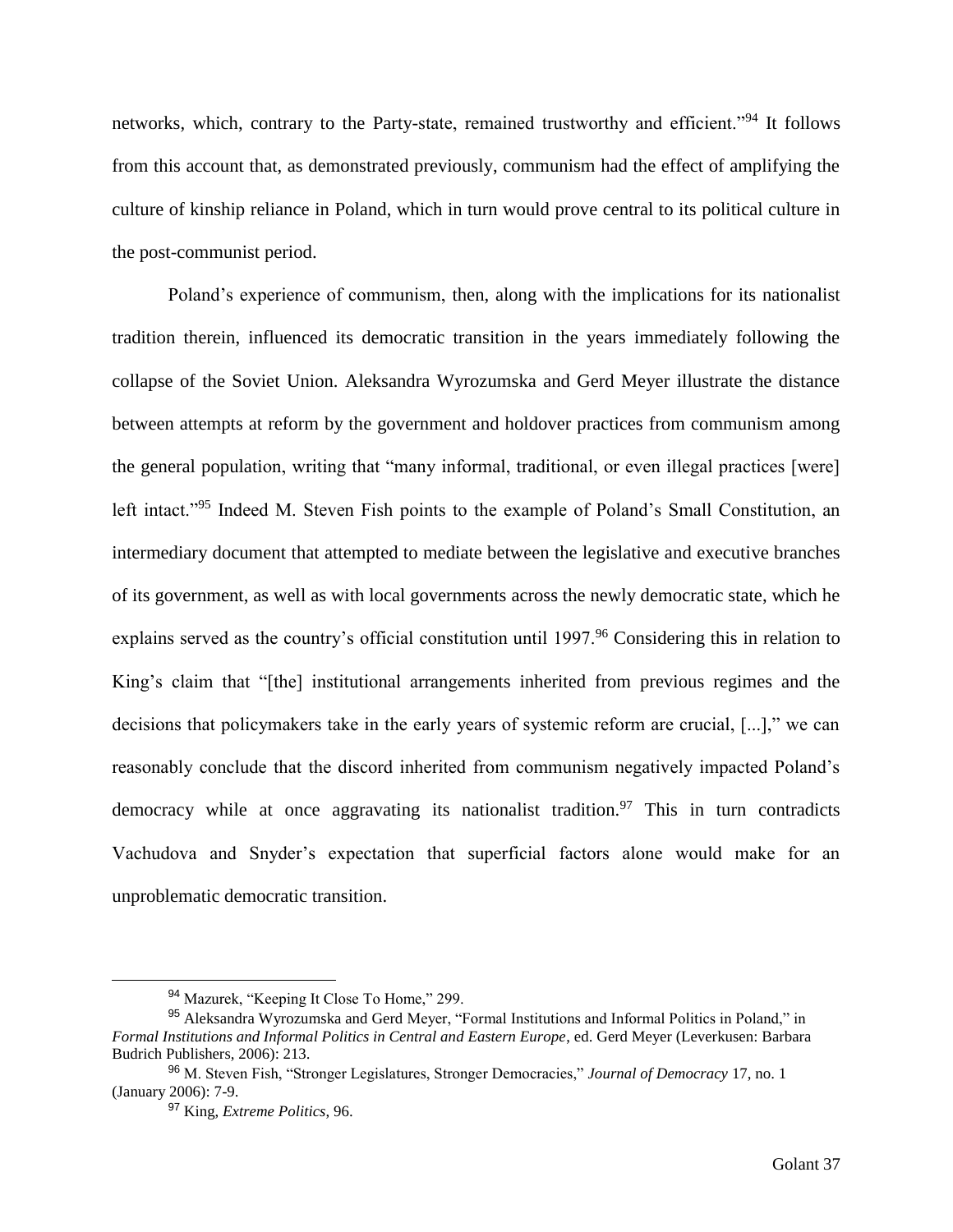networks, which, contrary to the Party-state, remained trustworthy and efficient."[94] It follows from this account that, as demonstrated previously, communism had the effect of amplifying the culture of kinship reliance in Poland, which in turn would prove central to its political culture in the post-communist period.

Poland's experience of communism, then, along with the implications for its nationalist tradition therein, influenced its democratic transition in the years immediately following the collapse of the Soviet Union. Aleksandra Wyrozumska and Gerd Meyer illustrate the distance between attempts at reform by the government and holdover practices from communism among the general population, writing that "many informal, traditional, or even illegal practices [were] left intact."[95] Indeed M. Steven Fish points to the example of Poland's Small Constitution, an intermediary document that attempted to mediate between the legislative and executive branches of its government, as well as with local governments across the newly democratic state, which he explains served as the country's official constitution until 1997.[96] Considering this in relation to King's claim that "[the] institutional arrangements inherited from previous regimes and the decisions that policymakers take in the early years of systemic reform are crucial, [...]," we can reasonably conclude that the discord inherited from communism negatively impacted Poland's democracy while at once aggravating its nationalist tradition.[97] This in turn contradicts Vachudova and Snyder's expectation that superficial factors alone would make for an unproblematic democratic transition.

---

[94] Mazurek, "Keeping It Close To Home," 299.

[95] Aleksandra Wyrozumska and Gerd Meyer, "Formal Institutions and Informal Politics in Poland," in *Formal Institutions and Informal Politics in Central and Eastern Europe*, ed. Gerd Meyer (Leverkusen: Barbara Budrich Publishers, 2006): 213.

[96] M. Steven Fish, "Stronger Legislatures, Stronger Democracies," *Journal of Democracy* 17, no. 1 (January 2006): 7-9.

[97] King, *Extreme Politics*, 96.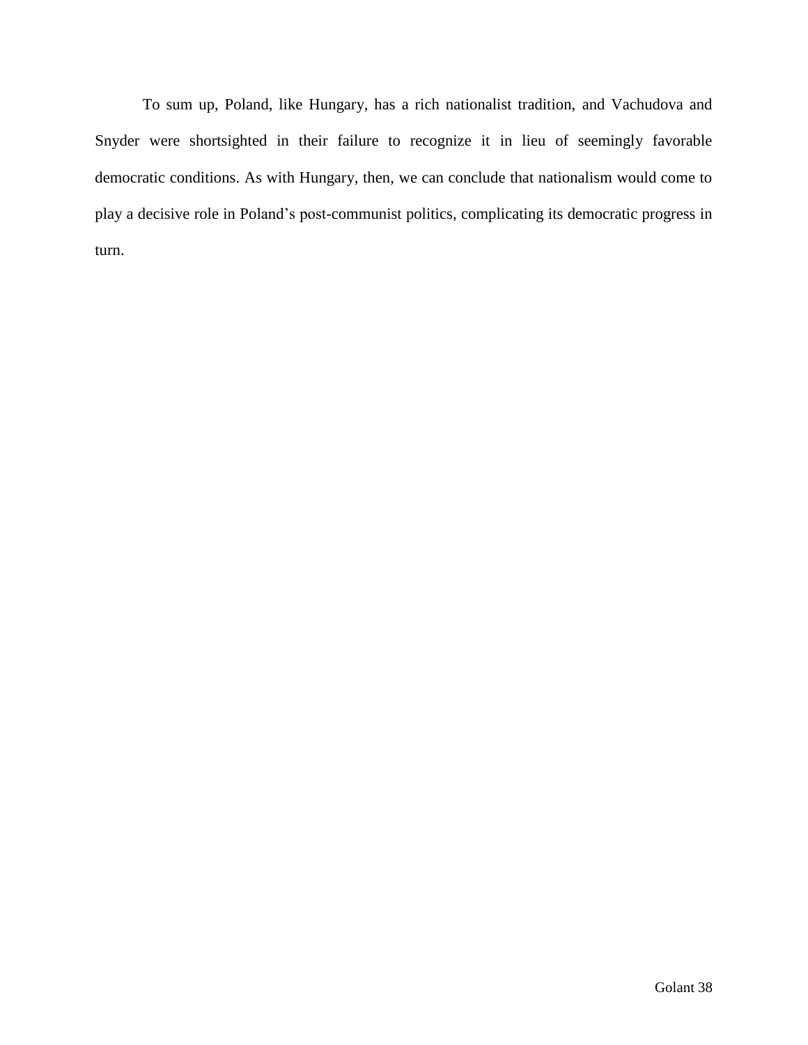To sum up, Poland, like Hungary, has a rich nationalist tradition, and Vachudova and Snyder were shortsighted in their failure to recognize it in lieu of seemingly favorable democratic conditions. As with Hungary, then, we can conclude that nationalism would come to play a decisive role in Poland's post-communist politics, complicating its democratic progress in turn.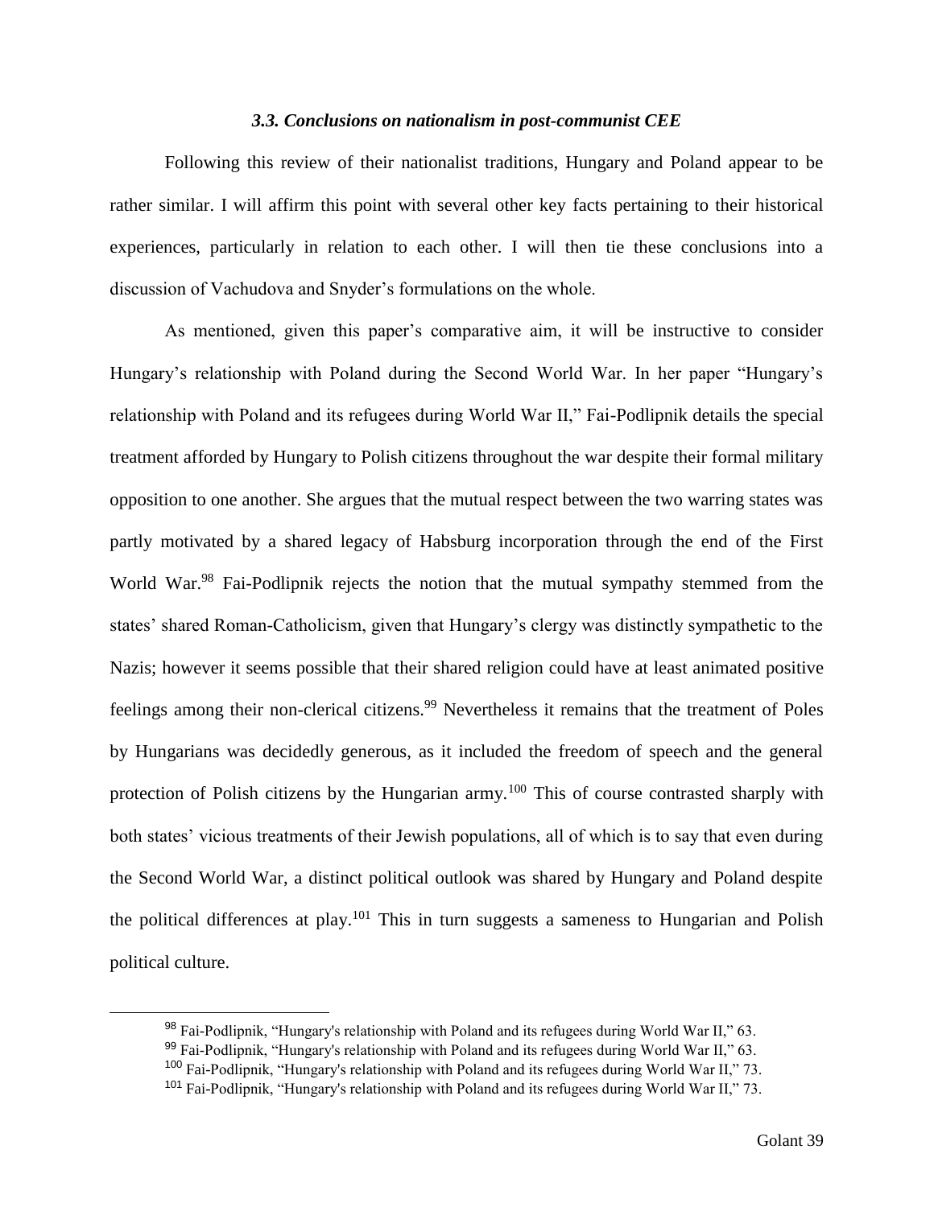### *3.3. Conclusions on nationalism in post-communist CEE*

Following this review of their nationalist traditions, Hungary and Poland appear to be rather similar. I will affirm this point with several other key facts pertaining to their historical experiences, particularly in relation to each other. I will then tie these conclusions into a discussion of Vachudova and Snyder's formulations on the whole.

As mentioned, given this paper's comparative aim, it will be instructive to consider Hungary's relationship with Poland during the Second World War. In her paper "Hungary's relationship with Poland and its refugees during World War II," Fai-Podlipnik details the special treatment afforded by Hungary to Polish citizens throughout the war despite their formal military opposition to one another. She argues that the mutual respect between the two warring states was partly motivated by a shared legacy of Habsburg incorporation through the end of the First World War.[98] Fai-Podlipnik rejects the notion that the mutual sympathy stemmed from the states' shared Roman-Catholicism, given that Hungary's clergy was distinctly sympathetic to the Nazis; however it seems possible that their shared religion could have at least animated positive feelings among their non-clerical citizens.[99] Nevertheless it remains that the treatment of Poles by Hungarians was decidedly generous, as it included the freedom of speech and the general protection of Polish citizens by the Hungarian army.[100] This of course contrasted sharply with both states' vicious treatments of their Jewish populations, all of which is to say that even during the Second World War, a distinct political outlook was shared by Hungary and Poland despite the political differences at play.[101] This in turn suggests a sameness to Hungarian and Polish political culture.

---

[98] Fai-Podlipnik, "Hungary's relationship with Poland and its refugees during World War II," 63.

[99] Fai-Podlipnik, "Hungary's relationship with Poland and its refugees during World War II," 63.

[100] Fai-Podlipnik, "Hungary's relationship with Poland and its refugees during World War II," 73.

[101] Fai-Podlipnik, "Hungary's relationship with Poland and its refugees during World War II," 73.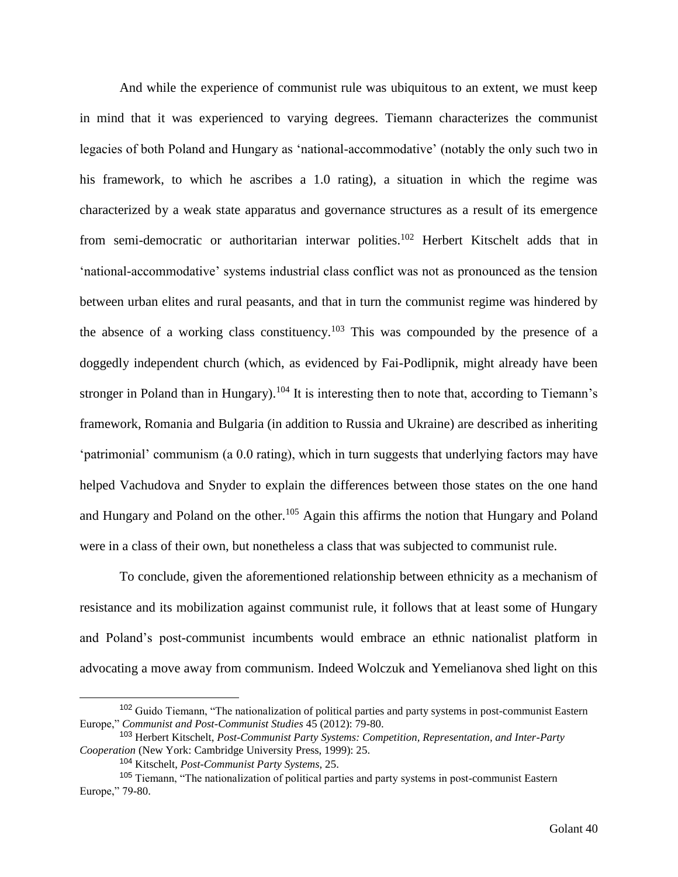And while the experience of communist rule was ubiquitous to an extent, we must keep in mind that it was experienced to varying degrees. Tiemann characterizes the communist legacies of both Poland and Hungary as 'national-accommodative' (notably the only such two in his framework, to which he ascribes a 1.0 rating), a situation in which the regime was characterized by a weak state apparatus and governance structures as a result of its emergence from semi-democratic or authoritarian interwar polities.[102] Herbert Kitschelt adds that in 'national-accommodative' systems industrial class conflict was not as pronounced as the tension between urban elites and rural peasants, and that in turn the communist regime was hindered by the absence of a working class constituency.[103] This was compounded by the presence of a doggedly independent church (which, as evidenced by Fai-Podlipnik, might already have been stronger in Poland than in Hungary).[104] It is interesting then to note that, according to Tiemann's framework, Romania and Bulgaria (in addition to Russia and Ukraine) are described as inheriting 'patrimonial' communism (a 0.0 rating), which in turn suggests that underlying factors may have helped Vachudova and Snyder to explain the differences between those states on the one hand and Hungary and Poland on the other.[105] Again this affirms the notion that Hungary and Poland were in a class of their own, but nonetheless a class that was subjected to communist rule.

To conclude, given the aforementioned relationship between ethnicity as a mechanism of resistance and its mobilization against communist rule, it follows that at least some of Hungary and Poland's post-communist incumbents would embrace an ethnic nationalist platform in advocating a move away from communism. Indeed Wolczuk and Yemelianova shed light on this

---

[102] Guido Tiemann, "The nationalization of political parties and party systems in post-communist Eastern Europe," *Communist and Post-Communist Studies* 45 (2012): 79-80.

[103] Herbert Kitschelt, *Post-Communist Party Systems: Competition, Representation, and Inter-Party Cooperation* (New York: Cambridge University Press, 1999): 25.

[104] Kitschelt, *Post-Communist Party Systems,* 25.

[105] Tiemann, "The nationalization of political parties and party systems in post-communist Eastern Europe," 79-80.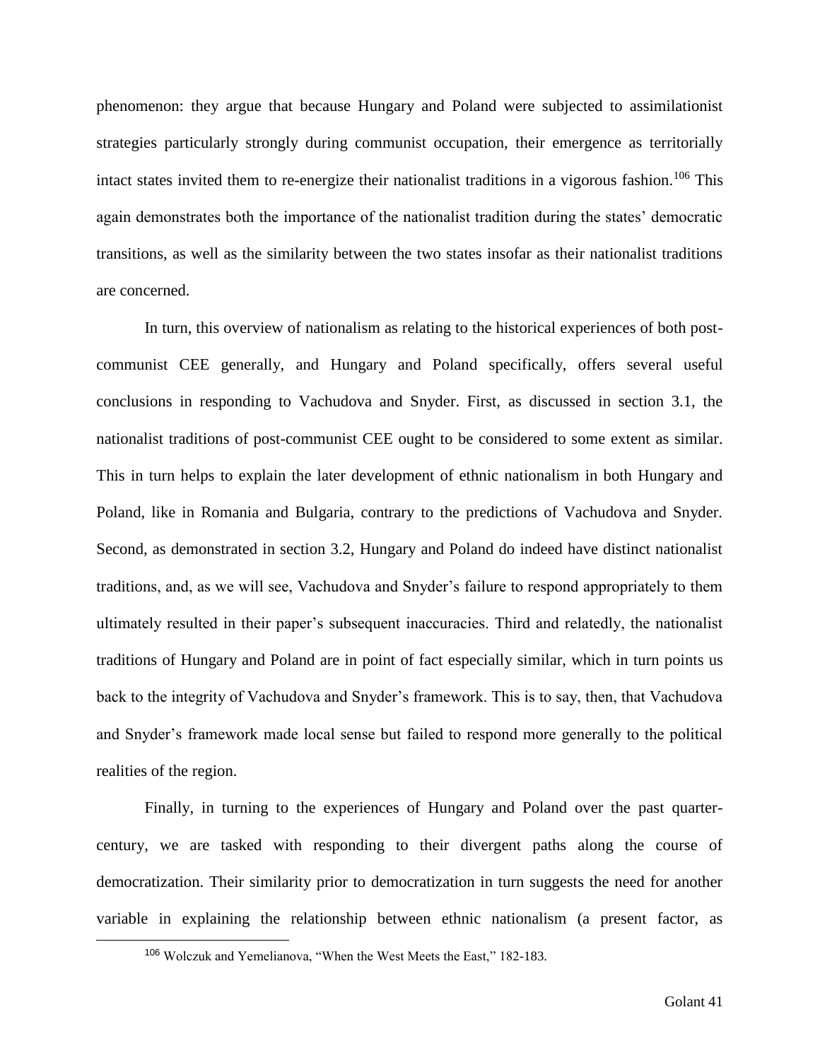phenomenon: they argue that because Hungary and Poland were subjected to assimilationist strategies particularly strongly during communist occupation, their emergence as territorially intact states invited them to re-energize their nationalist traditions in a vigorous fashion.[106] This again demonstrates both the importance of the nationalist tradition during the states' democratic transitions, as well as the similarity between the two states insofar as their nationalist traditions are concerned.

In turn, this overview of nationalism as relating to the historical experiences of both post-communist CEE generally, and Hungary and Poland specifically, offers several useful conclusions in responding to Vachudova and Snyder. First, as discussed in section 3.1, the nationalist traditions of post-communist CEE ought to be considered to some extent as similar. This in turn helps to explain the later development of ethnic nationalism in both Hungary and Poland, like in Romania and Bulgaria, contrary to the predictions of Vachudova and Snyder. Second, as demonstrated in section 3.2, Hungary and Poland do indeed have distinct nationalist traditions, and, as we will see, Vachudova and Snyder's failure to respond appropriately to them ultimately resulted in their paper's subsequent inaccuracies. Third and relatedly, the nationalist traditions of Hungary and Poland are in point of fact especially similar, which in turn points us back to the integrity of Vachudova and Snyder's framework. This is to say, then, that Vachudova and Snyder's framework made local sense but failed to respond more generally to the political realities of the region.

Finally, in turning to the experiences of Hungary and Poland over the past quarter-century, we are tasked with responding to their divergent paths along the course of democratization. Their similarity prior to democratization in turn suggests the need for another variable in explaining the relationship between ethnic nationalism (a present factor, as

[106] Wolczuk and Yemelianova, "When the West Meets the East," 182-183.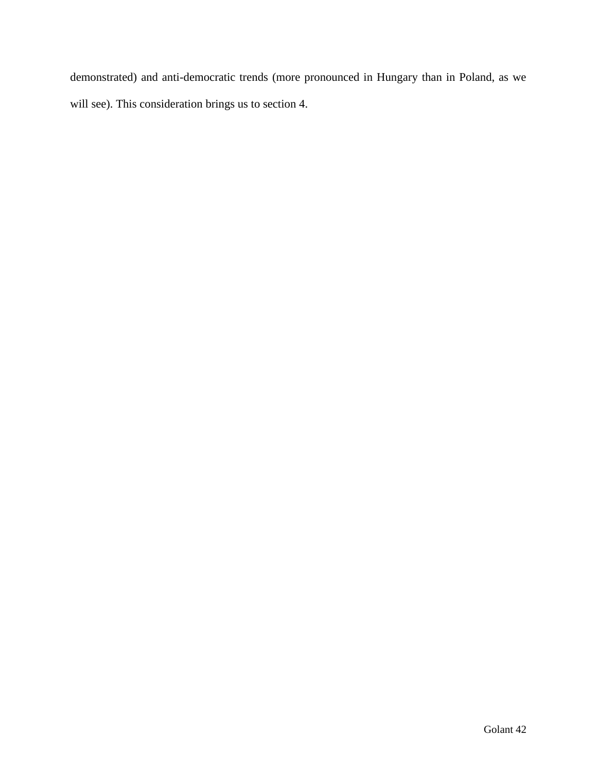demonstrated) and anti-democratic trends (more pronounced in Hungary than in Poland, as we will see). This consideration brings us to section 4.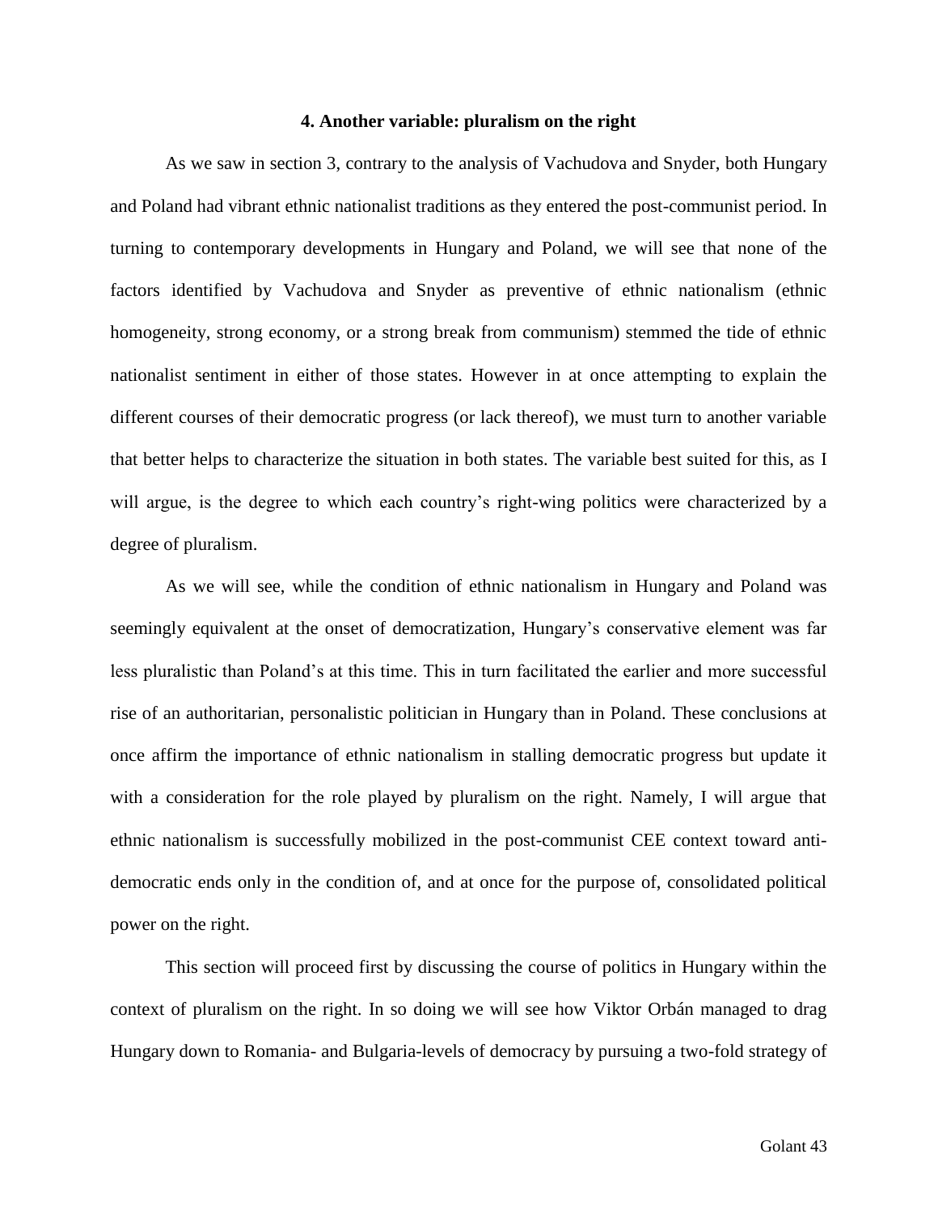### 4. Another variable: pluralism on the right

As we saw in section 3, contrary to the analysis of Vachudova and Snyder, both Hungary and Poland had vibrant ethnic nationalist traditions as they entered the post-communist period. In turning to contemporary developments in Hungary and Poland, we will see that none of the factors identified by Vachudova and Snyder as preventive of ethnic nationalism (ethnic homogeneity, strong economy, or a strong break from communism) stemmed the tide of ethnic nationalist sentiment in either of those states. However in at once attempting to explain the different courses of their democratic progress (or lack thereof), we must turn to another variable that better helps to characterize the situation in both states. The variable best suited for this, as I will argue, is the degree to which each country's right-wing politics were characterized by a degree of pluralism.

As we will see, while the condition of ethnic nationalism in Hungary and Poland was seemingly equivalent at the onset of democratization, Hungary's conservative element was far less pluralistic than Poland's at this time. This in turn facilitated the earlier and more successful rise of an authoritarian, personalistic politician in Hungary than in Poland. These conclusions at once affirm the importance of ethnic nationalism in stalling democratic progress but update it with a consideration for the role played by pluralism on the right. Namely, I will argue that ethnic nationalism is successfully mobilized in the post-communist CEE context toward anti-democratic ends only in the condition of, and at once for the purpose of, consolidated political power on the right.

This section will proceed first by discussing the course of politics in Hungary within the context of pluralism on the right. In so doing we will see how Viktor Orbán managed to drag Hungary down to Romania- and Bulgaria-levels of democracy by pursuing a two-fold strategy of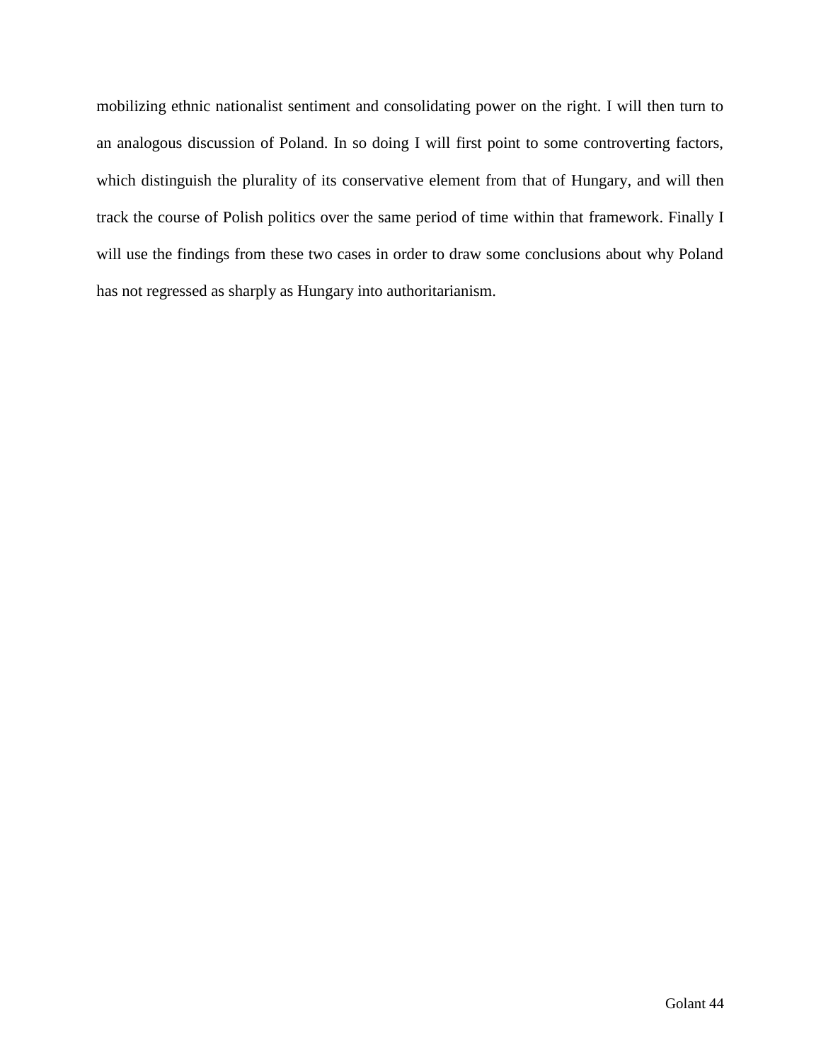mobilizing ethnic nationalist sentiment and consolidating power on the right. I will then turn to an analogous discussion of Poland. In so doing I will first point to some controverting factors, which distinguish the plurality of its conservative element from that of Hungary, and will then track the course of Polish politics over the same period of time within that framework. Finally I will use the findings from these two cases in order to draw some conclusions about why Poland has not regressed as sharply as Hungary into authoritarianism.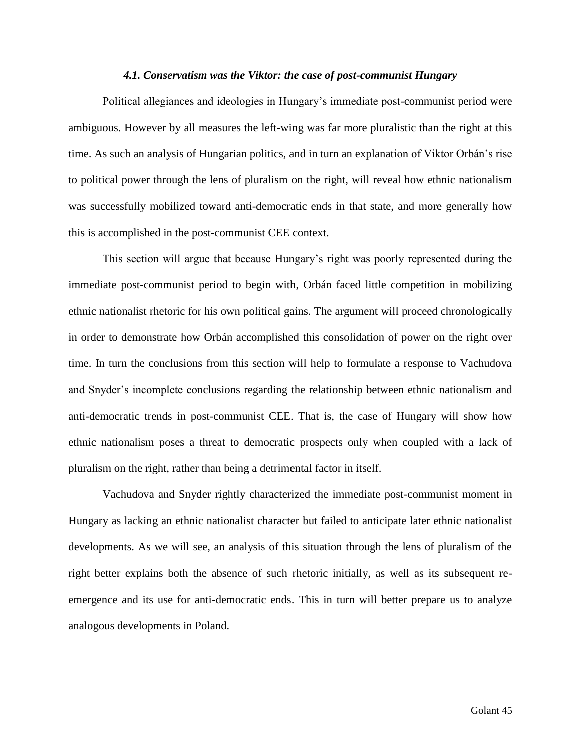### *4.1. Conservatism was the Viktor: the case of post-communist Hungary*

Political allegiances and ideologies in Hungary's immediate post-communist period were ambiguous. However by all measures the left-wing was far more pluralistic than the right at this time. As such an analysis of Hungarian politics, and in turn an explanation of Viktor Orbán's rise to political power through the lens of pluralism on the right, will reveal how ethnic nationalism was successfully mobilized toward anti-democratic ends in that state, and more generally how this is accomplished in the post-communist CEE context.

This section will argue that because Hungary's right was poorly represented during the immediate post-communist period to begin with, Orbán faced little competition in mobilizing ethnic nationalist rhetoric for his own political gains. The argument will proceed chronologically in order to demonstrate how Orbán accomplished this consolidation of power on the right over time. In turn the conclusions from this section will help to formulate a response to Vachudova and Snyder's incomplete conclusions regarding the relationship between ethnic nationalism and anti-democratic trends in post-communist CEE. That is, the case of Hungary will show how ethnic nationalism poses a threat to democratic prospects only when coupled with a lack of pluralism on the right, rather than being a detrimental factor in itself.

Vachudova and Snyder rightly characterized the immediate post-communist moment in Hungary as lacking an ethnic nationalist character but failed to anticipate later ethnic nationalist developments. As we will see, an analysis of this situation through the lens of pluralism of the right better explains both the absence of such rhetoric initially, as well as its subsequent re-emergence and its use for anti-democratic ends. This in turn will better prepare us to analyze analogous developments in Poland.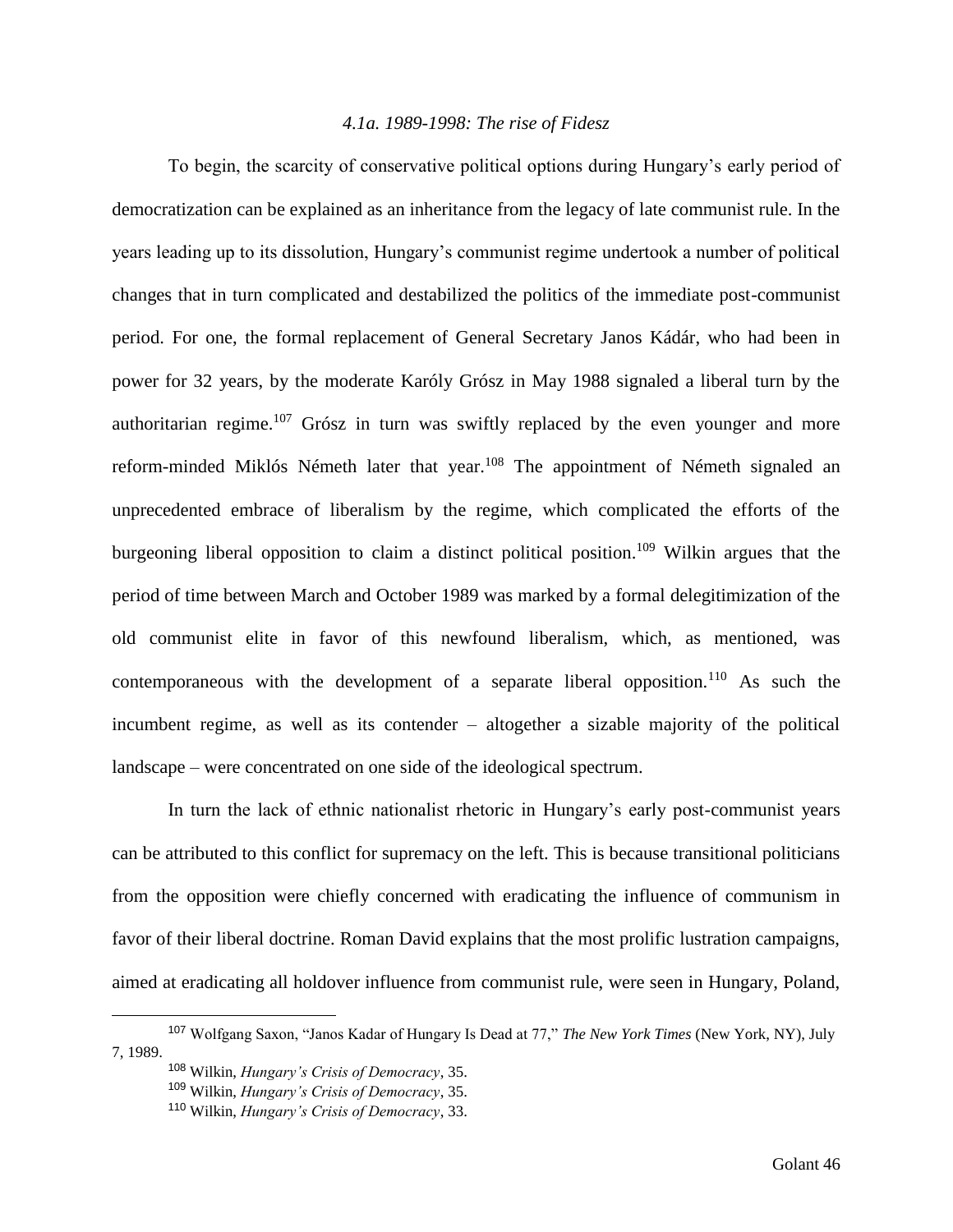### *4.1a. 1989-1998: The rise of Fidesz*

To begin, the scarcity of conservative political options during Hungary's early period of democratization can be explained as an inheritance from the legacy of late communist rule. In the years leading up to its dissolution, Hungary's communist regime undertook a number of political changes that in turn complicated and destabilized the politics of the immediate post-communist period. For one, the formal replacement of General Secretary Janos Kádár, who had been in power for 32 years, by the moderate Karóly Grósz in May 1988 signaled a liberal turn by the authoritarian regime.[107] Grósz in turn was swiftly replaced by the even younger and more reform-minded Miklós Németh later that year.[108] The appointment of Németh signaled an unprecedented embrace of liberalism by the regime, which complicated the efforts of the burgeoning liberal opposition to claim a distinct political position.[109] Wilkin argues that the period of time between March and October 1989 was marked by a formal delegitimization of the old communist elite in favor of this newfound liberalism, which, as mentioned, was contemporaneous with the development of a separate liberal opposition.[110] As such the incumbent regime, as well as its contender – altogether a sizable majority of the political landscape – were concentrated on one side of the ideological spectrum.

In turn the lack of ethnic nationalist rhetoric in Hungary's early post-communist years can be attributed to this conflict for supremacy on the left. This is because transitional politicians from the opposition were chiefly concerned with eradicating the influence of communism in favor of their liberal doctrine. Roman David explains that the most prolific lustration campaigns, aimed at eradicating all holdover influence from communist rule, were seen in Hungary, Poland,

---

[107] Wolfgang Saxon, "Janos Kadar of Hungary Is Dead at 77," *The New York Times* (New York, NY), July 7, 1989.

[108] Wilkin, *Hungary's Crisis of Democracy*, 35.

[109] Wilkin, *Hungary's Crisis of Democracy*, 35.

[110] Wilkin, *Hungary's Crisis of Democracy*, 33.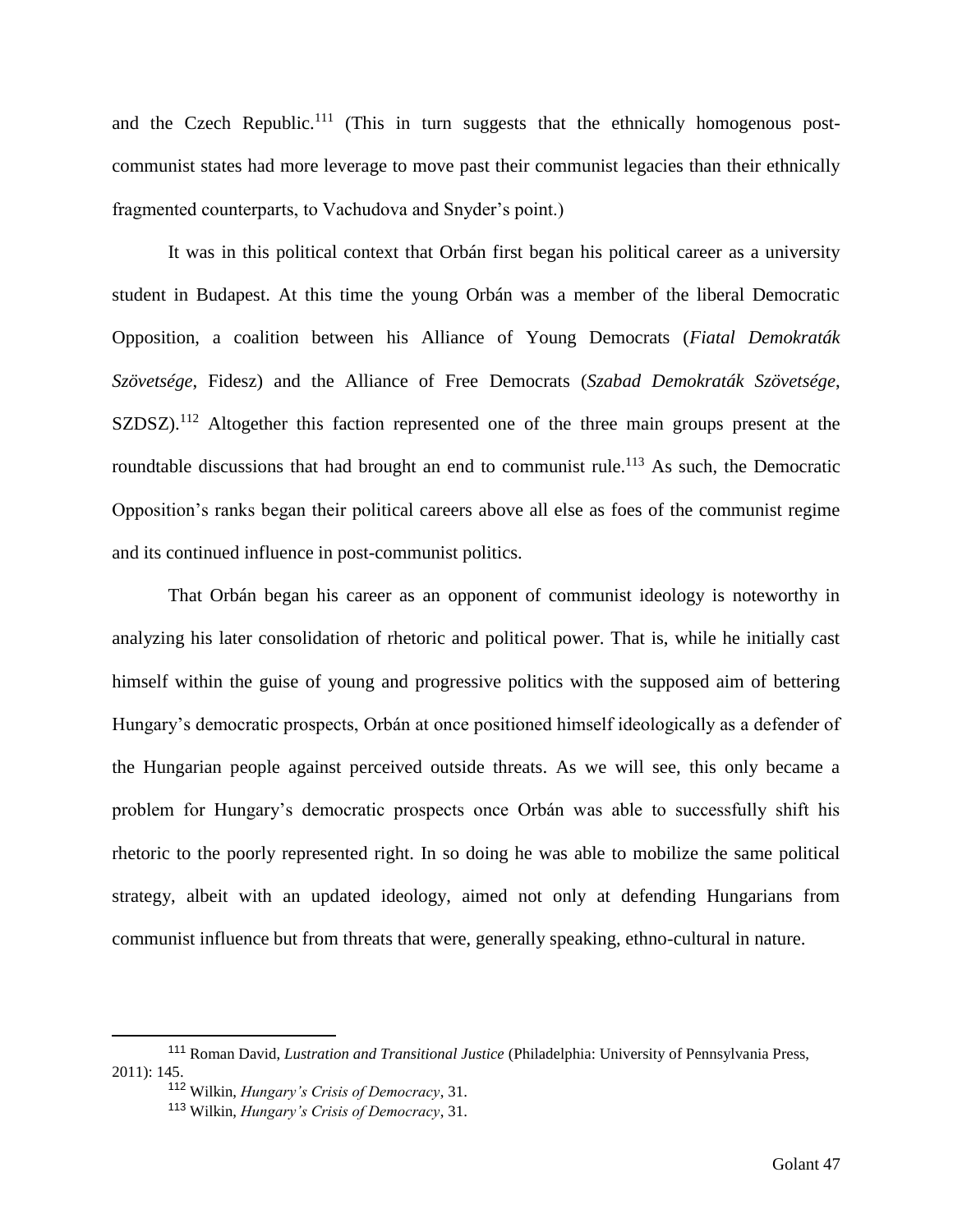and the Czech Republic.[111] (This in turn suggests that the ethnically homogenous post-communist states had more leverage to move past their communist legacies than their ethnically fragmented counterparts, to Vachudova and Snyder's point.)

It was in this political context that Orbán first began his political career as a university student in Budapest. At this time the young Orbán was a member of the liberal Democratic Opposition, a coalition between his Alliance of Young Democrats (*Fiatal Demokraták Szövetsége*, Fidesz) and the Alliance of Free Democrats (*Szabad Demokraták Szövetsége*, SZDSZ).[112] Altogether this faction represented one of the three main groups present at the roundtable discussions that had brought an end to communist rule.[113] As such, the Democratic Opposition's ranks began their political careers above all else as foes of the communist regime and its continued influence in post-communist politics.

That Orbán began his career as an opponent of communist ideology is noteworthy in analyzing his later consolidation of rhetoric and political power. That is, while he initially cast himself within the guise of young and progressive politics with the supposed aim of bettering Hungary's democratic prospects, Orbán at once positioned himself ideologically as a defender of the Hungarian people against perceived outside threats. As we will see, this only became a problem for Hungary's democratic prospects once Orbán was able to successfully shift his rhetoric to the poorly represented right. In so doing he was able to mobilize the same political strategy, albeit with an updated ideology, aimed not only at defending Hungarians from communist influence but from threats that were, generally speaking, ethno-cultural in nature.

---

[111] Roman David, *Lustration and Transitional Justice* (Philadelphia: University of Pennsylvania Press, 2011): 145.

[112] Wilkin, *Hungary's Crisis of Democracy*, 31.

[113] Wilkin, *Hungary's Crisis of Democracy*, 31.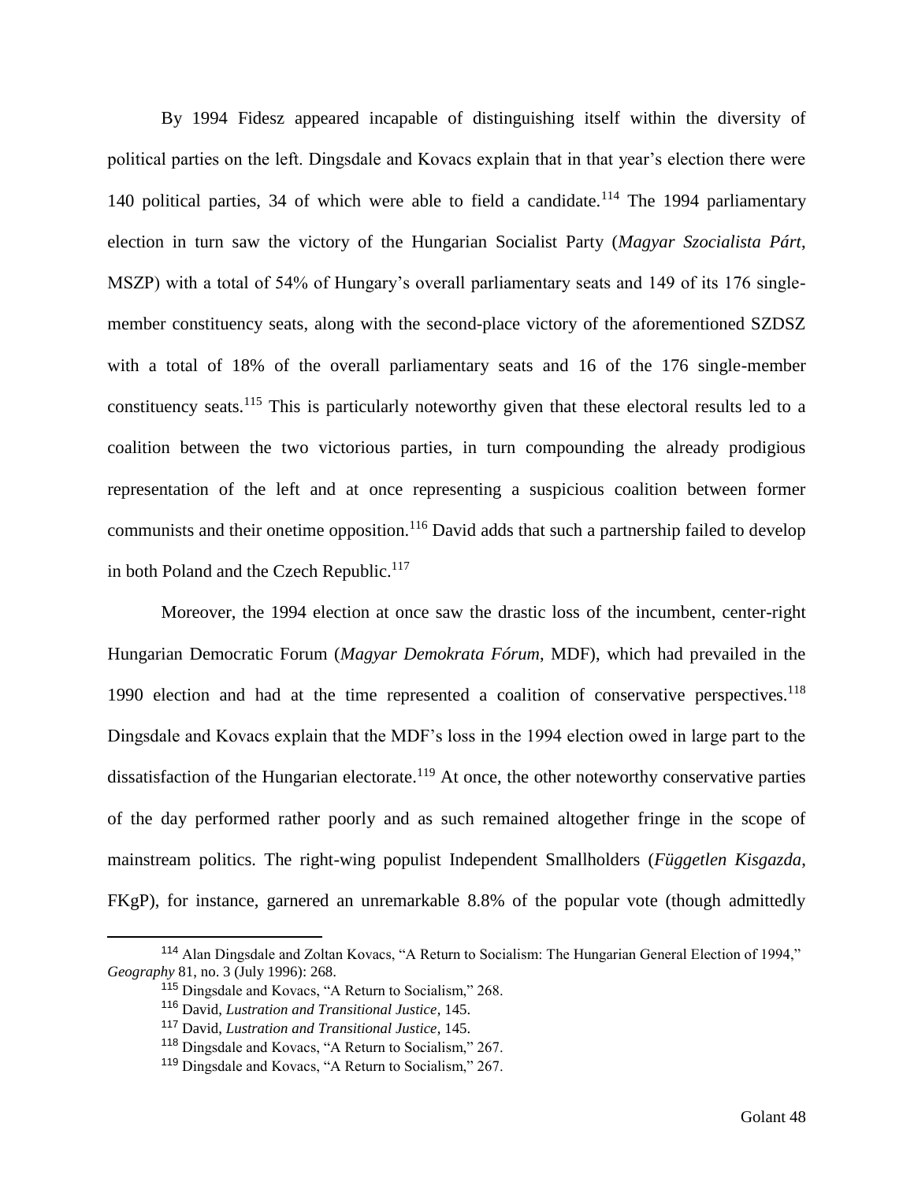By 1994 Fidesz appeared incapable of distinguishing itself within the diversity of political parties on the left. Dingsdale and Kovacs explain that in that year's election there were 140 political parties, 34 of which were able to field a candidate.[114] The 1994 parliamentary election in turn saw the victory of the Hungarian Socialist Party (*Magyar Szocialista Párt*, MSZP) with a total of 54% of Hungary's overall parliamentary seats and 149 of its 176 single-member constituency seats, along with the second-place victory of the aforementioned SZDSZ with a total of 18% of the overall parliamentary seats and 16 of the 176 single-member constituency seats.[115] This is particularly noteworthy given that these electoral results led to a coalition between the two victorious parties, in turn compounding the already prodigious representation of the left and at once representing a suspicious coalition between former communists and their onetime opposition.[116] David adds that such a partnership failed to develop in both Poland and the Czech Republic.[117]

Moreover, the 1994 election at once saw the drastic loss of the incumbent, center-right Hungarian Democratic Forum (*Magyar Demokrata Fórum*, MDF), which had prevailed in the 1990 election and had at the time represented a coalition of conservative perspectives.[118] Dingsdale and Kovacs explain that the MDF's loss in the 1994 election owed in large part to the dissatisfaction of the Hungarian electorate.[119] At once, the other noteworthy conservative parties of the day performed rather poorly and as such remained altogether fringe in the scope of mainstream politics. The right-wing populist Independent Smallholders (*Független Kisgazda*, FKgP), for instance, garnered an unremarkable 8.8% of the popular vote (though admittedly

---

[114] Alan Dingsdale and Zoltan Kovacs, "A Return to Socialism: The Hungarian General Election of 1994," *Geography* 81, no. 3 (July 1996): 268.

[115] Dingsdale and Kovacs, "A Return to Socialism," 268.

[116] David, *Lustration and Transitional Justice*, 145.

[117] David, *Lustration and Transitional Justice*, 145.

[118] Dingsdale and Kovacs, "A Return to Socialism," 267.

[119] Dingsdale and Kovacs, "A Return to Socialism," 267.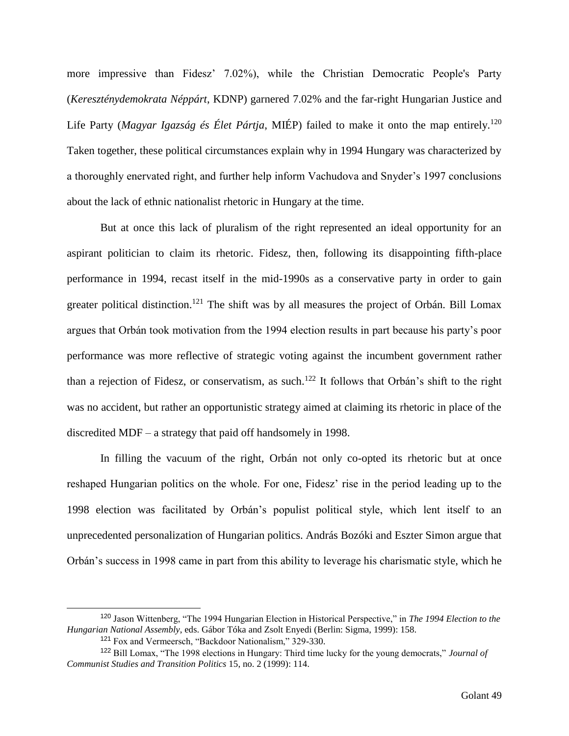more impressive than Fidesz' 7.02%), while the Christian Democratic People's Party (*Kereszténydemokrata Néppárt*, KDNP) garnered 7.02% and the far-right Hungarian Justice and Life Party (*Magyar Igazság és Élet Pártja*, MIÉP) failed to make it onto the map entirely.[120] Taken together, these political circumstances explain why in 1994 Hungary was characterized by a thoroughly enervated right, and further help inform Vachudova and Snyder's 1997 conclusions about the lack of ethnic nationalist rhetoric in Hungary at the time.

But at once this lack of pluralism of the right represented an ideal opportunity for an aspirant politician to claim its rhetoric. Fidesz, then, following its disappointing fifth-place performance in 1994, recast itself in the mid-1990s as a conservative party in order to gain greater political distinction.[121] The shift was by all measures the project of Orbán. Bill Lomax argues that Orbán took motivation from the 1994 election results in part because his party's poor performance was more reflective of strategic voting against the incumbent government rather than a rejection of Fidesz, or conservatism, as such.[122] It follows that Orbán's shift to the right was no accident, but rather an opportunistic strategy aimed at claiming its rhetoric in place of the discredited MDF – a strategy that paid off handsomely in 1998.

In filling the vacuum of the right, Orbán not only co-opted its rhetoric but at once reshaped Hungarian politics on the whole. For one, Fidesz' rise in the period leading up to the 1998 election was facilitated by Orbán's populist political style, which lent itself to an unprecedented personalization of Hungarian politics. András Bozóki and Eszter Simon argue that Orbán's success in 1998 came in part from this ability to leverage his charismatic style, which he

---

[120] Jason Wittenberg, "The 1994 Hungarian Election in Historical Perspective," in *The 1994 Election to the Hungarian National Assembly*, eds. Gábor Tóka and Zsolt Enyedi (Berlin: Sigma, 1999): 158.

[121] Fox and Vermeersch, "Backdoor Nationalism," 329-330.

[122] Bill Lomax, "The 1998 elections in Hungary: Third time lucky for the young democrats," *Journal of Communist Studies and Transition Politics* 15, no. 2 (1999): 114.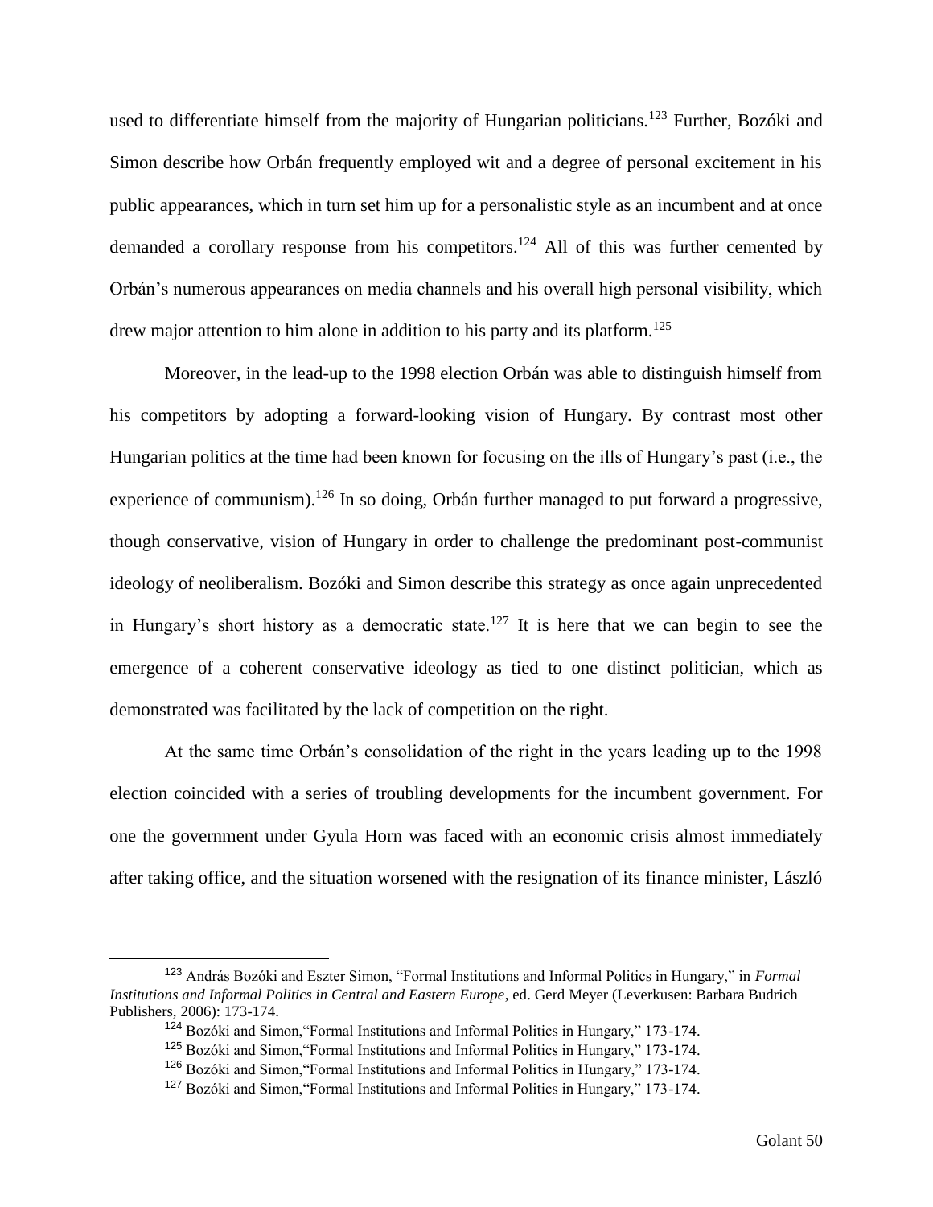used to differentiate himself from the majority of Hungarian politicians.[123] Further, Bozóki and Simon describe how Orbán frequently employed wit and a degree of personal excitement in his public appearances, which in turn set him up for a personalistic style as an incumbent and at once demanded a corollary response from his competitors.[124] All of this was further cemented by Orbán's numerous appearances on media channels and his overall high personal visibility, which drew major attention to him alone in addition to his party and its platform.[125]

Moreover, in the lead-up to the 1998 election Orbán was able to distinguish himself from his competitors by adopting a forward-looking vision of Hungary. By contrast most other Hungarian politics at the time had been known for focusing on the ills of Hungary's past (i.e., the experience of communism).[126] In so doing, Orbán further managed to put forward a progressive, though conservative, vision of Hungary in order to challenge the predominant post-communist ideology of neoliberalism. Bozóki and Simon describe this strategy as once again unprecedented in Hungary's short history as a democratic state.[127] It is here that we can begin to see the emergence of a coherent conservative ideology as tied to one distinct politician, which as demonstrated was facilitated by the lack of competition on the right.

At the same time Orbán's consolidation of the right in the years leading up to the 1998 election coincided with a series of troubling developments for the incumbent government. For one the government under Gyula Horn was faced with an economic crisis almost immediately after taking office, and the situation worsened with the resignation of its finance minister, László

---

[123] András Bozóki and Eszter Simon, "Formal Institutions and Informal Politics in Hungary," in *Formal Institutions and Informal Politics in Central and Eastern Europe*, ed. Gerd Meyer (Leverkusen: Barbara Budrich Publishers, 2006): 173-174.

[124] Bozóki and Simon,"Formal Institutions and Informal Politics in Hungary," 173-174.

[125] Bozóki and Simon,"Formal Institutions and Informal Politics in Hungary," 173-174.

[126] Bozóki and Simon,"Formal Institutions and Informal Politics in Hungary," 173-174.

[127] Bozóki and Simon,"Formal Institutions and Informal Politics in Hungary," 173-174.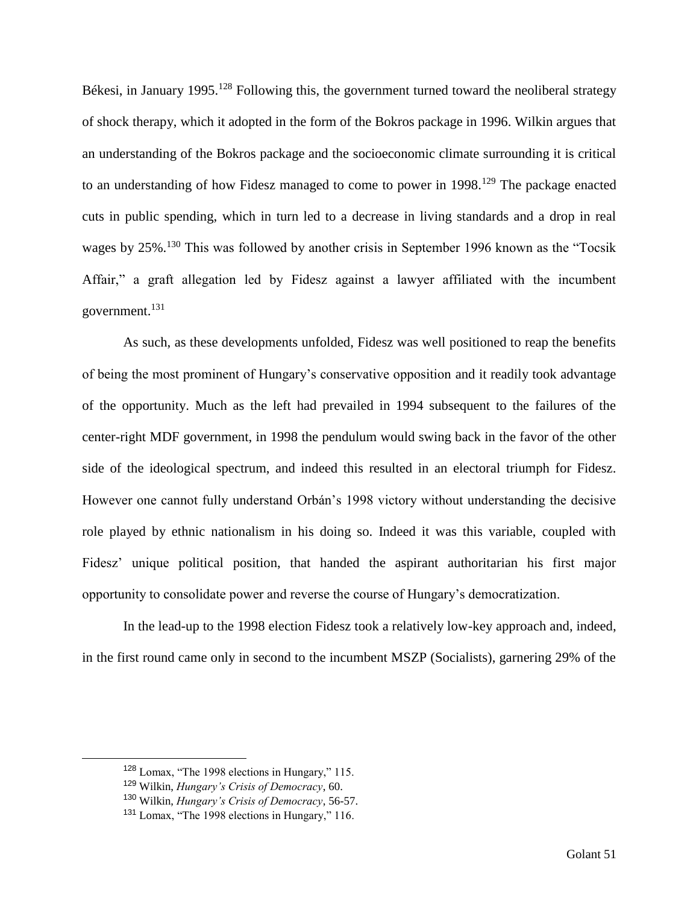Békesi, in January 1995.[128] Following this, the government turned toward the neoliberal strategy of shock therapy, which it adopted in the form of the Bokros package in 1996. Wilkin argues that an understanding of the Bokros package and the socioeconomic climate surrounding it is critical to an understanding of how Fidesz managed to come to power in 1998.[129] The package enacted cuts in public spending, which in turn led to a decrease in living standards and a drop in real wages by 25%.[130] This was followed by another crisis in September 1996 known as the "Tocsik Affair," a graft allegation led by Fidesz against a lawyer affiliated with the incumbent government.[131]

As such, as these developments unfolded, Fidesz was well positioned to reap the benefits of being the most prominent of Hungary's conservative opposition and it readily took advantage of the opportunity. Much as the left had prevailed in 1994 subsequent to the failures of the center-right MDF government, in 1998 the pendulum would swing back in the favor of the other side of the ideological spectrum, and indeed this resulted in an electoral triumph for Fidesz. However one cannot fully understand Orbán's 1998 victory without understanding the decisive role played by ethnic nationalism in his doing so. Indeed it was this variable, coupled with Fidesz' unique political position, that handed the aspirant authoritarian his first major opportunity to consolidate power and reverse the course of Hungary's democratization.

In the lead-up to the 1998 election Fidesz took a relatively low-key approach and, indeed, in the first round came only in second to the incumbent MSZP (Socialists), garnering 29% of the

---

[128] Lomax, "The 1998 elections in Hungary," 115.

[129] Wilkin, *Hungary's Crisis of Democracy*, 60.

[130] Wilkin, *Hungary's Crisis of Democracy*, 56-57.

[131] Lomax, "The 1998 elections in Hungary," 116.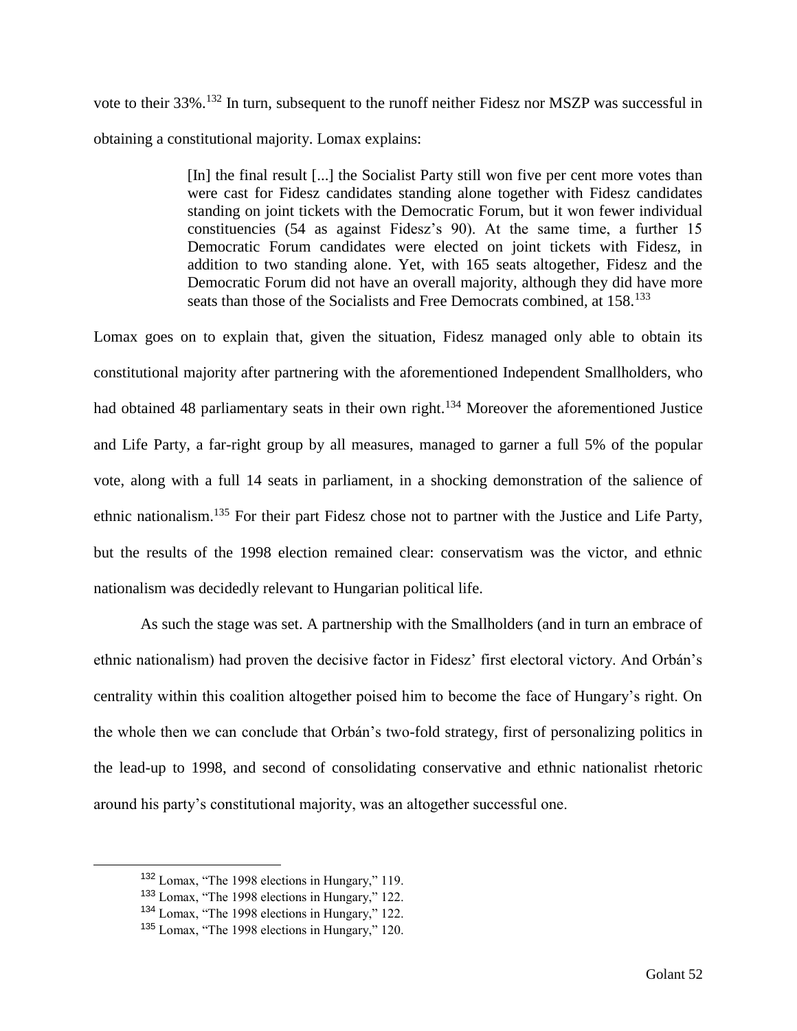vote to their 33%.[132] In turn, subsequent to the runoff neither Fidesz nor MSZP was successful in obtaining a constitutional majority. Lomax explains:

> [In] the final result [...] the Socialist Party still won five per cent more votes than were cast for Fidesz candidates standing alone together with Fidesz candidates standing on joint tickets with the Democratic Forum, but it won fewer individual constituencies (54 as against Fidesz's 90). At the same time, a further 15 Democratic Forum candidates were elected on joint tickets with Fidesz, in addition to two standing alone. Yet, with 165 seats altogether, Fidesz and the Democratic Forum did not have an overall majority, although they did have more seats than those of the Socialists and Free Democrats combined, at 158.[133]

Lomax goes on to explain that, given the situation, Fidesz managed only able to obtain its constitutional majority after partnering with the aforementioned Independent Smallholders, who had obtained 48 parliamentary seats in their own right.[134] Moreover the aforementioned Justice and Life Party, a far-right group by all measures, managed to garner a full 5% of the popular vote, along with a full 14 seats in parliament, in a shocking demonstration of the salience of ethnic nationalism.[135] For their part Fidesz chose not to partner with the Justice and Life Party, but the results of the 1998 election remained clear: conservatism was the victor, and ethnic nationalism was decidedly relevant to Hungarian political life.

As such the stage was set. A partnership with the Smallholders (and in turn an embrace of ethnic nationalism) had proven the decisive factor in Fidesz' first electoral victory. And Orbán's centrality within this coalition altogether poised him to become the face of Hungary's right. On the whole then we can conclude that Orbán's two-fold strategy, first of personalizing politics in the lead-up to 1998, and second of consolidating conservative and ethnic nationalist rhetoric around his party's constitutional majority, was an altogether successful one.

[132] Lomax, "The 1998 elections in Hungary," 119.
[133] Lomax, "The 1998 elections in Hungary," 122.
[134] Lomax, "The 1998 elections in Hungary," 122.
[135] Lomax, "The 1998 elections in Hungary," 120.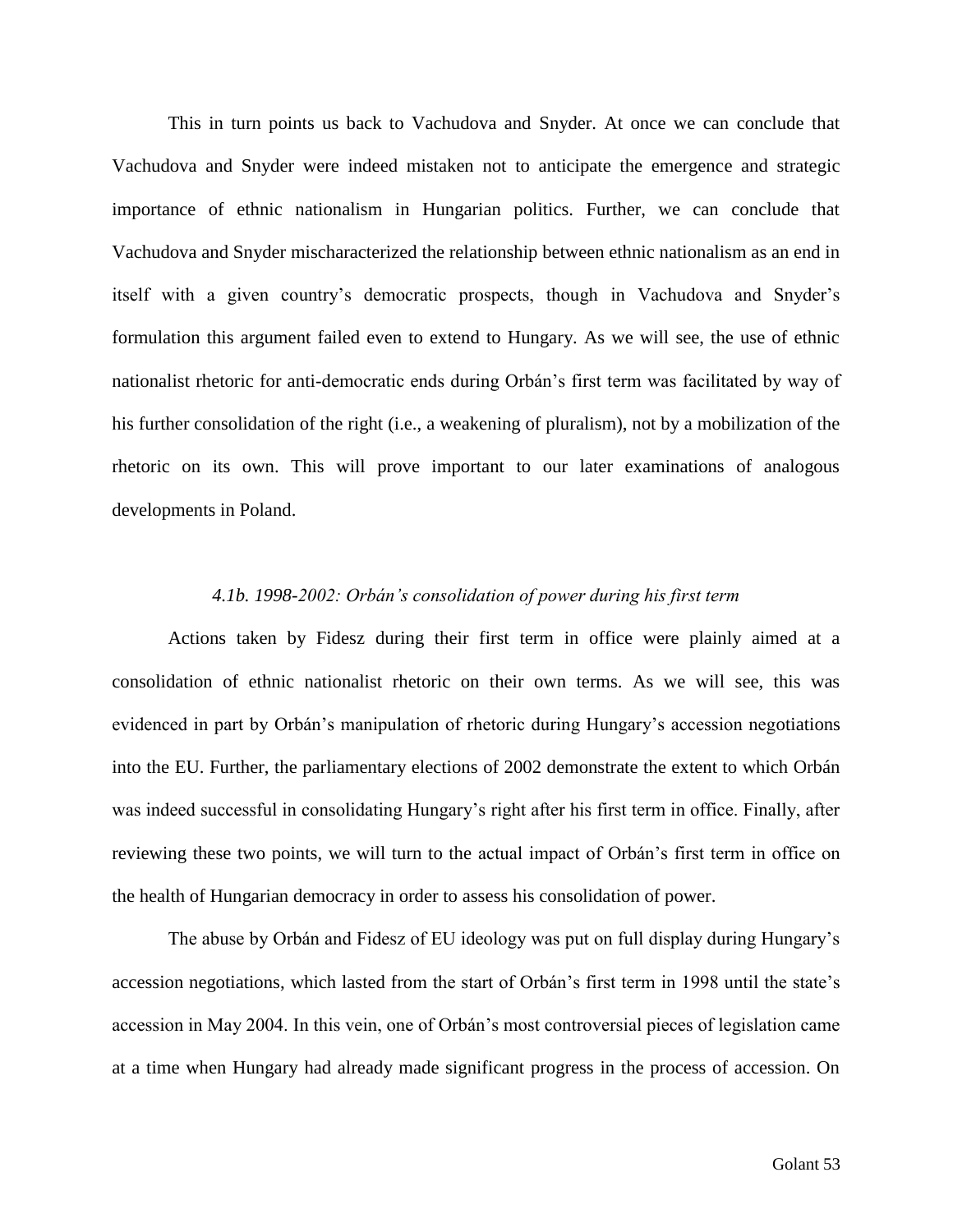This in turn points us back to Vachudova and Snyder. At once we can conclude that Vachudova and Snyder were indeed mistaken not to anticipate the emergence and strategic importance of ethnic nationalism in Hungarian politics. Further, we can conclude that Vachudova and Snyder mischaracterized the relationship between ethnic nationalism as an end in itself with a given country's democratic prospects, though in Vachudova and Snyder's formulation this argument failed even to extend to Hungary. As we will see, the use of ethnic nationalist rhetoric for anti-democratic ends during Orbán's first term was facilitated by way of his further consolidation of the right (i.e., a weakening of pluralism), not by a mobilization of the rhetoric on its own. This will prove important to our later examinations of analogous developments in Poland.

### *4.1b. 1998-2002: Orbán's consolidation of power during his first term*

Actions taken by Fidesz during their first term in office were plainly aimed at a consolidation of ethnic nationalist rhetoric on their own terms. As we will see, this was evidenced in part by Orbán's manipulation of rhetoric during Hungary's accession negotiations into the EU. Further, the parliamentary elections of 2002 demonstrate the extent to which Orbán was indeed successful in consolidating Hungary's right after his first term in office. Finally, after reviewing these two points, we will turn to the actual impact of Orbán's first term in office on the health of Hungarian democracy in order to assess his consolidation of power.

The abuse by Orbán and Fidesz of EU ideology was put on full display during Hungary's accession negotiations, which lasted from the start of Orbán's first term in 1998 until the state's accession in May 2004. In this vein, one of Orbán's most controversial pieces of legislation came at a time when Hungary had already made significant progress in the process of accession. On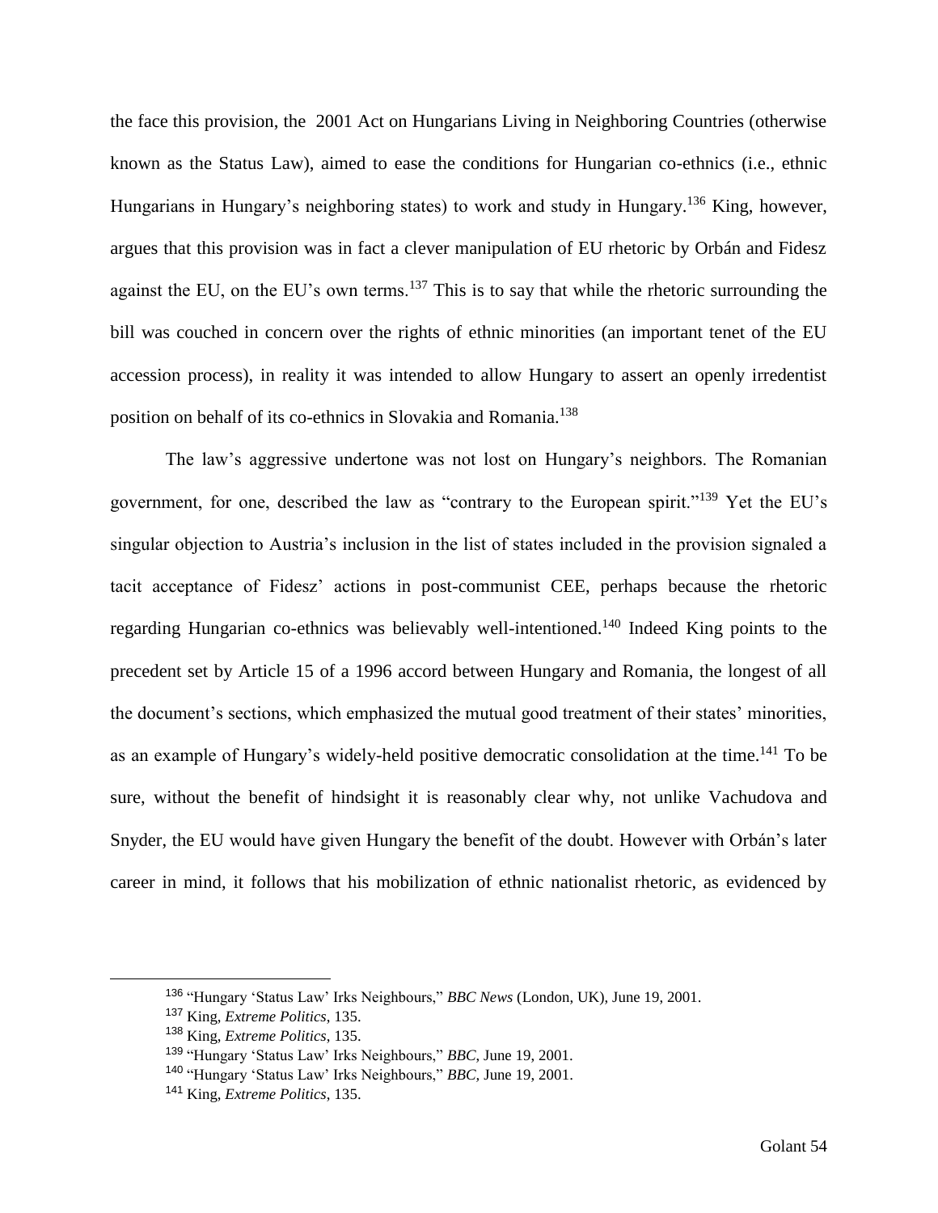the face this provision, the 2001 Act on Hungarians Living in Neighboring Countries (otherwise known as the Status Law), aimed to ease the conditions for Hungarian co-ethnics (i.e., ethnic Hungarians in Hungary's neighboring states) to work and study in Hungary.[136] King, however, argues that this provision was in fact a clever manipulation of EU rhetoric by Orbán and Fidesz against the EU, on the EU's own terms.[137] This is to say that while the rhetoric surrounding the bill was couched in concern over the rights of ethnic minorities (an important tenet of the EU accession process), in reality it was intended to allow Hungary to assert an openly irredentist position on behalf of its co-ethnics in Slovakia and Romania.[138]

The law's aggressive undertone was not lost on Hungary's neighbors. The Romanian government, for one, described the law as "contrary to the European spirit."[139] Yet the EU's singular objection to Austria's inclusion in the list of states included in the provision signaled a tacit acceptance of Fidesz' actions in post-communist CEE, perhaps because the rhetoric regarding Hungarian co-ethnics was believably well-intentioned.[140] Indeed King points to the precedent set by Article 15 of a 1996 accord between Hungary and Romania, the longest of all the document's sections, which emphasized the mutual good treatment of their states' minorities, as an example of Hungary's widely-held positive democratic consolidation at the time.[141] To be sure, without the benefit of hindsight it is reasonably clear why, not unlike Vachudova and Snyder, the EU would have given Hungary the benefit of the doubt. However with Orbán's later career in mind, it follows that his mobilization of ethnic nationalist rhetoric, as evidenced by

---

[136] "Hungary 'Status Law' Irks Neighbours," *BBC News* (London, UK), June 19, 2001.

[137] King, *Extreme Politics*, 135.

[138] King, *Extreme Politics*, 135.

[139] "Hungary 'Status Law' Irks Neighbours," *BBC*, June 19, 2001.

[140] "Hungary 'Status Law' Irks Neighbours," *BBC*, June 19, 2001.

[141] King, *Extreme Politics*, 135.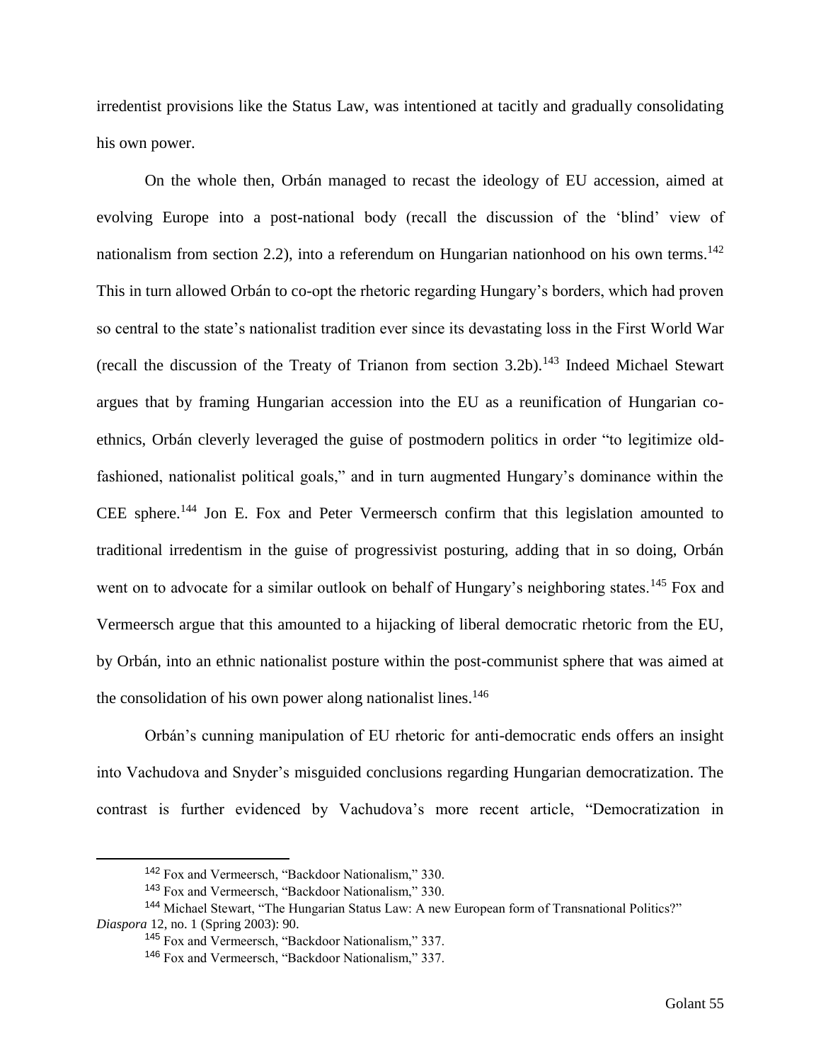irredentist provisions like the Status Law, was intentioned at tacitly and gradually consolidating his own power.

On the whole then, Orbán managed to recast the ideology of EU accession, aimed at evolving Europe into a post-national body (recall the discussion of the 'blind' view of nationalism from section 2.2), into a referendum on Hungarian nationhood on his own terms.[142] This in turn allowed Orbán to co-opt the rhetoric regarding Hungary's borders, which had proven so central to the state's nationalist tradition ever since its devastating loss in the First World War (recall the discussion of the Treaty of Trianon from section 3.2b).[143] Indeed Michael Stewart argues that by framing Hungarian accession into the EU as a reunification of Hungarian co-ethnics, Orbán cleverly leveraged the guise of postmodern politics in order "to legitimize old-fashioned, nationalist political goals," and in turn augmented Hungary's dominance within the CEE sphere.[144] Jon E. Fox and Peter Vermeersch confirm that this legislation amounted to traditional irredentism in the guise of progressivist posturing, adding that in so doing, Orbán went on to advocate for a similar outlook on behalf of Hungary's neighboring states.[145] Fox and Vermeersch argue that this amounted to a hijacking of liberal democratic rhetoric from the EU, by Orbán, into an ethnic nationalist posture within the post-communist sphere that was aimed at the consolidation of his own power along nationalist lines.[146]

Orbán's cunning manipulation of EU rhetoric for anti-democratic ends offers an insight into Vachudova and Snyder's misguided conclusions regarding Hungarian democratization. The contrast is further evidenced by Vachudova's more recent article, "Democratization in

---

[142] Fox and Vermeersch, "Backdoor Nationalism," 330.

[143] Fox and Vermeersch, "Backdoor Nationalism," 330.

[144] Michael Stewart, "The Hungarian Status Law: A new European form of Transnational Politics?" *Diaspora* 12, no. 1 (Spring 2003): 90.

[145] Fox and Vermeersch, "Backdoor Nationalism," 337.

[146] Fox and Vermeersch, "Backdoor Nationalism," 337.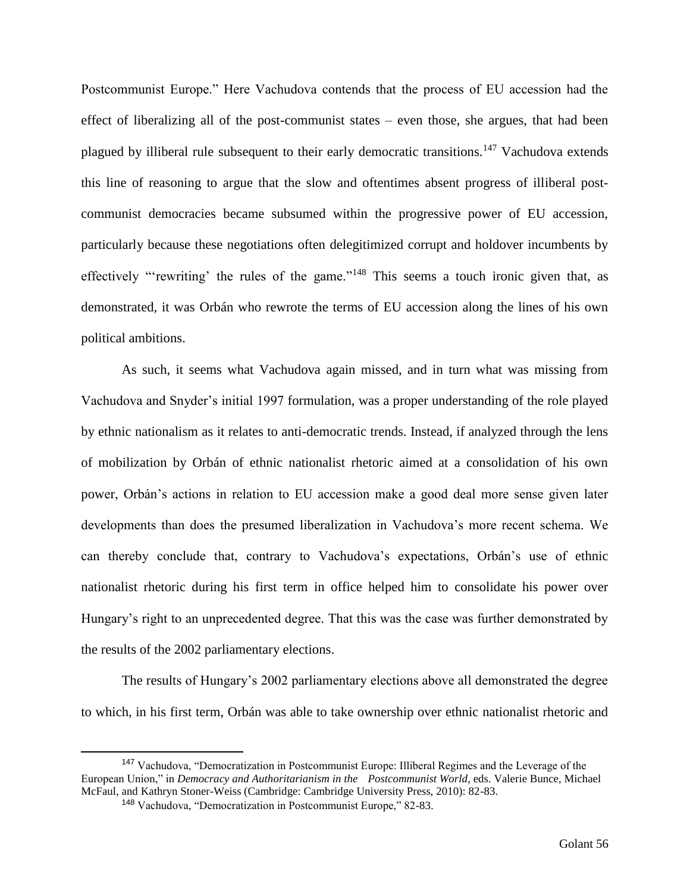Postcommunist Europe." Here Vachudova contends that the process of EU accession had the effect of liberalizing all of the post-communist states – even those, she argues, that had been plagued by illiberal rule subsequent to their early democratic transitions.[147] Vachudova extends this line of reasoning to argue that the slow and oftentimes absent progress of illiberal post-communist democracies became subsumed within the progressive power of EU accession, particularly because these negotiations often delegitimized corrupt and holdover incumbents by effectively "'rewriting' the rules of the game."[148] This seems a touch ironic given that, as demonstrated, it was Orbán who rewrote the terms of EU accession along the lines of his own political ambitions.

As such, it seems what Vachudova again missed, and in turn what was missing from Vachudova and Snyder's initial 1997 formulation, was a proper understanding of the role played by ethnic nationalism as it relates to anti-democratic trends. Instead, if analyzed through the lens of mobilization by Orbán of ethnic nationalist rhetoric aimed at a consolidation of his own power, Orbán's actions in relation to EU accession make a good deal more sense given later developments than does the presumed liberalization in Vachudova's more recent schema. We can thereby conclude that, contrary to Vachudova's expectations, Orbán's use of ethnic nationalist rhetoric during his first term in office helped him to consolidate his power over Hungary's right to an unprecedented degree. That this was the case was further demonstrated by the results of the 2002 parliamentary elections.

The results of Hungary's 2002 parliamentary elections above all demonstrated the degree to which, in his first term, Orbán was able to take ownership over ethnic nationalist rhetoric and

---

[147] Vachudova, "Democratization in Postcommunist Europe: Illiberal Regimes and the Leverage of the European Union," in *Democracy and Authoritarianism in the Postcommunist World*, eds. Valerie Bunce, Michael McFaul, and Kathryn Stoner-Weiss (Cambridge: Cambridge University Press, 2010): 82-83.

[148] Vachudova, "Democratization in Postcommunist Europe," 82-83.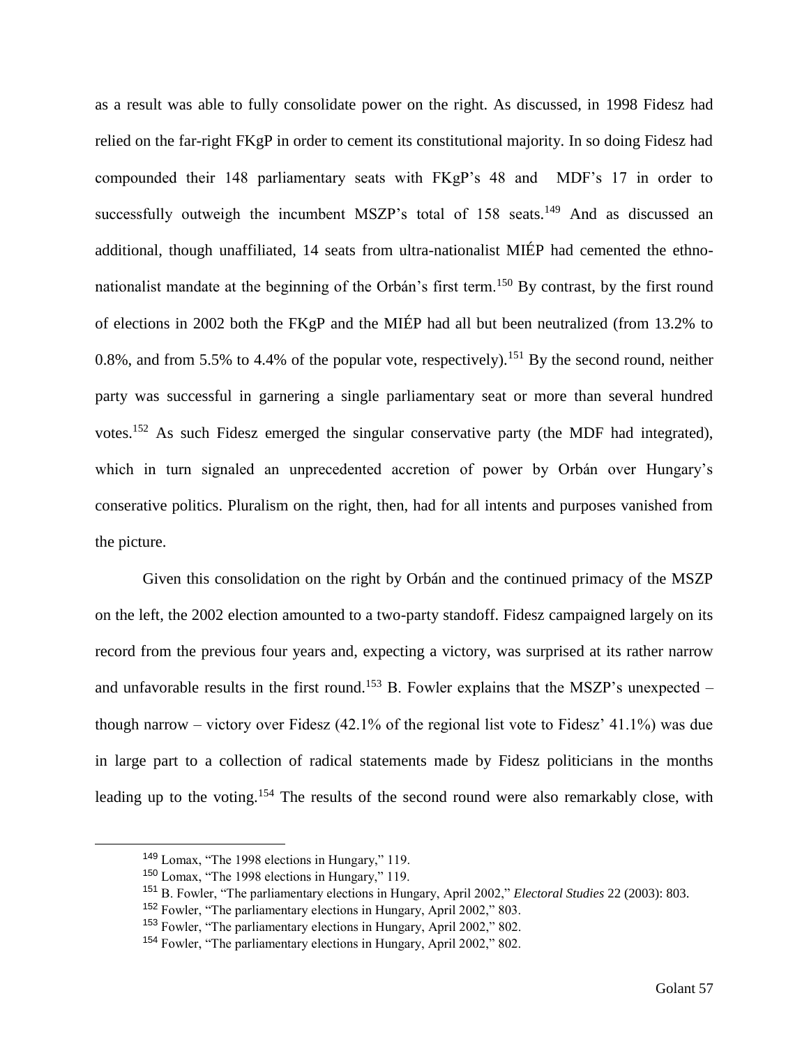as a result was able to fully consolidate power on the right. As discussed, in 1998 Fidesz had relied on the far-right FKgP in order to cement its constitutional majority. In so doing Fidesz had compounded their 148 parliamentary seats with FKgP's 48 and MDF's 17 in order to successfully outweigh the incumbent MSZP's total of 158 seats.[149] And as discussed an additional, though unaffiliated, 14 seats from ultra-nationalist MIÉP had cemented the ethno-nationalist mandate at the beginning of the Orbán's first term.[150] By contrast, by the first round of elections in 2002 both the FKgP and the MIÉP had all but been neutralized (from 13.2% to 0.8%, and from 5.5% to 4.4% of the popular vote, respectively).[151] By the second round, neither party was successful in garnering a single parliamentary seat or more than several hundred votes.[152] As such Fidesz emerged the singular conservative party (the MDF had integrated), which in turn signaled an unprecedented accretion of power by Orbán over Hungary's conserative politics. Pluralism on the right, then, had for all intents and purposes vanished from the picture.

Given this consolidation on the right by Orbán and the continued primacy of the MSZP on the left, the 2002 election amounted to a two-party standoff. Fidesz campaigned largely on its record from the previous four years and, expecting a victory, was surprised at its rather narrow and unfavorable results in the first round.[153] B. Fowler explains that the MSZP's unexpected – though narrow – victory over Fidesz (42.1% of the regional list vote to Fidesz' 41.1%) was due in large part to a collection of radical statements made by Fidesz politicians in the months leading up to the voting.[154] The results of the second round were also remarkably close, with

---

[149] Lomax, "The 1998 elections in Hungary," 119.

[150] Lomax, "The 1998 elections in Hungary," 119.

[151] B. Fowler, "The parliamentary elections in Hungary, April 2002," *Electoral Studies* 22 (2003): 803.

[152] Fowler, "The parliamentary elections in Hungary, April 2002," 803.

[153] Fowler, "The parliamentary elections in Hungary, April 2002," 802.

[154] Fowler, "The parliamentary elections in Hungary, April 2002," 802.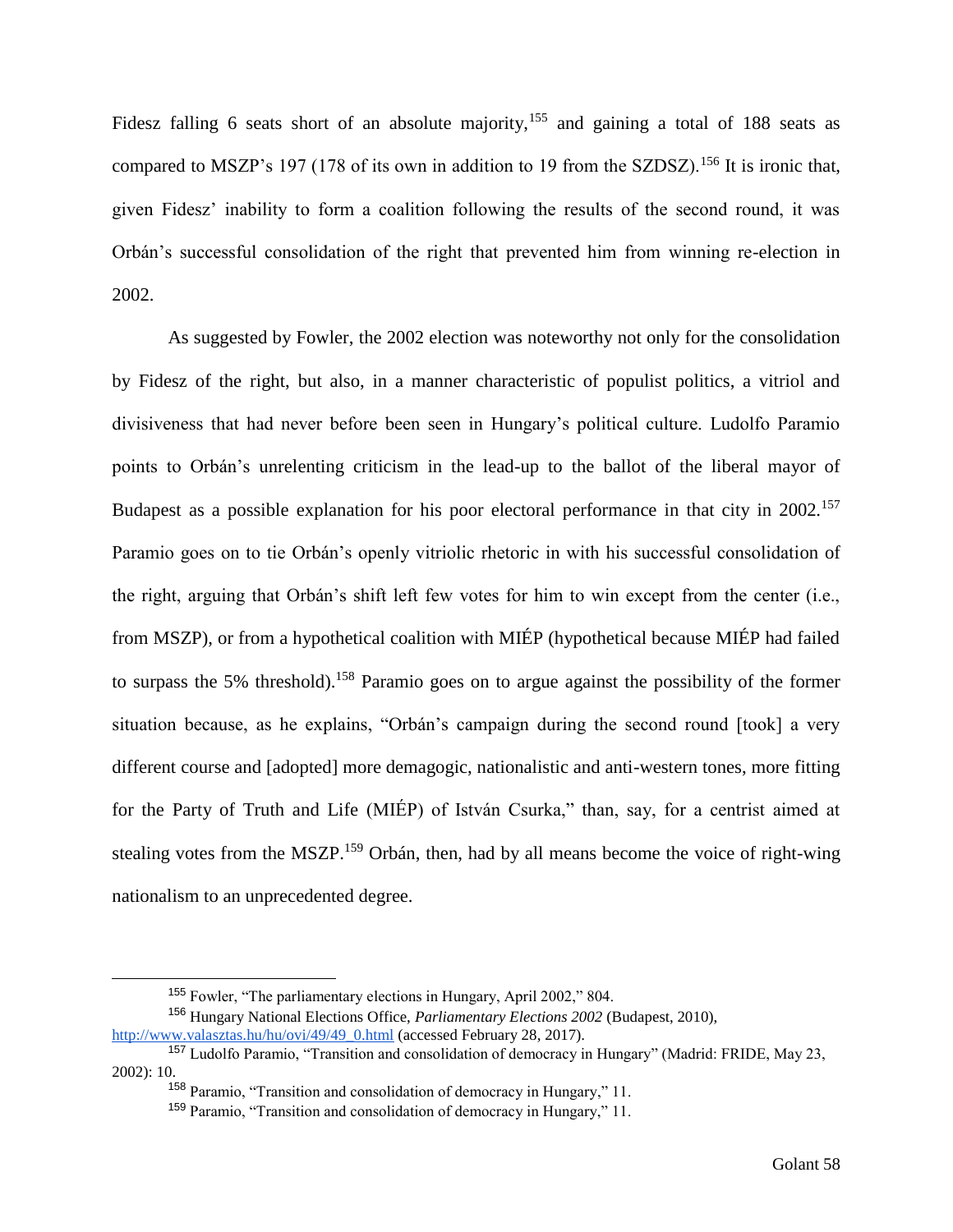Fidesz falling 6 seats short of an absolute majority,[155] and gaining a total of 188 seats as compared to MSZP's 197 (178 of its own in addition to 19 from the SZDSZ).[156] It is ironic that, given Fidesz' inability to form a coalition following the results of the second round, it was Orbán's successful consolidation of the right that prevented him from winning re-election in 2002.

As suggested by Fowler, the 2002 election was noteworthy not only for the consolidation by Fidesz of the right, but also, in a manner characteristic of populist politics, a vitriol and divisiveness that had never before been seen in Hungary's political culture. Ludolfo Paramio points to Orbán's unrelenting criticism in the lead-up to the ballot of the liberal mayor of Budapest as a possible explanation for his poor electoral performance in that city in 2002.[157] Paramio goes on to tie Orbán's openly vitriolic rhetoric in with his successful consolidation of the right, arguing that Orbán's shift left few votes for him to win except from the center (i.e., from MSZP), or from a hypothetical coalition with MIÉP (hypothetical because MIÉP had failed to surpass the 5% threshold).[158] Paramio goes on to argue against the possibility of the former situation because, as he explains, "Orbán's campaign during the second round [took] a very different course and [adopted] more demagogic, nationalistic and anti-western tones, more fitting for the Party of Truth and Life (MIÉP) of István Csurka," than, say, for a centrist aimed at stealing votes from the MSZP.[159] Orbán, then, had by all means become the voice of right-wing nationalism to an unprecedented degree.

---

[155] Fowler, "The parliamentary elections in Hungary, April 2002," 804.

[156] Hungary National Elections Office, *Parliamentary Elections 2002* (Budapest, 2010), http://www.valasztas.hu/hu/ovi/49/49_0.html (accessed February 28, 2017).

[157] Ludolfo Paramio, "Transition and consolidation of democracy in Hungary" (Madrid: FRIDE, May 23, 2002): 10.

[158] Paramio, "Transition and consolidation of democracy in Hungary," 11.

[159] Paramio, "Transition and consolidation of democracy in Hungary," 11.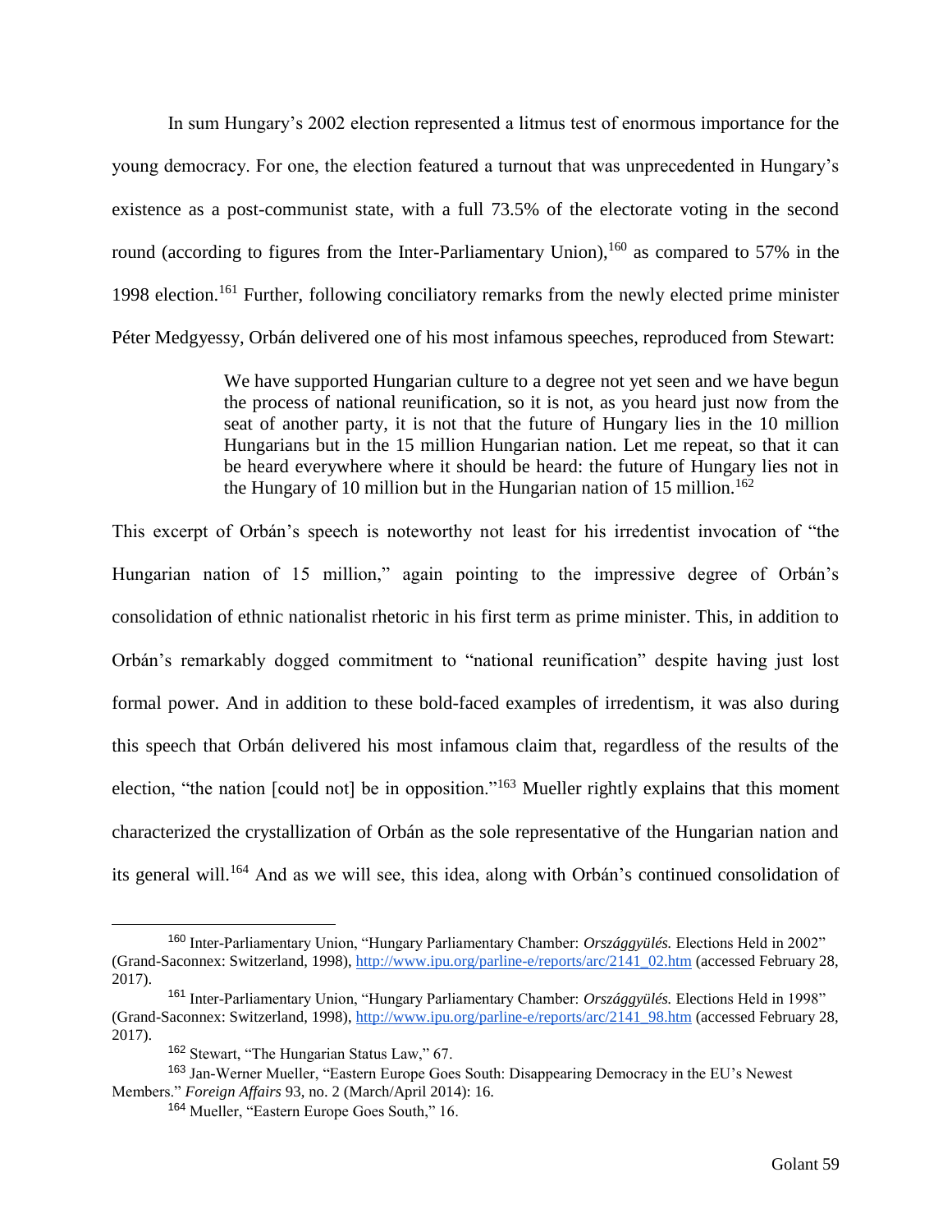In sum Hungary's 2002 election represented a litmus test of enormous importance for the young democracy. For one, the election featured a turnout that was unprecedented in Hungary's existence as a post-communist state, with a full 73.5% of the electorate voting in the second round (according to figures from the Inter-Parliamentary Union),[160] as compared to 57% in the 1998 election.[161] Further, following conciliatory remarks from the newly elected prime minister Péter Medgyessy, Orbán delivered one of his most infamous speeches, reproduced from Stewart:

> We have supported Hungarian culture to a degree not yet seen and we have begun the process of national reunification, so it is not, as you heard just now from the seat of another party, it is not that the future of Hungary lies in the 10 million Hungarians but in the 15 million Hungarian nation. Let me repeat, so that it can be heard everywhere where it should be heard: the future of Hungary lies not in the Hungary of 10 million but in the Hungarian nation of 15 million.[162]

This excerpt of Orbán's speech is noteworthy not least for his irredentist invocation of "the Hungarian nation of 15 million," again pointing to the impressive degree of Orbán's consolidation of ethnic nationalist rhetoric in his first term as prime minister. This, in addition to Orbán's remarkably dogged commitment to "national reunification" despite having just lost formal power. And in addition to these bold-faced examples of irredentism, it was also during this speech that Orbán delivered his most infamous claim that, regardless of the results of the election, "the nation [could not] be in opposition."[163] Mueller rightly explains that this moment characterized the crystallization of Orbán as the sole representative of the Hungarian nation and its general will.[164] And as we will see, this idea, along with Orbán's continued consolidation of

---

[160] Inter-Parliamentary Union, "Hungary Parliamentary Chamber: *Országgyülés.* Elections Held in 2002" (Grand-Saconnex: Switzerland, 1998), http://www.ipu.org/parline-e/reports/arc/2141_02.htm (accessed February 28, 2017).

[161] Inter-Parliamentary Union, "Hungary Parliamentary Chamber: *Országgyülés.* Elections Held in 1998" (Grand-Saconnex: Switzerland, 1998), http://www.ipu.org/parline-e/reports/arc/2141_98.htm (accessed February 28, 2017).

[162] Stewart, "The Hungarian Status Law," 67.

[163] Jan-Werner Mueller, "Eastern Europe Goes South: Disappearing Democracy in the EU's Newest Members." *Foreign Affairs* 93, no. 2 (March/April 2014): 16.

[164] Mueller, "Eastern Europe Goes South," 16.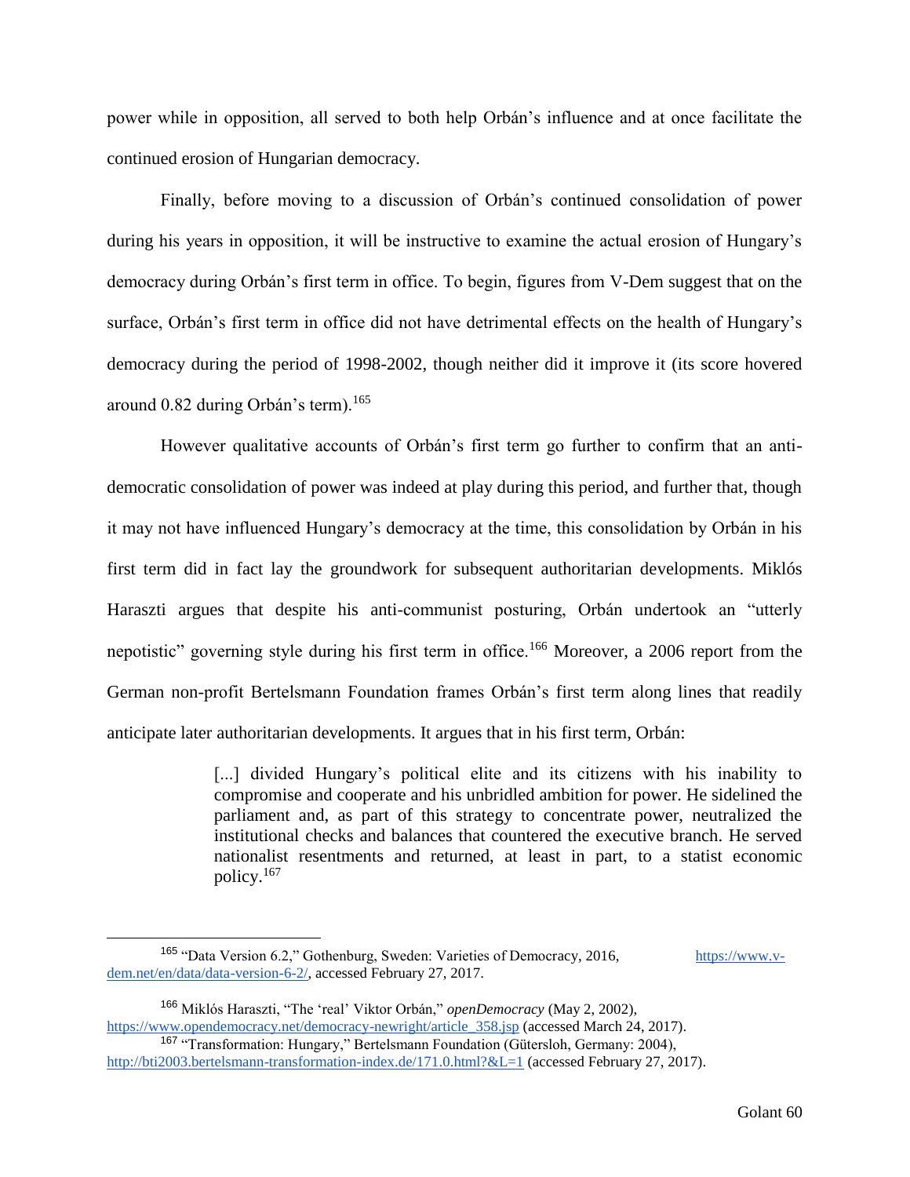power while in opposition, all served to both help Orbán's influence and at once facilitate the continued erosion of Hungarian democracy.

Finally, before moving to a discussion of Orbán's continued consolidation of power during his years in opposition, it will be instructive to examine the actual erosion of Hungary's democracy during Orbán's first term in office. To begin, figures from V-Dem suggest that on the surface, Orbán's first term in office did not have detrimental effects on the health of Hungary's democracy during the period of 1998-2002, though neither did it improve it (its score hovered around 0.82 during Orbán's term).[165]

However qualitative accounts of Orbán's first term go further to confirm that an anti-democratic consolidation of power was indeed at play during this period, and further that, though it may not have influenced Hungary's democracy at the time, this consolidation by Orbán in his first term did in fact lay the groundwork for subsequent authoritarian developments. Miklós Haraszti argues that despite his anti-communist posturing, Orbán undertook an "utterly nepotistic" governing style during his first term in office.[166] Moreover, a 2006 report from the German non-profit Bertelsmann Foundation frames Orbán's first term along lines that readily anticipate later authoritarian developments. It argues that in his first term, Orbán:

> [...] divided Hungary's political elite and its citizens with his inability to compromise and cooperate and his unbridled ambition for power. He sidelined the parliament and, as part of this strategy to concentrate power, neutralized the institutional checks and balances that countered the executive branch. He served nationalist resentments and returned, at least in part, to a statist economic policy.[167]

---

[165] "Data Version 6.2," Gothenburg, Sweden: Varieties of Democracy, 2016, https://www.v-dem.net/en/data/data-version-6-2/, accessed February 27, 2017.

[166] Miklós Haraszti, "The 'real' Viktor Orbán," *openDemocracy* (May 2, 2002), https://www.opendemocracy.net/democracy-newright/article_358.jsp (accessed March 24, 2017).

[167] "Transformation: Hungary," Bertelsmann Foundation (Gütersloh, Germany: 2004), http://bti2003.bertelsmann-transformation-index.de/171.0.html?&L=1 (accessed February 27, 2017).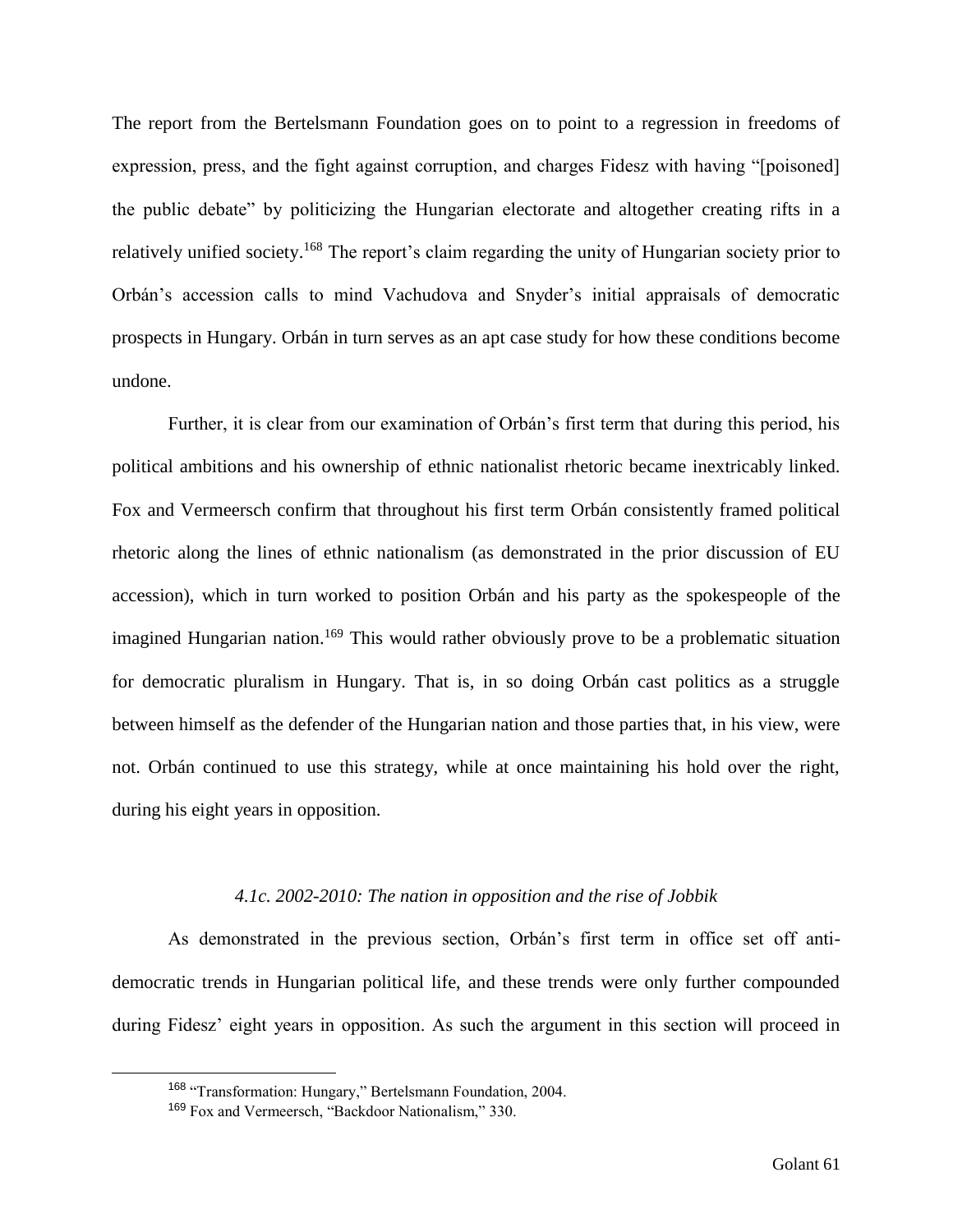The report from the Bertelsmann Foundation goes on to point to a regression in freedoms of expression, press, and the fight against corruption, and charges Fidesz with having "[poisoned] the public debate" by politicizing the Hungarian electorate and altogether creating rifts in a relatively unified society.[168] The report's claim regarding the unity of Hungarian society prior to Orbán's accession calls to mind Vachudova and Snyder's initial appraisals of democratic prospects in Hungary. Orbán in turn serves as an apt case study for how these conditions become undone.

Further, it is clear from our examination of Orbán's first term that during this period, his political ambitions and his ownership of ethnic nationalist rhetoric became inextricably linked. Fox and Vermeersch confirm that throughout his first term Orbán consistently framed political rhetoric along the lines of ethnic nationalism (as demonstrated in the prior discussion of EU accession), which in turn worked to position Orbán and his party as the spokespeople of the imagined Hungarian nation.[169] This would rather obviously prove to be a problematic situation for democratic pluralism in Hungary. That is, in so doing Orbán cast politics as a struggle between himself as the defender of the Hungarian nation and those parties that, in his view, were not. Orbán continued to use this strategy, while at once maintaining his hold over the right, during his eight years in opposition.

#### *4.1c. 2002-2010: The nation in opposition and the rise of Jobbik*

As demonstrated in the previous section, Orbán's first term in office set off anti-democratic trends in Hungarian political life, and these trends were only further compounded during Fidesz' eight years in opposition. As such the argument in this section will proceed in

---

[168] "Transformation: Hungary," Bertelsmann Foundation, 2004.

[169] Fox and Vermeersch, "Backdoor Nationalism," 330.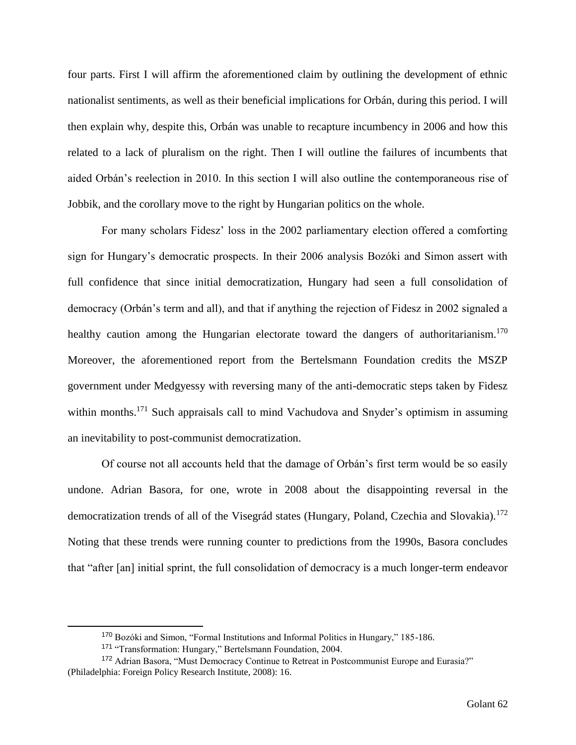four parts. First I will affirm the aforementioned claim by outlining the development of ethnic nationalist sentiments, as well as their beneficial implications for Orbán, during this period. I will then explain why, despite this, Orbán was unable to recapture incumbency in 2006 and how this related to a lack of pluralism on the right. Then I will outline the failures of incumbents that aided Orbán's reelection in 2010. In this section I will also outline the contemporaneous rise of Jobbik, and the corollary move to the right by Hungarian politics on the whole.

For many scholars Fidesz' loss in the 2002 parliamentary election offered a comforting sign for Hungary's democratic prospects. In their 2006 analysis Bozóki and Simon assert with full confidence that since initial democratization, Hungary had seen a full consolidation of democracy (Orbán's term and all), and that if anything the rejection of Fidesz in 2002 signaled a healthy caution among the Hungarian electorate toward the dangers of authoritarianism.[170] Moreover, the aforementioned report from the Bertelsmann Foundation credits the MSZP government under Medgyessy with reversing many of the anti-democratic steps taken by Fidesz within months.[171] Such appraisals call to mind Vachudova and Snyder's optimism in assuming an inevitability to post-communist democratization.

Of course not all accounts held that the damage of Orbán's first term would be so easily undone. Adrian Basora, for one, wrote in 2008 about the disappointing reversal in the democratization trends of all of the Visegrád states (Hungary, Poland, Czechia and Slovakia).[172] Noting that these trends were running counter to predictions from the 1990s, Basora concludes that "after [an] initial sprint, the full consolidation of democracy is a much longer-term endeavor

---

[170] Bozóki and Simon, "Formal Institutions and Informal Politics in Hungary," 185-186.

[171] "Transformation: Hungary," Bertelsmann Foundation, 2004.

[172] Adrian Basora, "Must Democracy Continue to Retreat in Postcommunist Europe and Eurasia?" (Philadelphia: Foreign Policy Research Institute, 2008): 16.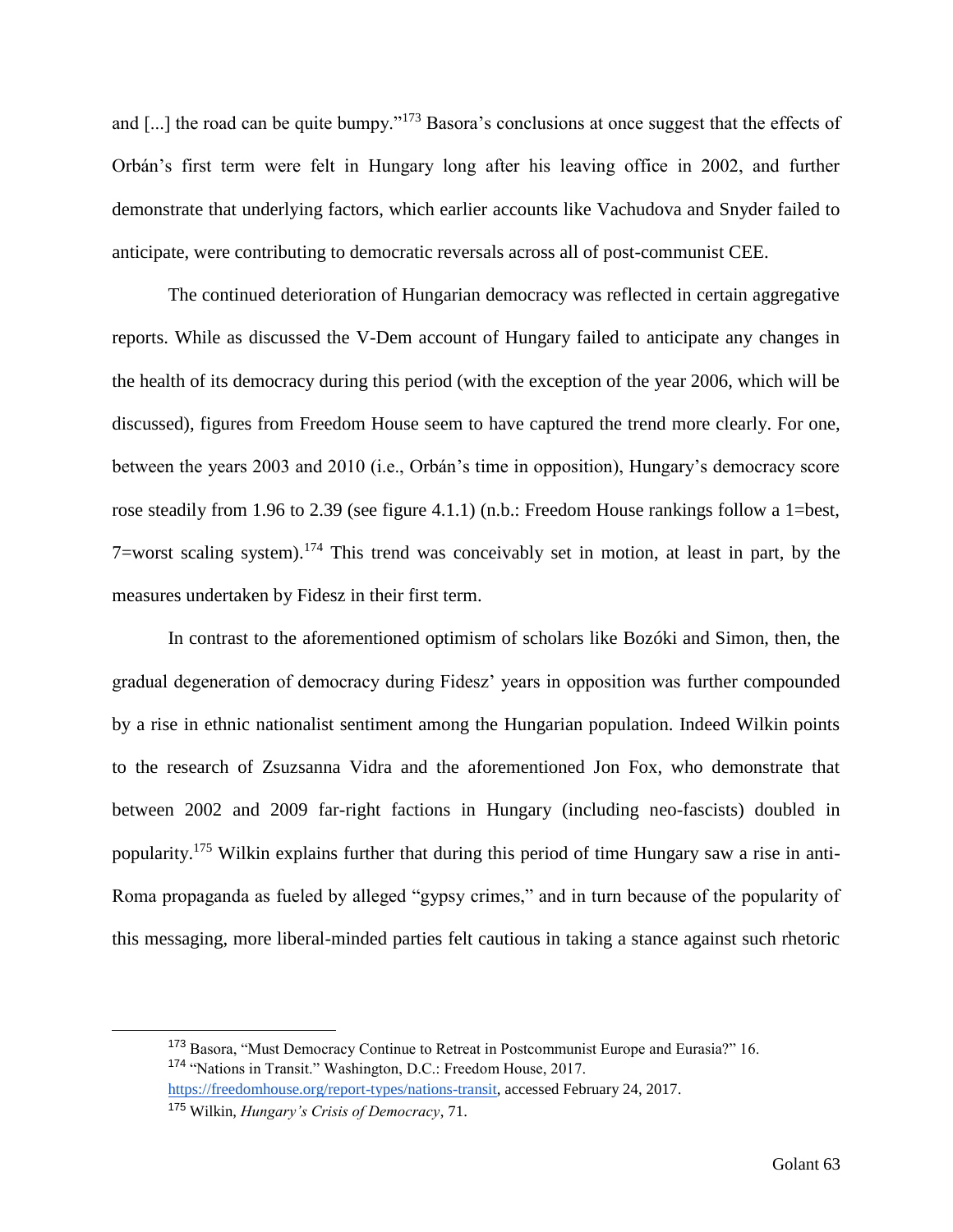and [...] the road can be quite bumpy."[173] Basora's conclusions at once suggest that the effects of Orbán's first term were felt in Hungary long after his leaving office in 2002, and further demonstrate that underlying factors, which earlier accounts like Vachudova and Snyder failed to anticipate, were contributing to democratic reversals across all of post-communist CEE.

The continued deterioration of Hungarian democracy was reflected in certain aggregative reports. While as discussed the V-Dem account of Hungary failed to anticipate any changes in the health of its democracy during this period (with the exception of the year 2006, which will be discussed), figures from Freedom House seem to have captured the trend more clearly. For one, between the years 2003 and 2010 (i.e., Orbán's time in opposition), Hungary's democracy score rose steadily from 1.96 to 2.39 (see figure 4.1.1) (n.b.: Freedom House rankings follow a 1=best, 7=worst scaling system).[174] This trend was conceivably set in motion, at least in part, by the measures undertaken by Fidesz in their first term.

In contrast to the aforementioned optimism of scholars like Bozóki and Simon, then, the gradual degeneration of democracy during Fidesz' years in opposition was further compounded by a rise in ethnic nationalist sentiment among the Hungarian population. Indeed Wilkin points to the research of Zsuzsanna Vidra and the aforementioned Jon Fox, who demonstrate that between 2002 and 2009 far-right factions in Hungary (including neo-fascists) doubled in popularity.[175] Wilkin explains further that during this period of time Hungary saw a rise in anti-Roma propaganda as fueled by alleged "gypsy crimes," and in turn because of the popularity of this messaging, more liberal-minded parties felt cautious in taking a stance against such rhetoric

---

[173] Basora, "Must Democracy Continue to Retreat in Postcommunist Europe and Eurasia?" 16.

[174] "Nations in Transit." Washington, D.C.: Freedom House, 2017. https://freedomhouse.org/report-types/nations-transit, accessed February 24, 2017.

[175] Wilkin, *Hungary's Crisis of Democracy*, 71.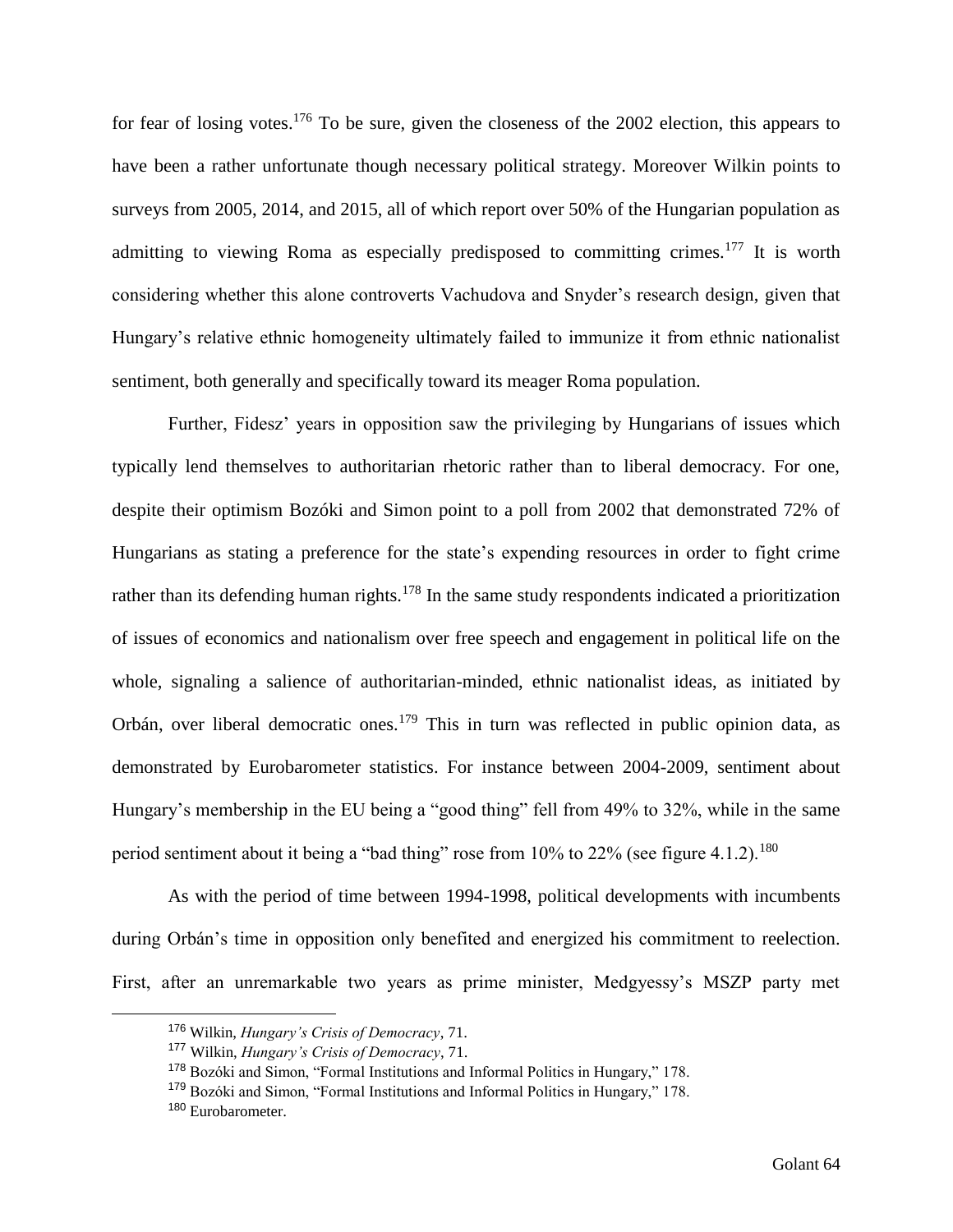for fear of losing votes.[176] To be sure, given the closeness of the 2002 election, this appears to have been a rather unfortunate though necessary political strategy. Moreover Wilkin points to surveys from 2005, 2014, and 2015, all of which report over 50% of the Hungarian population as admitting to viewing Roma as especially predisposed to committing crimes.[177] It is worth considering whether this alone controverts Vachudova and Snyder's research design, given that Hungary's relative ethnic homogeneity ultimately failed to immunize it from ethnic nationalist sentiment, both generally and specifically toward its meager Roma population.

Further, Fidesz' years in opposition saw the privileging by Hungarians of issues which typically lend themselves to authoritarian rhetoric rather than to liberal democracy. For one, despite their optimism Bozóki and Simon point to a poll from 2002 that demonstrated 72% of Hungarians as stating a preference for the state's expending resources in order to fight crime rather than its defending human rights.[178] In the same study respondents indicated a prioritization of issues of economics and nationalism over free speech and engagement in political life on the whole, signaling a salience of authoritarian-minded, ethnic nationalist ideas, as initiated by Orbán, over liberal democratic ones.[179] This in turn was reflected in public opinion data, as demonstrated by Eurobarometer statistics. For instance between 2004-2009, sentiment about Hungary's membership in the EU being a "good thing" fell from 49% to 32%, while in the same period sentiment about it being a "bad thing" rose from 10% to 22% (see figure 4.1.2).[180]

As with the period of time between 1994-1998, political developments with incumbents during Orbán's time in opposition only benefited and energized his commitment to reelection. First, after an unremarkable two years as prime minister, Medgyessy's MSZP party met

---

[176] Wilkin, *Hungary's Crisis of Democracy*, 71.

[177] Wilkin, *Hungary's Crisis of Democracy*, 71.

[178] Bozóki and Simon, "Formal Institutions and Informal Politics in Hungary," 178.

[179] Bozóki and Simon, "Formal Institutions and Informal Politics in Hungary," 178.

[180] Eurobarometer.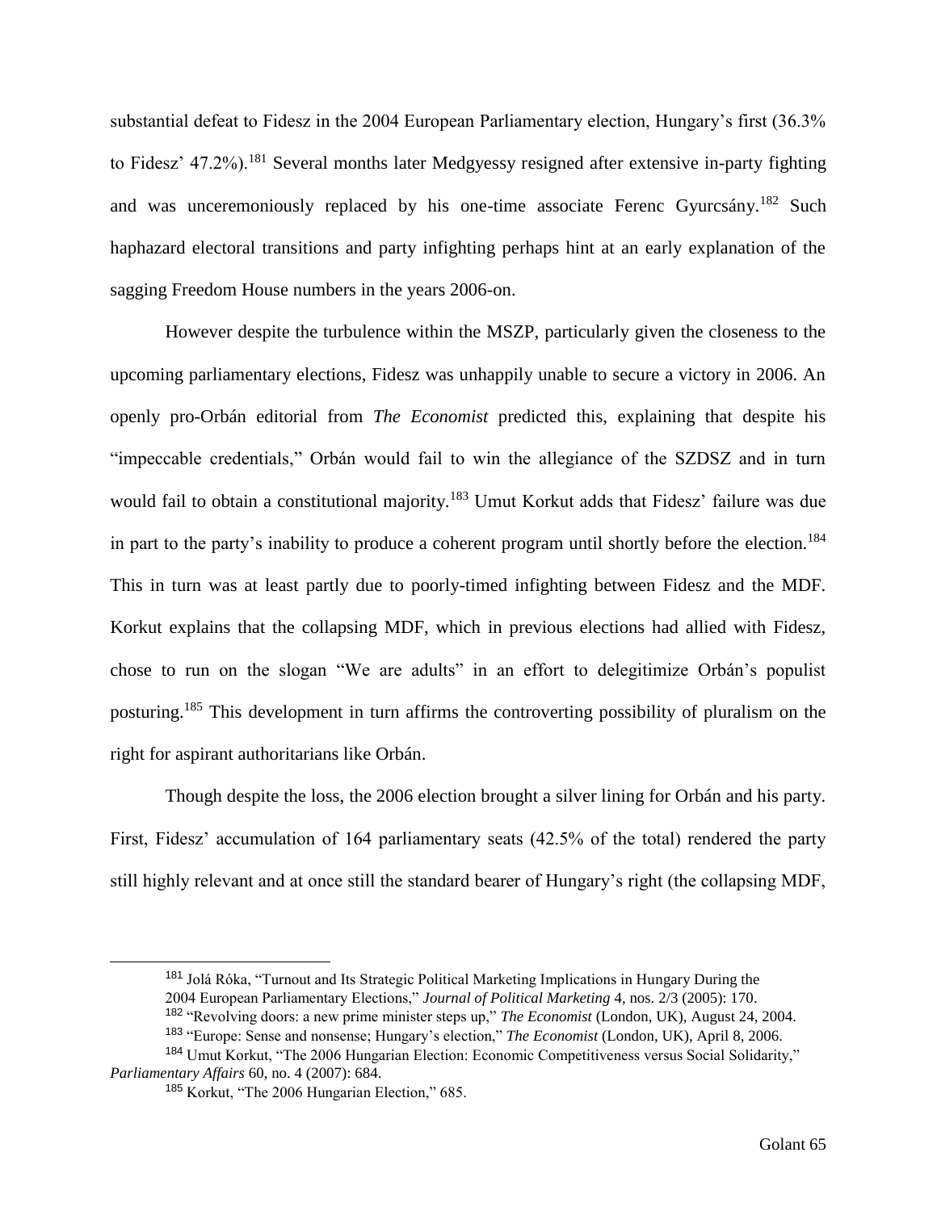substantial defeat to Fidesz in the 2004 European Parliamentary election, Hungary's first (36.3% to Fidesz' 47.2%).[181] Several months later Medgyessy resigned after extensive in-party fighting and was unceremoniously replaced by his one-time associate Ferenc Gyurcsány.[182] Such haphazard electoral transitions and party infighting perhaps hint at an early explanation of the sagging Freedom House numbers in the years 2006-on.

However despite the turbulence within the MSZP, particularly given the closeness to the upcoming parliamentary elections, Fidesz was unhappily unable to secure a victory in 2006. An openly pro-Orbán editorial from *The Economist* predicted this, explaining that despite his "impeccable credentials," Orbán would fail to win the allegiance of the SZDSZ and in turn would fail to obtain a constitutional majority.[183] Umut Korkut adds that Fidesz' failure was due in part to the party's inability to produce a coherent program until shortly before the election.[184] This in turn was at least partly due to poorly-timed infighting between Fidesz and the MDF. Korkut explains that the collapsing MDF, which in previous elections had allied with Fidesz, chose to run on the slogan "We are adults" in an effort to delegitimize Orbán's populist posturing.[185] This development in turn affirms the controverting possibility of pluralism on the right for aspirant authoritarians like Orbán.

Though despite the loss, the 2006 election brought a silver lining for Orbán and his party. First, Fidesz' accumulation of 164 parliamentary seats (42.5% of the total) rendered the party still highly relevant and at once still the standard bearer of Hungary's right (the collapsing MDF,

---

[181] Jolá Róka, "Turnout and Its Strategic Political Marketing Implications in Hungary During the 2004 European Parliamentary Elections," *Journal of Political Marketing* 4, nos. 2/3 (2005): 170.

[182] "Revolving doors: a new prime minister steps up," *The Economist* (London, UK), August 24, 2004.

[183] "Europe: Sense and nonsense; Hungary's election," *The Economist* (London, UK), April 8, 2006.

[184] Umut Korkut, "The 2006 Hungarian Election: Economic Competitiveness versus Social Solidarity," *Parliamentary Affairs* 60, no. 4 (2007): 684.

[185] Korkut, "The 2006 Hungarian Election," 685.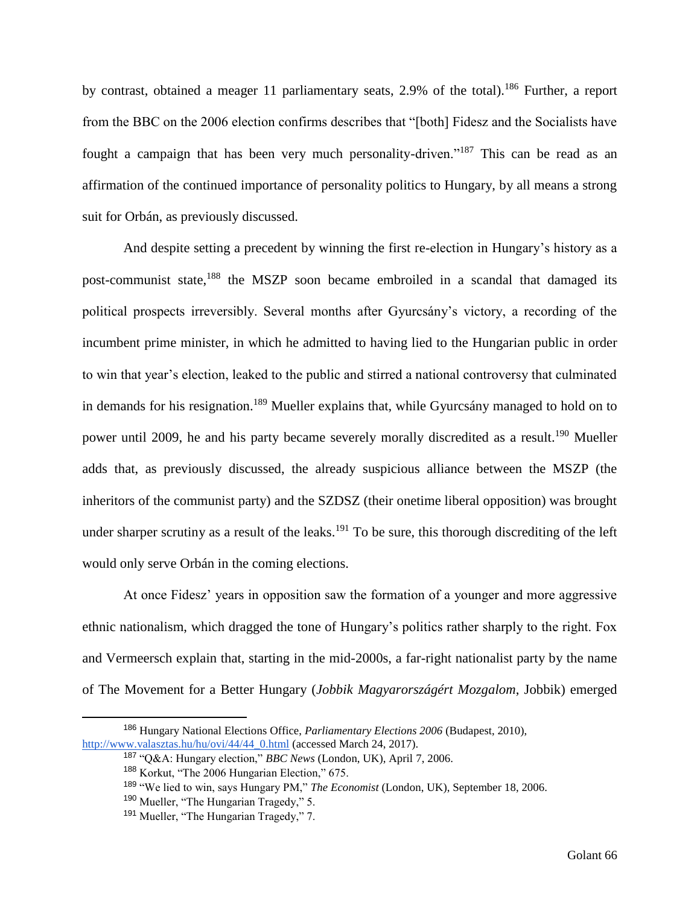by contrast, obtained a meager 11 parliamentary seats, 2.9% of the total).[186] Further, a report from the BBC on the 2006 election confirms describes that "[both] Fidesz and the Socialists have fought a campaign that has been very much personality-driven."[187] This can be read as an affirmation of the continued importance of personality politics to Hungary, by all means a strong suit for Orbán, as previously discussed.

And despite setting a precedent by winning the first re-election in Hungary's history as a post-communist state,[188] the MSZP soon became embroiled in a scandal that damaged its political prospects irreversibly. Several months after Gyurcsány's victory, a recording of the incumbent prime minister, in which he admitted to having lied to the Hungarian public in order to win that year's election, leaked to the public and stirred a national controversy that culminated in demands for his resignation.[189] Mueller explains that, while Gyurcsány managed to hold on to power until 2009, he and his party became severely morally discredited as a result.[190] Mueller adds that, as previously discussed, the already suspicious alliance between the MSZP (the inheritors of the communist party) and the SZDSZ (their onetime liberal opposition) was brought under sharper scrutiny as a result of the leaks.[191] To be sure, this thorough discrediting of the left would only serve Orbán in the coming elections.

At once Fidesz' years in opposition saw the formation of a younger and more aggressive ethnic nationalism, which dragged the tone of Hungary's politics rather sharply to the right. Fox and Vermeersch explain that, starting in the mid-2000s, a far-right nationalist party by the name of The Movement for a Better Hungary (*Jobbik Magyarországért Mozgalom*, Jobbik) emerged

---

[186] Hungary National Elections Office, *Parliamentary Elections 2006* (Budapest, 2010), http://www.valasztas.hu/hu/ovi/44/44_0.html (accessed March 24, 2017).

[187] "Q&A: Hungary election," *BBC News* (London, UK), April 7, 2006.

[188] Korkut, "The 2006 Hungarian Election," 675.

[189] "We lied to win, says Hungary PM," *The Economist* (London, UK), September 18, 2006.

[190] Mueller, "The Hungarian Tragedy," 5.

[191] Mueller, "The Hungarian Tragedy," 7.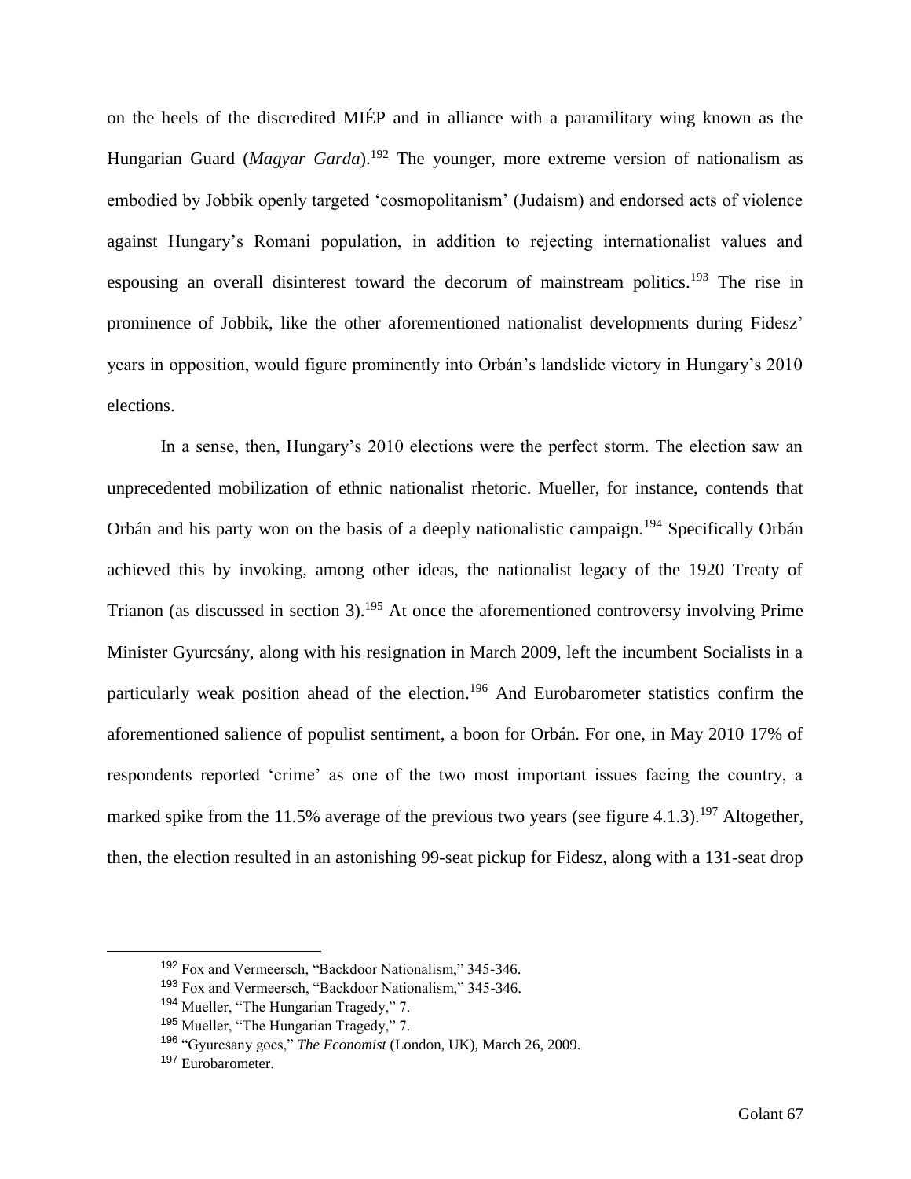on the heels of the discredited MIÉP and in alliance with a paramilitary wing known as the Hungarian Guard (*Magyar Garda*).[192] The younger, more extreme version of nationalism as embodied by Jobbik openly targeted 'cosmopolitanism' (Judaism) and endorsed acts of violence against Hungary's Romani population, in addition to rejecting internationalist values and espousing an overall disinterest toward the decorum of mainstream politics.[193] The rise in prominence of Jobbik, like the other aforementioned nationalist developments during Fidesz' years in opposition, would figure prominently into Orbán's landslide victory in Hungary's 2010 elections.

In a sense, then, Hungary's 2010 elections were the perfect storm. The election saw an unprecedented mobilization of ethnic nationalist rhetoric. Mueller, for instance, contends that Orbán and his party won on the basis of a deeply nationalistic campaign.[194] Specifically Orbán achieved this by invoking, among other ideas, the nationalist legacy of the 1920 Treaty of Trianon (as discussed in section 3).[195] At once the aforementioned controversy involving Prime Minister Gyurcsány, along with his resignation in March 2009, left the incumbent Socialists in a particularly weak position ahead of the election.[196] And Eurobarometer statistics confirm the aforementioned salience of populist sentiment, a boon for Orbán. For one, in May 2010 17% of respondents reported 'crime' as one of the two most important issues facing the country, a marked spike from the 11.5% average of the previous two years (see figure 4.1.3).[197] Altogether, then, the election resulted in an astonishing 99-seat pickup for Fidesz, along with a 131-seat drop

---

[192] Fox and Vermeersch, "Backdoor Nationalism," 345-346.

[193] Fox and Vermeersch, "Backdoor Nationalism," 345-346.

[194] Mueller, "The Hungarian Tragedy," 7.

[195] Mueller, "The Hungarian Tragedy," 7.

[196] "Gyurcsany goes," *The Economist* (London, UK), March 26, 2009.

[197] Eurobarometer.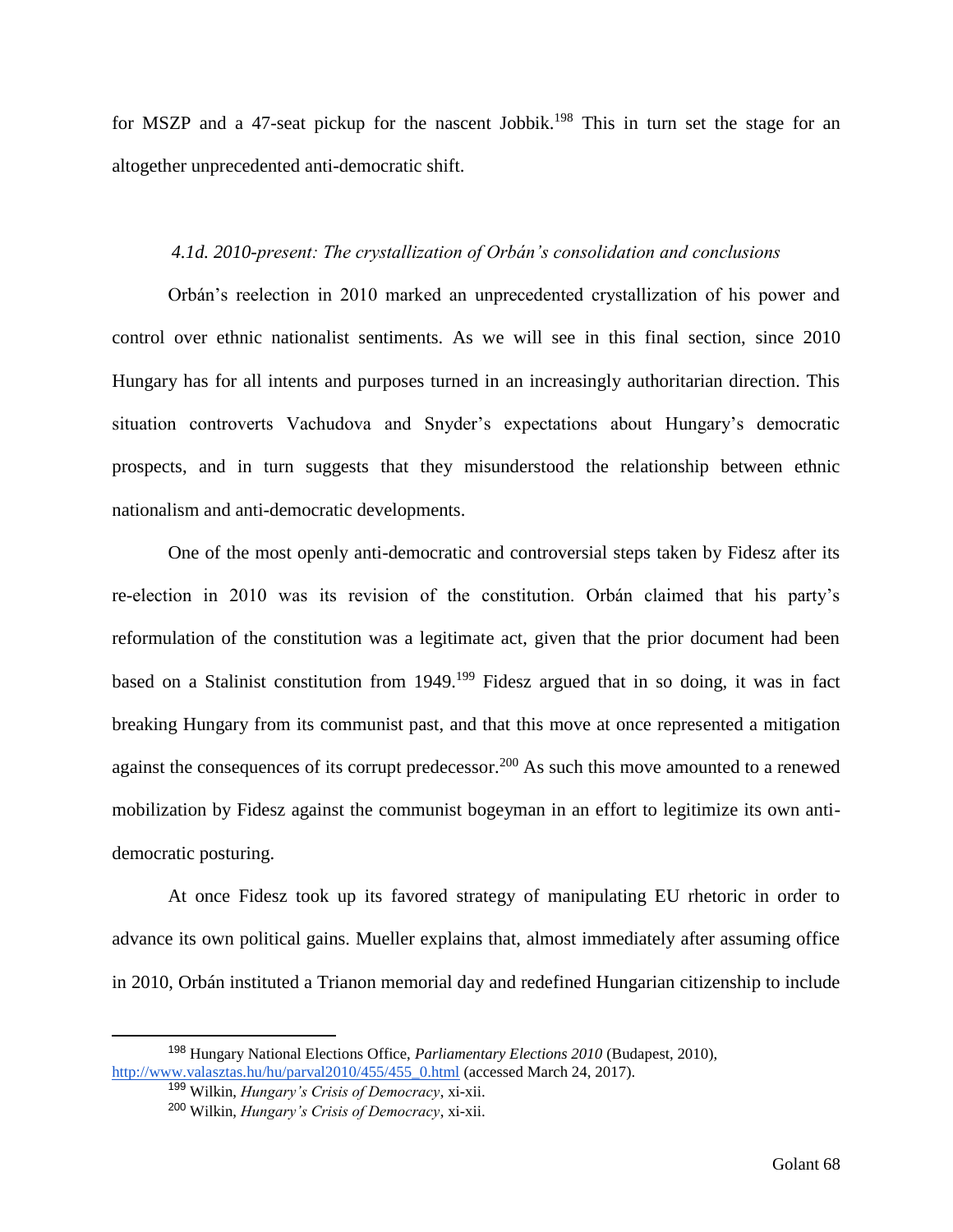for MSZP and a 47-seat pickup for the nascent Jobbik.[198] This in turn set the stage for an altogether unprecedented anti-democratic shift.

### *4.1d. 2010-present: The crystallization of Orbán's consolidation and conclusions*

Orbán's reelection in 2010 marked an unprecedented crystallization of his power and control over ethnic nationalist sentiments. As we will see in this final section, since 2010 Hungary has for all intents and purposes turned in an increasingly authoritarian direction. This situation controverts Vachudova and Snyder's expectations about Hungary's democratic prospects, and in turn suggests that they misunderstood the relationship between ethnic nationalism and anti-democratic developments.

One of the most openly anti-democratic and controversial steps taken by Fidesz after its re-election in 2010 was its revision of the constitution. Orbán claimed that his party's reformulation of the constitution was a legitimate act, given that the prior document had been based on a Stalinist constitution from 1949.[199] Fidesz argued that in so doing, it was in fact breaking Hungary from its communist past, and that this move at once represented a mitigation against the consequences of its corrupt predecessor.[200] As such this move amounted to a renewed mobilization by Fidesz against the communist bogeyman in an effort to legitimize its own anti-democratic posturing.

At once Fidesz took up its favored strategy of manipulating EU rhetoric in order to advance its own political gains. Mueller explains that, almost immediately after assuming office in 2010, Orbán instituted a Trianon memorial day and redefined Hungarian citizenship to include

---

[198] Hungary National Elections Office, *Parliamentary Elections 2010* (Budapest, 2010), http://www.valasztas.hu/hu/parval2010/455/455_0.html (accessed March 24, 2017).

[199] Wilkin, *Hungary's Crisis of Democracy*, xi-xii.

[200] Wilkin, *Hungary's Crisis of Democracy*, xi-xii.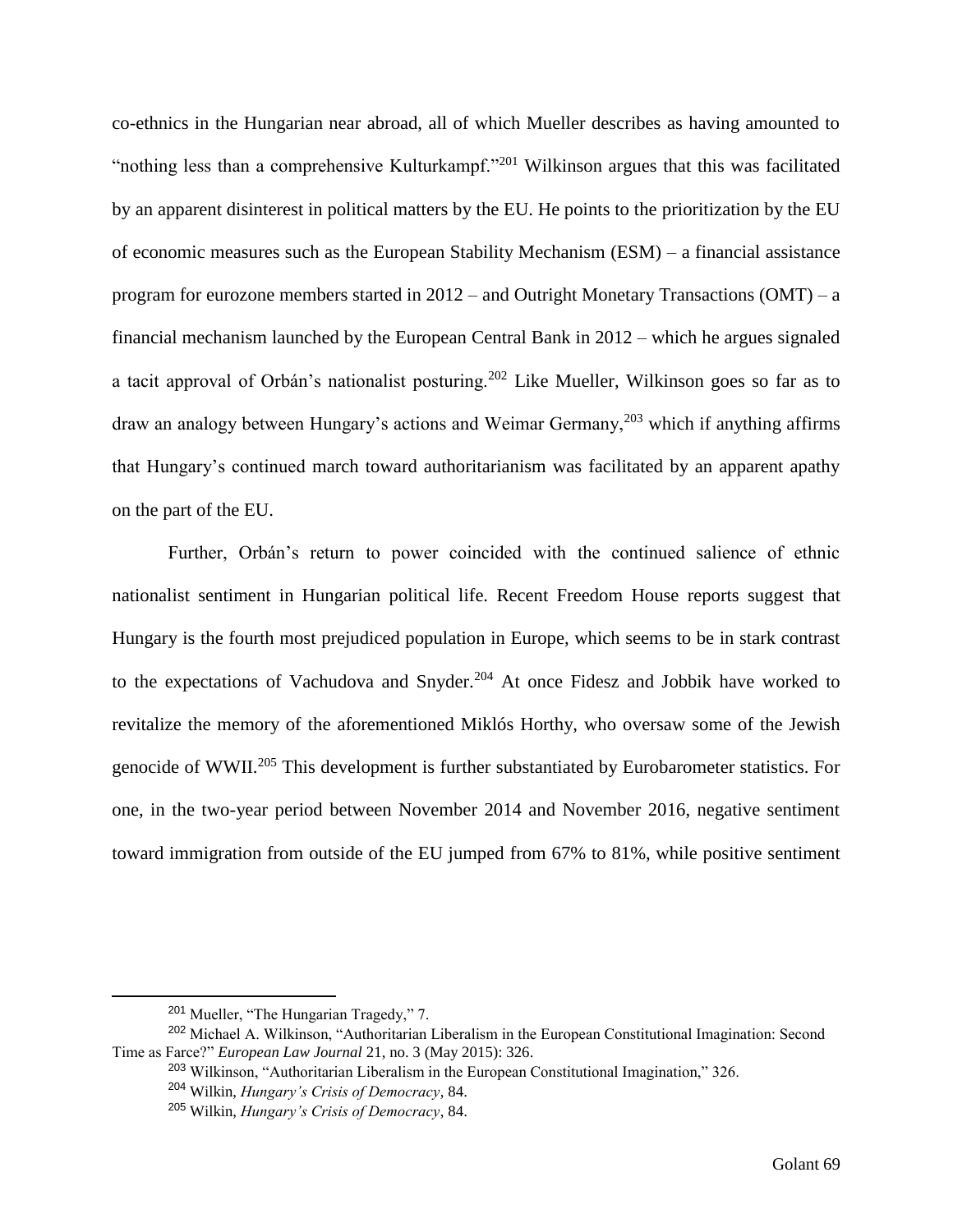co-ethnics in the Hungarian near abroad, all of which Mueller describes as having amounted to "nothing less than a comprehensive Kulturkampf."[201] Wilkinson argues that this was facilitated by an apparent disinterest in political matters by the EU. He points to the prioritization by the EU of economic measures such as the European Stability Mechanism (ESM) – a financial assistance program for eurozone members started in 2012 – and Outright Monetary Transactions (OMT) – a financial mechanism launched by the European Central Bank in 2012 – which he argues signaled a tacit approval of Orbán's nationalist posturing.[202] Like Mueller, Wilkinson goes so far as to draw an analogy between Hungary's actions and Weimar Germany,[203] which if anything affirms that Hungary's continued march toward authoritarianism was facilitated by an apparent apathy on the part of the EU.

Further, Orbán's return to power coincided with the continued salience of ethnic nationalist sentiment in Hungarian political life. Recent Freedom House reports suggest that Hungary is the fourth most prejudiced population in Europe, which seems to be in stark contrast to the expectations of Vachudova and Snyder.[204] At once Fidesz and Jobbik have worked to revitalize the memory of the aforementioned Miklós Horthy, who oversaw some of the Jewish genocide of WWII.[205] This development is further substantiated by Eurobarometer statistics. For one, in the two-year period between November 2014 and November 2016, negative sentiment toward immigration from outside of the EU jumped from 67% to 81%, while positive sentiment

---

[201] Mueller, "The Hungarian Tragedy," 7.

[202] Michael A. Wilkinson, "Authoritarian Liberalism in the European Constitutional Imagination: Second Time as Farce?" *European Law Journal* 21, no. 3 (May 2015): 326.

[203] Wilkinson, "Authoritarian Liberalism in the European Constitutional Imagination," 326.

[204] Wilkin, *Hungary's Crisis of Democracy*, 84.

[205] Wilkin, *Hungary's Crisis of Democracy*, 84.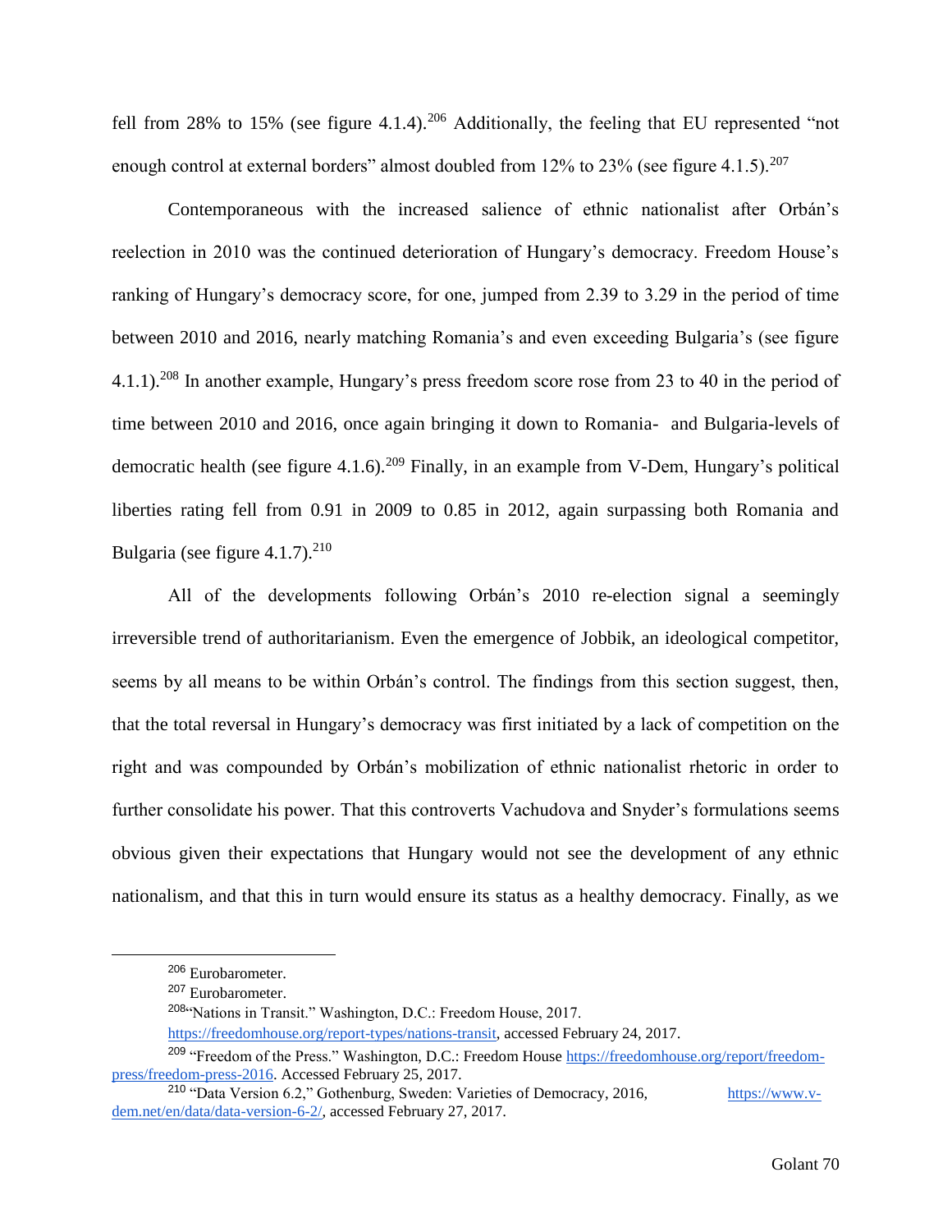fell from 28% to 15% (see figure 4.1.4).[206] Additionally, the feeling that EU represented "not enough control at external borders" almost doubled from 12% to 23% (see figure 4.1.5).[207]

Contemporaneous with the increased salience of ethnic nationalist after Orbán's reelection in 2010 was the continued deterioration of Hungary's democracy. Freedom House's ranking of Hungary's democracy score, for one, jumped from 2.39 to 3.29 in the period of time between 2010 and 2016, nearly matching Romania's and even exceeding Bulgaria's (see figure 4.1.1).[208] In another example, Hungary's press freedom score rose from 23 to 40 in the period of time between 2010 and 2016, once again bringing it down to Romania- and Bulgaria-levels of democratic health (see figure 4.1.6).[209] Finally, in an example from V-Dem, Hungary's political liberties rating fell from 0.91 in 2009 to 0.85 in 2012, again surpassing both Romania and Bulgaria (see figure 4.1.7).[210]

All of the developments following Orbán's 2010 re-election signal a seemingly irreversible trend of authoritarianism. Even the emergence of Jobbik, an ideological competitor, seems by all means to be within Orbán's control. The findings from this section suggest, then, that the total reversal in Hungary's democracy was first initiated by a lack of competition on the right and was compounded by Orbán's mobilization of ethnic nationalist rhetoric in order to further consolidate his power. That this controverts Vachudova and Snyder's formulations seems obvious given their expectations that Hungary would not see the development of any ethnic nationalism, and that this in turn would ensure its status as a healthy democracy. Finally, as we

---

[206] Eurobarometer.

[207] Eurobarometer.

[208] "Nations in Transit." Washington, D.C.: Freedom House, 2017. https://freedomhouse.org/report-types/nations-transit, accessed February 24, 2017.

[209] "Freedom of the Press." Washington, D.C.: Freedom House https://freedomhouse.org/report/freedom-press/freedom-press-2016. Accessed February 25, 2017.

[210] "Data Version 6.2," Gothenburg, Sweden: Varieties of Democracy, 2016, https://www.v-dem.net/en/data/data-version-6-2/, accessed February 27, 2017.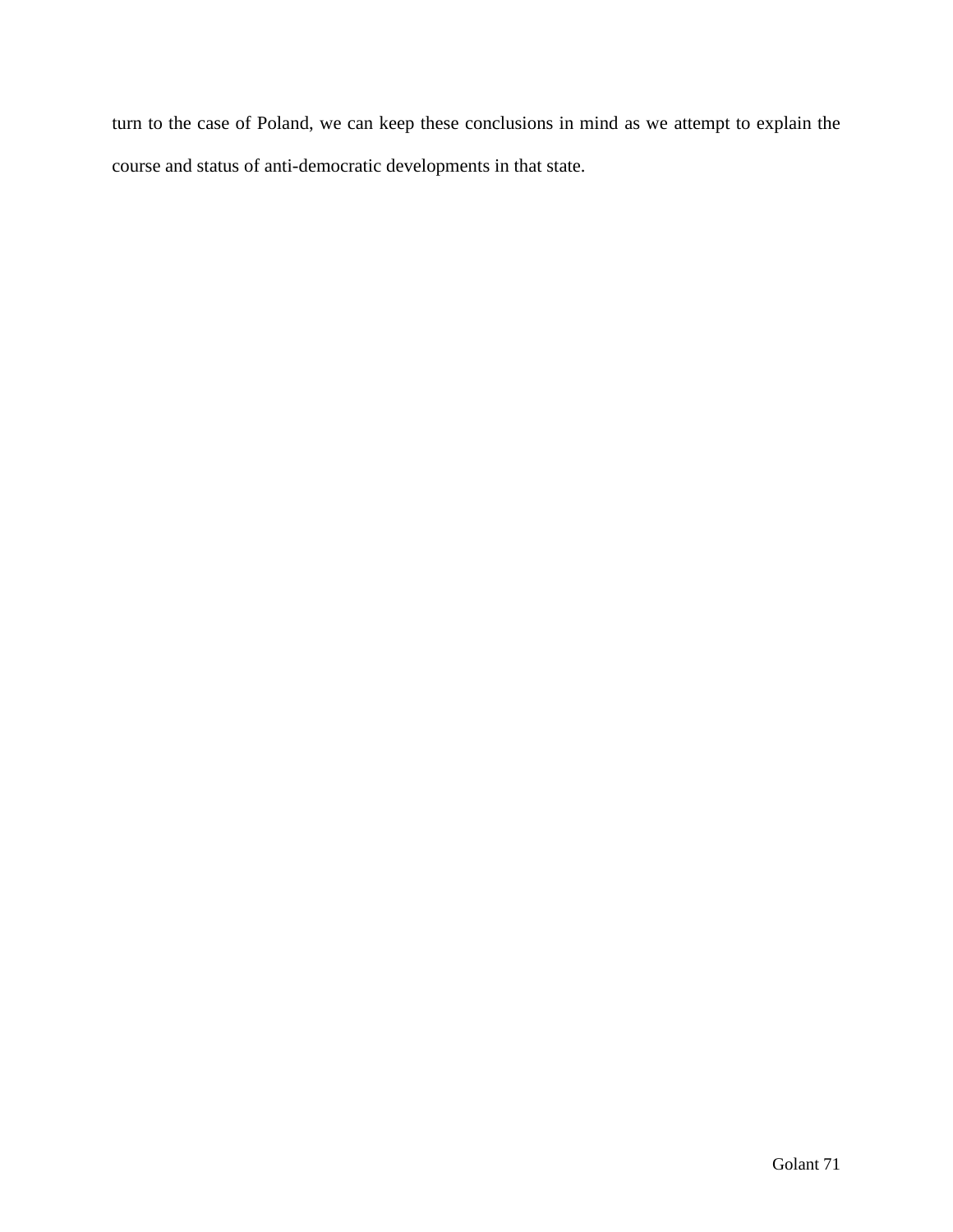turn to the case of Poland, we can keep these conclusions in mind as we attempt to explain the course and status of anti-democratic developments in that state.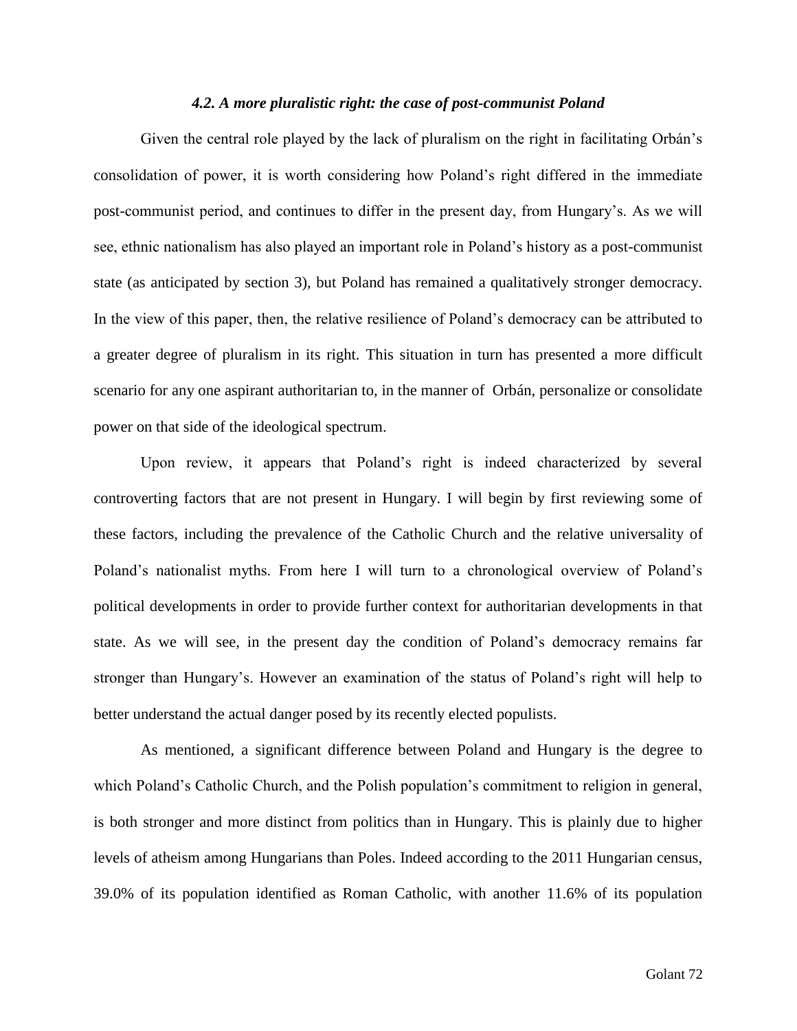### *4.2. A more pluralistic right: the case of post-communist Poland*

Given the central role played by the lack of pluralism on the right in facilitating Orbán's consolidation of power, it is worth considering how Poland's right differed in the immediate post-communist period, and continues to differ in the present day, from Hungary's. As we will see, ethnic nationalism has also played an important role in Poland's history as a post-communist state (as anticipated by section 3), but Poland has remained a qualitatively stronger democracy. In the view of this paper, then, the relative resilience of Poland's democracy can be attributed to a greater degree of pluralism in its right. This situation in turn has presented a more difficult scenario for any one aspirant authoritarian to, in the manner of Orbán, personalize or consolidate power on that side of the ideological spectrum.

Upon review, it appears that Poland's right is indeed characterized by several controverting factors that are not present in Hungary. I will begin by first reviewing some of these factors, including the prevalence of the Catholic Church and the relative universality of Poland's nationalist myths. From here I will turn to a chronological overview of Poland's political developments in order to provide further context for authoritarian developments in that state. As we will see, in the present day the condition of Poland's democracy remains far stronger than Hungary's. However an examination of the status of Poland's right will help to better understand the actual danger posed by its recently elected populists.

As mentioned, a significant difference between Poland and Hungary is the degree to which Poland's Catholic Church, and the Polish population's commitment to religion in general, is both stronger and more distinct from politics than in Hungary. This is plainly due to higher levels of atheism among Hungarians than Poles. Indeed according to the 2011 Hungarian census, 39.0% of its population identified as Roman Catholic, with another 11.6% of its population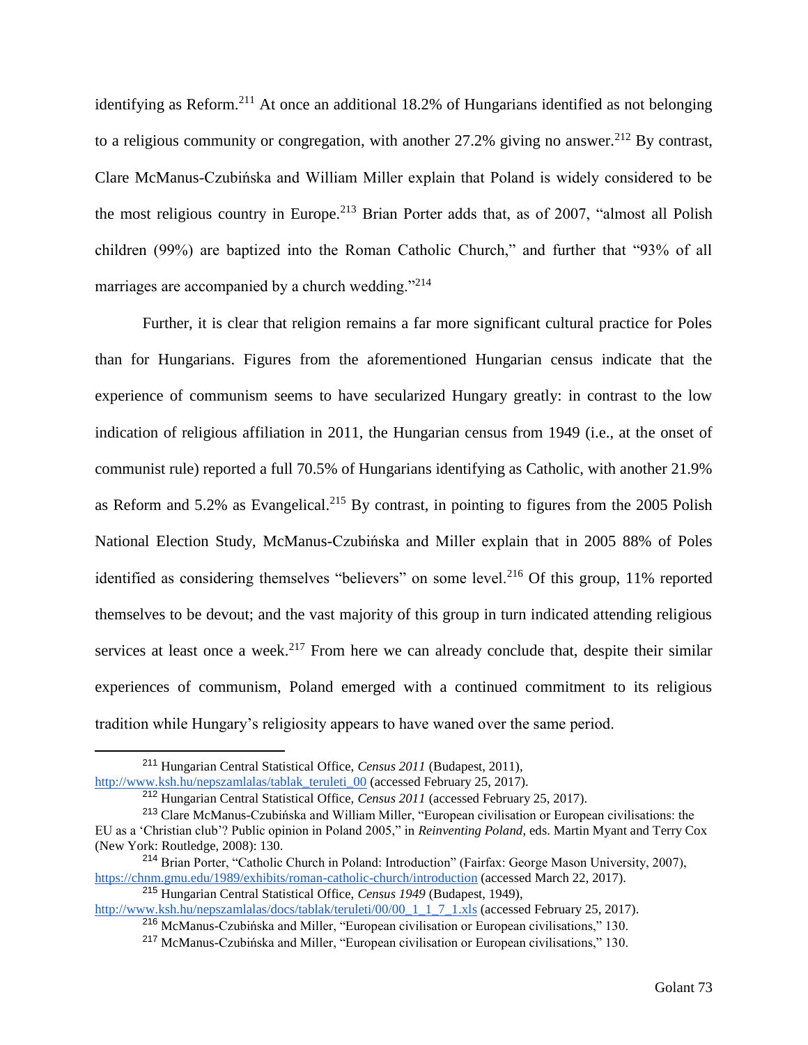identifying as Reform.[211] At once an additional 18.2% of Hungarians identified as not belonging to a religious community or congregation, with another 27.2% giving no answer.[212] By contrast, Clare McManus-Czubińska and William Miller explain that Poland is widely considered to be the most religious country in Europe.[213] Brian Porter adds that, as of 2007, "almost all Polish children (99%) are baptized into the Roman Catholic Church," and further that "93% of all marriages are accompanied by a church wedding."[214]

Further, it is clear that religion remains a far more significant cultural practice for Poles than for Hungarians. Figures from the aforementioned Hungarian census indicate that the experience of communism seems to have secularized Hungary greatly: in contrast to the low indication of religious affiliation in 2011, the Hungarian census from 1949 (i.e., at the onset of communist rule) reported a full 70.5% of Hungarians identifying as Catholic, with another 21.9% as Reform and 5.2% as Evangelical.[215] By contrast, in pointing to figures from the 2005 Polish National Election Study, McManus-Czubińska and Miller explain that in 2005 88% of Poles identified as considering themselves "believers" on some level.[216] Of this group, 11% reported themselves to be devout; and the vast majority of this group in turn indicated attending religious services at least once a week.[217] From here we can already conclude that, despite their similar experiences of communism, Poland emerged with a continued commitment to its religious tradition while Hungary's religiosity appears to have waned over the same period.

---

[211] Hungarian Central Statistical Office, *Census 2011* (Budapest, 2011), http://www.ksh.hu/nepszamlalas/tablak_teruleti_00 (accessed February 25, 2017).

[212] Hungarian Central Statistical Office, *Census 2011* (accessed February 25, 2017).

[213] Clare McManus-Czubińska and William Miller, "European civilisation or European civilisations: the EU as a 'Christian club'? Public opinion in Poland 2005," in *Reinventing Poland*, eds. Martin Myant and Terry Cox (New York: Routledge, 2008): 130.

[214] Brian Porter, "Catholic Church in Poland: Introduction" (Fairfax: George Mason University, 2007), https://chnm.gmu.edu/1989/exhibits/roman-catholic-church/introduction (accessed March 22, 2017).

[215] Hungarian Central Statistical Office, *Census 1949* (Budapest, 1949), http://www.ksh.hu/nepszamlalas/docs/tablak/teruleti/00/00_1_1_7_1.xls (accessed February 25, 2017).

[216] McManus-Czubińska and Miller, "European civilisation or European civilisations," 130.

[217] McManus-Czubińska and Miller, "European civilisation or European civilisations," 130.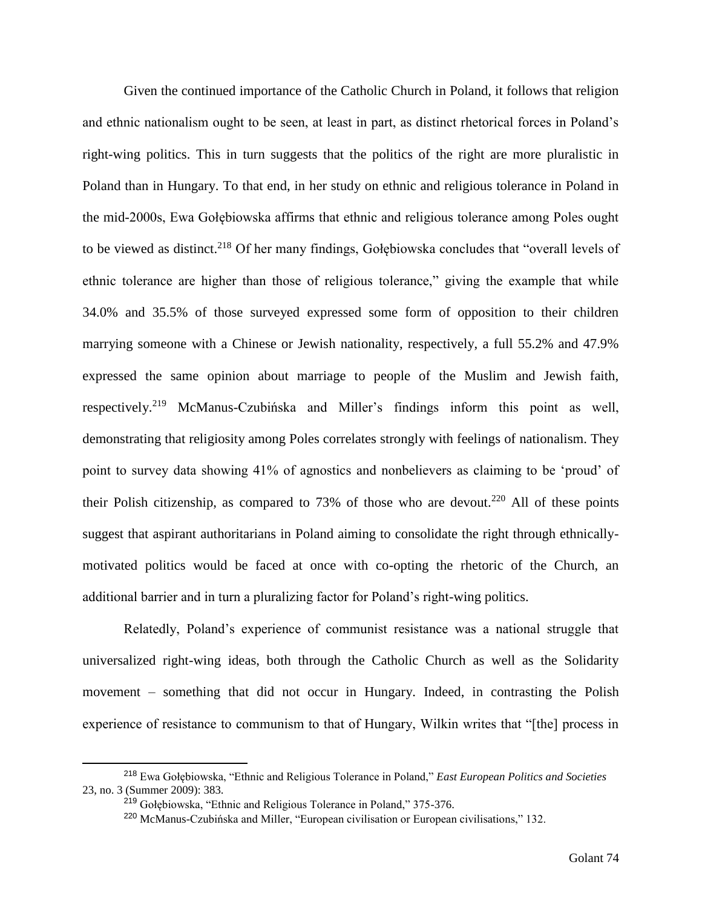Given the continued importance of the Catholic Church in Poland, it follows that religion and ethnic nationalism ought to be seen, at least in part, as distinct rhetorical forces in Poland's right-wing politics. This in turn suggests that the politics of the right are more pluralistic in Poland than in Hungary. To that end, in her study on ethnic and religious tolerance in Poland in the mid-2000s, Ewa Gołębiowska affirms that ethnic and religious tolerance among Poles ought to be viewed as distinct.[218] Of her many findings, Gołębiowska concludes that "overall levels of ethnic tolerance are higher than those of religious tolerance," giving the example that while 34.0% and 35.5% of those surveyed expressed some form of opposition to their children marrying someone with a Chinese or Jewish nationality, respectively, a full 55.2% and 47.9% expressed the same opinion about marriage to people of the Muslim and Jewish faith, respectively.[219] McManus-Czubińska and Miller's findings inform this point as well, demonstrating that religiosity among Poles correlates strongly with feelings of nationalism. They point to survey data showing 41% of agnostics and nonbelievers as claiming to be 'proud' of their Polish citizenship, as compared to 73% of those who are devout.[220] All of these points suggest that aspirant authoritarians in Poland aiming to consolidate the right through ethnically-motivated politics would be faced at once with co-opting the rhetoric of the Church, an additional barrier and in turn a pluralizing factor for Poland's right-wing politics.

Relatedly, Poland's experience of communist resistance was a national struggle that universalized right-wing ideas, both through the Catholic Church as well as the Solidarity movement – something that did not occur in Hungary. Indeed, in contrasting the Polish experience of resistance to communism to that of Hungary, Wilkin writes that "[the] process in

---

[218] Ewa Gołębiowska, "Ethnic and Religious Tolerance in Poland," *East European Politics and Societies* 23, no. 3 (Summer 2009): 383.

[219] Gołębiowska, "Ethnic and Religious Tolerance in Poland," 375-376.

[220] McManus-Czubińska and Miller, "European civilisation or European civilisations," 132.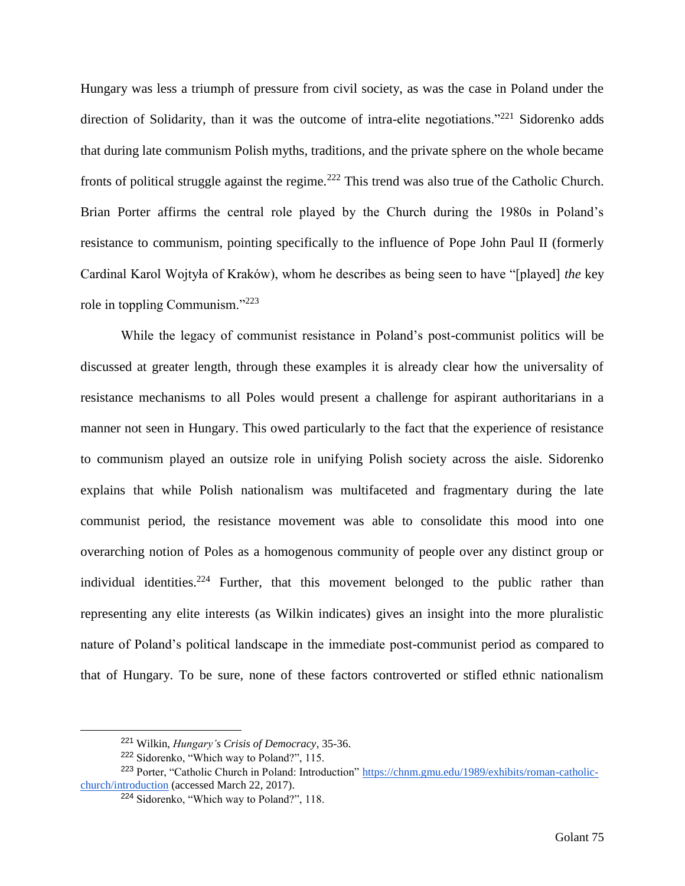Hungary was less a triumph of pressure from civil society, as was the case in Poland under the direction of Solidarity, than it was the outcome of intra-elite negotiations."[221] Sidorenko adds that during late communism Polish myths, traditions, and the private sphere on the whole became fronts of political struggle against the regime.[222] This trend was also true of the Catholic Church. Brian Porter affirms the central role played by the Church during the 1980s in Poland's resistance to communism, pointing specifically to the influence of Pope John Paul II (formerly Cardinal Karol Wojtyła of Kraków), whom he describes as being seen to have "[played] *the* key role in toppling Communism."[223]

While the legacy of communist resistance in Poland's post-communist politics will be discussed at greater length, through these examples it is already clear how the universality of resistance mechanisms to all Poles would present a challenge for aspirant authoritarians in a manner not seen in Hungary. This owed particularly to the fact that the experience of resistance to communism played an outsize role in unifying Polish society across the aisle. Sidorenko explains that while Polish nationalism was multifaceted and fragmentary during the late communist period, the resistance movement was able to consolidate this mood into one overarching notion of Poles as a homogenous community of people over any distinct group or individual identities.[224] Further, that this movement belonged to the public rather than representing any elite interests (as Wilkin indicates) gives an insight into the more pluralistic nature of Poland's political landscape in the immediate post-communist period as compared to that of Hungary. To be sure, none of these factors controverted or stifled ethnic nationalism

---

[221] Wilkin, *Hungary's Crisis of Democracy*, 35-36.

[222] Sidorenko, "Which way to Poland?", 115.

[223] Porter, "Catholic Church in Poland: Introduction" https://chnm.gmu.edu/1989/exhibits/roman-catholic-church/introduction (accessed March 22, 2017).

[224] Sidorenko, "Which way to Poland?", 118.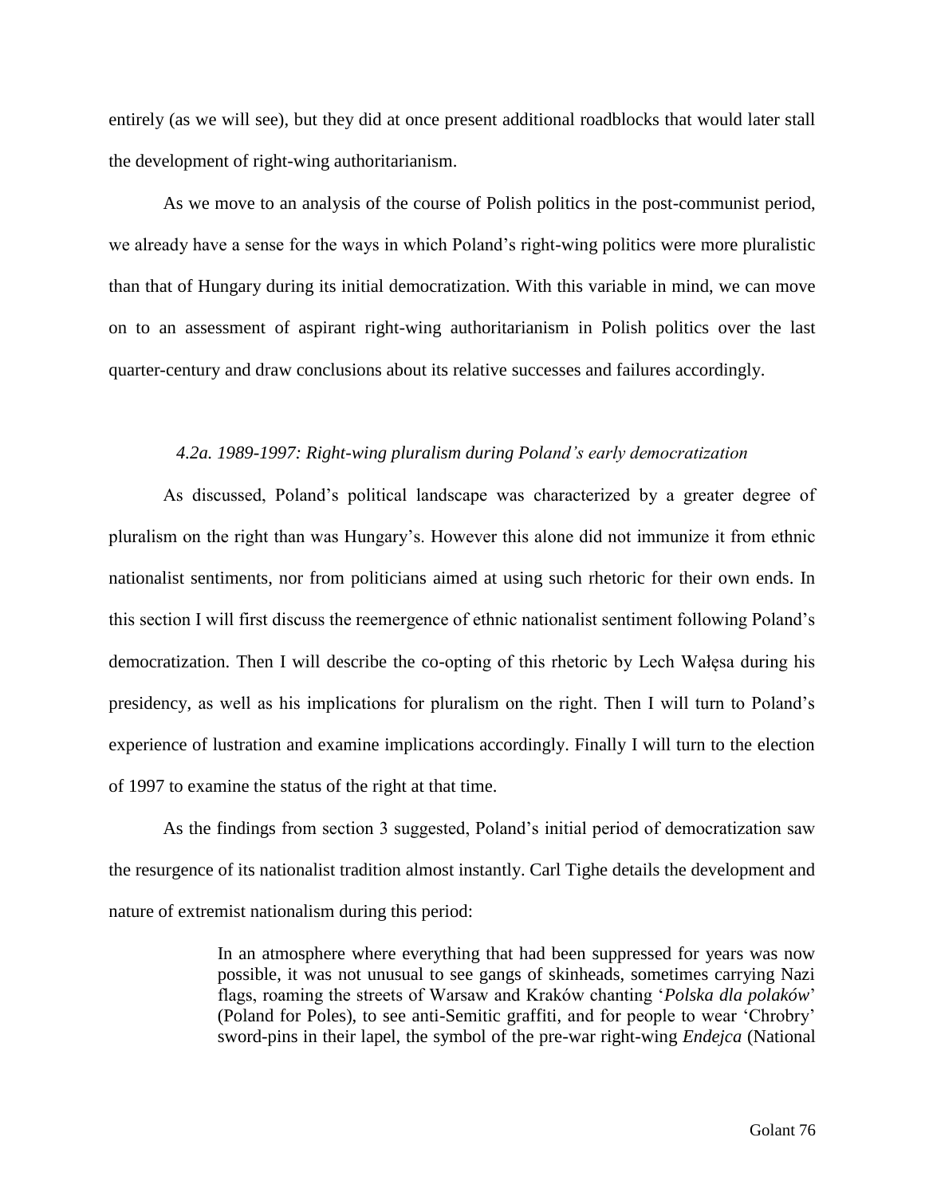entirely (as we will see), but they did at once present additional roadblocks that would later stall the development of right-wing authoritarianism.

As we move to an analysis of the course of Polish politics in the post-communist period, we already have a sense for the ways in which Poland's right-wing politics were more pluralistic than that of Hungary during its initial democratization. With this variable in mind, we can move on to an assessment of aspirant right-wing authoritarianism in Polish politics over the last quarter-century and draw conclusions about its relative successes and failures accordingly.

### *4.2a. 1989-1997: Right-wing pluralism during Poland's early democratization*

As discussed, Poland's political landscape was characterized by a greater degree of pluralism on the right than was Hungary's. However this alone did not immunize it from ethnic nationalist sentiments, nor from politicians aimed at using such rhetoric for their own ends. In this section I will first discuss the reemergence of ethnic nationalist sentiment following Poland's democratization. Then I will describe the co-opting of this rhetoric by Lech Wałęsa during his presidency, as well as his implications for pluralism on the right. Then I will turn to Poland's experience of lustration and examine implications accordingly. Finally I will turn to the election of 1997 to examine the status of the right at that time.

As the findings from section 3 suggested, Poland's initial period of democratization saw the resurgence of its nationalist tradition almost instantly. Carl Tighe details the development and nature of extremist nationalism during this period:

> In an atmosphere where everything that had been suppressed for years was now possible, it was not unusual to see gangs of skinheads, sometimes carrying Nazi flags, roaming the streets of Warsaw and Kraków chanting '*Polska dla polaków*' (Poland for Poles), to see anti-Semitic graffiti, and for people to wear 'Chrobry' sword-pins in their lapel, the symbol of the pre-war right-wing *Endejca* (National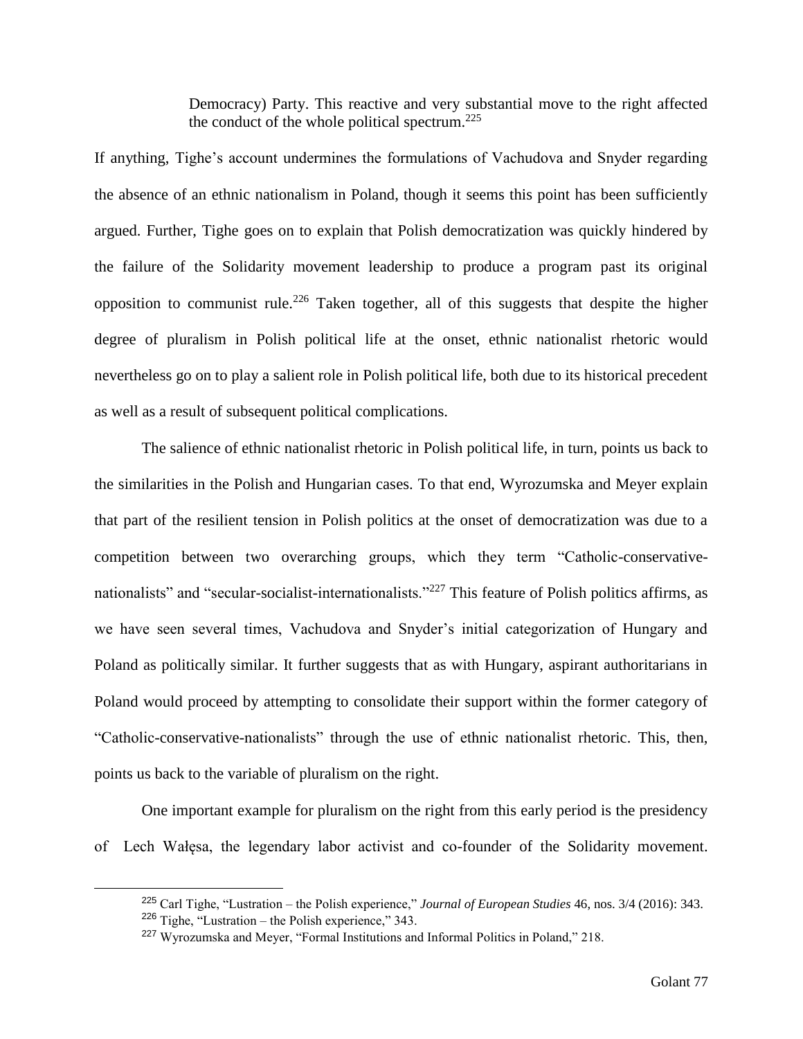> Democracy) Party. This reactive and very substantial move to the right affected the conduct of the whole political spectrum.[225]

If anything, Tighe's account undermines the formulations of Vachudova and Snyder regarding the absence of an ethnic nationalism in Poland, though it seems this point has been sufficiently argued. Further, Tighe goes on to explain that Polish democratization was quickly hindered by the failure of the Solidarity movement leadership to produce a program past its original opposition to communist rule.[226] Taken together, all of this suggests that despite the higher degree of pluralism in Polish political life at the onset, ethnic nationalist rhetoric would nevertheless go on to play a salient role in Polish political life, both due to its historical precedent as well as a result of subsequent political complications.

The salience of ethnic nationalist rhetoric in Polish political life, in turn, points us back to the similarities in the Polish and Hungarian cases. To that end, Wyrozumska and Meyer explain that part of the resilient tension in Polish politics at the onset of democratization was due to a competition between two overarching groups, which they term "Catholic-conservative-nationalists" and "secular-socialist-internationalists."[227] This feature of Polish politics affirms, as we have seen several times, Vachudova and Snyder's initial categorization of Hungary and Poland as politically similar. It further suggests that as with Hungary, aspirant authoritarians in Poland would proceed by attempting to consolidate their support within the former category of "Catholic-conservative-nationalists" through the use of ethnic nationalist rhetoric. This, then, points us back to the variable of pluralism on the right.

One important example for pluralism on the right from this early period is the presidency of Lech Wałęsa, the legendary labor activist and co-founder of the Solidarity movement.

---

[225] Carl Tighe, "Lustration – the Polish experience," *Journal of European Studies* 46, nos. 3/4 (2016): 343.

[226] Tighe, "Lustration – the Polish experience," 343.

[227] Wyrozumska and Meyer, "Formal Institutions and Informal Politics in Poland," 218.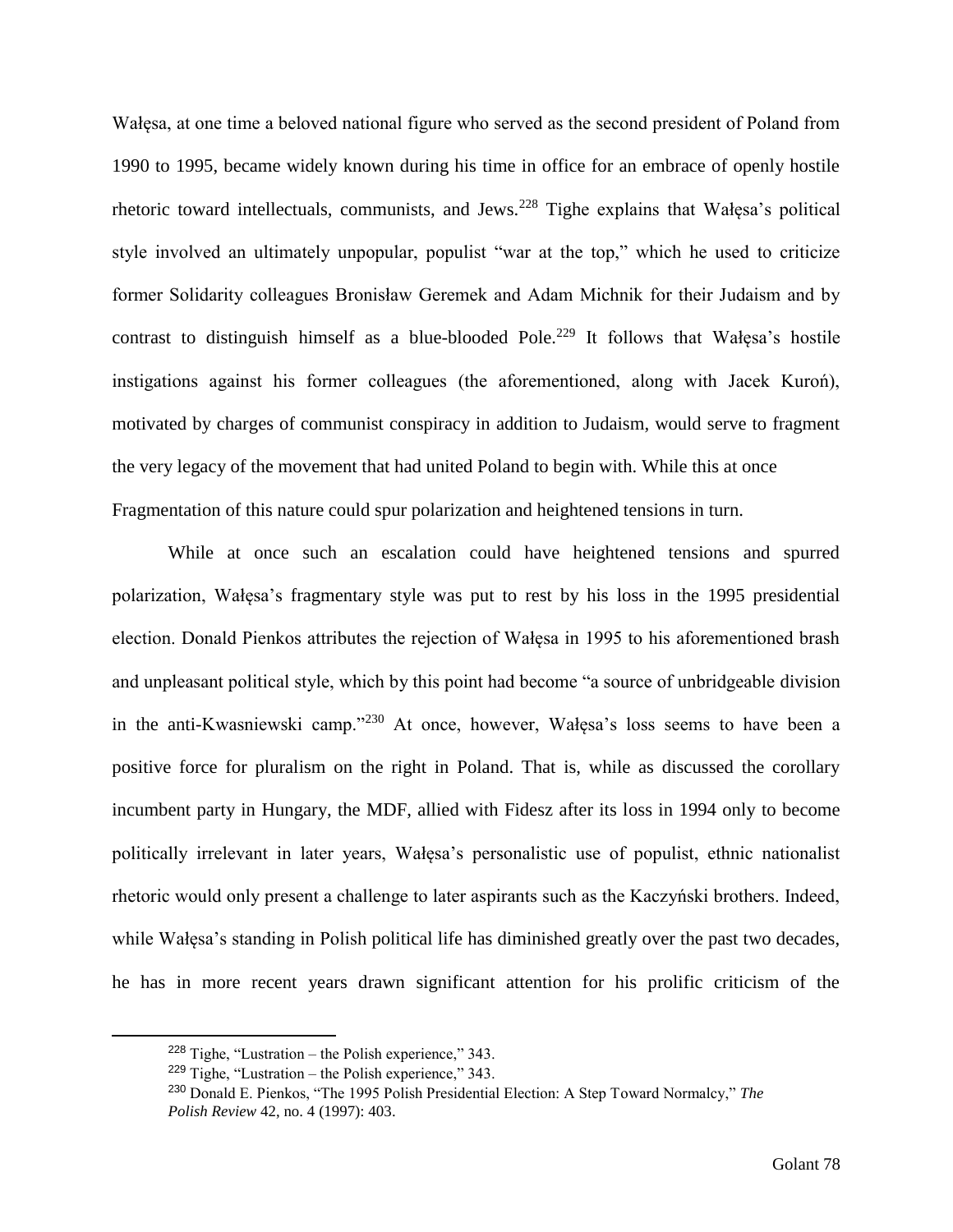Wałęsa, at one time a beloved national figure who served as the second president of Poland from 1990 to 1995, became widely known during his time in office for an embrace of openly hostile rhetoric toward intellectuals, communists, and Jews.[228] Tighe explains that Wałęsa's political style involved an ultimately unpopular, populist "war at the top," which he used to criticize former Solidarity colleagues Bronisław Geremek and Adam Michnik for their Judaism and by contrast to distinguish himself as a blue-blooded Pole.[229] It follows that Wałęsa's hostile instigations against his former colleagues (the aforementioned, along with Jacek Kuroń), motivated by charges of communist conspiracy in addition to Judaism, would serve to fragment the very legacy of the movement that had united Poland to begin with. While this at once Fragmentation of this nature could spur polarization and heightened tensions in turn.

While at once such an escalation could have heightened tensions and spurred polarization, Wałęsa's fragmentary style was put to rest by his loss in the 1995 presidential election. Donald Pienkos attributes the rejection of Wałęsa in 1995 to his aforementioned brash and unpleasant political style, which by this point had become "a source of unbridgeable division in the anti-Kwasniewski camp."[230] At once, however, Wałęsa's loss seems to have been a positive force for pluralism on the right in Poland. That is, while as discussed the corollary incumbent party in Hungary, the MDF, allied with Fidesz after its loss in 1994 only to become politically irrelevant in later years, Wałęsa's personalistic use of populist, ethnic nationalist rhetoric would only present a challenge to later aspirants such as the Kaczyński brothers. Indeed, while Wałęsa's standing in Polish political life has diminished greatly over the past two decades, he has in more recent years drawn significant attention for his prolific criticism of the

[228] Tighe, "Lustration – the Polish experience," 343.

[229] Tighe, "Lustration – the Polish experience," 343.

[230] Donald E. Pienkos, "The 1995 Polish Presidential Election: A Step Toward Normalcy," *The Polish Review* 42, no. 4 (1997): 403.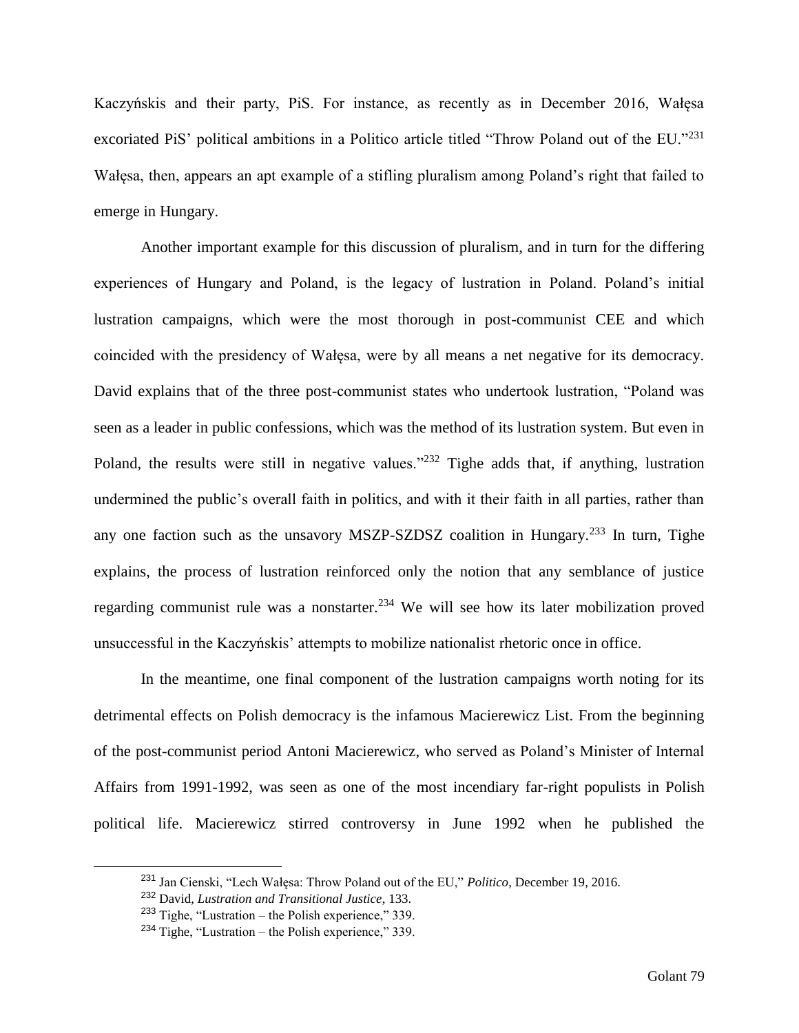Kaczyńskis and their party, PiS. For instance, as recently as in December 2016, Wałęsa excoriated PiS' political ambitions in a Politico article titled "Throw Poland out of the EU."[231] Wałęsa, then, appears an apt example of a stifling pluralism among Poland's right that failed to emerge in Hungary.

Another important example for this discussion of pluralism, and in turn for the differing experiences of Hungary and Poland, is the legacy of lustration in Poland. Poland's initial lustration campaigns, which were the most thorough in post-communist CEE and which coincided with the presidency of Wałęsa, were by all means a net negative for its democracy. David explains that of the three post-communist states who undertook lustration, "Poland was seen as a leader in public confessions, which was the method of its lustration system. But even in Poland, the results were still in negative values."[232] Tighe adds that, if anything, lustration undermined the public's overall faith in politics, and with it their faith in all parties, rather than any one faction such as the unsavory MSZP-SZDSZ coalition in Hungary.[233] In turn, Tighe explains, the process of lustration reinforced only the notion that any semblance of justice regarding communist rule was a nonstarter.[234] We will see how its later mobilization proved unsuccessful in the Kaczyńskis' attempts to mobilize nationalist rhetoric once in office.

In the meantime, one final component of the lustration campaigns worth noting for its detrimental effects on Polish democracy is the infamous Macierewicz List. From the beginning of the post-communist period Antoni Macierewicz, who served as Poland's Minister of Internal Affairs from 1991-1992, was seen as one of the most incendiary far-right populists in Polish political life. Macierewicz stirred controversy in June 1992 when he published the

---

[231] Jan Cienski, "Lech Wałęsa: Throw Poland out of the EU," *Politico*, December 19, 2016.

[232] David, *Lustration and Transitional Justice*, 133.

[233] Tighe, "Lustration – the Polish experience," 339.

[234] Tighe, "Lustration – the Polish experience," 339.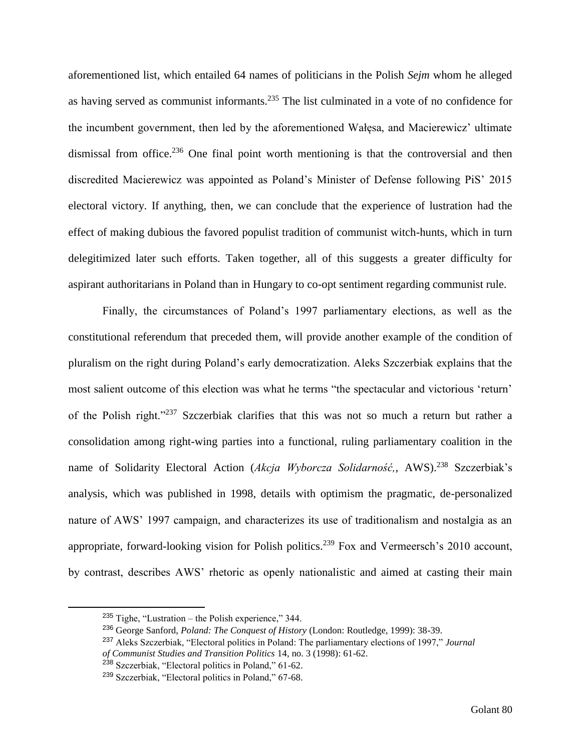aforementioned list, which entailed 64 names of politicians in the Polish *Sejm* whom he alleged as having served as communist informants.[235] The list culminated in a vote of no confidence for the incumbent government, then led by the aforementioned Wałęsa, and Macierewicz' ultimate dismissal from office.[236] One final point worth mentioning is that the controversial and then discredited Macierewicz was appointed as Poland's Minister of Defense following PiS' 2015 electoral victory. If anything, then, we can conclude that the experience of lustration had the effect of making dubious the favored populist tradition of communist witch-hunts, which in turn delegitimized later such efforts. Taken together, all of this suggests a greater difficulty for aspirant authoritarians in Poland than in Hungary to co-opt sentiment regarding communist rule.

Finally, the circumstances of Poland's 1997 parliamentary elections, as well as the constitutional referendum that preceded them, will provide another example of the condition of pluralism on the right during Poland's early democratization. Aleks Szczerbiak explains that the most salient outcome of this election was what he terms "the spectacular and victorious 'return' of the Polish right."[237] Szczerbiak clarifies that this was not so much a return but rather a consolidation among right-wing parties into a functional, ruling parliamentary coalition in the name of Solidarity Electoral Action (*Akcja Wyborcza Solidarność,*, AWS).[238] Szczerbiak's analysis, which was published in 1998, details with optimism the pragmatic, de-personalized nature of AWS' 1997 campaign, and characterizes its use of traditionalism and nostalgia as an appropriate, forward-looking vision for Polish politics.[239] Fox and Vermeersch's 2010 account, by contrast, describes AWS' rhetoric as openly nationalistic and aimed at casting their main

---

[235] Tighe, "Lustration – the Polish experience," 344.

[236] George Sanford, *Poland: The Conquest of History* (London: Routledge, 1999): 38-39.

[237] Aleks Szczerbiak, "Electoral politics in Poland: The parliamentary elections of 1997," *Journal of Communist Studies and Transition Politics* 14, no. 3 (1998): 61-62.

[238] Szczerbiak, "Electoral politics in Poland," 61-62.

[239] Szczerbiak, "Electoral politics in Poland," 67-68.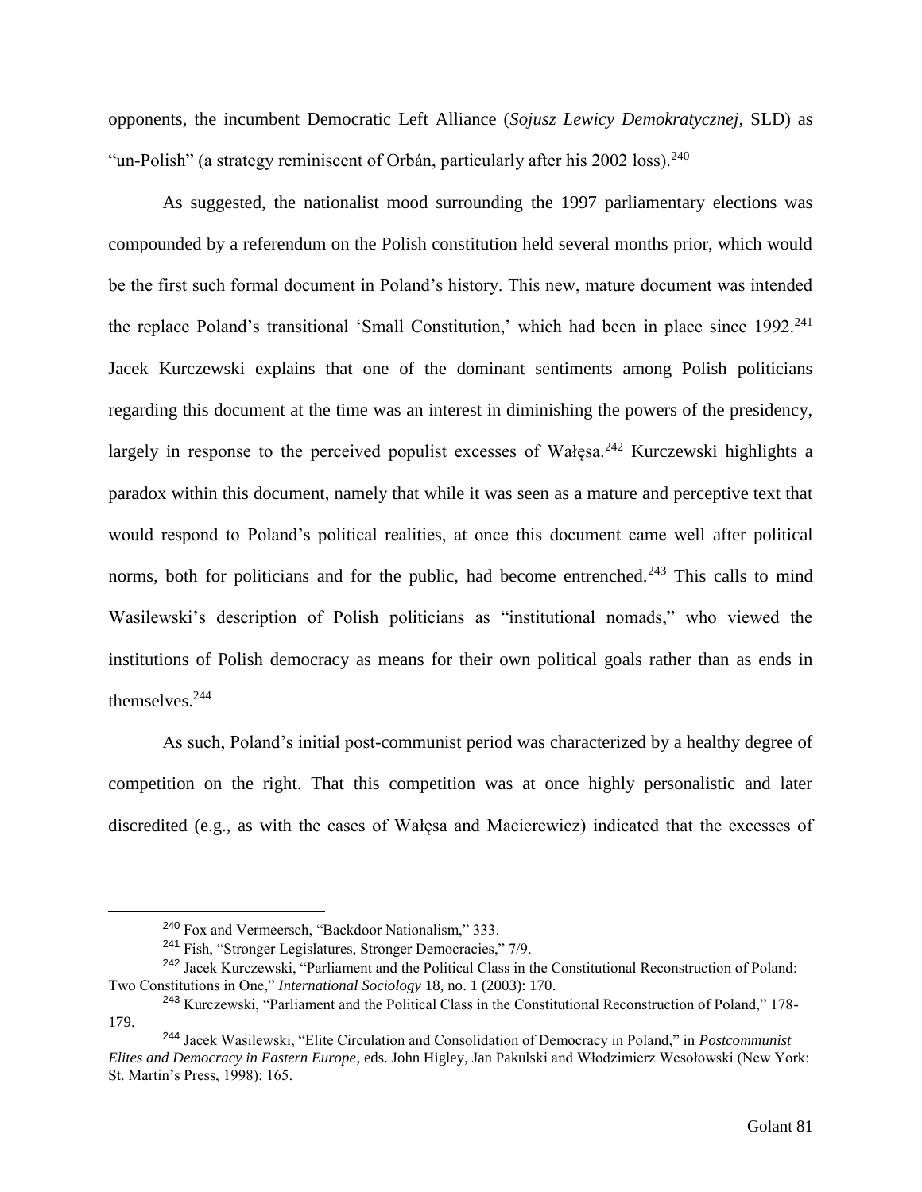opponents, the incumbent Democratic Left Alliance (*Sojusz Lewicy Demokratycznej*, SLD) as "un-Polish" (a strategy reminiscent of Orbán, particularly after his 2002 loss).[240]

As suggested, the nationalist mood surrounding the 1997 parliamentary elections was compounded by a referendum on the Polish constitution held several months prior, which would be the first such formal document in Poland's history. This new, mature document was intended the replace Poland's transitional 'Small Constitution,' which had been in place since 1992.[241] Jacek Kurczewski explains that one of the dominant sentiments among Polish politicians regarding this document at the time was an interest in diminishing the powers of the presidency, largely in response to the perceived populist excesses of Wałęsa.[242] Kurczewski highlights a paradox within this document, namely that while it was seen as a mature and perceptive text that would respond to Poland's political realities, at once this document came well after political norms, both for politicians and for the public, had become entrenched.[243] This calls to mind Wasilewski's description of Polish politicians as "institutional nomads," who viewed the institutions of Polish democracy as means for their own political goals rather than as ends in themselves.[244]

As such, Poland's initial post-communist period was characterized by a healthy degree of competition on the right. That this competition was at once highly personalistic and later discredited (e.g., as with the cases of Wałęsa and Macierewicz) indicated that the excesses of

---

[240] Fox and Vermeersch, "Backdoor Nationalism," 333.

[241] Fish, "Stronger Legislatures, Stronger Democracies," 7/9.

[242] Jacek Kurczewski, "Parliament and the Political Class in the Constitutional Reconstruction of Poland: Two Constitutions in One," *International Sociology* 18, no. 1 (2003): 170.

[243] Kurczewski, "Parliament and the Political Class in the Constitutional Reconstruction of Poland," 178-179.

[244] Jacek Wasilewski, "Elite Circulation and Consolidation of Democracy in Poland," in *Postcommunist Elites and Democracy in Eastern Europe*, eds. John Higley, Jan Pakulski and Włodzimierz Wesołowski (New York: St. Martin's Press, 1998): 165.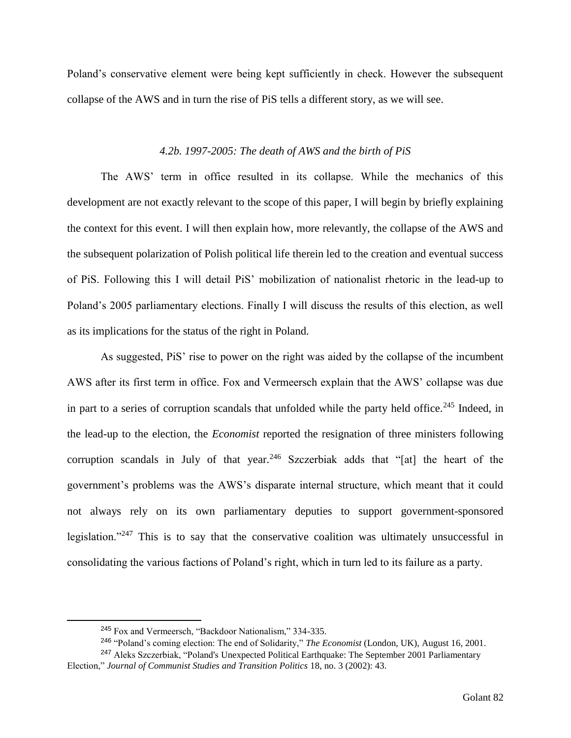Poland's conservative element were being kept sufficiently in check. However the subsequent collapse of the AWS and in turn the rise of PiS tells a different story, as we will see.

### *4.2b. 1997-2005: The death of AWS and the birth of PiS*

The AWS' term in office resulted in its collapse. While the mechanics of this development are not exactly relevant to the scope of this paper, I will begin by briefly explaining the context for this event. I will then explain how, more relevantly, the collapse of the AWS and the subsequent polarization of Polish political life therein led to the creation and eventual success of PiS. Following this I will detail PiS' mobilization of nationalist rhetoric in the lead-up to Poland's 2005 parliamentary elections. Finally I will discuss the results of this election, as well as its implications for the status of the right in Poland.

As suggested, PiS' rise to power on the right was aided by the collapse of the incumbent AWS after its first term in office. Fox and Vermeersch explain that the AWS' collapse was due in part to a series of corruption scandals that unfolded while the party held office.[245] Indeed, in the lead-up to the election, the *Economist* reported the resignation of three ministers following corruption scandals in July of that year.[246] Szczerbiak adds that "[at] the heart of the government's problems was the AWS's disparate internal structure, which meant that it could not always rely on its own parliamentary deputies to support government-sponsored legislation."[247] This is to say that the conservative coalition was ultimately unsuccessful in consolidating the various factions of Poland's right, which in turn led to its failure as a party.

---

[245] Fox and Vermeersch, "Backdoor Nationalism," 334-335.

[246] "Poland's coming election: The end of Solidarity," *The Economist* (London, UK), August 16, 2001.

[247] Aleks Szczerbiak, "Poland's Unexpected Political Earthquake: The September 2001 Parliamentary Election," *Journal of Communist Studies and Transition Politics* 18, no. 3 (2002): 43.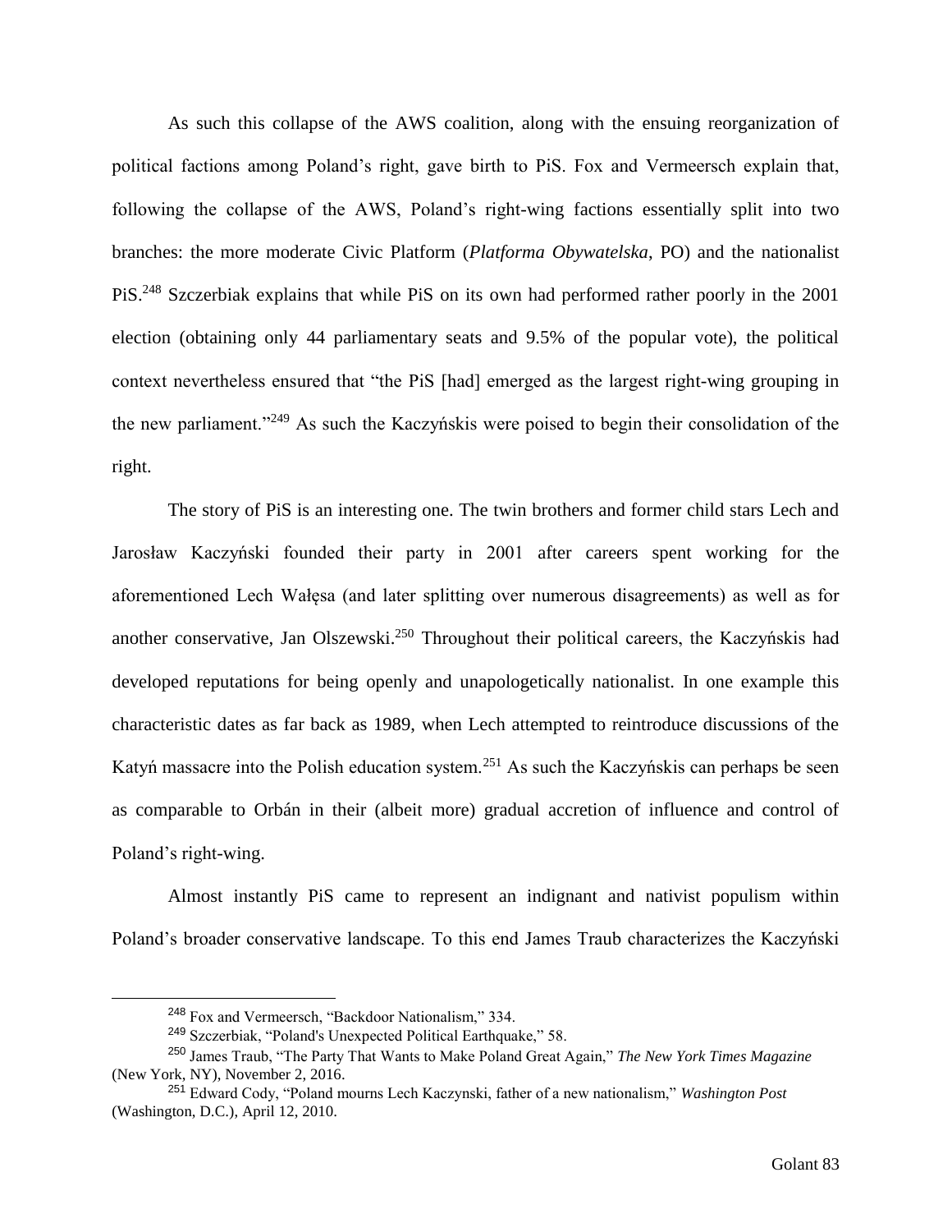As such this collapse of the AWS coalition, along with the ensuing reorganization of political factions among Poland's right, gave birth to PiS. Fox and Vermeersch explain that, following the collapse of the AWS, Poland's right-wing factions essentially split into two branches: the more moderate Civic Platform (*Platforma Obywatelska*, PO) and the nationalist PiS.[248] Szczerbiak explains that while PiS on its own had performed rather poorly in the 2001 election (obtaining only 44 parliamentary seats and 9.5% of the popular vote), the political context nevertheless ensured that "the PiS [had] emerged as the largest right-wing grouping in the new parliament."[249] As such the Kaczyńskis were poised to begin their consolidation of the right.

The story of PiS is an interesting one. The twin brothers and former child stars Lech and Jarosław Kaczyński founded their party in 2001 after careers spent working for the aforementioned Lech Wałęsa (and later splitting over numerous disagreements) as well as for another conservative, Jan Olszewski.[250] Throughout their political careers, the Kaczyńskis had developed reputations for being openly and unapologetically nationalist. In one example this characteristic dates as far back as 1989, when Lech attempted to reintroduce discussions of the Katyń massacre into the Polish education system.[251] As such the Kaczyńskis can perhaps be seen as comparable to Orbán in their (albeit more) gradual accretion of influence and control of Poland's right-wing.

Almost instantly PiS came to represent an indignant and nativist populism within Poland's broader conservative landscape. To this end James Traub characterizes the Kaczyński

---

[248] Fox and Vermeersch, "Backdoor Nationalism," 334.

[249] Szczerbiak, "Poland's Unexpected Political Earthquake," 58.

[250] James Traub, "The Party That Wants to Make Poland Great Again," *The New York Times Magazine* (New York, NY), November 2, 2016.

[251] Edward Cody, "Poland mourns Lech Kaczynski, father of a new nationalism," *Washington Post* (Washington, D.C.), April 12, 2010.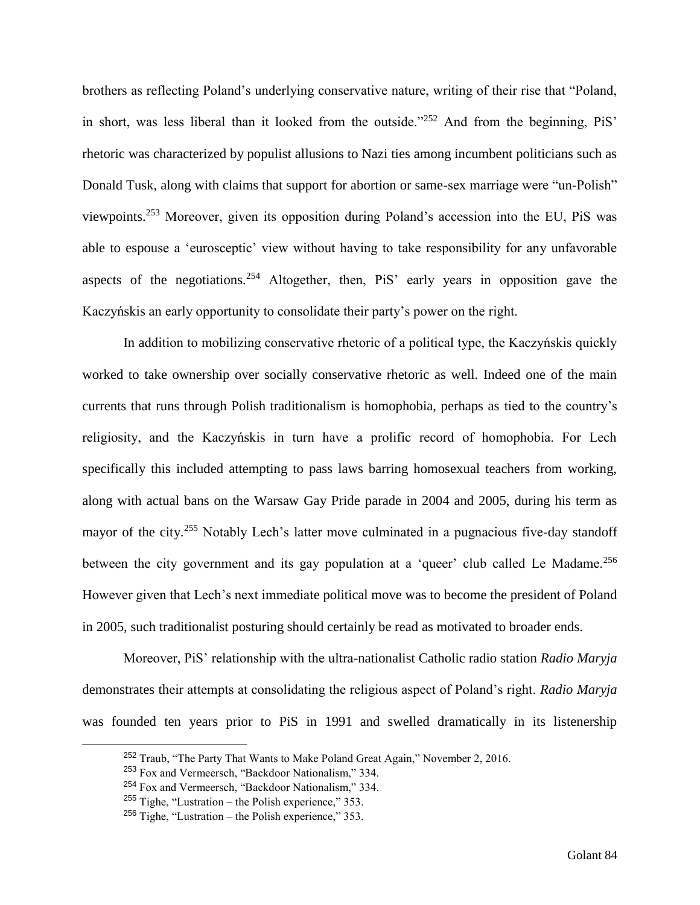brothers as reflecting Poland's underlying conservative nature, writing of their rise that "Poland, in short, was less liberal than it looked from the outside."[252] And from the beginning, PiS' rhetoric was characterized by populist allusions to Nazi ties among incumbent politicians such as Donald Tusk, along with claims that support for abortion or same-sex marriage were "un-Polish" viewpoints.[253] Moreover, given its opposition during Poland's accession into the EU, PiS was able to espouse a 'eurosceptic' view without having to take responsibility for any unfavorable aspects of the negotiations.[254] Altogether, then, PiS' early years in opposition gave the Kaczyńskis an early opportunity to consolidate their party's power on the right.

In addition to mobilizing conservative rhetoric of a political type, the Kaczyńskis quickly worked to take ownership over socially conservative rhetoric as well. Indeed one of the main currents that runs through Polish traditionalism is homophobia, perhaps as tied to the country's religiosity, and the Kaczyńskis in turn have a prolific record of homophobia. For Lech specifically this included attempting to pass laws barring homosexual teachers from working, along with actual bans on the Warsaw Gay Pride parade in 2004 and 2005, during his term as mayor of the city.[255] Notably Lech's latter move culminated in a pugnacious five-day standoff between the city government and its gay population at a 'queer' club called Le Madame.[256] However given that Lech's next immediate political move was to become the president of Poland in 2005, such traditionalist posturing should certainly be read as motivated to broader ends.

Moreover, PiS' relationship with the ultra-nationalist Catholic radio station *Radio Maryja* demonstrates their attempts at consolidating the religious aspect of Poland's right. *Radio Maryja* was founded ten years prior to PiS in 1991 and swelled dramatically in its listenership

---

[252] Traub, "The Party That Wants to Make Poland Great Again," November 2, 2016.

[253] Fox and Vermeersch, "Backdoor Nationalism," 334.

[254] Fox and Vermeersch, "Backdoor Nationalism," 334.

[255] Tighe, "Lustration – the Polish experience," 353.

[256] Tighe, "Lustration – the Polish experience," 353.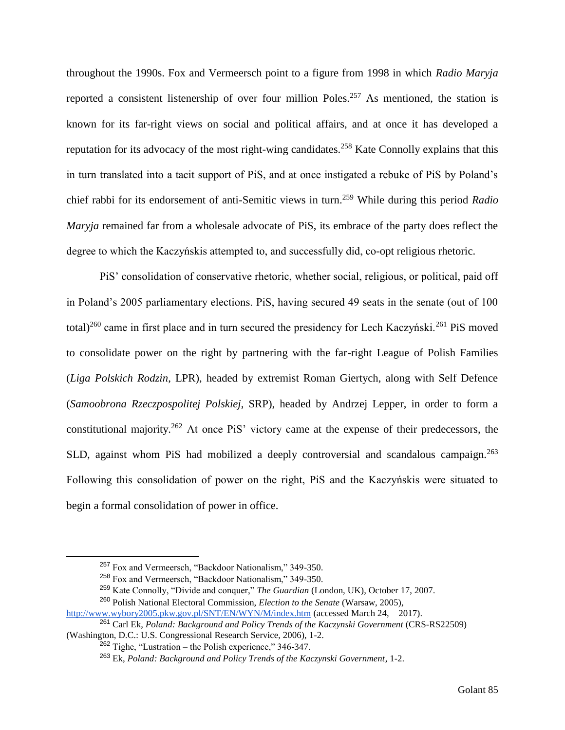throughout the 1990s. Fox and Vermeersch point to a figure from 1998 in which *Radio Maryja* reported a consistent listenership of over four million Poles.[257] As mentioned, the station is known for its far-right views on social and political affairs, and at once it has developed a reputation for its advocacy of the most right-wing candidates.[258] Kate Connolly explains that this in turn translated into a tacit support of PiS, and at once instigated a rebuke of PiS by Poland's chief rabbi for its endorsement of anti-Semitic views in turn.[259] While during this period *Radio Maryja* remained far from a wholesale advocate of PiS, its embrace of the party does reflect the degree to which the Kaczyńskis attempted to, and successfully did, co-opt religious rhetoric.

PiS' consolidation of conservative rhetoric, whether social, religious, or political, paid off in Poland's 2005 parliamentary elections. PiS, having secured 49 seats in the senate (out of 100 total)[260] came in first place and in turn secured the presidency for Lech Kaczyński.[261] PiS moved to consolidate power on the right by partnering with the far-right League of Polish Families (*Liga Polskich Rodzin*, LPR), headed by extremist Roman Giertych, along with Self Defence (*Samoobrona Rzeczpospolitej Polskiej*, SRP), headed by Andrzej Lepper, in order to form a constitutional majority.[262] At once PiS' victory came at the expense of their predecessors, the SLD, against whom PiS had mobilized a deeply controversial and scandalous campaign.[263] Following this consolidation of power on the right, PiS and the Kaczyńskis were situated to begin a formal consolidation of power in office.

---

[257] Fox and Vermeersch, "Backdoor Nationalism," 349-350.

[258] Fox and Vermeersch, "Backdoor Nationalism," 349-350.

[259] Kate Connolly, "Divide and conquer," *The Guardian* (London, UK), October 17, 2007.

[260] Polish National Electoral Commission, *Election to the Senate* (Warsaw, 2005), http://www.wybory2005.pkw.gov.pl/SNT/EN/WYN/M/index.htm (accessed March 24, 2017).

[261] Carl Ek, *Poland: Background and Policy Trends of the Kaczynski Government* (CRS-RS22509) (Washington, D.C.: U.S. Congressional Research Service, 2006), 1-2.

[262] Tighe, "Lustration – the Polish experience," 346-347.

[263] Ek, *Poland: Background and Policy Trends of the Kaczynski Government*, 1-2.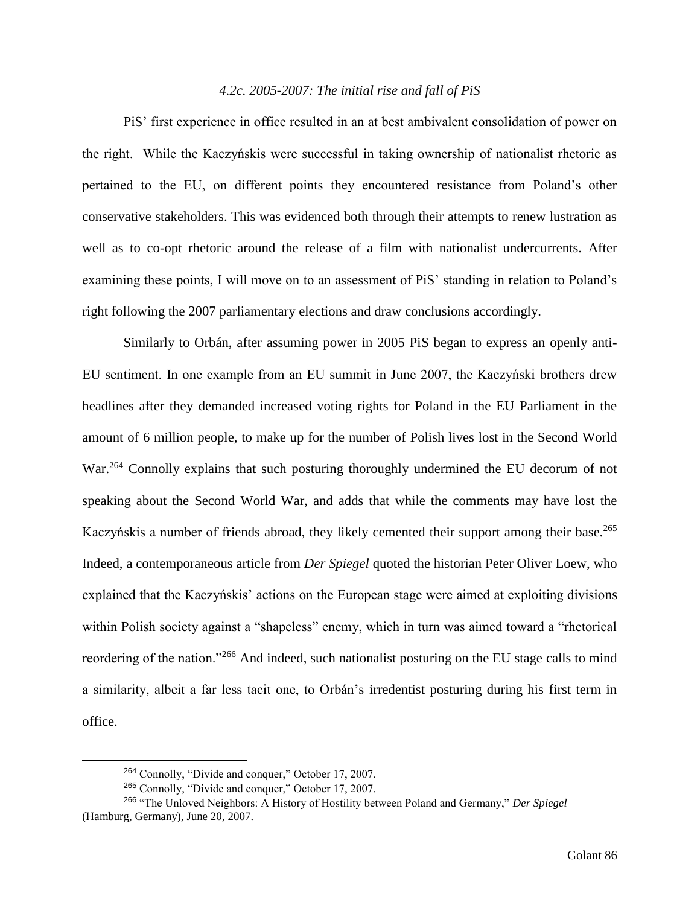#### *4.2c. 2005-2007: The initial rise and fall of PiS*

PiS' first experience in office resulted in an at best ambivalent consolidation of power on the right. While the Kaczyńskis were successful in taking ownership of nationalist rhetoric as pertained to the EU, on different points they encountered resistance from Poland's other conservative stakeholders. This was evidenced both through their attempts to renew lustration as well as to co-opt rhetoric around the release of a film with nationalist undercurrents. After examining these points, I will move on to an assessment of PiS' standing in relation to Poland's right following the 2007 parliamentary elections and draw conclusions accordingly.

Similarly to Orbán, after assuming power in 2005 PiS began to express an openly anti-EU sentiment. In one example from an EU summit in June 2007, the Kaczyński brothers drew headlines after they demanded increased voting rights for Poland in the EU Parliament in the amount of 6 million people, to make up for the number of Polish lives lost in the Second World War.[264] Connolly explains that such posturing thoroughly undermined the EU decorum of not speaking about the Second World War, and adds that while the comments may have lost the Kaczyńskis a number of friends abroad, they likely cemented their support among their base.[265] Indeed, a contemporaneous article from *Der Spiegel* quoted the historian Peter Oliver Loew, who explained that the Kaczyńskis' actions on the European stage were aimed at exploiting divisions within Polish society against a "shapeless" enemy, which in turn was aimed toward a "rhetorical reordering of the nation."[266] And indeed, such nationalist posturing on the EU stage calls to mind a similarity, albeit a far less tacit one, to Orbán's irredentist posturing during his first term in office.

---

[264] Connolly, "Divide and conquer," October 17, 2007.

[265] Connolly, "Divide and conquer," October 17, 2007.

[266] "The Unloved Neighbors: A History of Hostility between Poland and Germany," *Der Spiegel* (Hamburg, Germany), June 20, 2007.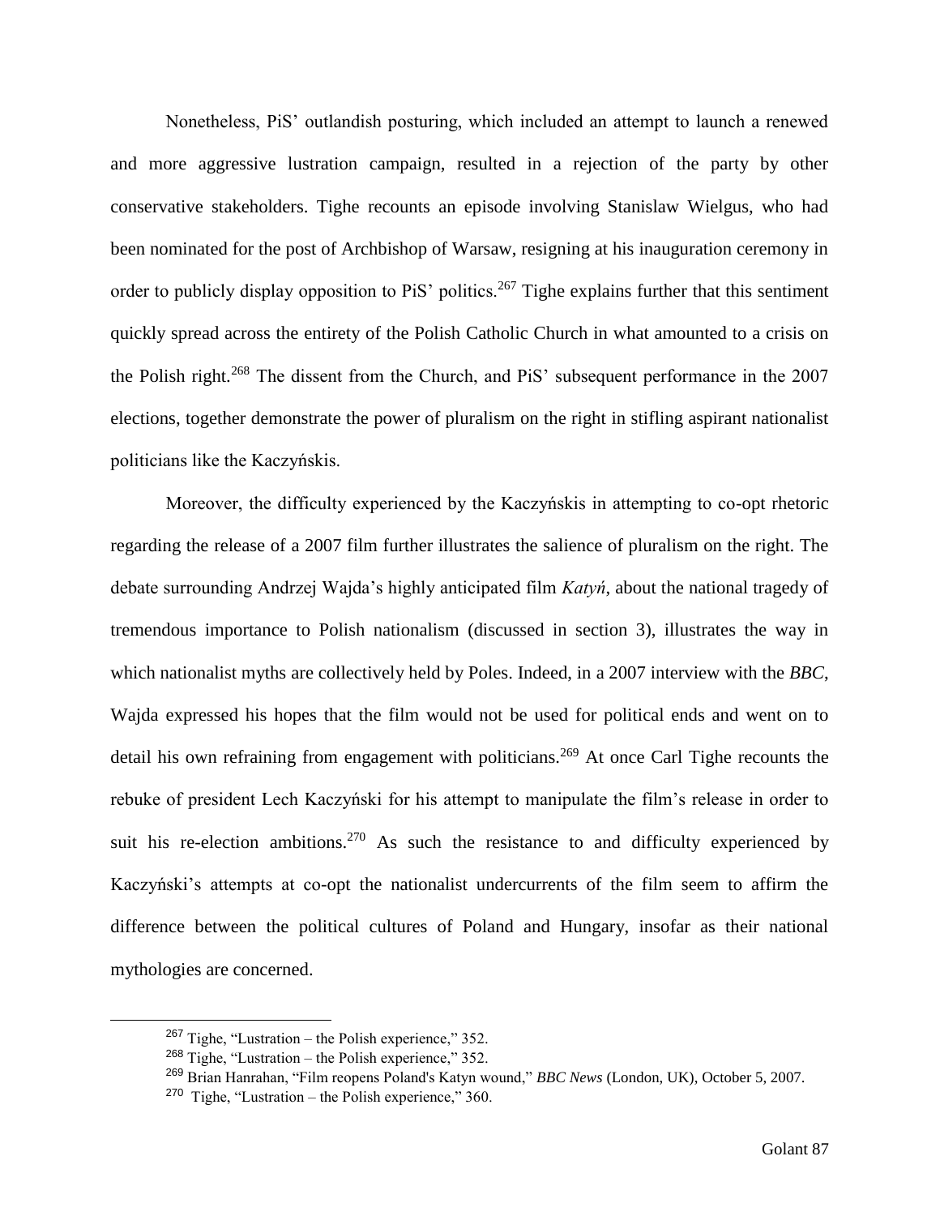Nonetheless, PiS' outlandish posturing, which included an attempt to launch a renewed and more aggressive lustration campaign, resulted in a rejection of the party by other conservative stakeholders. Tighe recounts an episode involving Stanislaw Wielgus, who had been nominated for the post of Archbishop of Warsaw, resigning at his inauguration ceremony in order to publicly display opposition to PiS' politics.[267] Tighe explains further that this sentiment quickly spread across the entirety of the Polish Catholic Church in what amounted to a crisis on the Polish right.[268] The dissent from the Church, and PiS' subsequent performance in the 2007 elections, together demonstrate the power of pluralism on the right in stifling aspirant nationalist politicians like the Kaczyńskis.

Moreover, the difficulty experienced by the Kaczyńskis in attempting to co-opt rhetoric regarding the release of a 2007 film further illustrates the salience of pluralism on the right. The debate surrounding Andrzej Wajda's highly anticipated film *Katyń*, about the national tragedy of tremendous importance to Polish nationalism (discussed in section 3), illustrates the way in which nationalist myths are collectively held by Poles. Indeed, in a 2007 interview with the *BBC*, Wajda expressed his hopes that the film would not be used for political ends and went on to detail his own refraining from engagement with politicians.[269] At once Carl Tighe recounts the rebuke of president Lech Kaczyński for his attempt to manipulate the film's release in order to suit his re-election ambitions.[270] As such the resistance to and difficulty experienced by Kaczyński's attempts at co-opt the nationalist undercurrents of the film seem to affirm the difference between the political cultures of Poland and Hungary, insofar as their national mythologies are concerned.

---

[267] Tighe, "Lustration – the Polish experience," 352.

[268] Tighe, "Lustration – the Polish experience," 352.

[269] Brian Hanrahan, "Film reopens Poland's Katyn wound," *BBC News* (London, UK), October 5, 2007.

[270] Tighe, "Lustration – the Polish experience," 360.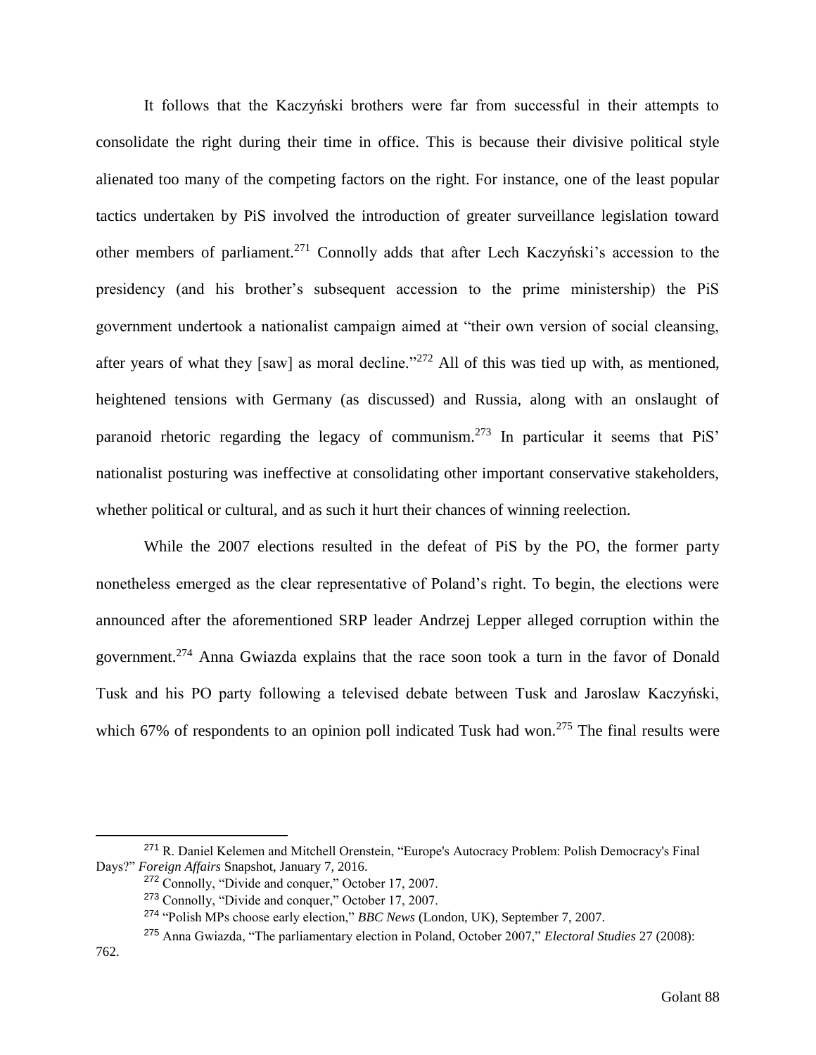It follows that the Kaczyński brothers were far from successful in their attempts to consolidate the right during their time in office. This is because their divisive political style alienated too many of the competing factors on the right. For instance, one of the least popular tactics undertaken by PiS involved the introduction of greater surveillance legislation toward other members of parliament.[271] Connolly adds that after Lech Kaczyński's accession to the presidency (and his brother's subsequent accession to the prime ministership) the PiS government undertook a nationalist campaign aimed at "their own version of social cleansing, after years of what they [saw] as moral decline."[272] All of this was tied up with, as mentioned, heightened tensions with Germany (as discussed) and Russia, along with an onslaught of paranoid rhetoric regarding the legacy of communism.[273] In particular it seems that PiS' nationalist posturing was ineffective at consolidating other important conservative stakeholders, whether political or cultural, and as such it hurt their chances of winning reelection.

While the 2007 elections resulted in the defeat of PiS by the PO, the former party nonetheless emerged as the clear representative of Poland's right. To begin, the elections were announced after the aforementioned SRP leader Andrzej Lepper alleged corruption within the government.[274] Anna Gwiazda explains that the race soon took a turn in the favor of Donald Tusk and his PO party following a televised debate between Tusk and Jaroslaw Kaczyński, which 67% of respondents to an opinion poll indicated Tusk had won.[275] The final results were

---

[271] R. Daniel Kelemen and Mitchell Orenstein, "Europe's Autocracy Problem: Polish Democracy's Final Days?" *Foreign Affairs* Snapshot, January 7, 2016.

[272] Connolly, "Divide and conquer," October 17, 2007.

[273] Connolly, "Divide and conquer," October 17, 2007.

[274] "Polish MPs choose early election," *BBC News* (London, UK), September 7, 2007.

[275] Anna Gwiazda, "The parliamentary election in Poland, October 2007," *Electoral Studies* 27 (2008): 762.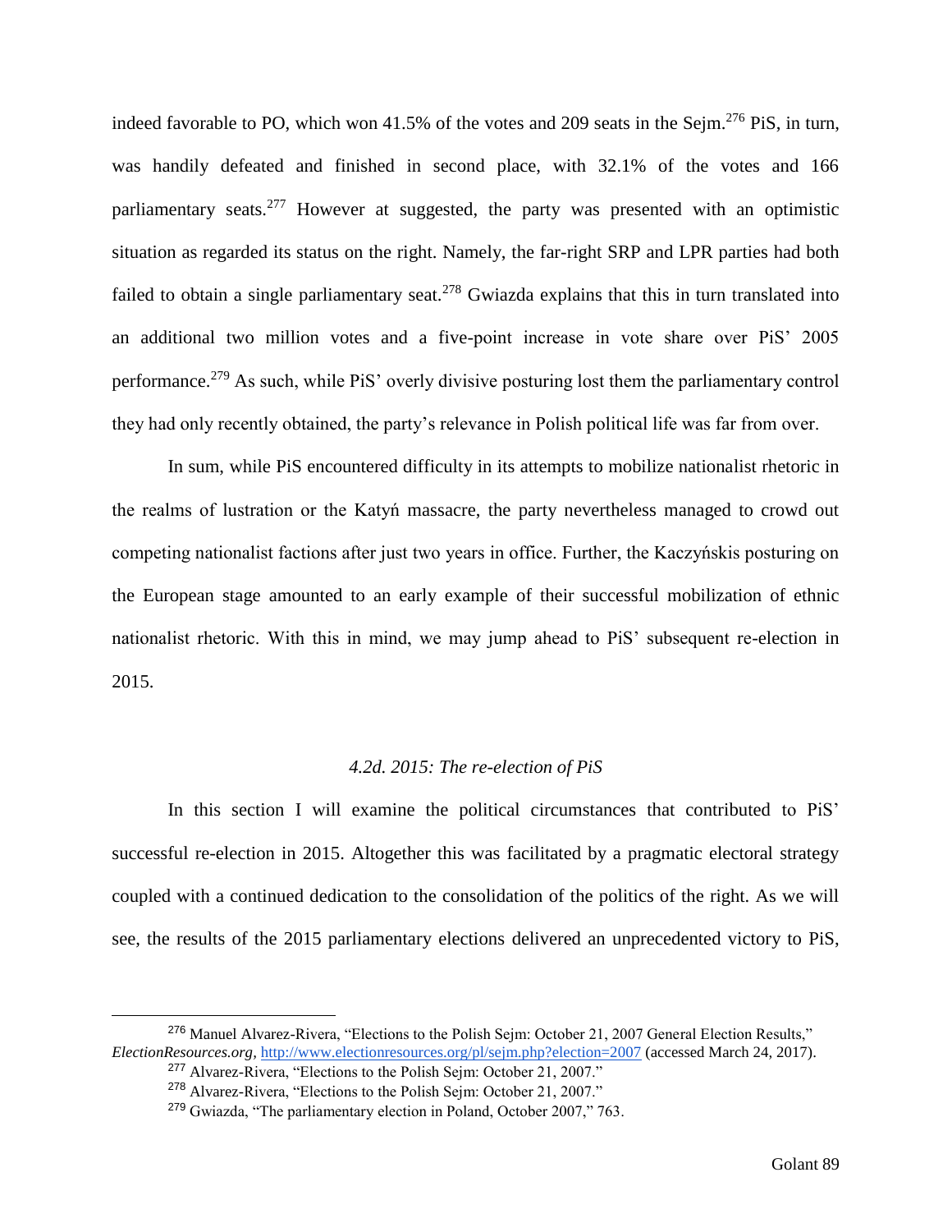indeed favorable to PO, which won 41.5% of the votes and 209 seats in the Sejm.[276] PiS, in turn, was handily defeated and finished in second place, with 32.1% of the votes and 166 parliamentary seats.[277] However at suggested, the party was presented with an optimistic situation as regarded its status on the right. Namely, the far-right SRP and LPR parties had both failed to obtain a single parliamentary seat.[278] Gwiazda explains that this in turn translated into an additional two million votes and a five-point increase in vote share over PiS' 2005 performance.[279] As such, while PiS' overly divisive posturing lost them the parliamentary control they had only recently obtained, the party's relevance in Polish political life was far from over.

In sum, while PiS encountered difficulty in its attempts to mobilize nationalist rhetoric in the realms of lustration or the Katyń massacre, the party nevertheless managed to crowd out competing nationalist factions after just two years in office. Further, the Kaczyńskis posturing on the European stage amounted to an early example of their successful mobilization of ethnic nationalist rhetoric. With this in mind, we may jump ahead to PiS' subsequent re-election in 2015.

### *4.2d. 2015: The re-election of PiS*

In this section I will examine the political circumstances that contributed to PiS' successful re-election in 2015. Altogether this was facilitated by a pragmatic electoral strategy coupled with a continued dedication to the consolidation of the politics of the right. As we will see, the results of the 2015 parliamentary elections delivered an unprecedented victory to PiS,

---

[276] Manuel Alvarez-Rivera, "Elections to the Polish Sejm: October 21, 2007 General Election Results," *ElectionResources.org*, http://www.electionresources.org/pl/sejm.php?election=2007 (accessed March 24, 2017).

[277] Alvarez-Rivera, "Elections to the Polish Sejm: October 21, 2007."

[278] Alvarez-Rivera, "Elections to the Polish Sejm: October 21, 2007."

[279] Gwiazda, "The parliamentary election in Poland, October 2007," 763.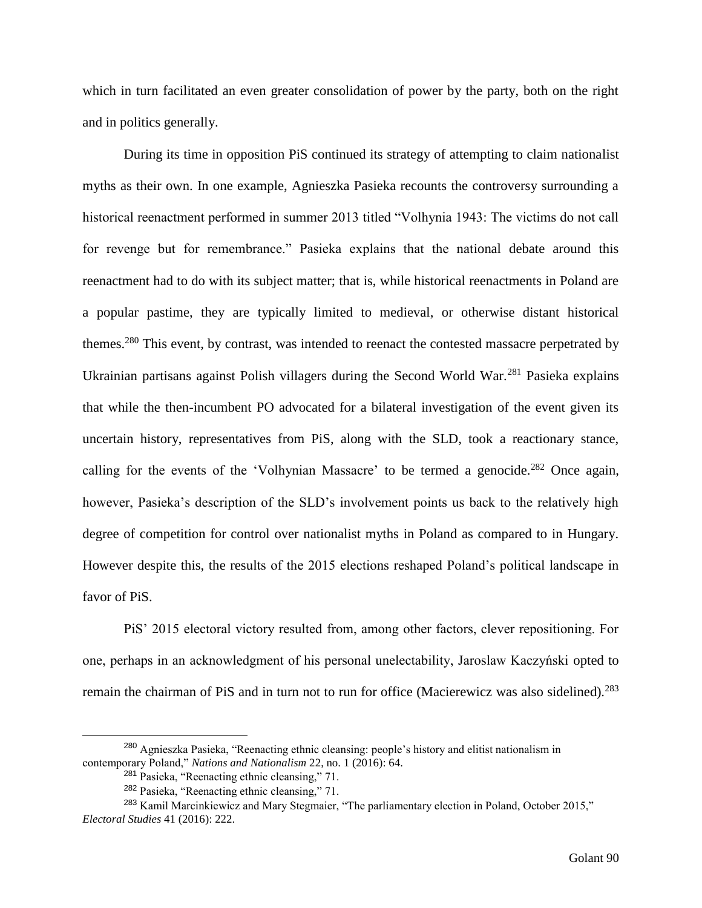which in turn facilitated an even greater consolidation of power by the party, both on the right and in politics generally.

During its time in opposition PiS continued its strategy of attempting to claim nationalist myths as their own. In one example, Agnieszka Pasieka recounts the controversy surrounding a historical reenactment performed in summer 2013 titled "Volhynia 1943: The victims do not call for revenge but for remembrance." Pasieka explains that the national debate around this reenactment had to do with its subject matter; that is, while historical reenactments in Poland are a popular pastime, they are typically limited to medieval, or otherwise distant historical themes.[280] This event, by contrast, was intended to reenact the contested massacre perpetrated by Ukrainian partisans against Polish villagers during the Second World War.[281] Pasieka explains that while the then-incumbent PO advocated for a bilateral investigation of the event given its uncertain history, representatives from PiS, along with the SLD, took a reactionary stance, calling for the events of the 'Volhynian Massacre' to be termed a genocide.[282] Once again, however, Pasieka's description of the SLD's involvement points us back to the relatively high degree of competition for control over nationalist myths in Poland as compared to in Hungary. However despite this, the results of the 2015 elections reshaped Poland's political landscape in favor of PiS.

PiS' 2015 electoral victory resulted from, among other factors, clever repositioning. For one, perhaps in an acknowledgment of his personal unelectability, Jaroslaw Kaczyński opted to remain the chairman of PiS and in turn not to run for office (Macierewicz was also sidelined).[283]

---

[280] Agnieszka Pasieka, "Reenacting ethnic cleansing: people's history and elitist nationalism in contemporary Poland," *Nations and Nationalism* 22, no. 1 (2016): 64.

[281] Pasieka, "Reenacting ethnic cleansing," 71.

[282] Pasieka, "Reenacting ethnic cleansing," 71.

[283] Kamil Marcinkiewicz and Mary Stegmaier, "The parliamentary election in Poland, October 2015," *Electoral Studies* 41 (2016): 222.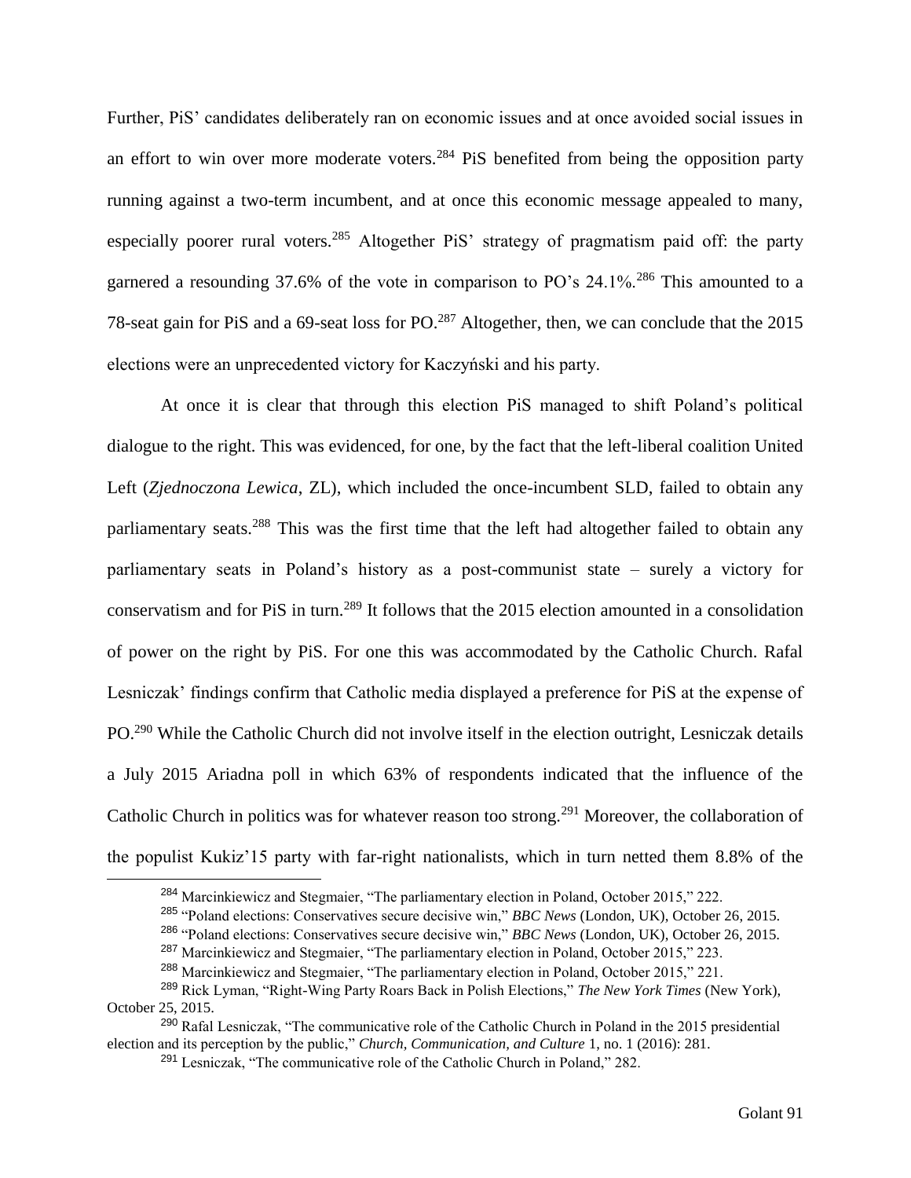Further, PiS' candidates deliberately ran on economic issues and at once avoided social issues in an effort to win over more moderate voters.[284] PiS benefited from being the opposition party running against a two-term incumbent, and at once this economic message appealed to many, especially poorer rural voters.[285] Altogether PiS' strategy of pragmatism paid off: the party garnered a resounding 37.6% of the vote in comparison to PO's 24.1%.[286] This amounted to a 78-seat gain for PiS and a 69-seat loss for PO.[287] Altogether, then, we can conclude that the 2015 elections were an unprecedented victory for Kaczyński and his party.

At once it is clear that through this election PiS managed to shift Poland's political dialogue to the right. This was evidenced, for one, by the fact that the left-liberal coalition United Left (*Zjednoczona Lewica*, ZL), which included the once-incumbent SLD, failed to obtain any parliamentary seats.[288] This was the first time that the left had altogether failed to obtain any parliamentary seats in Poland's history as a post-communist state – surely a victory for conservatism and for PiS in turn.[289] It follows that the 2015 election amounted in a consolidation of power on the right by PiS. For one this was accommodated by the Catholic Church. Rafal Lesniczak' findings confirm that Catholic media displayed a preference for PiS at the expense of PO.[290] While the Catholic Church did not involve itself in the election outright, Lesniczak details a July 2015 Ariadna poll in which 63% of respondents indicated that the influence of the Catholic Church in politics was for whatever reason too strong.[291] Moreover, the collaboration of the populist Kukiz'15 party with far-right nationalists, which in turn netted them 8.8% of the

---

[284] Marcinkiewicz and Stegmaier, "The parliamentary election in Poland, October 2015," 222.

[285] "Poland elections: Conservatives secure decisive win," *BBC News* (London, UK), October 26, 2015.

[286] "Poland elections: Conservatives secure decisive win," *BBC News* (London, UK), October 26, 2015.

[287] Marcinkiewicz and Stegmaier, "The parliamentary election in Poland, October 2015," 223.

[288] Marcinkiewicz and Stegmaier, "The parliamentary election in Poland, October 2015," 221.

[289] Rick Lyman, "Right-Wing Party Roars Back in Polish Elections," *The New York Times* (New York), October 25, 2015.

[290] Rafal Lesniczak, "The communicative role of the Catholic Church in Poland in the 2015 presidential election and its perception by the public," *Church, Communication, and Culture* 1, no. 1 (2016): 281.

[291] Lesniczak, "The communicative role of the Catholic Church in Poland," 282.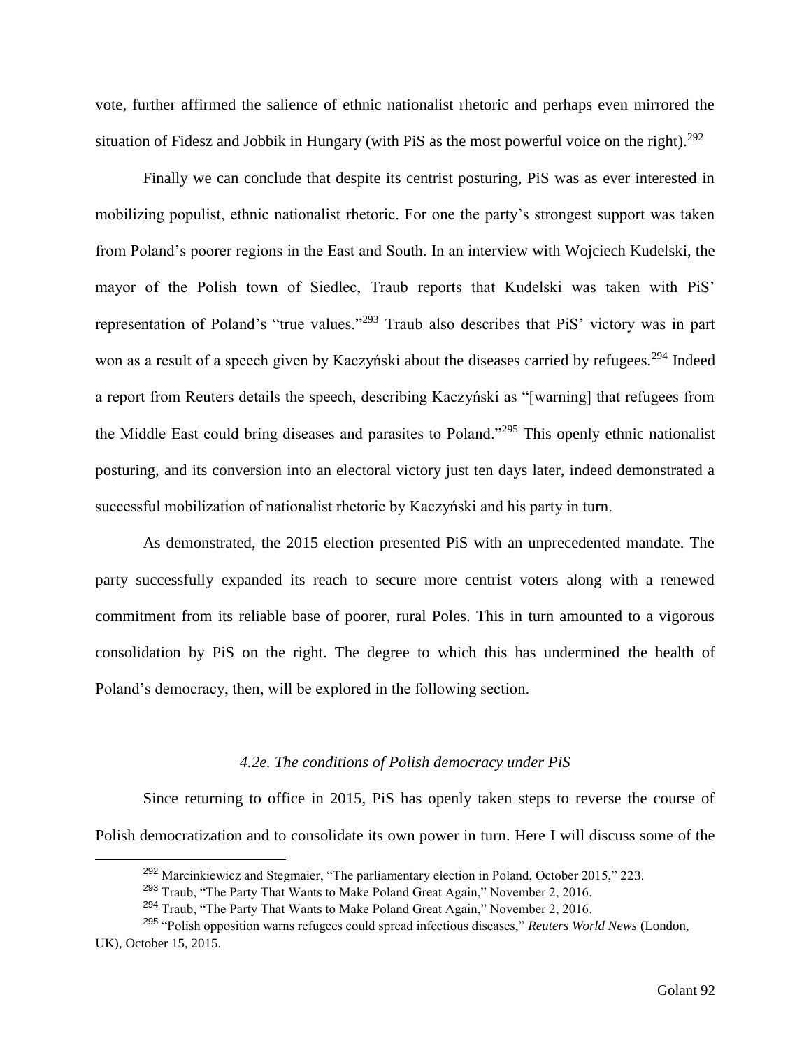vote, further affirmed the salience of ethnic nationalist rhetoric and perhaps even mirrored the situation of Fidesz and Jobbik in Hungary (with PiS as the most powerful voice on the right).[292]

Finally we can conclude that despite its centrist posturing, PiS was as ever interested in mobilizing populist, ethnic nationalist rhetoric. For one the party's strongest support was taken from Poland's poorer regions in the East and South. In an interview with Wojciech Kudelski, the mayor of the Polish town of Siedlec, Traub reports that Kudelski was taken with PiS' representation of Poland's "true values."[293] Traub also describes that PiS' victory was in part won as a result of a speech given by Kaczyński about the diseases carried by refugees.[294] Indeed a report from Reuters details the speech, describing Kaczyński as "[warning] that refugees from the Middle East could bring diseases and parasites to Poland."[295] This openly ethnic nationalist posturing, and its conversion into an electoral victory just ten days later, indeed demonstrated a successful mobilization of nationalist rhetoric by Kaczyński and his party in turn.

As demonstrated, the 2015 election presented PiS with an unprecedented mandate. The party successfully expanded its reach to secure more centrist voters along with a renewed commitment from its reliable base of poorer, rural Poles. This in turn amounted to a vigorous consolidation by PiS on the right. The degree to which this has undermined the health of Poland's democracy, then, will be explored in the following section.

### *4.2e. The conditions of Polish democracy under PiS*

Since returning to office in 2015, PiS has openly taken steps to reverse the course of Polish democratization and to consolidate its own power in turn. Here I will discuss some of the

---

[292] Marcinkiewicz and Stegmaier, "The parliamentary election in Poland, October 2015," 223.

[293] Traub, "The Party That Wants to Make Poland Great Again," November 2, 2016.

[294] Traub, "The Party That Wants to Make Poland Great Again," November 2, 2016.

[295] "Polish opposition warns refugees could spread infectious diseases," *Reuters World News* (London, UK), October 15, 2015.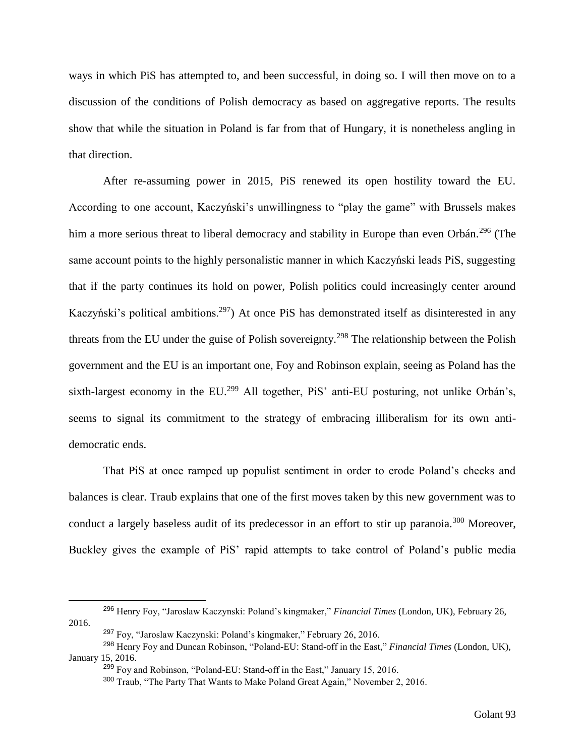ways in which PiS has attempted to, and been successful, in doing so. I will then move on to a discussion of the conditions of Polish democracy as based on aggregative reports. The results show that while the situation in Poland is far from that of Hungary, it is nonetheless angling in that direction.

After re-assuming power in 2015, PiS renewed its open hostility toward the EU. According to one account, Kaczyński's unwillingness to "play the game" with Brussels makes him a more serious threat to liberal democracy and stability in Europe than even Orbán.[296] (The same account points to the highly personalistic manner in which Kaczyński leads PiS, suggesting that if the party continues its hold on power, Polish politics could increasingly center around Kaczyński's political ambitions.[297]) At once PiS has demonstrated itself as disinterested in any threats from the EU under the guise of Polish sovereignty.[298] The relationship between the Polish government and the EU is an important one, Foy and Robinson explain, seeing as Poland has the sixth-largest economy in the EU.[299] All together, PiS' anti-EU posturing, not unlike Orbán's, seems to signal its commitment to the strategy of embracing illiberalism for its own anti-democratic ends.

That PiS at once ramped up populist sentiment in order to erode Poland's checks and balances is clear. Traub explains that one of the first moves taken by this new government was to conduct a largely baseless audit of its predecessor in an effort to stir up paranoia.[300] Moreover, Buckley gives the example of PiS' rapid attempts to take control of Poland's public media

---

[296] Henry Foy, "Jaroslaw Kaczynski: Poland's kingmaker," *Financial Times* (London, UK), February 26, 2016.

[297] Foy, "Jaroslaw Kaczynski: Poland's kingmaker," February 26, 2016.

[298] Henry Foy and Duncan Robinson, "Poland-EU: Stand-off in the East," *Financial Times* (London, UK), January 15, 2016.

[299] Foy and Robinson, "Poland-EU: Stand-off in the East," January 15, 2016.

[300] Traub, "The Party That Wants to Make Poland Great Again," November 2, 2016.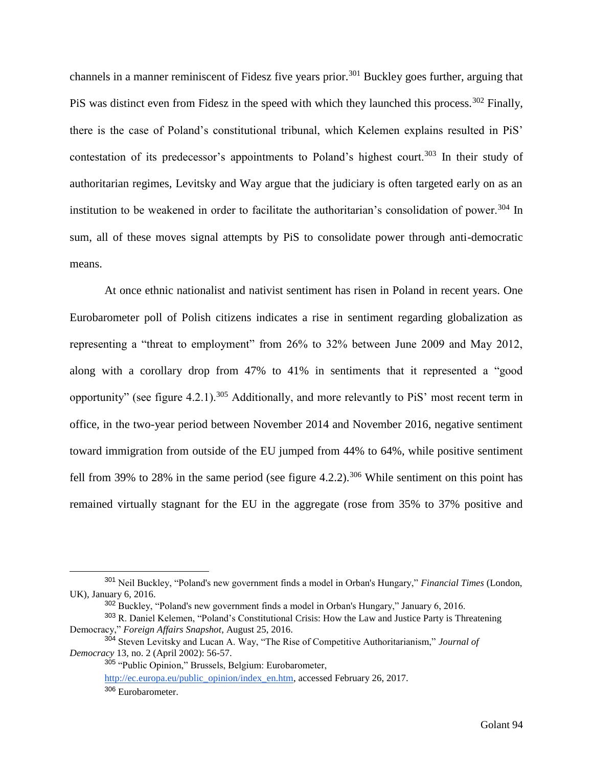channels in a manner reminiscent of Fidesz five years prior.[301] Buckley goes further, arguing that PiS was distinct even from Fidesz in the speed with which they launched this process.[302] Finally, there is the case of Poland's constitutional tribunal, which Kelemen explains resulted in PiS' contestation of its predecessor's appointments to Poland's highest court.[303] In their study of authoritarian regimes, Levitsky and Way argue that the judiciary is often targeted early on as an institution to be weakened in order to facilitate the authoritarian's consolidation of power.[304] In sum, all of these moves signal attempts by PiS to consolidate power through anti-democratic means.

At once ethnic nationalist and nativist sentiment has risen in Poland in recent years. One Eurobarometer poll of Polish citizens indicates a rise in sentiment regarding globalization as representing a "threat to employment" from 26% to 32% between June 2009 and May 2012, along with a corollary drop from 47% to 41% in sentiments that it represented a "good opportunity" (see figure 4.2.1).[305] Additionally, and more relevantly to PiS' most recent term in office, in the two-year period between November 2014 and November 2016, negative sentiment toward immigration from outside of the EU jumped from 44% to 64%, while positive sentiment fell from 39% to 28% in the same period (see figure 4.2.2).[306] While sentiment on this point has remained virtually stagnant for the EU in the aggregate (rose from 35% to 37% positive and

---

[301] Neil Buckley, "Poland's new government finds a model in Orban's Hungary," *Financial Times* (London, UK), January 6, 2016.

[302] Buckley, "Poland's new government finds a model in Orban's Hungary," January 6, 2016.

[303] R. Daniel Kelemen, "Poland's Constitutional Crisis: How the Law and Justice Party is Threatening Democracy," *Foreign Affairs Snapshot*, August 25, 2016.

[304] Steven Levitsky and Lucan A. Way, "The Rise of Competitive Authoritarianism," *Journal of Democracy* 13, no. 2 (April 2002): 56-57.

[305] "Public Opinion," Brussels, Belgium: Eurobarometer, http://ec.europa.eu/public_opinion/index_en.htm, accessed February 26, 2017.

[306] Eurobarometer.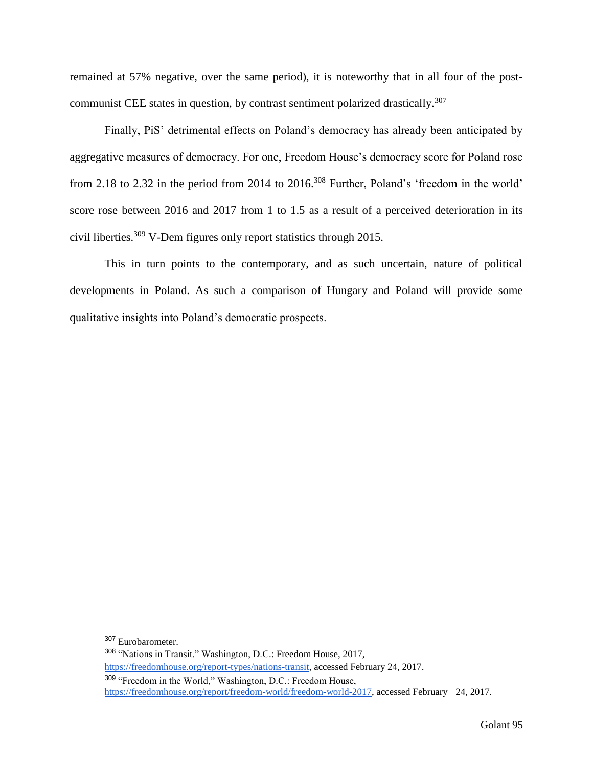remained at 57% negative, over the same period), it is noteworthy that in all four of the post-communist CEE states in question, by contrast sentiment polarized drastically.[307]

Finally, PiS' detrimental effects on Poland's democracy has already been anticipated by aggregative measures of democracy. For one, Freedom House's democracy score for Poland rose from 2.18 to 2.32 in the period from 2014 to 2016.[308] Further, Poland's 'freedom in the world' score rose between 2016 and 2017 from 1 to 1.5 as a result of a perceived deterioration in its civil liberties.[309] V-Dem figures only report statistics through 2015.

This in turn points to the contemporary, and as such uncertain, nature of political developments in Poland. As such a comparison of Hungary and Poland will provide some qualitative insights into Poland's democratic prospects.

---

[307] Eurobarometer.

[308] "Nations in Transit." Washington, D.C.: Freedom House, 2017, https://freedomhouse.org/report-types/nations-transit, accessed February 24, 2017.

[309] "Freedom in the World," Washington, D.C.: Freedom House, https://freedomhouse.org/report/freedom-world/freedom-world-2017, accessed February 24, 2017.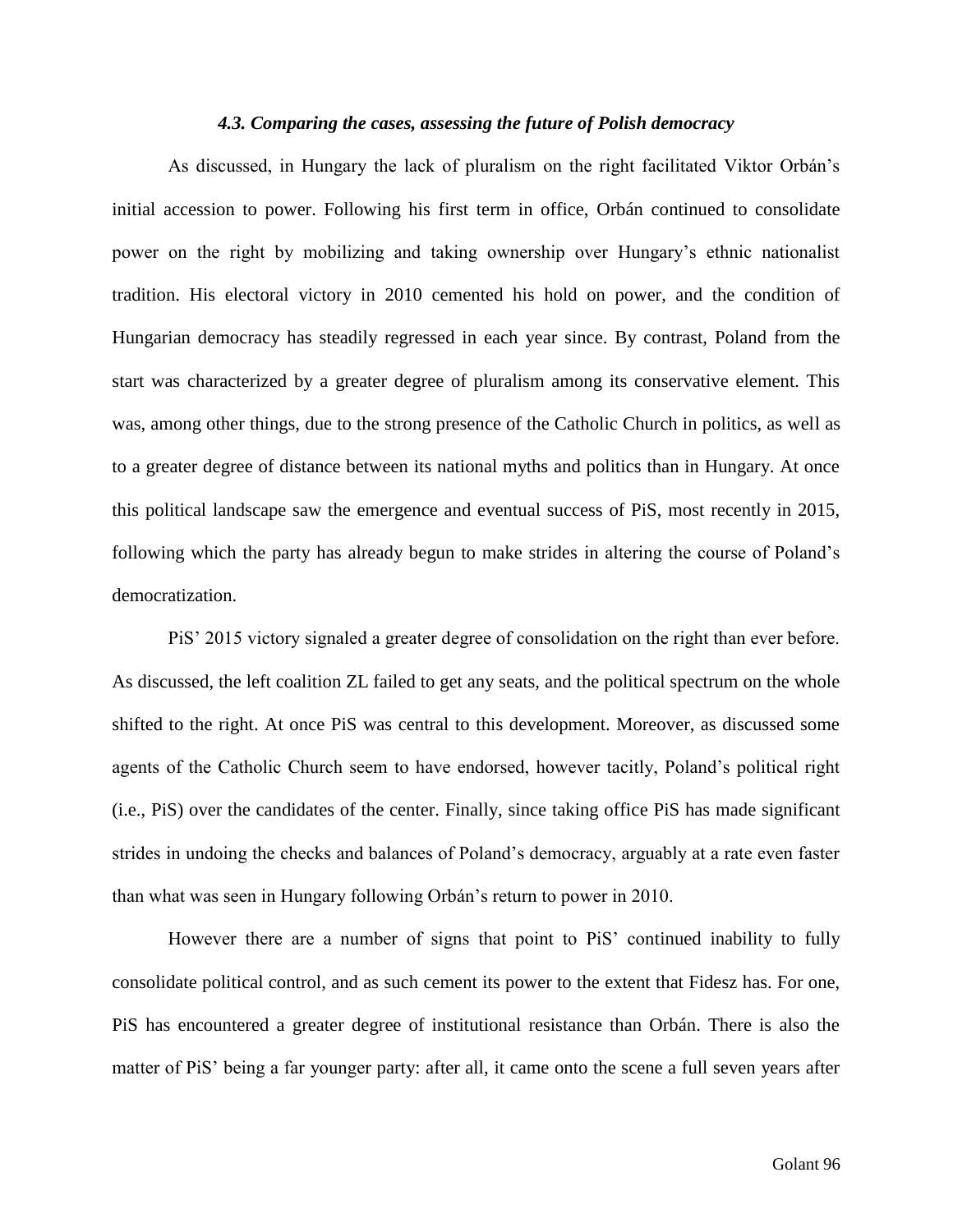### *4.3. Comparing the cases, assessing the future of Polish democracy*

As discussed, in Hungary the lack of pluralism on the right facilitated Viktor Orbán's initial accession to power. Following his first term in office, Orbán continued to consolidate power on the right by mobilizing and taking ownership over Hungary's ethnic nationalist tradition. His electoral victory in 2010 cemented his hold on power, and the condition of Hungarian democracy has steadily regressed in each year since. By contrast, Poland from the start was characterized by a greater degree of pluralism among its conservative element. This was, among other things, due to the strong presence of the Catholic Church in politics, as well as to a greater degree of distance between its national myths and politics than in Hungary. At once this political landscape saw the emergence and eventual success of PiS, most recently in 2015, following which the party has already begun to make strides in altering the course of Poland's democratization.

PiS' 2015 victory signaled a greater degree of consolidation on the right than ever before. As discussed, the left coalition ZL failed to get any seats, and the political spectrum on the whole shifted to the right. At once PiS was central to this development. Moreover, as discussed some agents of the Catholic Church seem to have endorsed, however tacitly, Poland's political right (i.e., PiS) over the candidates of the center. Finally, since taking office PiS has made significant strides in undoing the checks and balances of Poland's democracy, arguably at a rate even faster than what was seen in Hungary following Orbán's return to power in 2010.

However there are a number of signs that point to PiS' continued inability to fully consolidate political control, and as such cement its power to the extent that Fidesz has. For one, PiS has encountered a greater degree of institutional resistance than Orbán. There is also the matter of PiS' being a far younger party: after all, it came onto the scene a full seven years after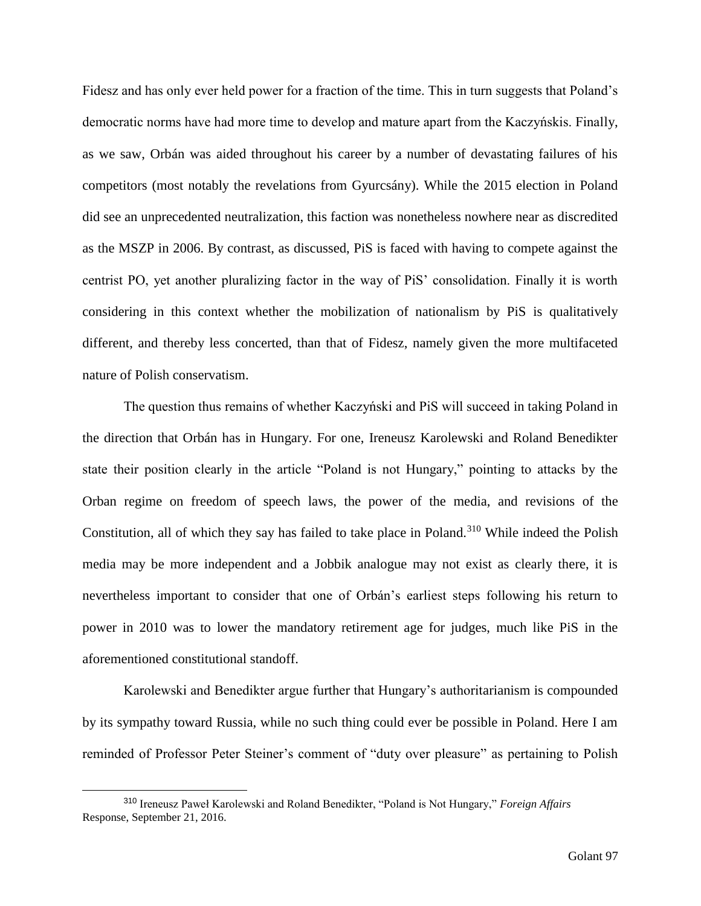Fidesz and has only ever held power for a fraction of the time. This in turn suggests that Poland's democratic norms have had more time to develop and mature apart from the Kaczyńskis. Finally, as we saw, Orbán was aided throughout his career by a number of devastating failures of his competitors (most notably the revelations from Gyurcsány). While the 2015 election in Poland did see an unprecedented neutralization, this faction was nonetheless nowhere near as discredited as the MSZP in 2006. By contrast, as discussed, PiS is faced with having to compete against the centrist PO, yet another pluralizing factor in the way of PiS' consolidation. Finally it is worth considering in this context whether the mobilization of nationalism by PiS is qualitatively different, and thereby less concerted, than that of Fidesz, namely given the more multifaceted nature of Polish conservatism.

The question thus remains of whether Kaczyński and PiS will succeed in taking Poland in the direction that Orbán has in Hungary. For one, Ireneusz Karolewski and Roland Benedikter state their position clearly in the article "Poland is not Hungary," pointing to attacks by the Orban regime on freedom of speech laws, the power of the media, and revisions of the Constitution, all of which they say has failed to take place in Poland.[310] While indeed the Polish media may be more independent and a Jobbik analogue may not exist as clearly there, it is nevertheless important to consider that one of Orbán's earliest steps following his return to power in 2010 was to lower the mandatory retirement age for judges, much like PiS in the aforementioned constitutional standoff.

Karolewski and Benedikter argue further that Hungary's authoritarianism is compounded by its sympathy toward Russia, while no such thing could ever be possible in Poland. Here I am reminded of Professor Peter Steiner's comment of "duty over pleasure" as pertaining to Polish

[310] Ireneusz Paweł Karolewski and Roland Benedikter, "Poland is Not Hungary," *Foreign Affairs* Response, September 21, 2016.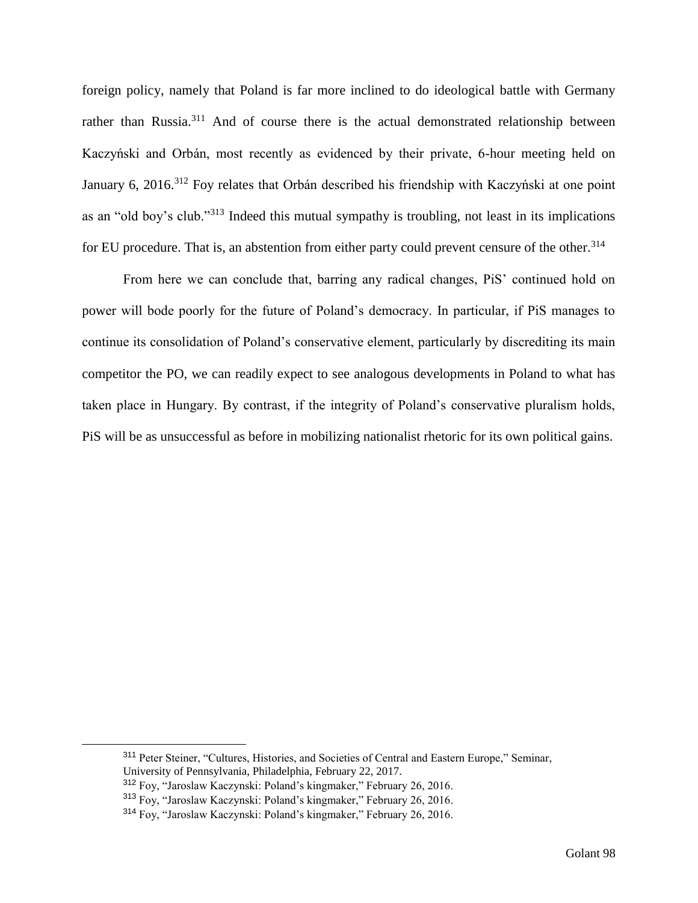foreign policy, namely that Poland is far more inclined to do ideological battle with Germany rather than Russia.[311] And of course there is the actual demonstrated relationship between Kaczyński and Orbán, most recently as evidenced by their private, 6-hour meeting held on January 6, 2016.[312] Foy relates that Orbán described his friendship with Kaczyński at one point as an "old boy's club."[313] Indeed this mutual sympathy is troubling, not least in its implications for EU procedure. That is, an abstention from either party could prevent censure of the other.[314]

From here we can conclude that, barring any radical changes, PiS' continued hold on power will bode poorly for the future of Poland's democracy. In particular, if PiS manages to continue its consolidation of Poland's conservative element, particularly by discrediting its main competitor the PO, we can readily expect to see analogous developments in Poland to what has taken place in Hungary. By contrast, if the integrity of Poland's conservative pluralism holds, PiS will be as unsuccessful as before in mobilizing nationalist rhetoric for its own political gains.

[311] Peter Steiner, "Cultures, Histories, and Societies of Central and Eastern Europe," Seminar, University of Pennsylvania, Philadelphia, February 22, 2017.

[312] Foy, "Jaroslaw Kaczynski: Poland's kingmaker," February 26, 2016.

[313] Foy, "Jaroslaw Kaczynski: Poland's kingmaker," February 26, 2016.

[314] Foy, "Jaroslaw Kaczynski: Poland's kingmaker," February 26, 2016.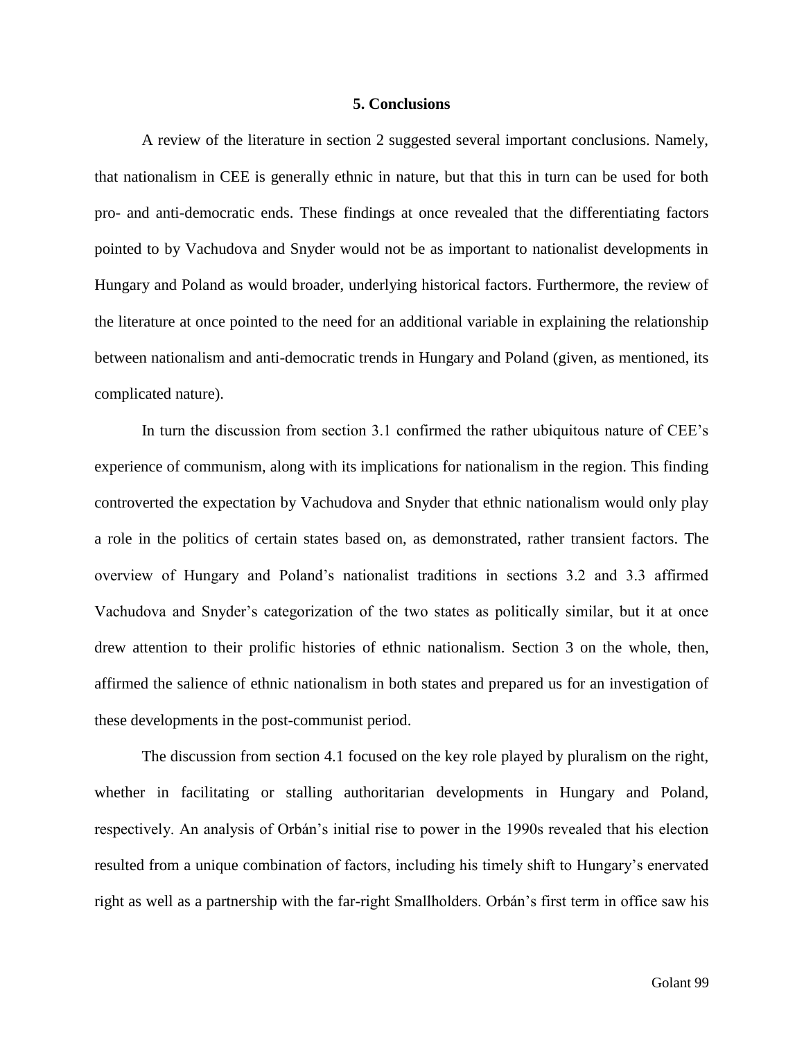## 5. Conclusions

A review of the literature in section 2 suggested several important conclusions. Namely, that nationalism in CEE is generally ethnic in nature, but that this in turn can be used for both pro- and anti-democratic ends. These findings at once revealed that the differentiating factors pointed to by Vachudova and Snyder would not be as important to nationalist developments in Hungary and Poland as would broader, underlying historical factors. Furthermore, the review of the literature at once pointed to the need for an additional variable in explaining the relationship between nationalism and anti-democratic trends in Hungary and Poland (given, as mentioned, its complicated nature).

In turn the discussion from section 3.1 confirmed the rather ubiquitous nature of CEE's experience of communism, along with its implications for nationalism in the region. This finding controverted the expectation by Vachudova and Snyder that ethnic nationalism would only play a role in the politics of certain states based on, as demonstrated, rather transient factors. The overview of Hungary and Poland's nationalist traditions in sections 3.2 and 3.3 affirmed Vachudova and Snyder's categorization of the two states as politically similar, but it at once drew attention to their prolific histories of ethnic nationalism. Section 3 on the whole, then, affirmed the salience of ethnic nationalism in both states and prepared us for an investigation of these developments in the post-communist period.

The discussion from section 4.1 focused on the key role played by pluralism on the right, whether in facilitating or stalling authoritarian developments in Hungary and Poland, respectively. An analysis of Orbán's initial rise to power in the 1990s revealed that his election resulted from a unique combination of factors, including his timely shift to Hungary's enervated right as well as a partnership with the far-right Smallholders. Orbán's first term in office saw his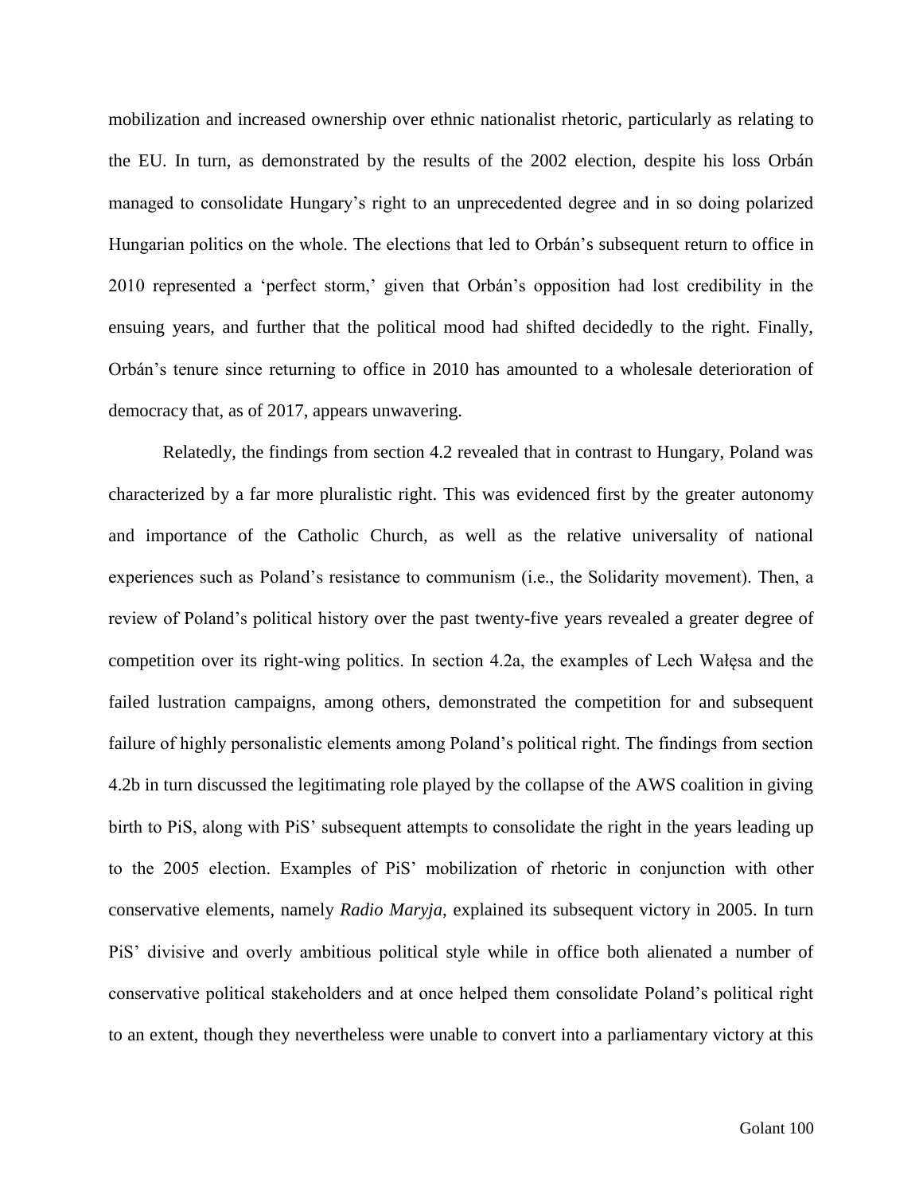mobilization and increased ownership over ethnic nationalist rhetoric, particularly as relating to the EU. In turn, as demonstrated by the results of the 2002 election, despite his loss Orbán managed to consolidate Hungary's right to an unprecedented degree and in so doing polarized Hungarian politics on the whole. The elections that led to Orbán's subsequent return to office in 2010 represented a 'perfect storm,' given that Orbán's opposition had lost credibility in the ensuing years, and further that the political mood had shifted decidedly to the right. Finally, Orbán's tenure since returning to office in 2010 has amounted to a wholesale deterioration of democracy that, as of 2017, appears unwavering.

Relatedly, the findings from section 4.2 revealed that in contrast to Hungary, Poland was characterized by a far more pluralistic right. This was evidenced first by the greater autonomy and importance of the Catholic Church, as well as the relative universality of national experiences such as Poland's resistance to communism (i.e., the Solidarity movement). Then, a review of Poland's political history over the past twenty-five years revealed a greater degree of competition over its right-wing politics. In section 4.2a, the examples of Lech Wałęsa and the failed lustration campaigns, among others, demonstrated the competition for and subsequent failure of highly personalistic elements among Poland's political right. The findings from section 4.2b in turn discussed the legitimating role played by the collapse of the AWS coalition in giving birth to PiS, along with PiS' subsequent attempts to consolidate the right in the years leading up to the 2005 election. Examples of PiS' mobilization of rhetoric in conjunction with other conservative elements, namely *Radio Maryja*, explained its subsequent victory in 2005. In turn PiS' divisive and overly ambitious political style while in office both alienated a number of conservative political stakeholders and at once helped them consolidate Poland's political right to an extent, though they nevertheless were unable to convert into a parliamentary victory at this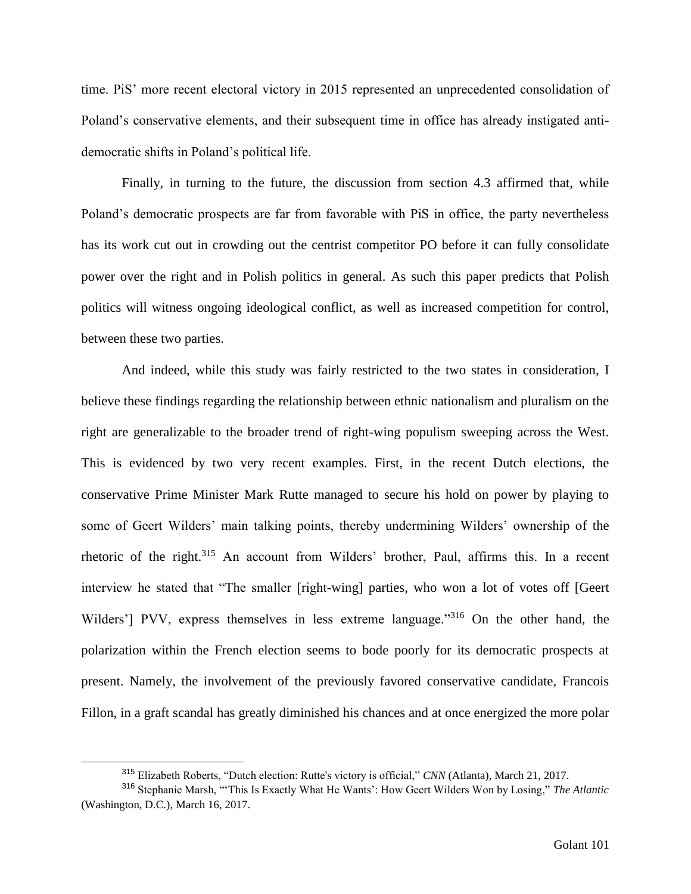time. PiS' more recent electoral victory in 2015 represented an unprecedented consolidation of Poland's conservative elements, and their subsequent time in office has already instigated anti-democratic shifts in Poland's political life.

Finally, in turning to the future, the discussion from section 4.3 affirmed that, while Poland's democratic prospects are far from favorable with PiS in office, the party nevertheless has its work cut out in crowding out the centrist competitor PO before it can fully consolidate power over the right and in Polish politics in general. As such this paper predicts that Polish politics will witness ongoing ideological conflict, as well as increased competition for control, between these two parties.

And indeed, while this study was fairly restricted to the two states in consideration, I believe these findings regarding the relationship between ethnic nationalism and pluralism on the right are generalizable to the broader trend of right-wing populism sweeping across the West. This is evidenced by two very recent examples. First, in the recent Dutch elections, the conservative Prime Minister Mark Rutte managed to secure his hold on power by playing to some of Geert Wilders' main talking points, thereby undermining Wilders' ownership of the rhetoric of the right.[315] An account from Wilders' brother, Paul, affirms this. In a recent interview he stated that "The smaller [right-wing] parties, who won a lot of votes off [Geert Wilders'] PVV, express themselves in less extreme language."[316] On the other hand, the polarization within the French election seems to bode poorly for its democratic prospects at present. Namely, the involvement of the previously favored conservative candidate, Francois Fillon, in a graft scandal has greatly diminished his chances and at once energized the more polar

---

[315] Elizabeth Roberts, "Dutch election: Rutte's victory is official," *CNN* (Atlanta), March 21, 2017.

[316] Stephanie Marsh, "'This Is Exactly What He Wants': How Geert Wilders Won by Losing," *The Atlantic* (Washington, D.C.), March 16, 2017.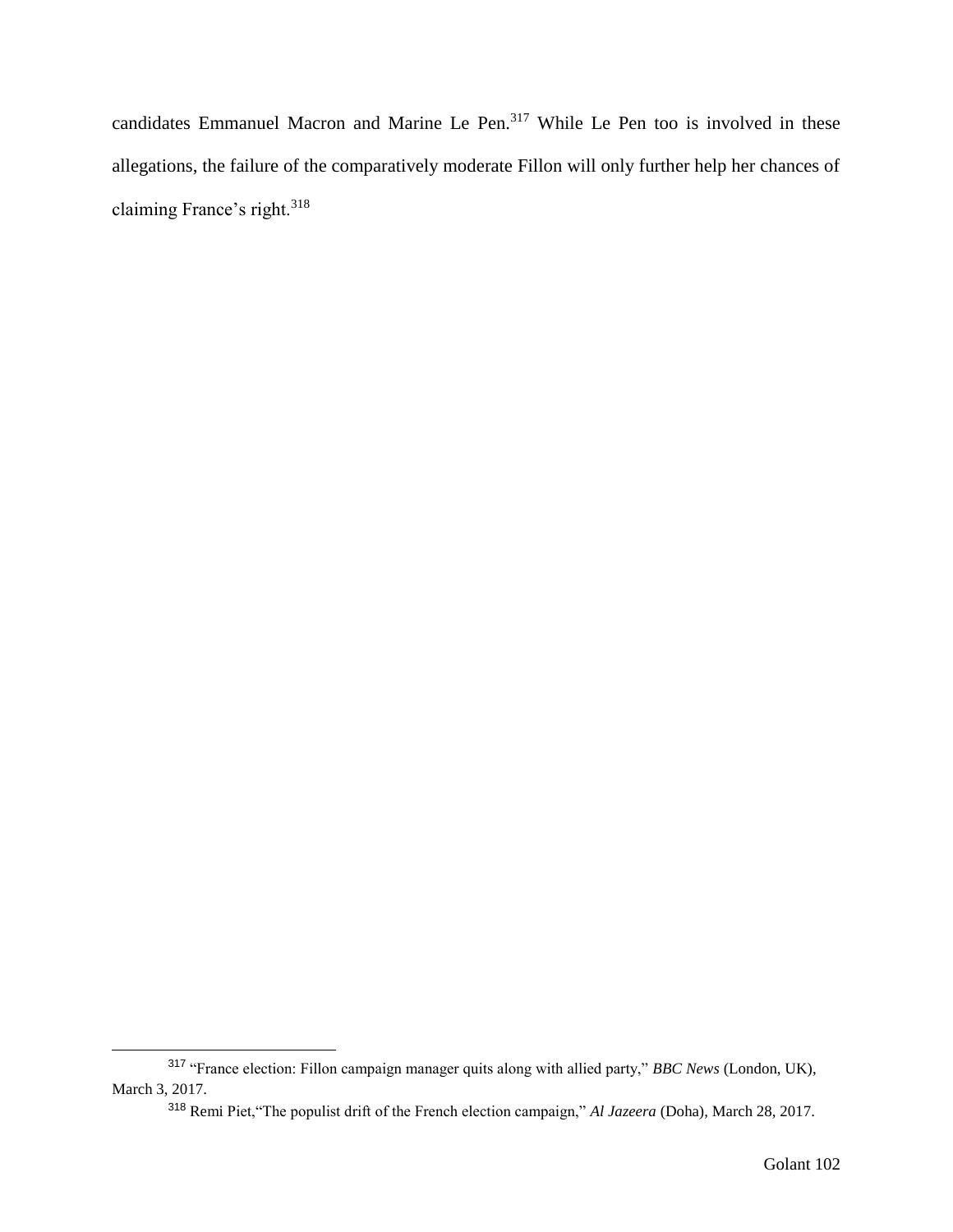candidates Emmanuel Macron and Marine Le Pen.[317] While Le Pen too is involved in these allegations, the failure of the comparatively moderate Fillon will only further help her chances of claiming France's right.[318]

---

[317] "France election: Fillon campaign manager quits along with allied party," *BBC News* (London, UK), March 3, 2017.

[318] Remi Piet,"The populist drift of the French election campaign," *Al Jazeera* (Doha), March 28, 2017.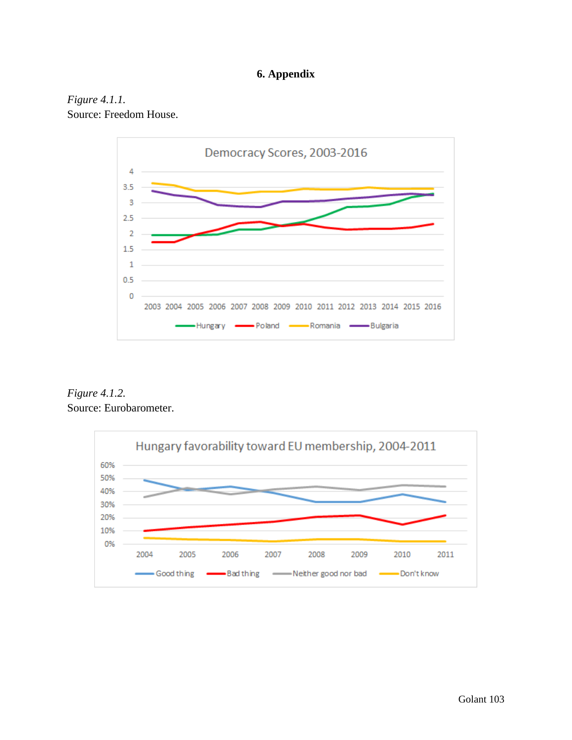# 6. Appendix

*Figure 4.1.1.*
Source: Freedom House.

*Figure 4.1.2.*
Source: Eurobarometer.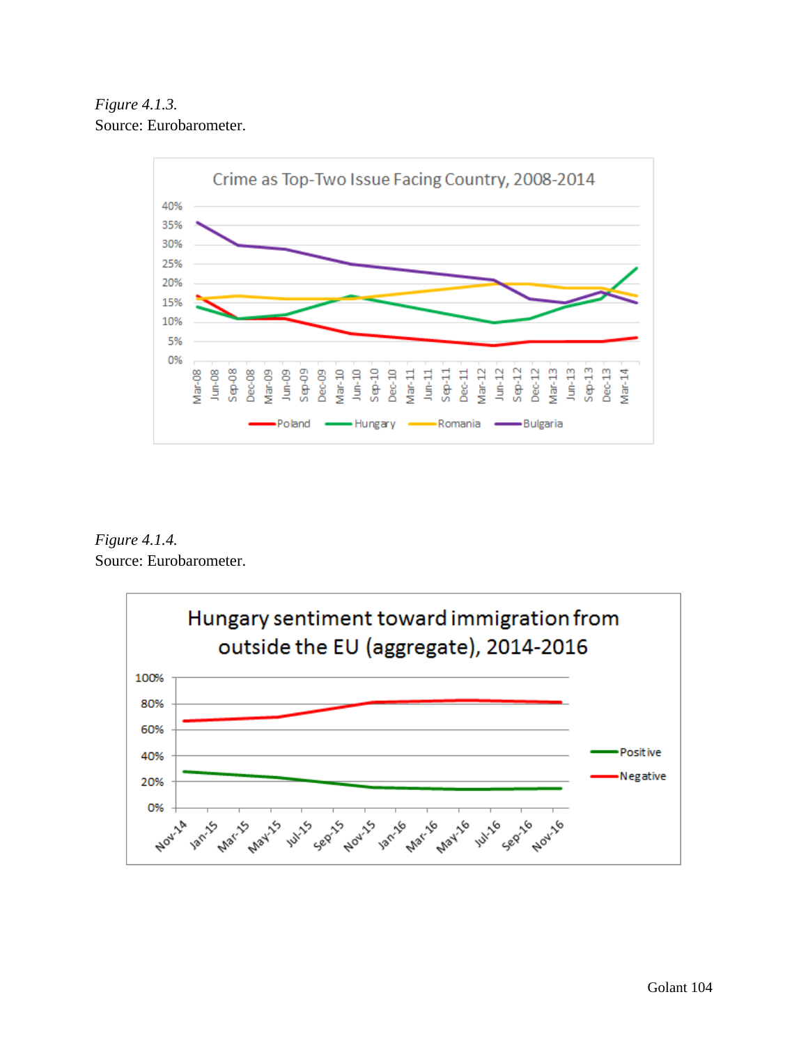*Figure 4.1.3.*
Source: Eurobarometer.

*Figure 4.1.4.*
Source: Eurobarometer.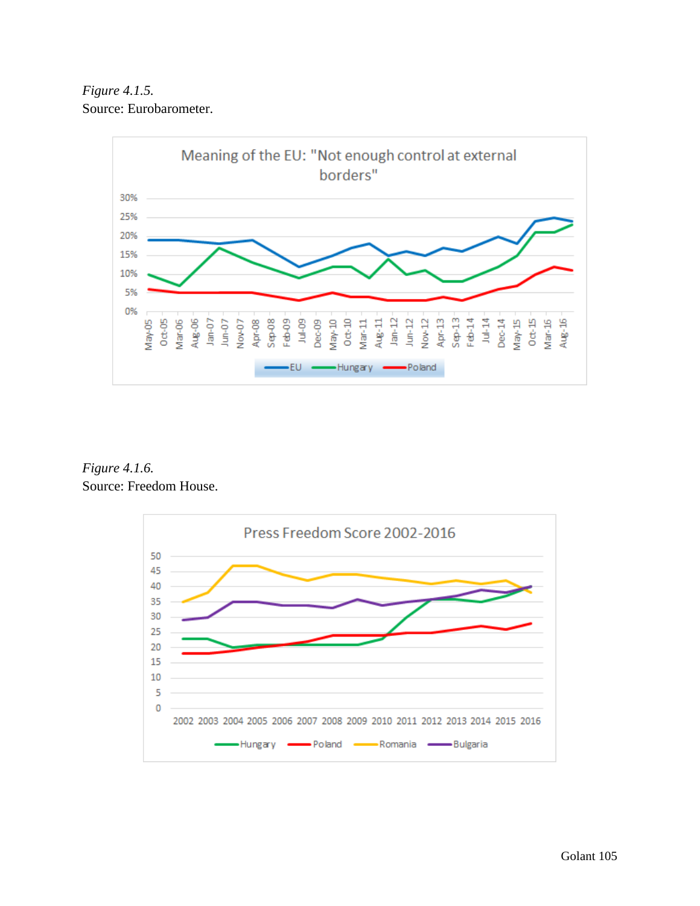*Figure 4.1.5.*
Source: Eurobarometer.

*Figure 4.1.6.*
Source: Freedom House.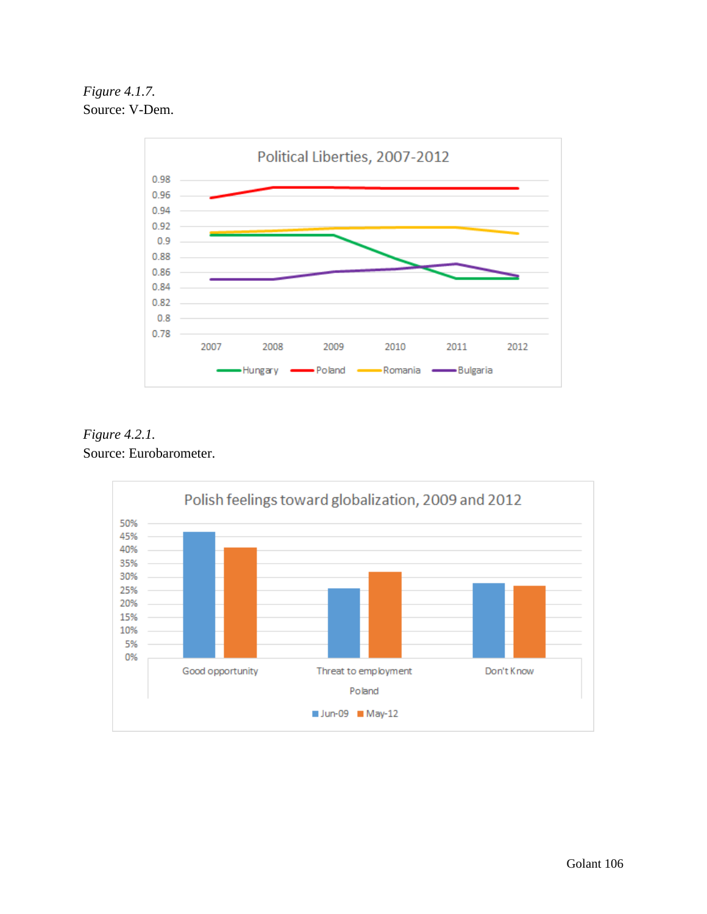*Figure 4.1.7.*
Source: V-Dem.

*Figure 4.2.1.*
Source: Eurobarometer.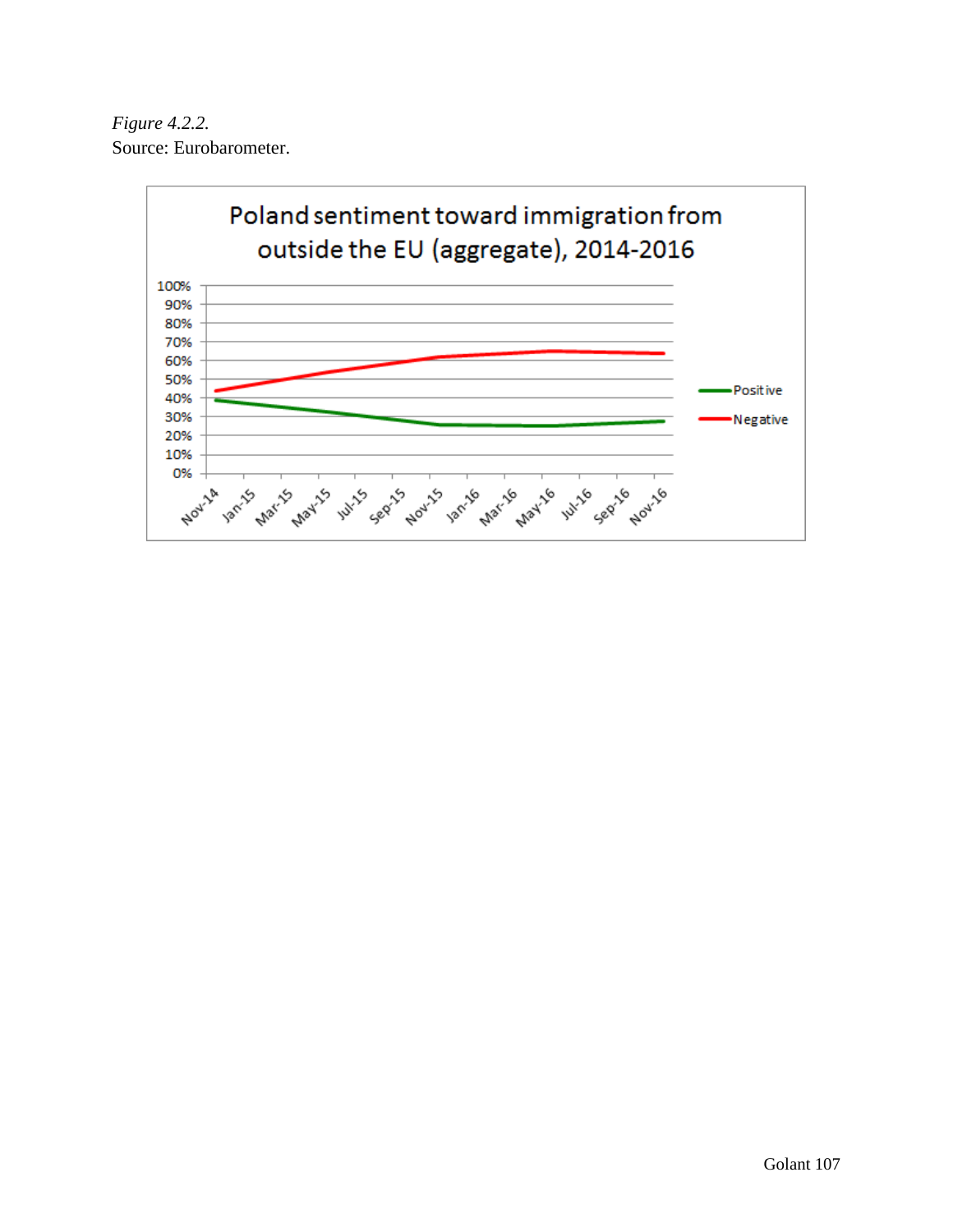*Figure 4.2.2.*
Source: Eurobarometer.

Poland sentiment toward immigration from outside the EU (aggregate), 2014-2016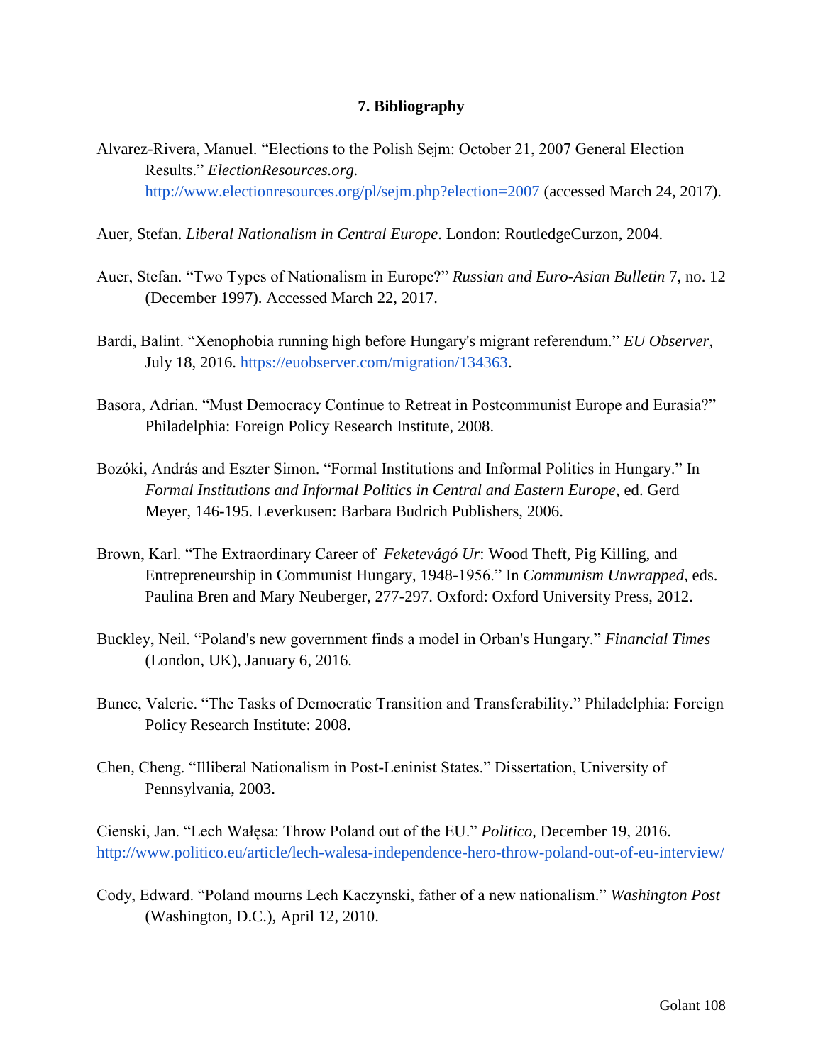## 7. Bibliography

Alvarez-Rivera, Manuel. "Elections to the Polish Sejm: October 21, 2007 General Election Results." *ElectionResources.org.* http://www.electionresources.org/pl/sejm.php?election=2007 (accessed March 24, 2017).

Auer, Stefan. *Liberal Nationalism in Central Europe*. London: RoutledgeCurzon, 2004.

Auer, Stefan. "Two Types of Nationalism in Europe?" *Russian and Euro-Asian Bulletin* 7, no. 12 (December 1997). Accessed March 22, 2017.

Bardi, Balint. "Xenophobia running high before Hungary's migrant referendum." *EU Observer*, July 18, 2016. https://euobserver.com/migration/134363.

Basora, Adrian. "Must Democracy Continue to Retreat in Postcommunist Europe and Eurasia?" Philadelphia: Foreign Policy Research Institute, 2008.

Bozóki, András and Eszter Simon. "Formal Institutions and Informal Politics in Hungary." In *Formal Institutions and Informal Politics in Central and Eastern Europe*, ed. Gerd Meyer, 146-195. Leverkusen: Barbara Budrich Publishers, 2006.

Brown, Karl. "The Extraordinary Career of *Feketevágó Ur*: Wood Theft, Pig Killing, and Entrepreneurship in Communist Hungary, 1948-1956." In *Communism Unwrapped*, eds. Paulina Bren and Mary Neuberger, 277-297. Oxford: Oxford University Press, 2012.

Buckley, Neil. "Poland's new government finds a model in Orban's Hungary." *Financial Times* (London, UK), January 6, 2016.

Bunce, Valerie. "The Tasks of Democratic Transition and Transferability." Philadelphia: Foreign Policy Research Institute: 2008.

Chen, Cheng. "Illiberal Nationalism in Post-Leninist States." Dissertation, University of Pennsylvania, 2003.

Cienski, Jan. "Lech Wałęsa: Throw Poland out of the EU." *Politico*, December 19, 2016. http://www.politico.eu/article/lech-walesa-independence-hero-throw-poland-out-of-eu-interview/

Cody, Edward. "Poland mourns Lech Kaczynski, father of a new nationalism." *Washington Post* (Washington, D.C.), April 12, 2010.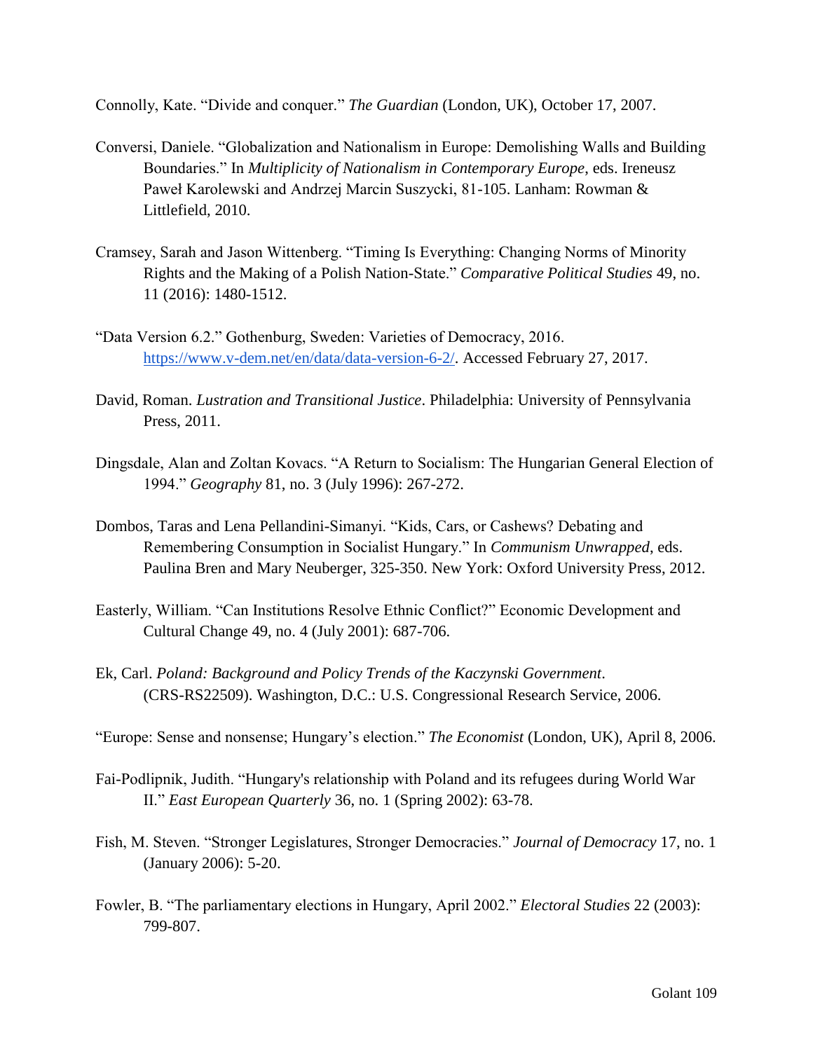Connolly, Kate. "Divide and conquer." *The Guardian* (London, UK), October 17, 2007.

Conversi, Daniele. "Globalization and Nationalism in Europe: Demolishing Walls and Building Boundaries." In *Multiplicity of Nationalism in Contemporary Europe*, eds. Ireneusz Paweł Karolewski and Andrzej Marcin Suszycki, 81-105. Lanham: Rowman & Littlefield, 2010.

Cramsey, Sarah and Jason Wittenberg. "Timing Is Everything: Changing Norms of Minority Rights and the Making of a Polish Nation-State." *Comparative Political Studies* 49, no. 11 (2016): 1480-1512.

"Data Version 6.2." Gothenburg, Sweden: Varieties of Democracy, 2016. https://www.v-dem.net/en/data/data-version-6-2/. Accessed February 27, 2017.

David, Roman. *Lustration and Transitional Justice*. Philadelphia: University of Pennsylvania Press, 2011.

Dingsdale, Alan and Zoltan Kovacs. "A Return to Socialism: The Hungarian General Election of 1994." *Geography* 81, no. 3 (July 1996): 267-272.

Dombos, Taras and Lena Pellandini-Simanyi. "Kids, Cars, or Cashews? Debating and Remembering Consumption in Socialist Hungary." In *Communism Unwrapped*, eds. Paulina Bren and Mary Neuberger, 325-350. New York: Oxford University Press, 2012.

Easterly, William. "Can Institutions Resolve Ethnic Conflict?" Economic Development and Cultural Change 49, no. 4 (July 2001): 687-706.

Ek, Carl. *Poland: Background and Policy Trends of the Kaczynski Government*. (CRS-RS22509). Washington, D.C.: U.S. Congressional Research Service, 2006.

"Europe: Sense and nonsense; Hungary's election." *The Economist* (London, UK), April 8, 2006.

Fai-Podlipnik, Judith. "Hungary's relationship with Poland and its refugees during World War II." *East European Quarterly* 36, no. 1 (Spring 2002): 63-78.

Fish, M. Steven. "Stronger Legislatures, Stronger Democracies." *Journal of Democracy* 17, no. 1 (January 2006): 5-20.

Fowler, B. "The parliamentary elections in Hungary, April 2002." *Electoral Studies* 22 (2003): 799-807.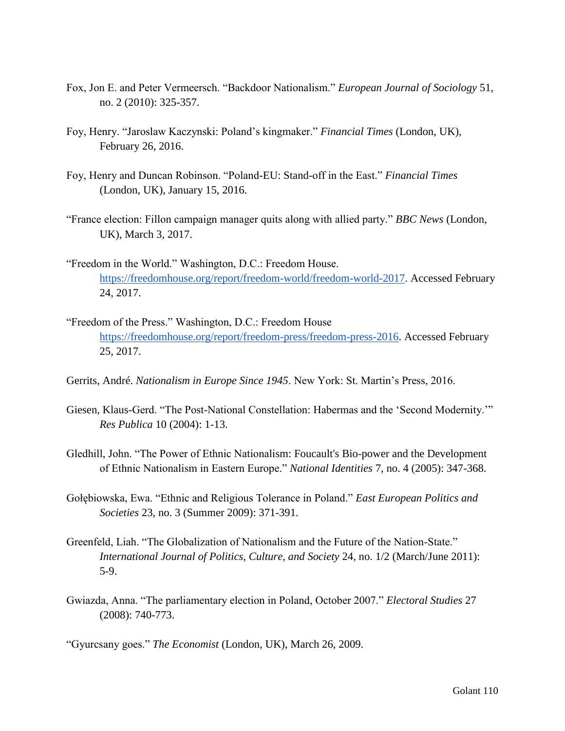Fox, Jon E. and Peter Vermeersch. “Backdoor Nationalism.” *European Journal of Sociology* 51, no. 2 (2010): 325-357.

Foy, Henry. “Jaroslaw Kaczynski: Poland’s kingmaker.” *Financial Times* (London, UK), February 26, 2016.

Foy, Henry and Duncan Robinson. “Poland-EU: Stand-off in the East.” *Financial Times* (London, UK), January 15, 2016.

“France election: Fillon campaign manager quits along with allied party.” *BBC News* (London, UK), March 3, 2017.

“Freedom in the World.” Washington, D.C.: Freedom House. https://freedomhouse.org/report/freedom-world/freedom-world-2017. Accessed February 24, 2017.

“Freedom of the Press.” Washington, D.C.: Freedom House https://freedomhouse.org/report/freedom-press/freedom-press-2016. Accessed February 25, 2017.

Gerrits, André. *Nationalism in Europe Since 1945*. New York: St. Martin’s Press, 2016.

Giesen, Klaus-Gerd. “The Post-National Constellation: Habermas and the ‘Second Modernity.’” *Res Publica* 10 (2004): 1-13.

Gledhill, John. “The Power of Ethnic Nationalism: Foucault's Bio-power and the Development of Ethnic Nationalism in Eastern Europe.” *National Identities* 7, no. 4 (2005): 347-368.

Gołębiowska, Ewa. “Ethnic and Religious Tolerance in Poland.” *East European Politics and Societies* 23, no. 3 (Summer 2009): 371-391.

Greenfeld, Liah. “The Globalization of Nationalism and the Future of the Nation-State.” *International Journal of Politics, Culture, and Society* 24, no. 1/2 (March/June 2011): 5-9.

Gwiazda, Anna. “The parliamentary election in Poland, October 2007.” *Electoral Studies* 27 (2008): 740-773.

“Gyurcsany goes.” *The Economist* (London, UK), March 26, 2009.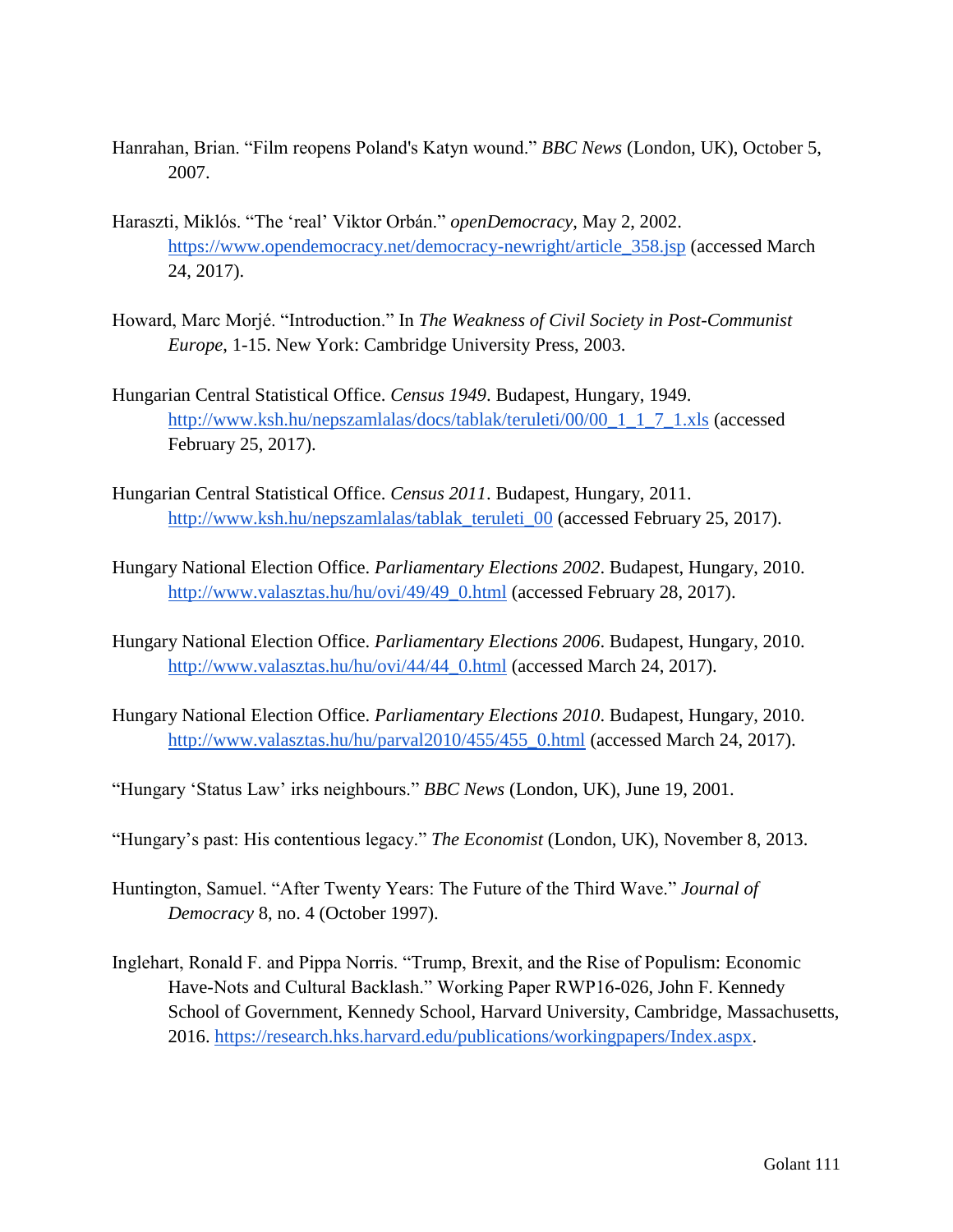Hanrahan, Brian. "Film reopens Poland's Katyn wound." *BBC News* (London, UK), October 5, 2007.

Haraszti, Miklós. "The 'real' Viktor Orbán." *openDemocracy*, May 2, 2002. https://www.opendemocracy.net/democracy-newright/article_358.jsp (accessed March 24, 2017).

Howard, Marc Morjé. "Introduction." In *The Weakness of Civil Society in Post-Communist Europe*, 1-15. New York: Cambridge University Press, 2003.

Hungarian Central Statistical Office. *Census 1949*. Budapest, Hungary, 1949. http://www.ksh.hu/nepszamlalas/docs/tablak/teruleti/00/00_1_1_7_1.xls (accessed February 25, 2017).

Hungarian Central Statistical Office. *Census 2011*. Budapest, Hungary, 2011. http://www.ksh.hu/nepszamlalas/tablak_teruleti_00 (accessed February 25, 2017).

Hungary National Election Office. *Parliamentary Elections 2002*. Budapest, Hungary, 2010. http://www.valasztas.hu/hu/ovi/49/49_0.html (accessed February 28, 2017).

Hungary National Election Office. *Parliamentary Elections 2006*. Budapest, Hungary, 2010. http://www.valasztas.hu/hu/ovi/44/44_0.html (accessed March 24, 2017).

Hungary National Election Office. *Parliamentary Elections 2010*. Budapest, Hungary, 2010. http://www.valasztas.hu/hu/parval2010/455/455_0.html (accessed March 24, 2017).

"Hungary 'Status Law' irks neighbours." *BBC News* (London, UK), June 19, 2001.

"Hungary's past: His contentious legacy." *The Economist* (London, UK), November 8, 2013.

Huntington, Samuel. "After Twenty Years: The Future of the Third Wave." *Journal of Democracy* 8, no. 4 (October 1997).

Inglehart, Ronald F. and Pippa Norris. "Trump, Brexit, and the Rise of Populism: Economic Have-Nots and Cultural Backlash." Working Paper RWP16-026, John F. Kennedy School of Government, Kennedy School, Harvard University, Cambridge, Massachusetts, 2016. https://research.hks.harvard.edu/publications/workingpapers/Index.aspx.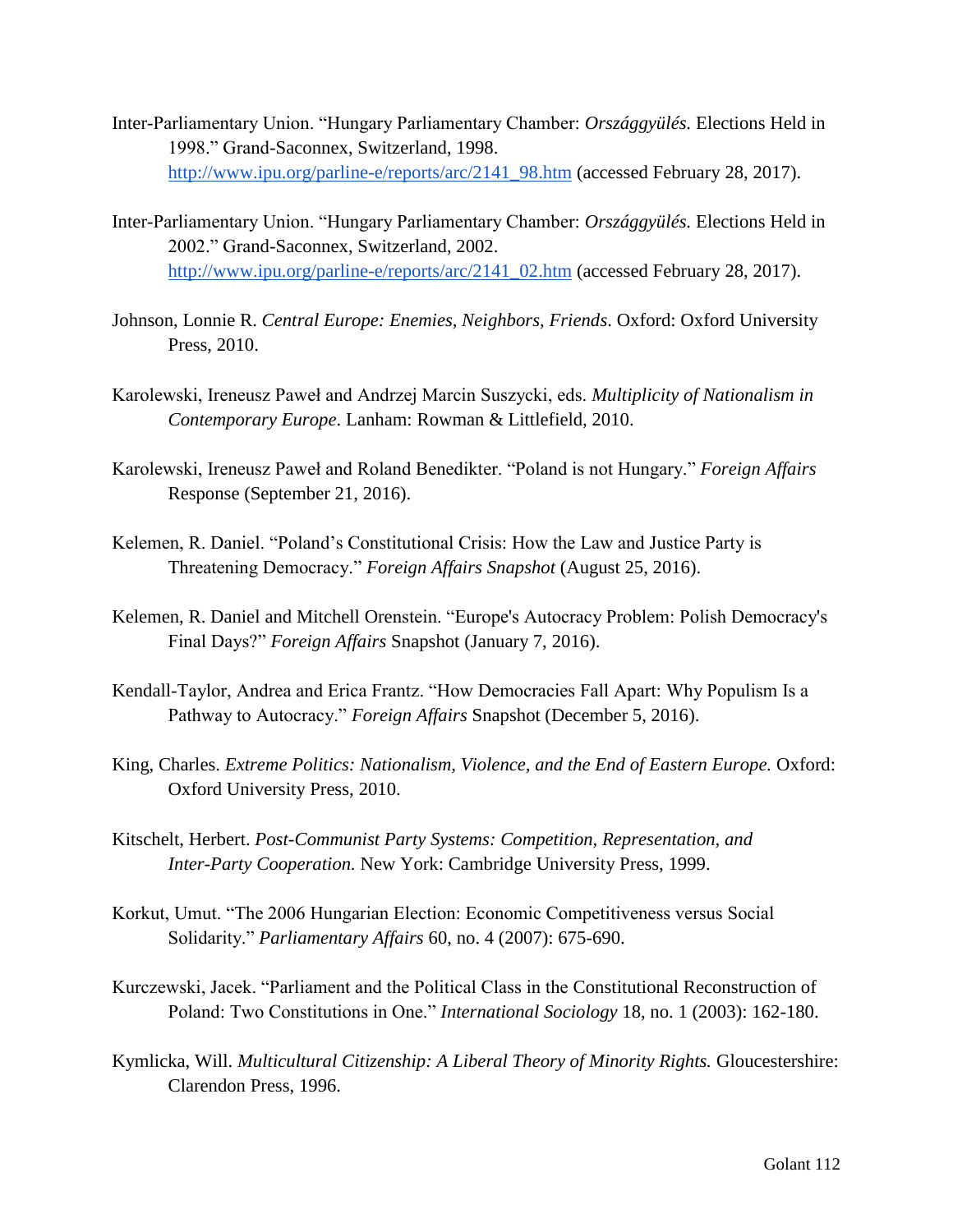Inter-Parliamentary Union. "Hungary Parliamentary Chamber: *Országgyülés.* Elections Held in 1998." Grand-Saconnex, Switzerland, 1998. http://www.ipu.org/parline-e/reports/arc/2141_98.htm (accessed February 28, 2017).

Inter-Parliamentary Union. "Hungary Parliamentary Chamber: *Országgyülés.* Elections Held in 2002." Grand-Saconnex, Switzerland, 2002. http://www.ipu.org/parline-e/reports/arc/2141_02.htm (accessed February 28, 2017).

Johnson, Lonnie R. *Central Europe: Enemies, Neighbors, Friends*. Oxford: Oxford University Press, 2010.

Karolewski, Ireneusz Paweł and Andrzej Marcin Suszycki, eds. *Multiplicity of Nationalism in Contemporary Europe*. Lanham: Rowman & Littlefield, 2010.

Karolewski, Ireneusz Paweł and Roland Benedikter. "Poland is not Hungary." *Foreign Affairs* Response (September 21, 2016).

Kelemen, R. Daniel. "Poland's Constitutional Crisis: How the Law and Justice Party is Threatening Democracy." *Foreign Affairs Snapshot* (August 25, 2016).

Kelemen, R. Daniel and Mitchell Orenstein. "Europe's Autocracy Problem: Polish Democracy's Final Days?" *Foreign Affairs* Snapshot (January 7, 2016).

Kendall-Taylor, Andrea and Erica Frantz. "How Democracies Fall Apart: Why Populism Is a Pathway to Autocracy." *Foreign Affairs* Snapshot (December 5, 2016).

King, Charles. *Extreme Politics: Nationalism, Violence, and the End of Eastern Europe.* Oxford: Oxford University Press, 2010.

Kitschelt, Herbert. *Post-Communist Party Systems: Competition, Representation, and Inter-Party Cooperation.* New York: Cambridge University Press, 1999.

Korkut, Umut. "The 2006 Hungarian Election: Economic Competitiveness versus Social Solidarity." *Parliamentary Affairs* 60, no. 4 (2007): 675-690.

Kurczewski, Jacek. "Parliament and the Political Class in the Constitutional Reconstruction of Poland: Two Constitutions in One." *International Sociology* 18, no. 1 (2003): 162-180.

Kymlicka, Will. *Multicultural Citizenship: A Liberal Theory of Minority Rights.* Gloucestershire: Clarendon Press, 1996.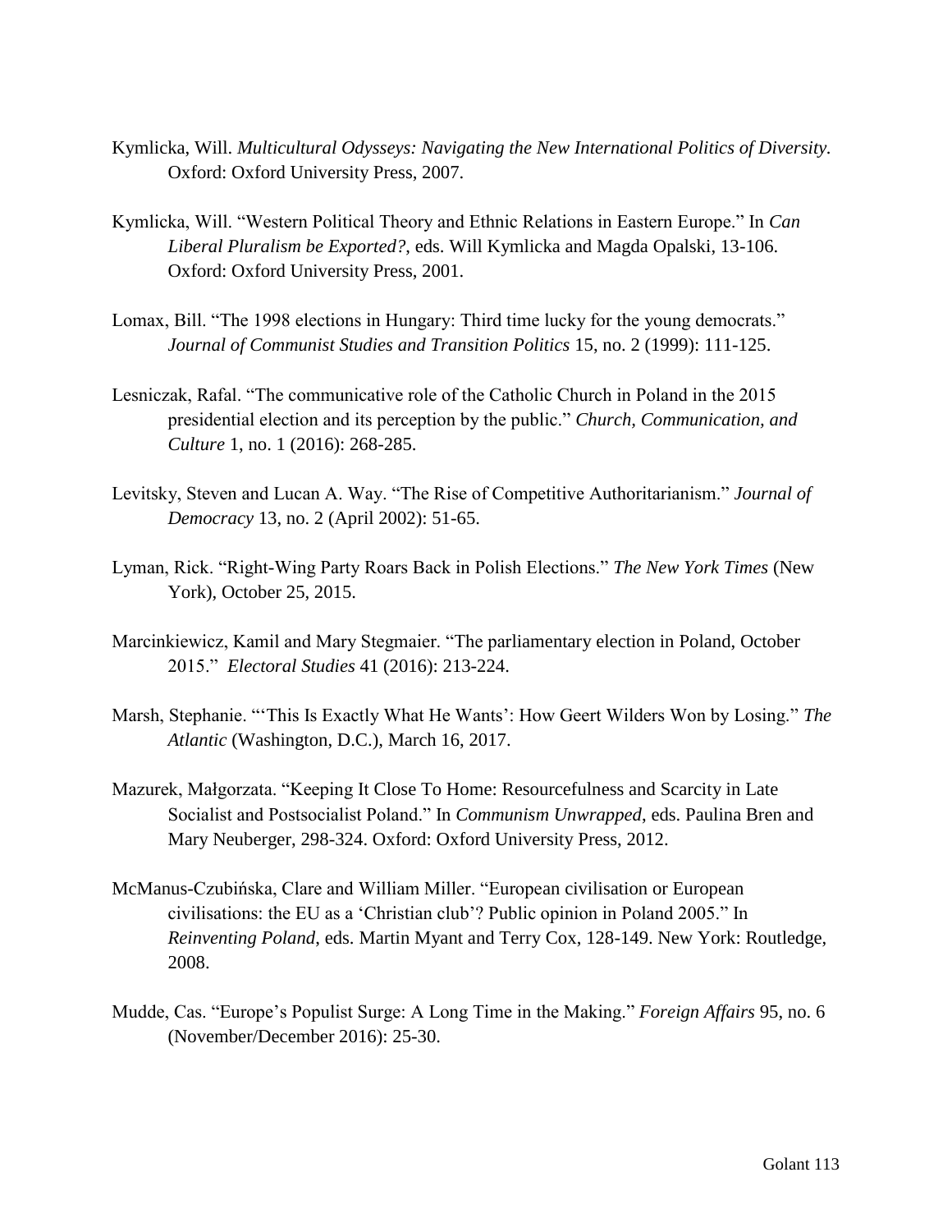Kymlicka, Will. *Multicultural Odysseys: Navigating the New International Politics of Diversity*. Oxford: Oxford University Press, 2007.

Kymlicka, Will. "Western Political Theory and Ethnic Relations in Eastern Europe." In *Can Liberal Pluralism be Exported?*, eds. Will Kymlicka and Magda Opalski, 13-106. Oxford: Oxford University Press, 2001.

Lomax, Bill. "The 1998 elections in Hungary: Third time lucky for the young democrats." *Journal of Communist Studies and Transition Politics* 15, no. 2 (1999): 111-125.

Lesniczak, Rafal. "The communicative role of the Catholic Church in Poland in the 2015 presidential election and its perception by the public." *Church, Communication, and Culture* 1, no. 1 (2016): 268-285.

Levitsky, Steven and Lucan A. Way. "The Rise of Competitive Authoritarianism." *Journal of Democracy* 13, no. 2 (April 2002): 51-65.

Lyman, Rick. "Right-Wing Party Roars Back in Polish Elections." *The New York Times* (New York), October 25, 2015.

Marcinkiewicz, Kamil and Mary Stegmaier. "The parliamentary election in Poland, October 2015." *Electoral Studies* 41 (2016): 213-224.

Marsh, Stephanie. "'This Is Exactly What He Wants': How Geert Wilders Won by Losing." *The Atlantic* (Washington, D.C.), March 16, 2017.

Mazurek, Małgorzata. "Keeping It Close To Home: Resourcefulness and Scarcity in Late Socialist and Postsocialist Poland." In *Communism Unwrapped*, eds. Paulina Bren and Mary Neuberger, 298-324. Oxford: Oxford University Press, 2012.

McManus-Czubińska, Clare and William Miller. "European civilisation or European civilisations: the EU as a 'Christian club'? Public opinion in Poland 2005." In *Reinventing Poland*, eds. Martin Myant and Terry Cox, 128-149. New York: Routledge, 2008.

Mudde, Cas. "Europe's Populist Surge: A Long Time in the Making." *Foreign Affairs* 95, no. 6 (November/December 2016): 25-30.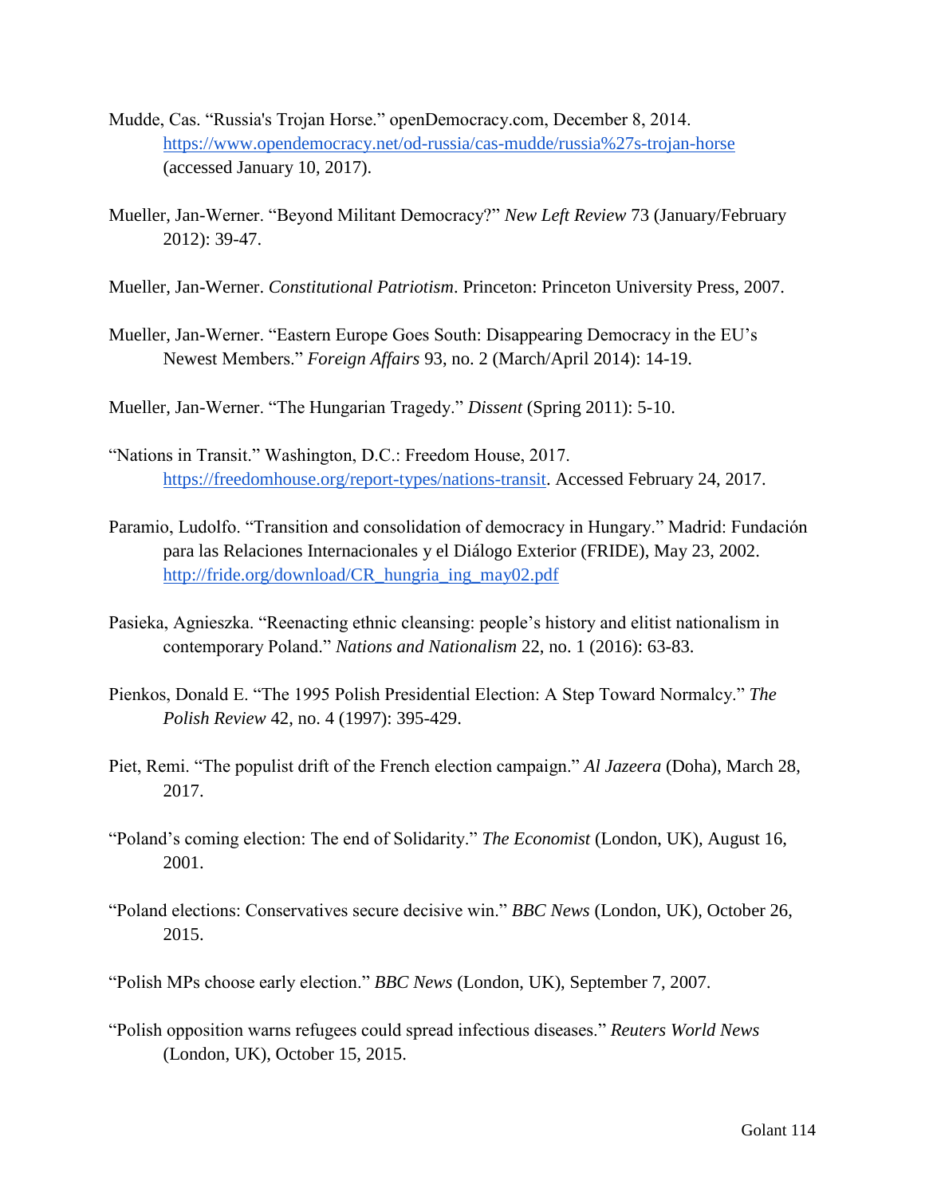Mudde, Cas. "Russia's Trojan Horse." openDemocracy.com, December 8, 2014. https://www.opendemocracy.net/od-russia/cas-mudde/russia%27s-trojan-horse (accessed January 10, 2017).

Mueller, Jan-Werner. "Beyond Militant Democracy?" *New Left Review* 73 (January/February 2012): 39-47.

Mueller, Jan-Werner. *Constitutional Patriotism*. Princeton: Princeton University Press, 2007.

Mueller, Jan-Werner. "Eastern Europe Goes South: Disappearing Democracy in the EU's Newest Members." *Foreign Affairs* 93, no. 2 (March/April 2014): 14-19.

Mueller, Jan-Werner. "The Hungarian Tragedy." *Dissent* (Spring 2011): 5-10.

"Nations in Transit." Washington, D.C.: Freedom House, 2017. https://freedomhouse.org/report-types/nations-transit. Accessed February 24, 2017.

Paramio, Ludolfo. "Transition and consolidation of democracy in Hungary." Madrid: Fundación para las Relaciones Internacionales y el Diálogo Exterior (FRIDE), May 23, 2002. http://fride.org/download/CR_hungria_ing_may02.pdf

Pasieka, Agnieszka. "Reenacting ethnic cleansing: people's history and elitist nationalism in contemporary Poland." *Nations and Nationalism* 22, no. 1 (2016): 63-83.

Pienkos, Donald E. "The 1995 Polish Presidential Election: A Step Toward Normalcy." *The Polish Review* 42, no. 4 (1997): 395-429.

Piet, Remi. "The populist drift of the French election campaign." *Al Jazeera* (Doha), March 28, 2017.

"Poland's coming election: The end of Solidarity." *The Economist* (London, UK), August 16, 2001.

"Poland elections: Conservatives secure decisive win." *BBC News* (London, UK), October 26, 2015.

"Polish MPs choose early election." *BBC News* (London, UK), September 7, 2007.

"Polish opposition warns refugees could spread infectious diseases." *Reuters World News* (London, UK), October 15, 2015.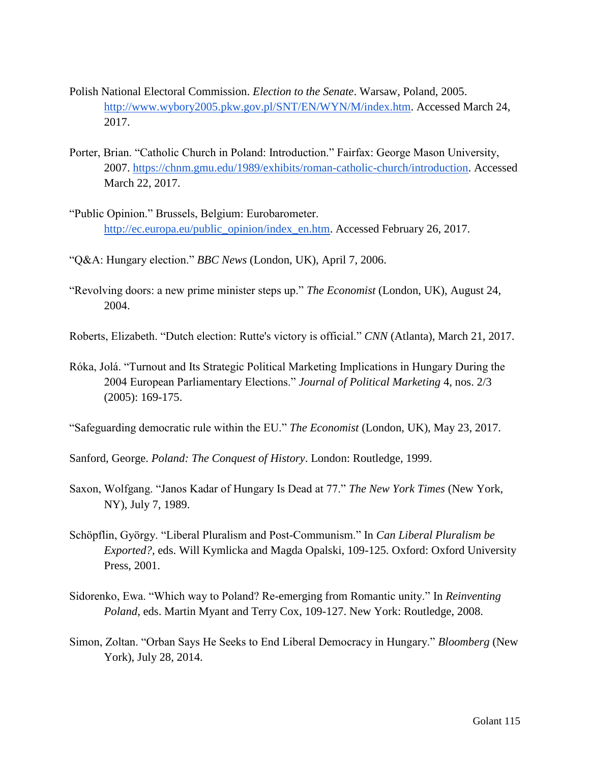Polish National Electoral Commission. *Election to the Senate*. Warsaw, Poland, 2005. http://www.wybory2005.pkw.gov.pl/SNT/EN/WYN/M/index.htm. Accessed March 24, 2017.

Porter, Brian. "Catholic Church in Poland: Introduction." Fairfax: George Mason University, 2007. https://chnm.gmu.edu/1989/exhibits/roman-catholic-church/introduction. Accessed March 22, 2017.

"Public Opinion." Brussels, Belgium: Eurobarometer. http://ec.europa.eu/public_opinion/index_en.htm. Accessed February 26, 2017.

"Q&A: Hungary election." *BBC News* (London, UK), April 7, 2006.

"Revolving doors: a new prime minister steps up." *The Economist* (London, UK), August 24, 2004.

Roberts, Elizabeth. "Dutch election: Rutte's victory is official." *CNN* (Atlanta), March 21, 2017.

Róka, Jolá. "Turnout and Its Strategic Political Marketing Implications in Hungary During the 2004 European Parliamentary Elections." *Journal of Political Marketing* 4, nos. 2/3 (2005): 169-175.

"Safeguarding democratic rule within the EU." *The Economist* (London, UK), May 23, 2017.

Sanford, George. *Poland: The Conquest of History*. London: Routledge, 1999.

Saxon, Wolfgang. "Janos Kadar of Hungary Is Dead at 77." *The New York Times* (New York, NY), July 7, 1989.

Schöpflin, György. "Liberal Pluralism and Post-Communism." In *Can Liberal Pluralism be Exported?*, eds. Will Kymlicka and Magda Opalski, 109-125. Oxford: Oxford University Press, 2001.

Sidorenko, Ewa. "Which way to Poland? Re-emerging from Romantic unity." In *Reinventing Poland*, eds. Martin Myant and Terry Cox, 109-127. New York: Routledge, 2008.

Simon, Zoltan. "Orban Says He Seeks to End Liberal Democracy in Hungary." *Bloomberg* (New York), July 28, 2014.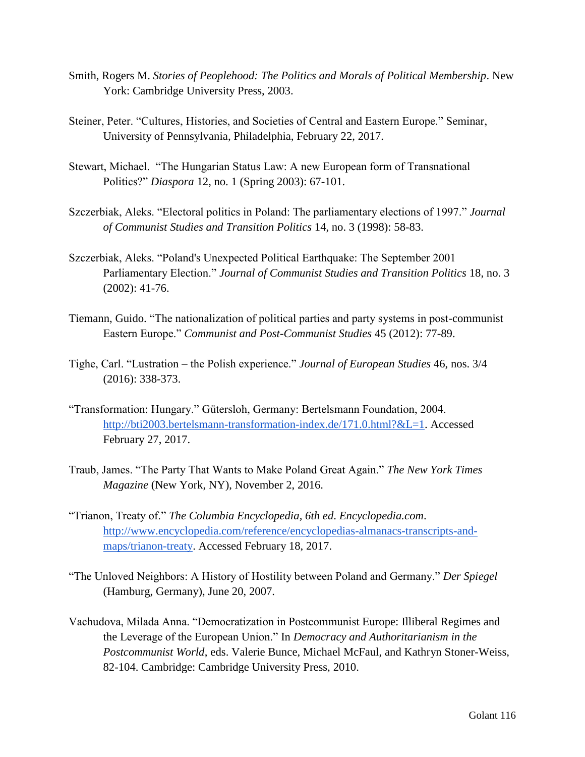Smith, Rogers M. *Stories of Peoplehood: The Politics and Morals of Political Membership*. New York: Cambridge University Press, 2003.

Steiner, Peter. "Cultures, Histories, and Societies of Central and Eastern Europe." Seminar, University of Pennsylvania, Philadelphia, February 22, 2017.

Stewart, Michael. "The Hungarian Status Law: A new European form of Transnational Politics?" *Diaspora* 12, no. 1 (Spring 2003): 67-101.

Szczerbiak, Aleks. "Electoral politics in Poland: The parliamentary elections of 1997." *Journal of Communist Studies and Transition Politics* 14, no. 3 (1998): 58-83.

Szczerbiak, Aleks. "Poland's Unexpected Political Earthquake: The September 2001 Parliamentary Election." *Journal of Communist Studies and Transition Politics* 18, no. 3 (2002): 41-76.

Tiemann, Guido. "The nationalization of political parties and party systems in post-communist Eastern Europe." *Communist and Post-Communist Studies* 45 (2012): 77-89.

Tighe, Carl. "Lustration – the Polish experience." *Journal of European Studies* 46, nos. 3/4 (2016): 338-373.

"Transformation: Hungary." Gütersloh, Germany: Bertelsmann Foundation, 2004. http://bti2003.bertelsmann-transformation-index.de/171.0.html?&L=1. Accessed February 27, 2017.

Traub, James. "The Party That Wants to Make Poland Great Again." *The New York Times Magazine* (New York, NY), November 2, 2016.

"Trianon, Treaty of." *The Columbia Encyclopedia, 6th ed. Encyclopedia.com*. http://www.encyclopedia.com/reference/encyclopedias-almanacs-transcripts-and-maps/trianon-treaty. Accessed February 18, 2017.

"The Unloved Neighbors: A History of Hostility between Poland and Germany." *Der Spiegel* (Hamburg, Germany), June 20, 2007.

Vachudova, Milada Anna. "Democratization in Postcommunist Europe: Illiberal Regimes and the Leverage of the European Union." In *Democracy and Authoritarianism in the Postcommunist World*, eds. Valerie Bunce, Michael McFaul, and Kathryn Stoner-Weiss, 82-104. Cambridge: Cambridge University Press, 2010.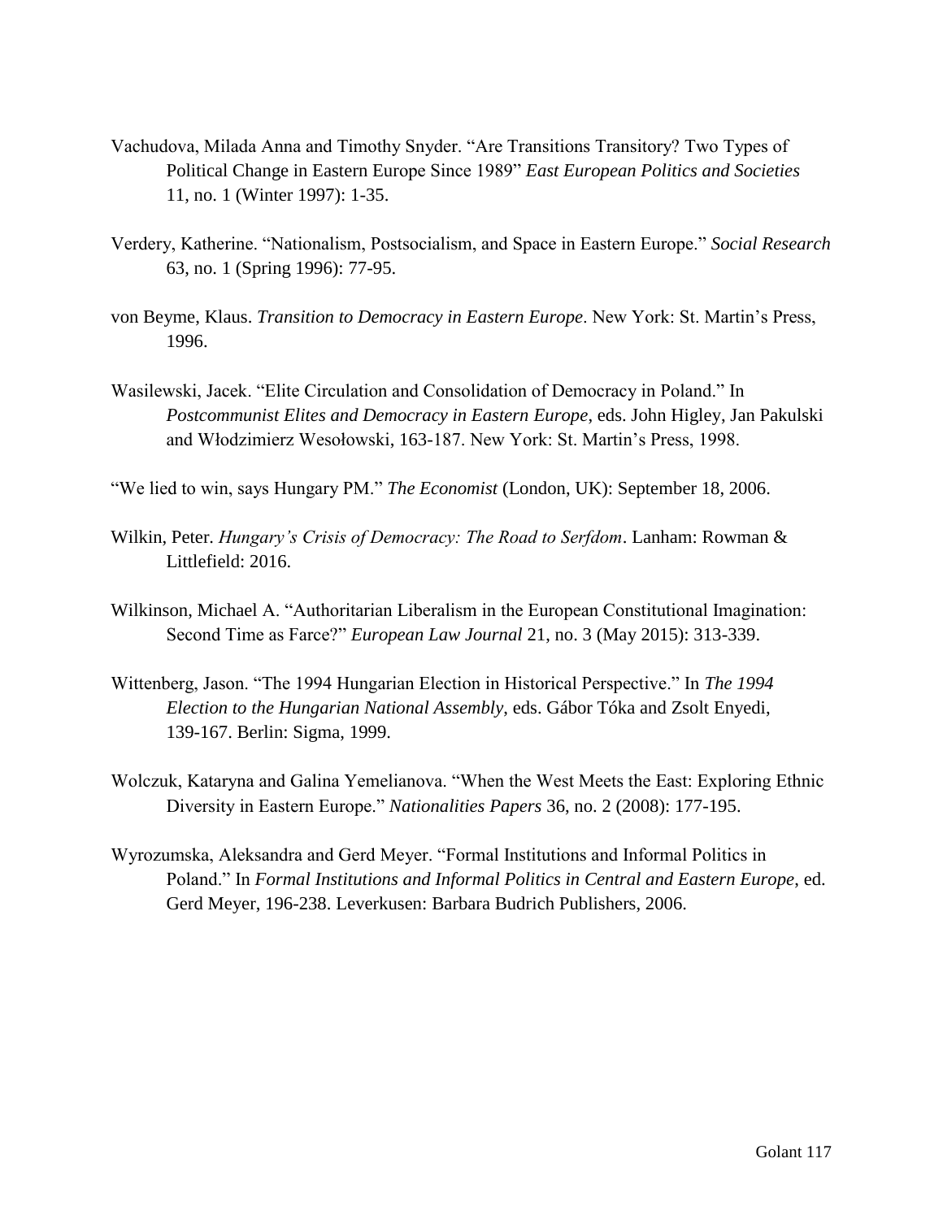Vachudova, Milada Anna and Timothy Snyder. "Are Transitions Transitory? Two Types of Political Change in Eastern Europe Since 1989" *East European Politics and Societies* 11, no. 1 (Winter 1997): 1-35.

Verdery, Katherine. "Nationalism, Postsocialism, and Space in Eastern Europe." *Social Research* 63, no. 1 (Spring 1996): 77-95.

von Beyme, Klaus. *Transition to Democracy in Eastern Europe*. New York: St. Martin's Press, 1996.

Wasilewski, Jacek. "Elite Circulation and Consolidation of Democracy in Poland." In *Postcommunist Elites and Democracy in Eastern Europe*, eds. John Higley, Jan Pakulski and Włodzimierz Wesołowski, 163-187. New York: St. Martin's Press, 1998.

"We lied to win, says Hungary PM." *The Economist* (London, UK): September 18, 2006.

Wilkin, Peter. *Hungary's Crisis of Democracy: The Road to Serfdom*. Lanham: Rowman & Littlefield: 2016.

Wilkinson, Michael A. "Authoritarian Liberalism in the European Constitutional Imagination: Second Time as Farce?" *European Law Journal* 21, no. 3 (May 2015): 313-339.

Wittenberg, Jason. "The 1994 Hungarian Election in Historical Perspective." In *The 1994 Election to the Hungarian National Assembly*, eds. Gábor Tóka and Zsolt Enyedi, 139-167. Berlin: Sigma, 1999.

Wolczuk, Kataryna and Galina Yemelianova. "When the West Meets the East: Exploring Ethnic Diversity in Eastern Europe." *Nationalities Papers* 36, no. 2 (2008): 177-195.

Wyrozumska, Aleksandra and Gerd Meyer. "Formal Institutions and Informal Politics in Poland." In *Formal Institutions and Informal Politics in Central and Eastern Europe*, ed. Gerd Meyer, 196-238. Leverkusen: Barbara Budrich Publishers, 2006.